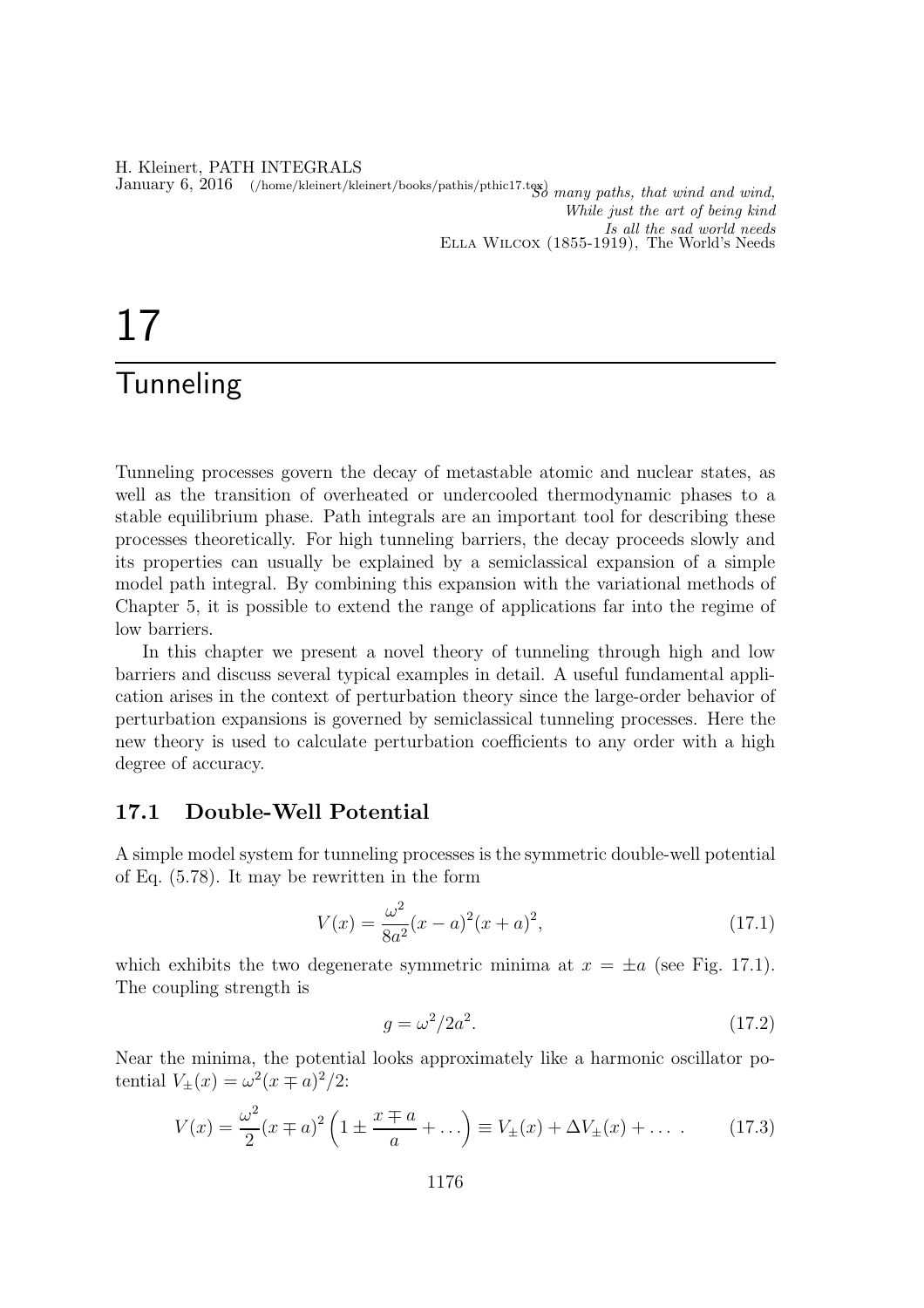*So many paths, that wind and wind,*
*While just the art of being kind*
*Is all the sad world needs*
Ella Wilcox (1855-1919), The World's Needs

# 17 Tunneling

Tunneling processes govern the decay of metastable atomic and nuclear states, as well as the transition of overheated or undercooled thermodynamic phases to a stable equilibrium phase. Path integrals are an important tool for describing these processes theoretically. For high tunneling barriers, the decay proceeds slowly and its properties can usually be explained by a semiclassical expansion of a simple model path integral. By combining this expansion with the variational methods of Chapter 5, it is possible to extend the range of applications far into the regime of low barriers.

In this chapter we present a novel theory of tunneling through high and low barriers and discuss several typical examples in detail. A useful fundamental application arises in the context of perturbation theory since the large-order behavior of perturbation expansions is governed by semiclassical tunneling processes. Here the new theory is used to calculate perturbation coefficients to any order with a high degree of accuracy.

## 17.1 Double-Well Potential

A simple model system for tunneling processes is the symmetric double-well potential of Eq. (5.78). It may be rewritten in the form

$$V(x) = \frac{\omega^2}{8a^2}(x-a)^2(x+a)^2, \tag{17.1}$$

which exhibits the two degenerate symmetric minima at $x = \pm a$ (see Fig. 17.1). The coupling strength is

$$g = \omega^2/2a^2. \tag{17.2}$$

Near the minima, the potential looks approximately like a harmonic oscillator potential $V_\pm(x) = \omega^2(x \mp a)^2/2$:

$$V(x) = \frac{\omega^2}{2}(x \mp a)^2 \left(1 \pm \frac{x \mp a}{a} + \dots\right) \equiv V_\pm(x) + \Delta V_\pm(x) + \dots\ . \tag{17.3}$$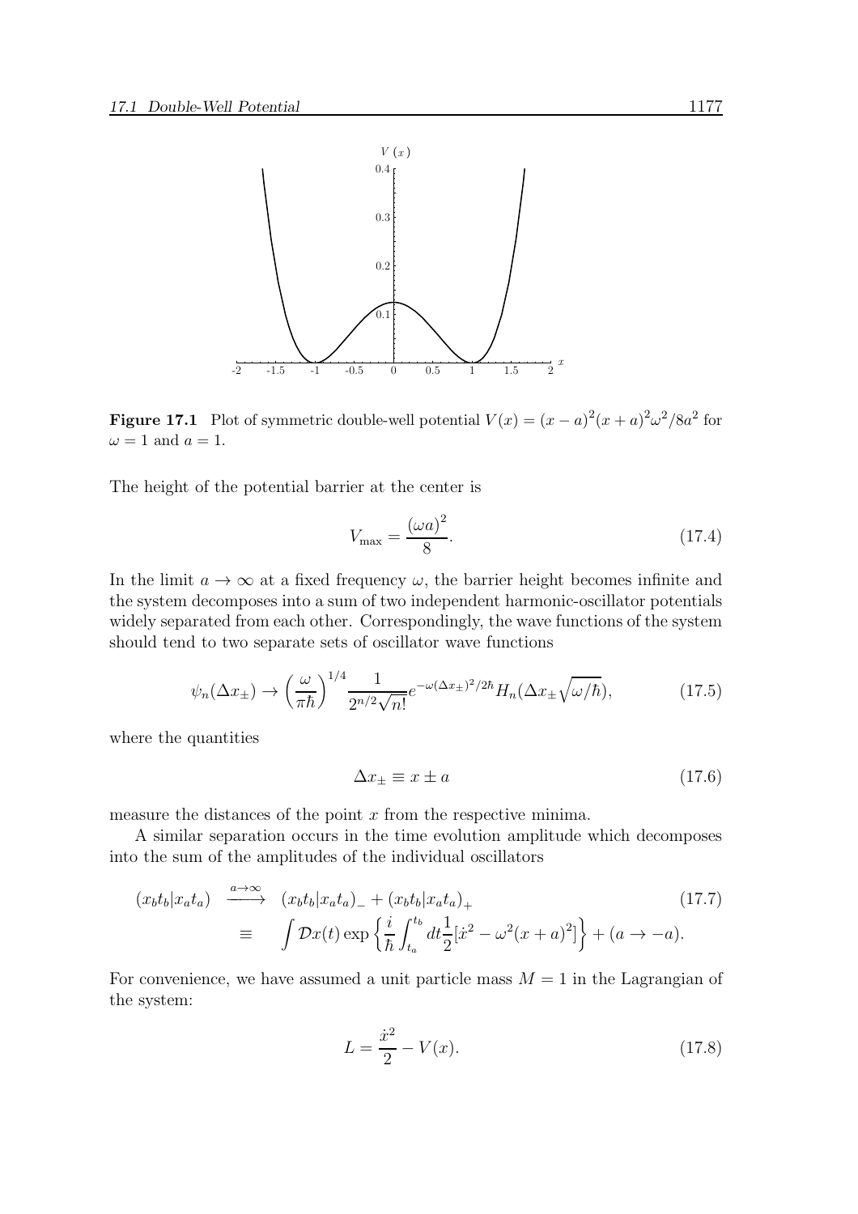**Figure 17.1** Plot of symmetric double-well potential $V(x) = (x-a)^2(x+a)^2\omega^2/8a^2$ for $\omega = 1$ and $a = 1$.

The height of the potential barrier at the center is

$$V_{\max} = \frac{(\omega a)^2}{8}. \tag{17.4}$$

In the limit $a \to \infty$ at a fixed frequency $\omega$, the barrier height becomes infinite and the system decomposes into a sum of two independent harmonic-oscillator potentials widely separated from each other. Correspondingly, the wave functions of the system should tend to two separate sets of oscillator wave functions

$$\psi_n(\Delta x_\pm) \to \left(\frac{\omega}{\pi\hbar}\right)^{1/4} \frac{1}{2^{n/2}\sqrt{n!}} e^{-\omega(\Delta x_\pm)^2/2\hbar} H_n(\Delta x_\pm \sqrt{\omega/\hbar}), \tag{17.5}$$

where the quantities

$$\Delta x_\pm \equiv x \pm a \tag{17.6}$$

measure the distances of the point $x$ from the respective minima.

A similar separation occurs in the time evolution amplitude which decomposes into the sum of the amplitudes of the individual oscillators

$$\begin{aligned}
(x_b t_b | x_a t_a) \quad &\xrightarrow{a\to\infty} \quad (x_b t_b | x_a t_a)_- + (x_b t_b | x_a t_a)_+ \\
&\equiv \quad \int \mathcal{D}x(t) \exp\left\{\frac{i}{\hbar}\int_{t_a}^{t_b} dt \frac{1}{2}[\dot{x}^2 - \omega^2(x+a)^2]\right\} + (a \to -a).
\end{aligned} \tag{17.7}$$

For convenience, we have assumed a unit particle mass $M = 1$ in the Lagrangian of the system:

$$L = \frac{\dot{x}^2}{2} - V(x). \tag{17.8}$$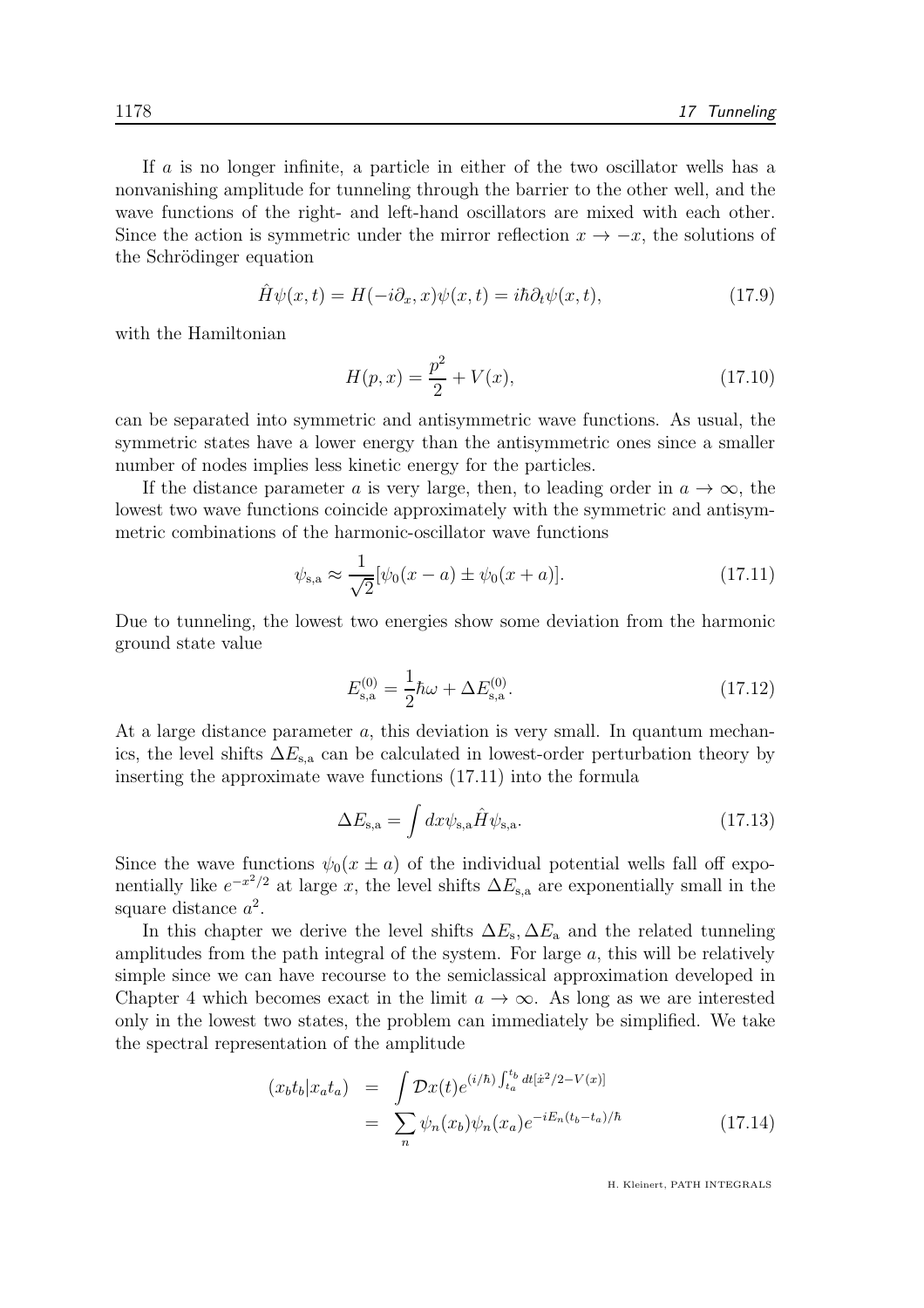If $a$ is no longer infinite, a particle in either of the two oscillator wells has a nonvanishing amplitude for tunneling through the barrier to the other well, and the wave functions of the right- and left-hand oscillators are mixed with each other. Since the action is symmetric under the mirror reflection $x \to -x$, the solutions of the Schrödinger equation

$$\hat{H}\psi(x,t) = H(-i\partial_x, x)\psi(x,t) = i\hbar\partial_t\psi(x,t), \tag{17.9}$$

with the Hamiltonian

$$H(p,x) = \frac{p^2}{2} + V(x), \tag{17.10}$$

can be separated into symmetric and antisymmetric wave functions. As usual, the symmetric states have a lower energy than the antisymmetric ones since a smaller number of nodes implies less kinetic energy for the particles.

If the distance parameter $a$ is very large, then, to leading order in $a \to \infty$, the lowest two wave functions coincide approximately with the symmetric and antisymmetric combinations of the harmonic-oscillator wave functions

$$\psi_{\rm s,a} \approx \frac{1}{\sqrt{2}}[\psi_0(x-a) \pm \psi_0(x+a)]. \tag{17.11}$$

Due to tunneling, the lowest two energies show some deviation from the harmonic ground state value

$$E^{(0)}_{\rm s,a} = \frac{1}{2}\hbar\omega + \Delta E^{(0)}_{\rm s,a}. \tag{17.12}$$

At a large distance parameter $a$, this deviation is very small. In quantum mechanics, the level shifts $\Delta E_{\rm s,a}$ can be calculated in lowest-order perturbation theory by inserting the approximate wave functions (17.11) into the formula

$$\Delta E_{\rm s,a} = \int dx \psi_{\rm s,a}\hat{H}\psi_{\rm s,a}. \tag{17.13}$$

Since the wave functions $\psi_0(x \pm a)$ of the individual potential wells fall off exponentially like $e^{-x^2/2}$ at large $x$, the level shifts $\Delta E_{\rm s,a}$ are exponentially small in the square distance $a^2$.

In this chapter we derive the level shifts $\Delta E_{\rm s}, \Delta E_{\rm a}$ and the related tunneling amplitudes from the path integral of the system. For large $a$, this will be relatively simple since we can have recourse to the semiclassical approximation developed in Chapter 4 which becomes exact in the limit $a \to \infty$. As long as we are interested only in the lowest two states, the problem can immediately be simplified. We take the spectral representation of the amplitude

$$\begin{aligned}(x_b t_b | x_a t_a) &= \int \mathcal{D}x(t) e^{(i/\hbar)\int_{t_a}^{t_b} dt[\dot{x}^2/2 - V(x)]} \\ &= \sum_n \psi_n(x_b)\psi_n(x_a)e^{-iE_n(t_b-t_a)/\hbar}\end{aligned} \tag{17.14}$$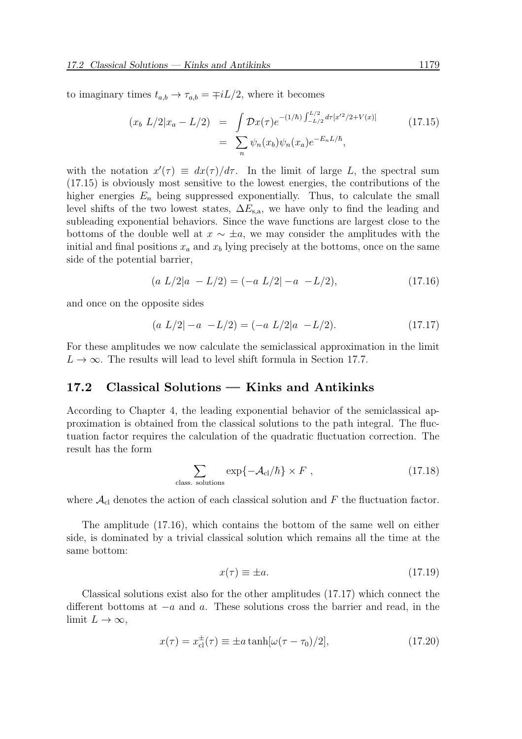to imaginary times $t_{a,b} \to \tau_{a,b} = \mp iL/2$, where it becomes

$$
\begin{aligned}
(x_b\ L/2|x_a - L/2) &= \int \mathcal{D}x(\tau) e^{-(1/\hbar)\int_{-L/2}^{L/2} d\tau [x'^2/2 + V(x)]} \\
&= \sum_n \psi_n(x_b)\psi_n(x_a) e^{-E_n L/\hbar},
\end{aligned}
\tag{17.15}
$$

with the notation $x'(\tau) \equiv dx(\tau)/d\tau$. In the limit of large $L$, the spectral sum (17.15) is obviously most sensitive to the lowest energies, the contributions of the higher energies $E_n$ being suppressed exponentially. Thus, to calculate the small level shifts of the two lowest states, $\Delta E_{\text{s,a}}$, we have only to find the leading and subleading exponential behaviors. Since the wave functions are largest close to the bottoms of the double well at $x \sim \pm a$, we may consider the amplitudes with the initial and final positions $x_a$ and $x_b$ lying precisely at the bottoms, once on the same side of the potential barrier,

$$
(a\ L/2|a\ \ -L/2) = (-a\ L/2|-a\ \ -L/2),
\tag{17.16}
$$

and once on the opposite sides

$$
(a\ L/2|-a\ \ -L/2) = (-a\ L/2|a\ \ -L/2).
\tag{17.17}
$$

For these amplitudes we now calculate the semiclassical approximation in the limit $L \to \infty$. The results will lead to level shift formula in Section 17.7.

## 17.2 Classical Solutions — Kinks and Antikinks

According to Chapter 4, the leading exponential behavior of the semiclassical approximation is obtained from the classical solutions to the path integral. The fluctuation factor requires the calculation of the quadratic fluctuation correction. The result has the form

$$
\sum_{\text{class. solutions}} \exp\{-\mathcal{A}_{\text{cl}}/\hbar\} \times F\ ,
\tag{17.18}
$$

where $\mathcal{A}_{\text{cl}}$ denotes the action of each classical solution and $F$ the fluctuation factor.

The amplitude (17.16), which contains the bottom of the same well on either side, is dominated by a trivial classical solution which remains all the time at the same bottom:

$$
x(\tau) \equiv \pm a.
\tag{17.19}
$$

Classical solutions exist also for the other amplitudes (17.17) which connect the different bottoms at $-a$ and $a$. These solutions cross the barrier and read, in the limit $L \to \infty$,

$$
x(\tau) = x_{\text{cl}}^{\pm}(\tau) \equiv \pm a \tanh[\omega(\tau - \tau_0)/2],
\tag{17.20}
$$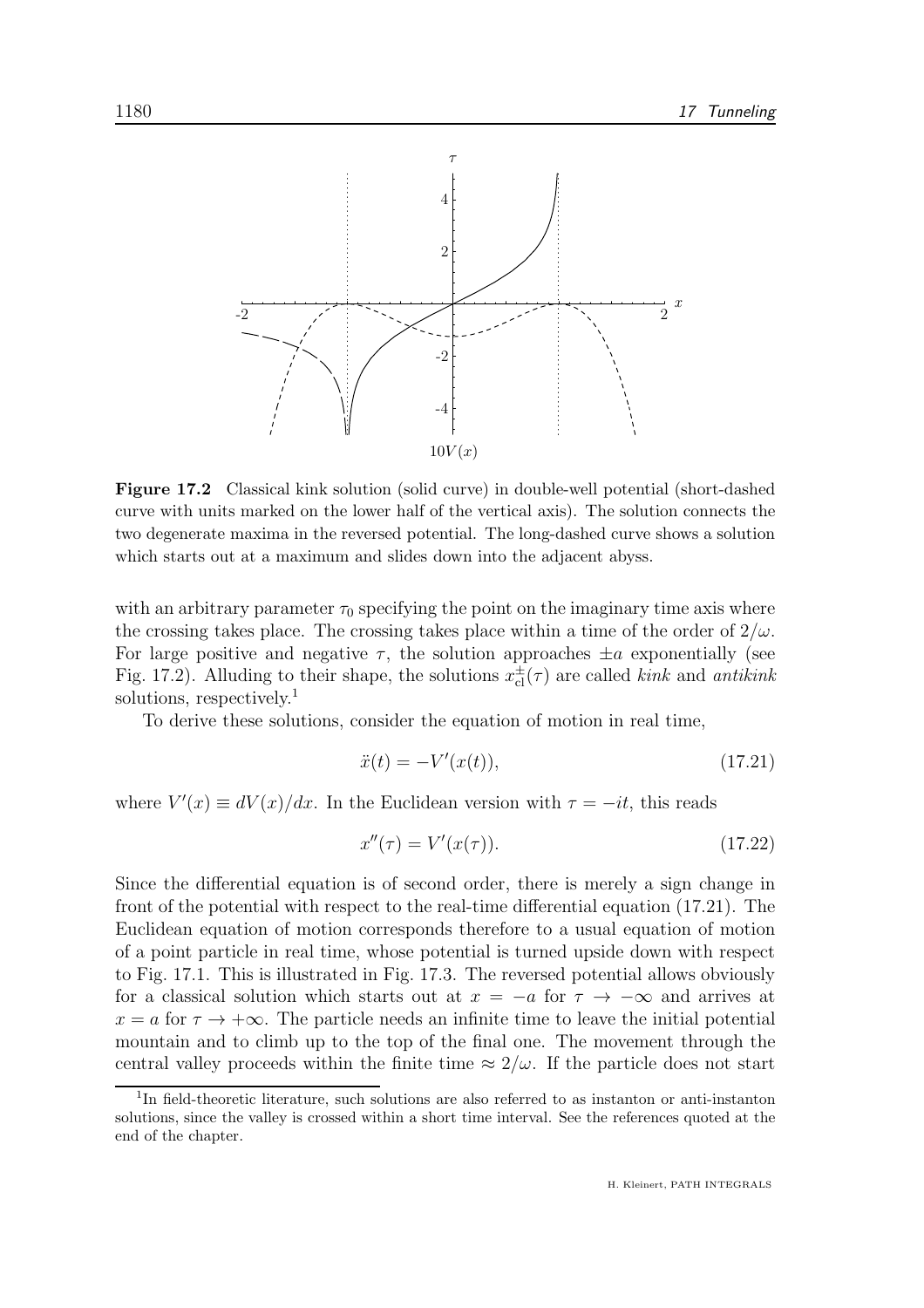**Figure 17.2** Classical kink solution (solid curve) in double-well potential (short-dashed curve with units marked on the lower half of the vertical axis). The solution connects the two degenerate maxima in the reversed potential. The long-dashed curve shows a solution which starts out at a maximum and slides down into the adjacent abyss.

with an arbitrary parameter $\tau_0$ specifying the point on the imaginary time axis where the crossing takes place. The crossing takes place within a time of the order of $2/\omega$. For large positive and negative $\tau$, the solution approaches $\pm a$ exponentially (see Fig. 17.2). Alluding to their shape, the solutions $x_{\rm cl}^{\pm}(\tau)$ are called *kink* and *antikink* solutions, respectively.[1]

To derive these solutions, consider the equation of motion in real time,

$$\ddot{x}(t) = -V'(x(t)), \tag{17.21}$$

where $V'(x) \equiv dV(x)/dx$. In the Euclidean version with $\tau = -it$, this reads

$$x''(\tau) = V'(x(\tau)). \tag{17.22}$$

Since the differential equation is of second order, there is merely a sign change in front of the potential with respect to the real-time differential equation (17.21). The Euclidean equation of motion corresponds therefore to a usual equation of motion of a point particle in real time, whose potential is turned upside down with respect to Fig. 17.1. This is illustrated in Fig. 17.3. The reversed potential allows obviously for a classical solution which starts out at $x = -a$ for $\tau \to -\infty$ and arrives at $x = a$ for $\tau \to +\infty$. The particle needs an infinite time to leave the initial potential mountain and to climb up to the top of the final one. The movement through the central valley proceeds within the finite time $\approx 2/\omega$. If the particle does not start

[1] In field-theoretic literature, such solutions are also referred to as instanton or anti-instanton solutions, since the valley is crossed within a short time interval. See the references quoted at the end of the chapter.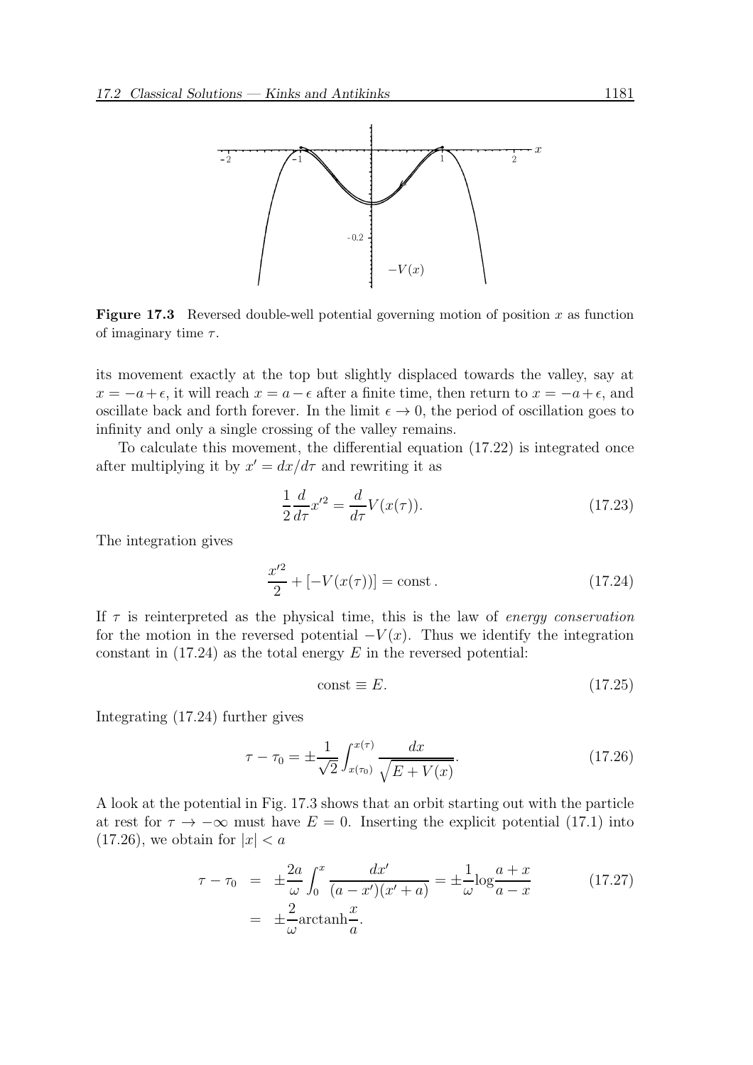**Figure 17.3** Reversed double-well potential governing motion of position $x$ as function of imaginary time $\tau$.

its movement exactly at the top but slightly displaced towards the valley, say at $x = -a + \epsilon$, it will reach $x = a - \epsilon$ after a finite time, then return to $x = -a + \epsilon$, and oscillate back and forth forever. In the limit $\epsilon \to 0$, the period of oscillation goes to infinity and only a single crossing of the valley remains.

To calculate this movement, the differential equation (17.22) is integrated once after multiplying it by $x' = dx/d\tau$ and rewriting it as

$$\frac{1}{2}\frac{d}{d\tau}x'^2 = \frac{d}{d\tau}V(x(\tau)). \tag{17.23}$$

The integration gives

$$\frac{x'^2}{2} + [-V(x(\tau))] = \text{const}\,. \tag{17.24}$$

If $\tau$ is reinterpreted as the physical time, this is the law of *energy conservation* for the motion in the reversed potential $-V(x)$. Thus we identify the integration constant in (17.24) as the total energy $E$ in the reversed potential:

$$\text{const} \equiv E. \tag{17.25}$$

Integrating (17.24) further gives

$$\tau - \tau_0 = \pm\frac{1}{\sqrt{2}}\int_{x(\tau_0)}^{x(\tau)} \frac{dx}{\sqrt{E + V(x)}}. \tag{17.26}$$

A look at the potential in Fig. 17.3 shows that an orbit starting out with the particle at rest for $\tau \to -\infty$ must have $E = 0$. Inserting the explicit potential (17.1) into (17.26), we obtain for $|x| < a$

$$\begin{aligned} \tau - \tau_0 &= \pm\frac{2a}{\omega}\int_0^x \frac{dx'}{(a - x')(x' + a)} = \pm\frac{1}{\omega}\log\frac{a + x}{a - x} \\ &= \pm\frac{2}{\omega}\text{arctanh}\frac{x}{a}. \end{aligned} \tag{17.27}$$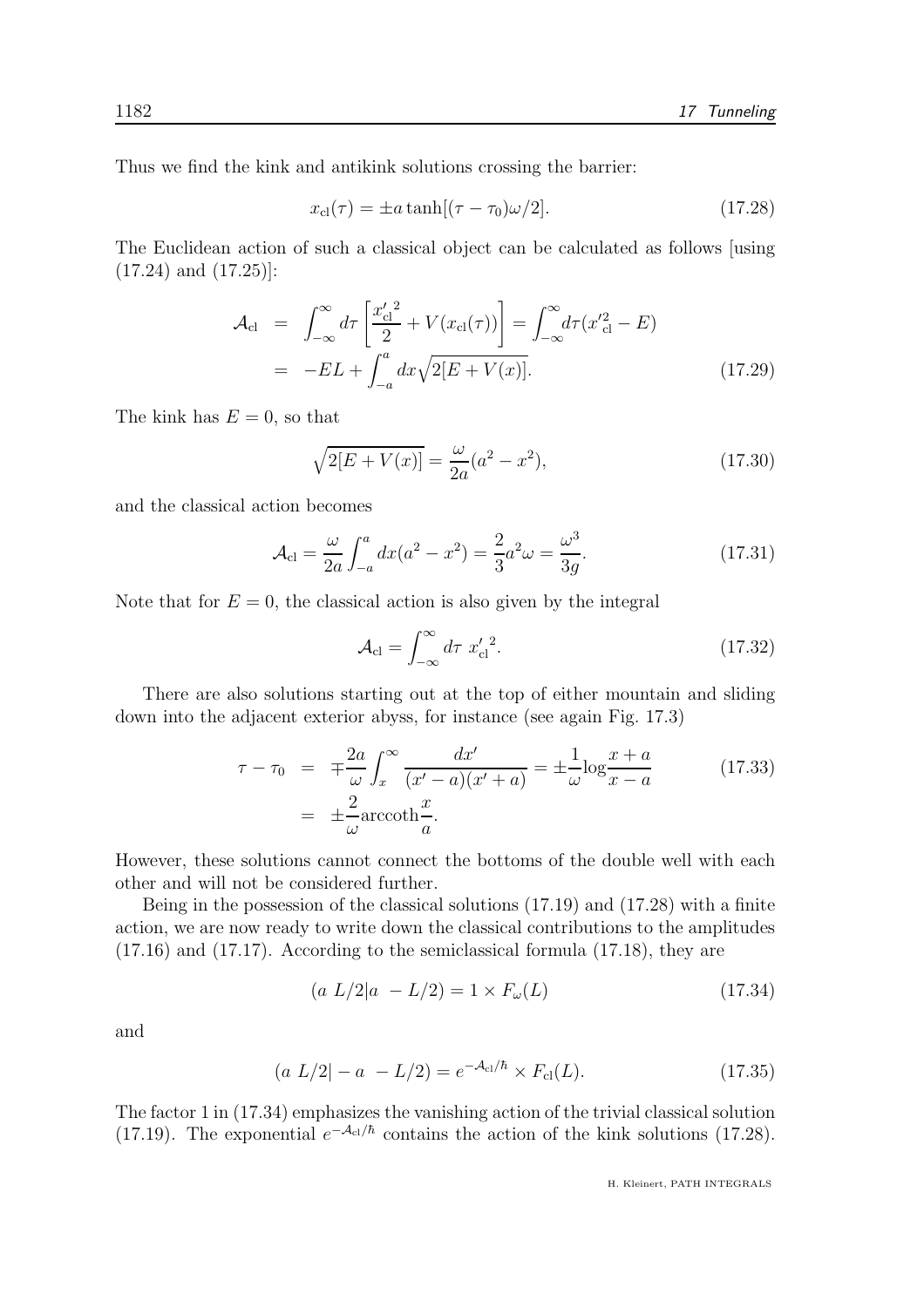Thus we find the kink and antikink solutions crossing the barrier:

$$x_{\rm cl}(\tau) = \pm a \tanh[(\tau - \tau_0)\omega/2]. \tag{17.28}$$

The Euclidean action of such a classical object can be calculated as follows [using (17.24) and (17.25)]:

$$\begin{aligned}
\mathcal{A}_{\rm cl} &= \int_{-\infty}^{\infty} d\tau \left[ \frac{{x'_{\rm cl}}^2}{2} + V(x_{\rm cl}(\tau)) \right] = \int_{-\infty}^{\infty} d\tau ({x'}_{\rm cl}^2 - E) \\
&= -EL + \int_{-a}^{a} dx \sqrt{2[E + V(x)]}.
\end{aligned} \tag{17.29}$$

The kink has $E = 0$, so that

$$\sqrt{2[E + V(x)]} = \frac{\omega}{2a}(a^2 - x^2), \tag{17.30}$$

and the classical action becomes

$$\mathcal{A}_{\rm cl} = \frac{\omega}{2a} \int_{-a}^{a} dx (a^2 - x^2) = \frac{2}{3} a^2 \omega = \frac{\omega^3}{3g}. \tag{17.31}$$

Note that for $E = 0$, the classical action is also given by the integral

$$\mathcal{A}_{\rm cl} = \int_{-\infty}^{\infty} d\tau \; {x'_{\rm cl}}^2. \tag{17.32}$$

There are also solutions starting out at the top of either mountain and sliding down into the adjacent exterior abyss, for instance (see again Fig. 17.3)

$$\begin{aligned}
\tau - \tau_0 &= \mp \frac{2a}{\omega} \int_x^{\infty} \frac{dx'}{(x' - a)(x' + a)} = \pm \frac{1}{\omega} \log \frac{x + a}{x - a} \\
&= \pm \frac{2}{\omega} \operatorname{arccoth} \frac{x}{a}.
\end{aligned} \tag{17.33}$$

However, these solutions cannot connect the bottoms of the double well with each other and will not be considered further.

Being in the possession of the classical solutions (17.19) and (17.28) with a finite action, we are now ready to write down the classical contributions to the amplitudes (17.16) and (17.17). According to the semiclassical formula (17.18), they are

$$(a \; L/2 | a \; -L/2) = 1 \times F_\omega(L) \tag{17.34}$$

and

$$(a \; L/2 | -a \; -L/2) = e^{-\mathcal{A}_{\rm cl}/\hbar} \times F_{\rm cl}(L). \tag{17.35}$$

The factor 1 in (17.34) emphasizes the vanishing action of the trivial classical solution (17.19). The exponential $e^{-\mathcal{A}_{\rm cl}/\hbar}$ contains the action of the kink solutions (17.28).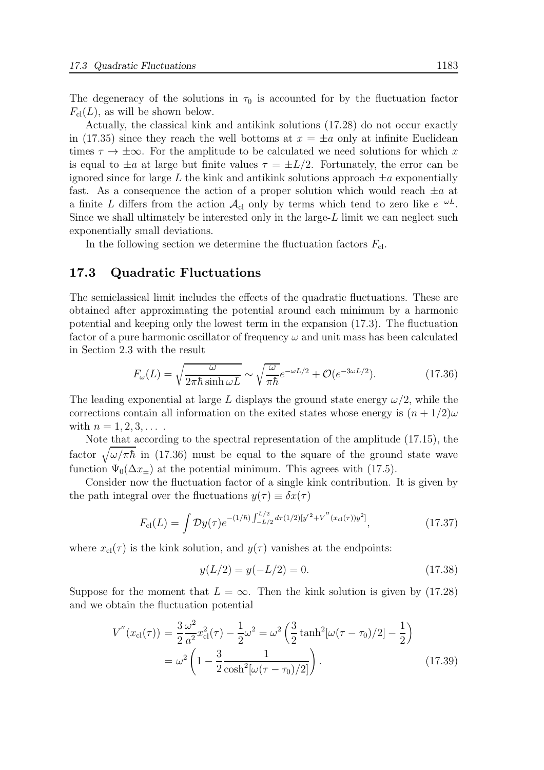The degeneracy of the solutions in $\tau_0$ is accounted for by the fluctuation factor $F_{\rm cl}(L)$, as will be shown below.

Actually, the classical kink and antikink solutions (17.28) do not occur exactly in (17.35) since they reach the well bottoms at $x = \pm a$ only at infinite Euclidean times $\tau \to \pm\infty$. For the amplitude to be calculated we need solutions for which $x$ is equal to $\pm a$ at large but finite values $\tau = \pm L/2$. Fortunately, the error can be ignored since for large $L$ the kink and antikink solutions approach $\pm a$ exponentially fast. As a consequence the action of a proper solution which would reach $\pm a$ at a finite $L$ differs from the action $\mathcal{A}_{\rm cl}$ only by terms which tend to zero like $e^{-\omega L}$. Since we shall ultimately be interested only in the large-$L$ limit we can neglect such exponentially small deviations.

In the following section we determine the fluctuation factors $F_{\rm cl}$.

## 17.3 Quadratic Fluctuations

The semiclassical limit includes the effects of the quadratic fluctuations. These are obtained after approximating the potential around each minimum by a harmonic potential and keeping only the lowest term in the expansion (17.3). The fluctuation factor of a pure harmonic oscillator of frequency $\omega$ and unit mass has been calculated in Section 2.3 with the result

$$F_\omega(L) = \sqrt{\frac{\omega}{2\pi\hbar \sinh \omega L}} \sim \sqrt{\frac{\omega}{\pi\hbar}} e^{-\omega L/2} + \mathcal{O}(e^{-3\omega L/2}). \tag{17.36}$$

The leading exponential at large $L$ displays the ground state energy $\omega/2$, while the corrections contain all information on the exited states whose energy is $(n + 1/2)\omega$ with $n = 1, 2, 3, \dots$ .

Note that according to the spectral representation of the amplitude (17.15), the factor $\sqrt{\omega/\pi\hbar}$ in (17.36) must be equal to the square of the ground state wave function $\Psi_0(\Delta x_\pm)$ at the potential minimum. This agrees with (17.5).

Consider now the fluctuation factor of a single kink contribution. It is given by the path integral over the fluctuations $y(\tau) \equiv \delta x(\tau)$

$$F_{\rm cl}(L) = \int \mathcal{D}y(\tau) e^{-(1/\hbar)\int_{-L/2}^{L/2} d\tau (1/2)[y'^2 + V''(x_{\rm cl}(\tau))y^2]}, \tag{17.37}$$

where $x_{\rm cl}(\tau)$ is the kink solution, and $y(\tau)$ vanishes at the endpoints:

$$y(L/2) = y(-L/2) = 0. \tag{17.38}$$

Suppose for the moment that $L = \infty$. Then the kink solution is given by (17.28) and we obtain the fluctuation potential

$$\begin{aligned} V''(x_{\rm cl}(\tau)) &= \frac{3}{2}\frac{\omega^2}{a^2}x_{\rm cl}^2(\tau) - \frac{1}{2}\omega^2 = \omega^2\left(\frac{3}{2}\tanh^2[\omega(\tau-\tau_0)/2] - \frac{1}{2}\right) \\ &= \omega^2\left(1 - \frac{3}{2}\frac{1}{\cosh^2[\omega(\tau-\tau_0)/2]}\right). \end{aligned} \tag{17.39}$$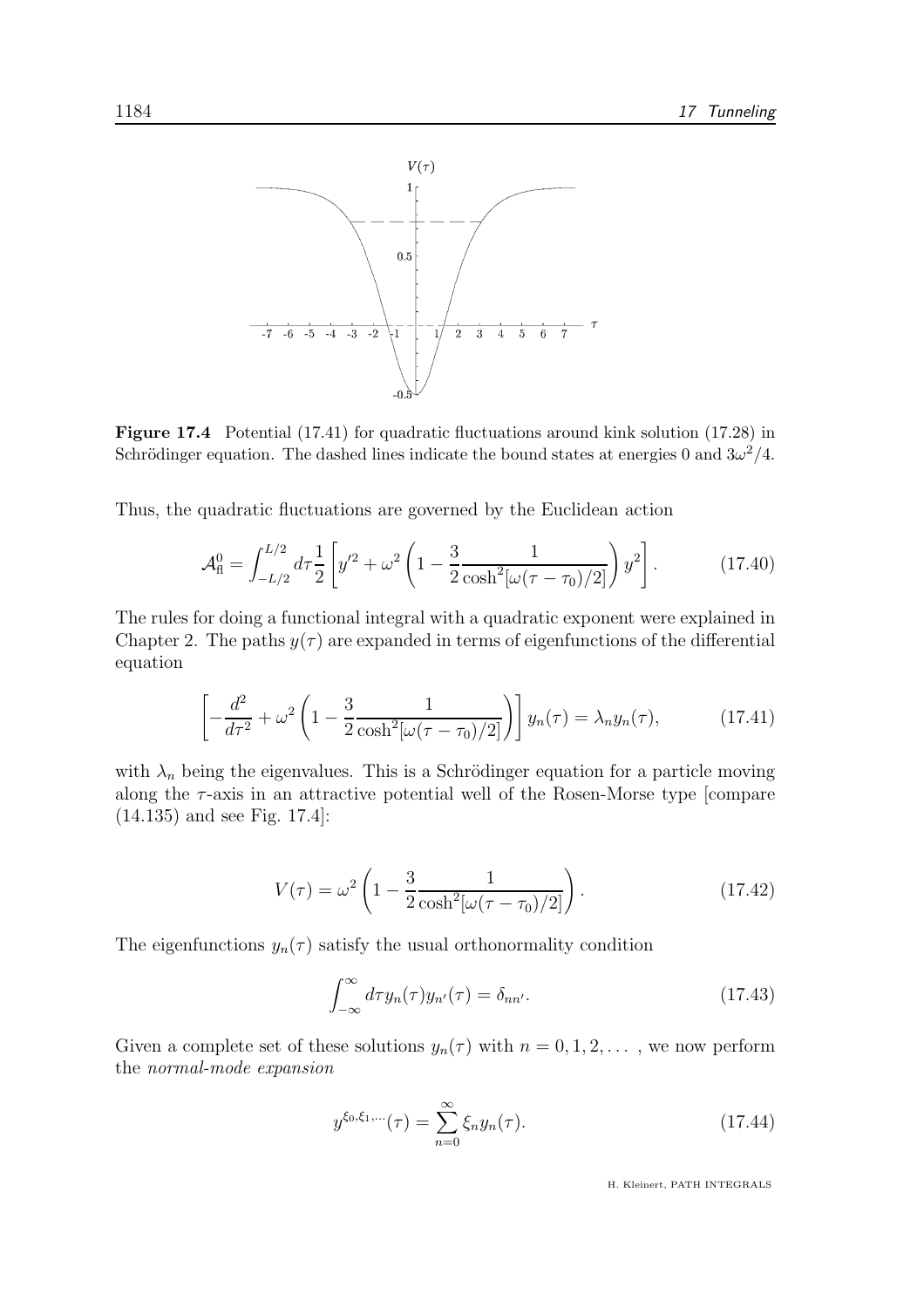**Figure 17.4** Potential (17.41) for quadratic fluctuations around kink solution (17.28) in Schrödinger equation. The dashed lines indicate the bound states at energies 0 and $3\omega^2/4$.

Thus, the quadratic fluctuations are governed by the Euclidean action

$$\mathcal{A}_{\rm fl}^0 = \int_{-L/2}^{L/2} d\tau \frac{1}{2}\left[y'^2 + \omega^2\left(1 - \frac{3}{2}\frac{1}{\cosh^2[\omega(\tau-\tau_0)/2]}\right)y^2\right]. \tag{17.40}$$

The rules for doing a functional integral with a quadratic exponent were explained in Chapter 2. The paths $y(\tau)$ are expanded in terms of eigenfunctions of the differential equation

$$\left[-\frac{d^2}{d\tau^2} + \omega^2\left(1 - \frac{3}{2}\frac{1}{\cosh^2[\omega(\tau-\tau_0)/2]}\right)\right]y_n(\tau) = \lambda_n y_n(\tau), \tag{17.41}$$

with $\lambda_n$ being the eigenvalues. This is a Schrödinger equation for a particle moving along the $\tau$-axis in an attractive potential well of the Rosen-Morse type [compare (14.135) and see Fig. 17.4]:

$$V(\tau) = \omega^2\left(1 - \frac{3}{2}\frac{1}{\cosh^2[\omega(\tau-\tau_0)/2]}\right). \tag{17.42}$$

The eigenfunctions $y_n(\tau)$ satisfy the usual orthonormality condition

$$\int_{-\infty}^{\infty} d\tau y_n(\tau) y_{n'}(\tau) = \delta_{nn'}. \tag{17.43}$$

Given a complete set of these solutions $y_n(\tau)$ with $n = 0, 1, 2, \ldots$ , we now perform the *normal-mode expansion*

$$y^{\xi_0,\xi_1,\cdots}(\tau) = \sum_{n=0}^{\infty} \xi_n y_n(\tau). \tag{17.44}$$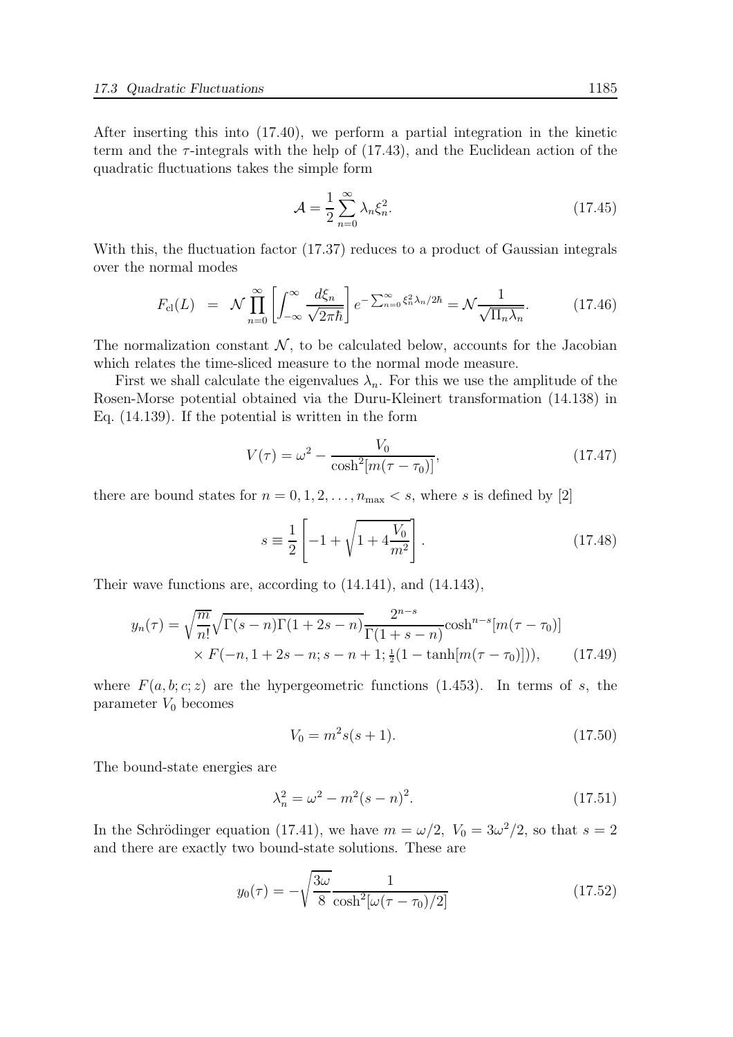After inserting this into (17.40), we perform a partial integration in the kinetic term and the $\tau$-integrals with the help of (17.43), and the Euclidean action of the quadratic fluctuations takes the simple form

$$\mathcal{A} = \frac{1}{2}\sum_{n=0}^{\infty} \lambda_n \xi_n^2. \tag{17.45}$$

With this, the fluctuation factor (17.37) reduces to a product of Gaussian integrals over the normal modes

$$F_{\rm cl}(L) \;=\; \mathcal{N}\prod_{n=0}^{\infty}\left[\int_{-\infty}^{\infty}\frac{d\xi_n}{\sqrt{2\pi\hbar}}\right] e^{-\sum_{n=0}^{\infty}\xi_n^2\lambda_n/2\hbar} = \mathcal{N}\frac{1}{\sqrt{\Pi_n\lambda_n}}. \tag{17.46}$$

The normalization constant $\mathcal{N}$, to be calculated below, accounts for the Jacobian which relates the time-sliced measure to the normal mode measure.

First we shall calculate the eigenvalues $\lambda_n$. For this we use the amplitude of the Rosen-Morse potential obtained via the Duru-Kleinert transformation (14.138) in Eq. (14.139). If the potential is written in the form

$$V(\tau) = \omega^2 - \frac{V_0}{\cosh^2[m(\tau-\tau_0)]}, \tag{17.47}$$

there are bound states for $n = 0, 1, 2, \ldots, n_{\rm max} < s$, where $s$ is defined by [2]

$$s \equiv \frac{1}{2}\left[-1+\sqrt{1+4\frac{V_0}{m^2}}\right]. \tag{17.48}$$

Their wave functions are, according to (14.141), and (14.143),

$$\begin{aligned} y_n(\tau) = \sqrt{\frac{m}{n!}}\sqrt{\Gamma(s-n)\Gamma(1+2s-n)}\,&\frac{2^{n-s}}{\Gamma(1+s-n)}\cosh^{n-s}[m(\tau-\tau_0)] \\ &\times F(-n, 1+2s-n; s-n+1; \tfrac{1}{2}(1-\tanh[m(\tau-\tau_0)])), \end{aligned} \tag{17.49}$$

where $F(a,b;c;z)$ are the hypergeometric functions (1.453). In terms of $s$, the parameter $V_0$ becomes

$$V_0 = m^2 s(s+1). \tag{17.50}$$

The bound-state energies are

$$\lambda_n^2 = \omega^2 - m^2(s-n)^2. \tag{17.51}$$

In the Schrödinger equation (17.41), we have $m = \omega/2,\ V_0 = 3\omega^2/2$, so that $s = 2$ and there are exactly two bound-state solutions. These are

$$y_0(\tau) = -\sqrt{\frac{3\omega}{8}}\frac{1}{\cosh^2[\omega(\tau-\tau_0)/2]} \tag{17.52}$$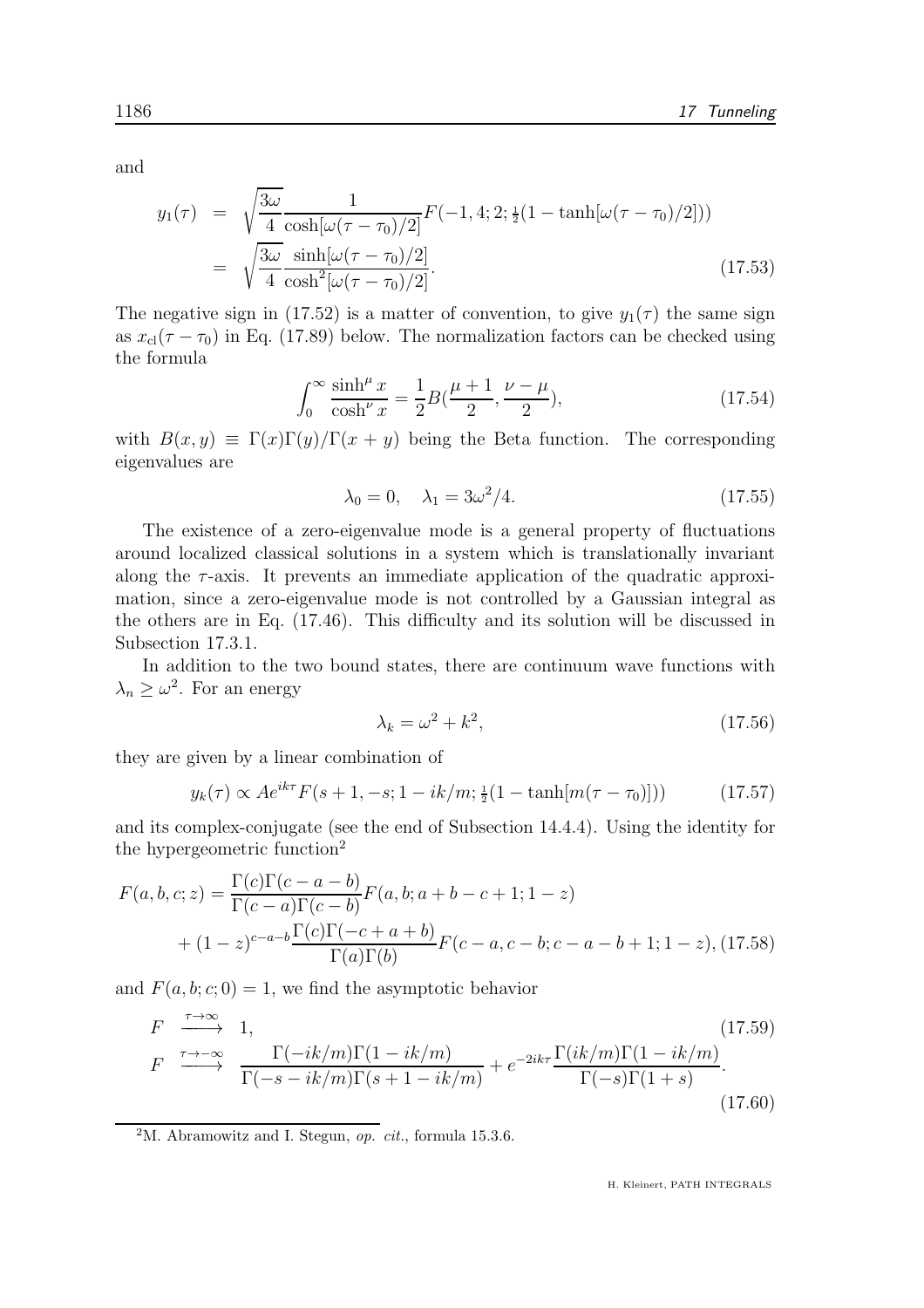and

$$
\begin{aligned}
y_1(\tau) &= \sqrt{\frac{3\omega}{4}} \frac{1}{\cosh[\omega(\tau-\tau_0)/2]} F(-1, 4; 2; \tfrac{1}{2}(1-\tanh[\omega(\tau-\tau_0)/2])) \\
&= \sqrt{\frac{3\omega}{4}} \frac{\sinh[\omega(\tau-\tau_0)/2]}{\cosh^2[\omega(\tau-\tau_0)/2]}.
\end{aligned}
\tag{17.53}
$$

The negative sign in (17.52) is a matter of convention, to give $y_1(\tau)$ the same sign as $x_{\rm cl}(\tau-\tau_0)$ in Eq. (17.89) below. The normalization factors can be checked using the formula

$$
\int_0^\infty \frac{\sinh^\mu x}{\cosh^\nu x} = \frac{1}{2} B(\frac{\mu+1}{2}, \frac{\nu-\mu}{2}),
\tag{17.54}
$$

with $B(x,y) \equiv \Gamma(x)\Gamma(y)/\Gamma(x+y)$ being the Beta function. The corresponding eigenvalues are

$$
\lambda_0 = 0, \quad \lambda_1 = 3\omega^2/4.
\tag{17.55}
$$

The existence of a zero-eigenvalue mode is a general property of fluctuations around localized classical solutions in a system which is translationally invariant along the $\tau$-axis. It prevents an immediate application of the quadratic approximation, since a zero-eigenvalue mode is not controlled by a Gaussian integral as the others are in Eq. (17.46). This difficulty and its solution will be discussed in Subsection 17.3.1.

In addition to the two bound states, there are continuum wave functions with $\lambda_n \geq \omega^2$. For an energy

$$
\lambda_k = \omega^2 + k^2,
\tag{17.56}
$$

they are given by a linear combination of

$$
y_k(\tau) \propto A e^{ik\tau} F(s+1, -s; 1-ik/m; \tfrac{1}{2}(1-\tanh[m(\tau-\tau_0)]))
\tag{17.57}
$$

and its complex-conjugate (see the end of Subsection 14.4.4). Using the identity for the hypergeometric function[2]

$$
\begin{aligned}
F(a,b,c;z) = &\frac{\Gamma(c)\Gamma(c-a-b)}{\Gamma(c-a)\Gamma(c-b)} F(a,b;a+b-c+1;1-z) \\
&+ (1-z)^{c-a-b} \frac{\Gamma(c)\Gamma(-c+a+b)}{\Gamma(a)\Gamma(b)} F(c-a,c-b;c-a-b+1;1-z),
\end{aligned}
\tag{17.58}
$$

and $F(a,b;c;0)=1$, we find the asymptotic behavior

$$
F \xrightarrow{\tau\rightarrow\infty} 1,
\tag{17.59}
$$

$$
F \xrightarrow{\tau\rightarrow-\infty} \frac{\Gamma(-ik/m)\Gamma(1-ik/m)}{\Gamma(-s-ik/m)\Gamma(s+1-ik/m)} + e^{-2ik\tau} \frac{\Gamma(ik/m)\Gamma(1-ik/m)}{\Gamma(-s)\Gamma(1+s)}.
\tag{17.60}
$$

---

[2] M. Abramowitz and I. Stegun, *op. cit.*, formula 15.3.6.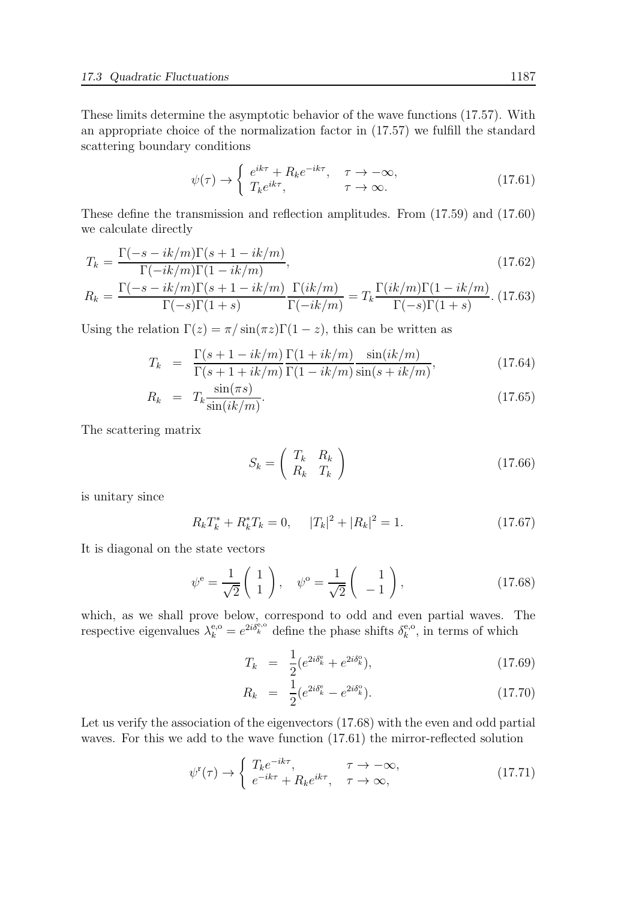These limits determine the asymptotic behavior of the wave functions (17.57). With an appropriate choice of the normalization factor in (17.57) we fulfill the standard scattering boundary conditions

$$\psi(\tau) \to \begin{cases} e^{ik\tau} + R_k e^{-ik\tau}, & \tau \to -\infty, \\ T_k e^{ik\tau}, & \tau \to \infty. \end{cases} \tag{17.61}$$

These define the transmission and reflection amplitudes. From (17.59) and (17.60) we calculate directly

$$T_k = \frac{\Gamma(-s - ik/m)\Gamma(s + 1 - ik/m)}{\Gamma(-ik/m)\Gamma(1 - ik/m)}, \tag{17.62}$$

$$R_k = \frac{\Gamma(-s - ik/m)\Gamma(s + 1 - ik/m)}{\Gamma(-s)\Gamma(1 + s)} \frac{\Gamma(ik/m)}{\Gamma(-ik/m)} = T_k \frac{\Gamma(ik/m)\Gamma(1 - ik/m)}{\Gamma(-s)\Gamma(1 + s)}. \tag{17.63}$$

Using the relation $\Gamma(z) = \pi/\sin(\pi z)\Gamma(1-z)$, this can be written as

$$T_k = \frac{\Gamma(s + 1 - ik/m)}{\Gamma(s + 1 + ik/m)} \frac{\Gamma(1 + ik/m)}{\Gamma(1 - ik/m)} \frac{\sin(ik/m)}{\sin(s + ik/m)}, \tag{17.64}$$

$$R_k = T_k \frac{\sin(\pi s)}{\sin(ik/m)}. \tag{17.65}$$

The scattering matrix

$$S_k = \begin{pmatrix} T_k & R_k \\ R_k & T_k \end{pmatrix} \tag{17.66}$$

is unitary since

$$R_k T_k^* + R_k^* T_k = 0, \qquad |T_k|^2 + |R_k|^2 = 1. \tag{17.67}$$

It is diagonal on the state vectors

$$\psi^{\rm e} = \frac{1}{\sqrt{2}} \begin{pmatrix} 1 \\ 1 \end{pmatrix}, \quad \psi^{\rm o} = \frac{1}{\sqrt{2}} \begin{pmatrix} 1 \\ -1 \end{pmatrix}, \tag{17.68}$$

which, as we shall prove below, correspond to odd and even partial waves. The respective eigenvalues $\lambda_k^{\rm e,o} = e^{2i\delta_k^{\rm e,o}}$ define the phase shifts $\delta_k^{\rm e,o}$, in terms of which

$$T_k = \frac{1}{2}(e^{2i\delta_k^{\rm e}} + e^{2i\delta_k^{\rm o}}), \tag{17.69}$$

$$R_k = \frac{1}{2}(e^{2i\delta_k^{\rm e}} - e^{2i\delta_k^{\rm o}}). \tag{17.70}$$

Let us verify the association of the eigenvectors (17.68) with the even and odd partial waves. For this we add to the wave function (17.61) the mirror-reflected solution

$$\psi^{\rm r}(\tau) \to \begin{cases} T_k e^{-ik\tau}, & \tau \to -\infty, \\ e^{-ik\tau} + R_k e^{ik\tau}, & \tau \to \infty, \end{cases} \tag{17.71}$$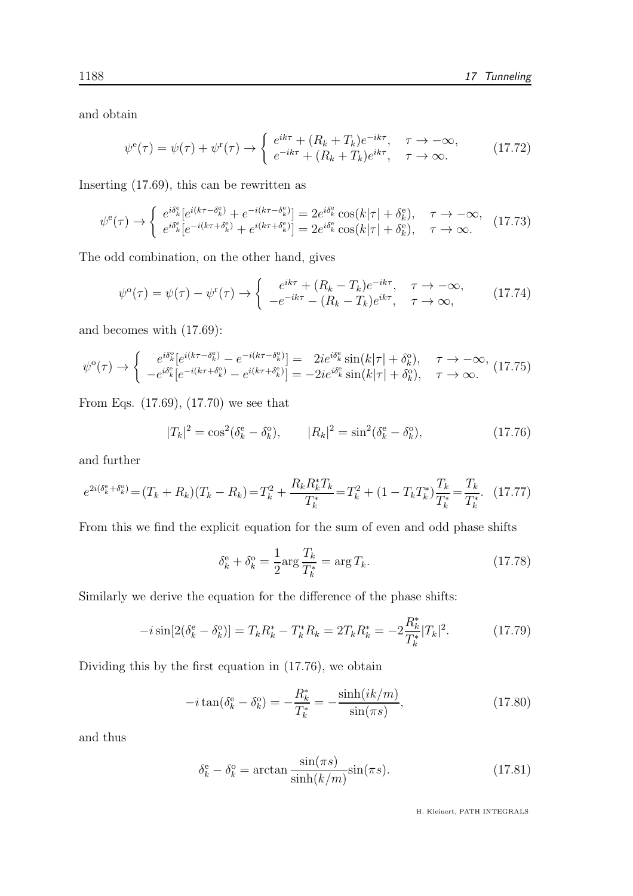and obtain

$$
\psi^{\mathrm{e}}(\tau)=\psi(\tau)+\psi^{\mathrm{r}}(\tau)\to\left\{\begin{array}{ll} e^{ik\tau}+(R_k+T_k)e^{-ik\tau}, & \tau\to-\infty,\\ e^{-ik\tau}+(R_k+T_k)e^{ik\tau}, & \tau\to\infty.\end{array}\right. \tag{17.72}
$$

Inserting (17.69), this can be rewritten as

$$
\psi^{\mathrm{e}}(\tau)\to\left\{\begin{array}{ll} e^{i\delta_k^{\mathrm{e}}}[e^{i(k\tau-\delta_k^{\mathrm{e}})}+e^{-i(k\tau-\delta_k^{\mathrm{e}})}]=2e^{i\delta_k^{\mathrm{e}}}\cos(k|\tau|+\delta_k^{\mathrm{e}}), & \tau\to-\infty,\\ e^{i\delta_k^{\mathrm{e}}}[e^{-i(k\tau+\delta_k^{\mathrm{e}})}+e^{i(k\tau+\delta_k^{\mathrm{e}})}]=2e^{i\delta_k^{\mathrm{e}}}\cos(k|\tau|+\delta_k^{\mathrm{e}}), & \tau\to\infty.\end{array}\right. \tag{17.73}
$$

The odd combination, on the other hand, gives

$$
\psi^{\mathrm{o}}(\tau)=\psi(\tau)-\psi^{\mathrm{r}}(\tau)\to\left\{\begin{array}{ll} e^{ik\tau}+(R_k-T_k)e^{-ik\tau}, & \tau\to-\infty,\\ -e^{-ik\tau}-(R_k-T_k)e^{ik\tau}, & \tau\to\infty,\end{array}\right. \tag{17.74}
$$

and becomes with (17.69):

$$
\psi^{\mathrm{o}}(\tau)\to\left\{\begin{array}{ll} e^{i\delta_k^{\mathrm{o}}}[e^{i(k\tau-\delta_k^{\mathrm{o}})}-e^{-i(k\tau-\delta_k^{\mathrm{o}})}]=\ \ 2ie^{i\delta_k^{\mathrm{e}}}\sin(k|\tau|+\delta_k^{\mathrm{o}}), & \tau\to-\infty,\\ -e^{i\delta_k^{\mathrm{e}}}[e^{-i(k\tau+\delta_k^{\mathrm{o}})}-e^{i(k\tau+\delta_k^{\mathrm{e}})}]=-2ie^{i\delta_k^{\mathrm{e}}}\sin(k|\tau|+\delta_k^{\mathrm{o}}), & \tau\to\infty.\end{array}\right. \tag{17.75}
$$

From Eqs. (17.69), (17.70) we see that

$$
|T_k|^2=\cos^2(\delta_k^{\mathrm{e}}-\delta_k^{\mathrm{o}}),\qquad |R_k|^2=\sin^2(\delta_k^{\mathrm{e}}-\delta_k^{\mathrm{o}}), \tag{17.76}
$$

and further

$$
e^{2i(\delta_k^{\mathrm{e}}+\delta_k^{\mathrm{o}})}=(T_k+R_k)(T_k-R_k)=T_k^2+\frac{R_kR_k^*T_k}{T_k^*}=T_k^2+(1-T_kT_k^*)\frac{T_k}{T_k^*}=\frac{T_k}{T_k^*}. \tag{17.77}
$$

From this we find the explicit equation for the sum of even and odd phase shifts

$$
\delta_k^{\mathrm{e}}+\delta_k^{\mathrm{o}}=\frac{1}{2}\arg\frac{T_k}{T_k^*}=\arg T_k. \tag{17.78}
$$

Similarly we derive the equation for the difference of the phase shifts:

$$
-i\sin[2(\delta_k^{\mathrm{e}}-\delta_k^{\mathrm{o}})]=T_kR_k^*-T_k^*R_k=2T_kR_k^*=-2\frac{R_k^*}{T_k^*}|T_k|^2. \tag{17.79}
$$

Dividing this by the first equation in (17.76), we obtain

$$
-i\tan(\delta_k^{\mathrm{e}}-\delta_k^{\mathrm{o}})=-\frac{R_k^*}{T_k^*}=-\frac{\sinh(ik/m)}{\sin(\pi s)}, \tag{17.80}
$$

and thus

$$
\delta_k^{\mathrm{e}}-\delta_k^{\mathrm{o}}=\arctan\frac{\sin(\pi s)}{\sinh(k/m)}\sin(\pi s). \tag{17.81}
$$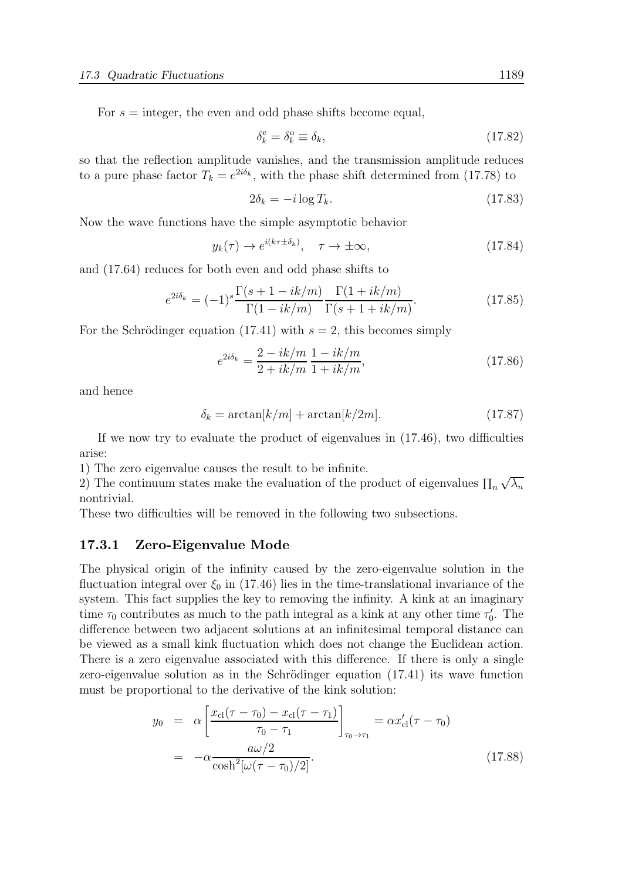For $s =$ integer, the even and odd phase shifts become equal,

$$\delta_k^{\mathrm{e}} = \delta_k^{\mathrm{o}} \equiv \delta_k, \tag{17.82}$$

so that the reflection amplitude vanishes, and the transmission amplitude reduces to a pure phase factor $T_k = e^{2i\delta_k}$, with the phase shift determined from (17.78) to

$$2\delta_k = -i \log T_k. \tag{17.83}$$

Now the wave functions have the simple asymptotic behavior

$$y_k(\tau) \to e^{i(k\tau \pm \delta_k)}, \quad \tau \to \pm\infty, \tag{17.84}$$

and (17.64) reduces for both even and odd phase shifts to

$$e^{2i\delta_k} = (-1)^s \frac{\Gamma(s+1-ik/m)}{\Gamma(1-ik/m)} \frac{\Gamma(1+ik/m)}{\Gamma(s+1+ik/m)}. \tag{17.85}$$

For the Schrödinger equation (17.41) with $s = 2$, this becomes simply

$$e^{2i\delta_k} = \frac{2-ik/m}{2+ik/m} \frac{1-ik/m}{1+ik/m}, \tag{17.86}$$

and hence

$$\delta_k = \arctan[k/m] + \arctan[k/2m]. \tag{17.87}$$

If we now try to evaluate the product of eigenvalues in (17.46), two difficulties arise:

1) The zero eigenvalue causes the result to be infinite.
2) The continuum states make the evaluation of the product of eigenvalues $\prod_n \sqrt{\lambda_n}$ nontrivial.

These two difficulties will be removed in the following two subsections.

### 17.3.1 Zero-Eigenvalue Mode

The physical origin of the infinity caused by the zero-eigenvalue solution in the fluctuation integral over $\xi_0$ in (17.46) lies in the time-translational invariance of the system. This fact supplies the key to removing the infinity. A kink at an imaginary time $\tau_0$ contributes as much to the path integral as a kink at any other time $\tau_0'$. The difference between two adjacent solutions at an infinitesimal temporal distance can be viewed as a small kink fluctuation which does not change the Euclidean action. There is a zero eigenvalue associated with this difference. If there is only a single zero-eigenvalue solution as in the Schrödinger equation (17.41) its wave function must be proportional to the derivative of the kink solution:

$$\begin{aligned} y_0 &= \alpha \left[ \frac{x_{\mathrm{cl}}(\tau - \tau_0) - x_{\mathrm{cl}}(\tau - \tau_1)}{\tau_0 - \tau_1} \right]_{\tau_0 \to \tau_1} = \alpha x_{\mathrm{cl}}'(\tau - \tau_0) \\ &= -\alpha \frac{a\omega/2}{\cosh^2[\omega(\tau - \tau_0)/2]}. \end{aligned} \tag{17.88}$$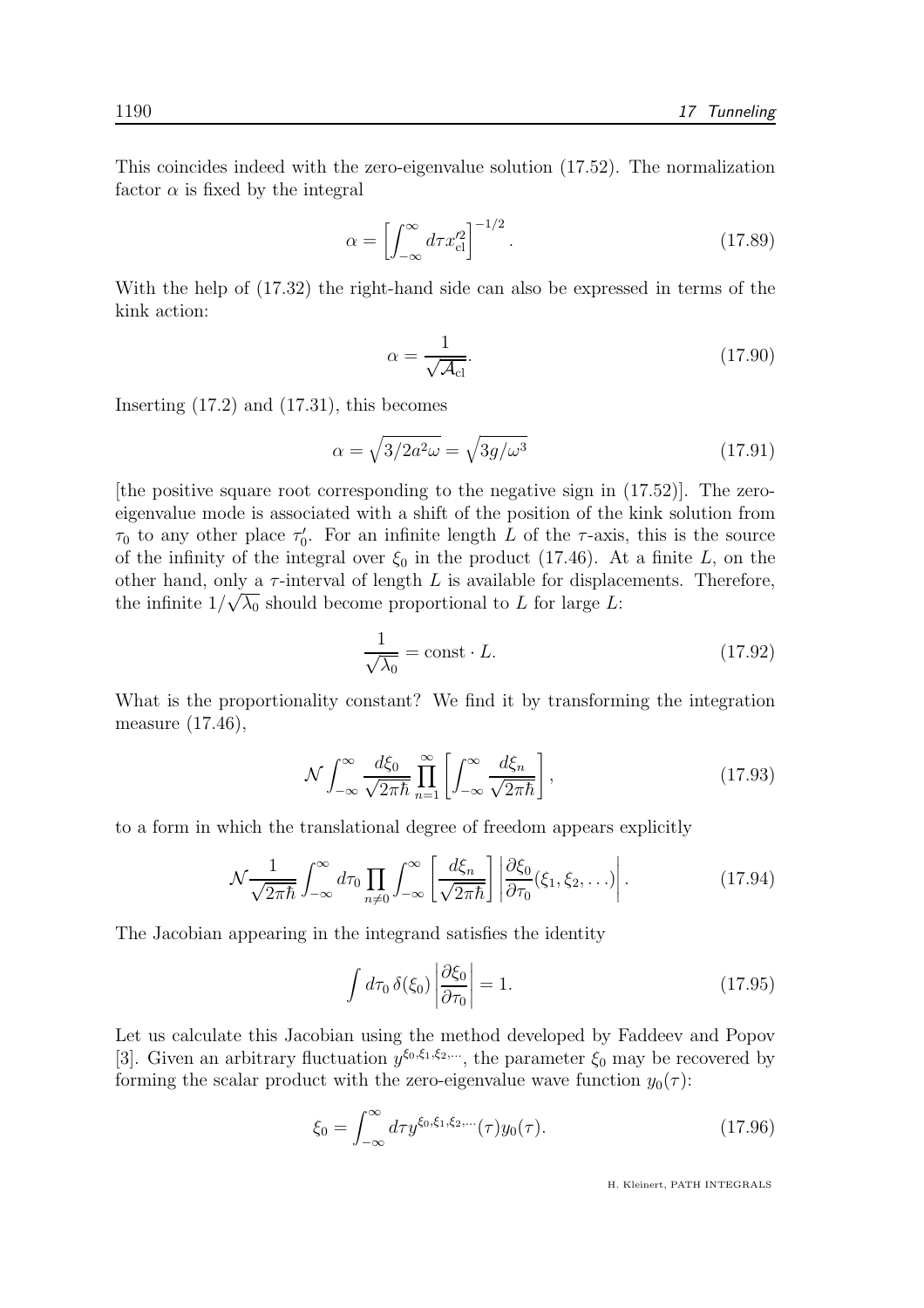This coincides indeed with the zero-eigenvalue solution (17.52). The normalization factor $\alpha$ is fixed by the integral

$$\alpha = \left[\int_{-\infty}^{\infty} d\tau x_{\rm cl}'^2\right]^{-1/2}. \tag{17.89}$$

With the help of (17.32) the right-hand side can also be expressed in terms of the kink action:

$$\alpha = \frac{1}{\sqrt{\mathcal{A}_{\rm cl}}}. \tag{17.90}$$

Inserting (17.2) and (17.31), this becomes

$$\alpha = \sqrt{3/2a^2\omega} = \sqrt{3g/\omega^3} \tag{17.91}$$

[the positive square root corresponding to the negative sign in (17.52)]. The zero-eigenvalue mode is associated with a shift of the position of the kink solution from $\tau_0$ to any other place $\tau_0'$. For an infinite length $L$ of the $\tau$-axis, this is the source of the infinity of the integral over $\xi_0$ in the product (17.46). At a finite $L$, on the other hand, only a $\tau$-interval of length $L$ is available for displacements. Therefore, the infinite $1/\sqrt{\lambda_0}$ should become proportional to $L$ for large $L$:

$$\frac{1}{\sqrt{\lambda_0}} = \text{const} \cdot L. \tag{17.92}$$

What is the proportionality constant? We find it by transforming the integration measure (17.46),

$$\mathcal{N} \int_{-\infty}^{\infty} \frac{d\xi_0}{\sqrt{2\pi\hbar}} \prod_{n=1}^{\infty} \left[\int_{-\infty}^{\infty} \frac{d\xi_n}{\sqrt{2\pi\hbar}}\right], \tag{17.93}$$

to a form in which the translational degree of freedom appears explicitly

$$\mathcal{N} \frac{1}{\sqrt{2\pi\hbar}} \int_{-\infty}^{\infty} d\tau_0 \prod_{n\neq 0} \int_{-\infty}^{\infty} \left[\frac{d\xi_n}{\sqrt{2\pi\hbar}}\right] \left|\frac{\partial \xi_0}{\partial \tau_0}(\xi_1, \xi_2, \ldots)\right|. \tag{17.94}$$

The Jacobian appearing in the integrand satisfies the identity

$$\int d\tau_0 \, \delta(\xi_0) \left|\frac{\partial \xi_0}{\partial \tau_0}\right| = 1. \tag{17.95}$$

Let us calculate this Jacobian using the method developed by Faddeev and Popov [3]. Given an arbitrary fluctuation $y^{\xi_0,\xi_1,\xi_2,\ldots}$, the parameter $\xi_0$ may be recovered by forming the scalar product with the zero-eigenvalue wave function $y_0(\tau)$:

$$\xi_0 = \int_{-\infty}^{\infty} d\tau y^{\xi_0,\xi_1,\xi_2,\ldots}(\tau) y_0(\tau). \tag{17.96}$$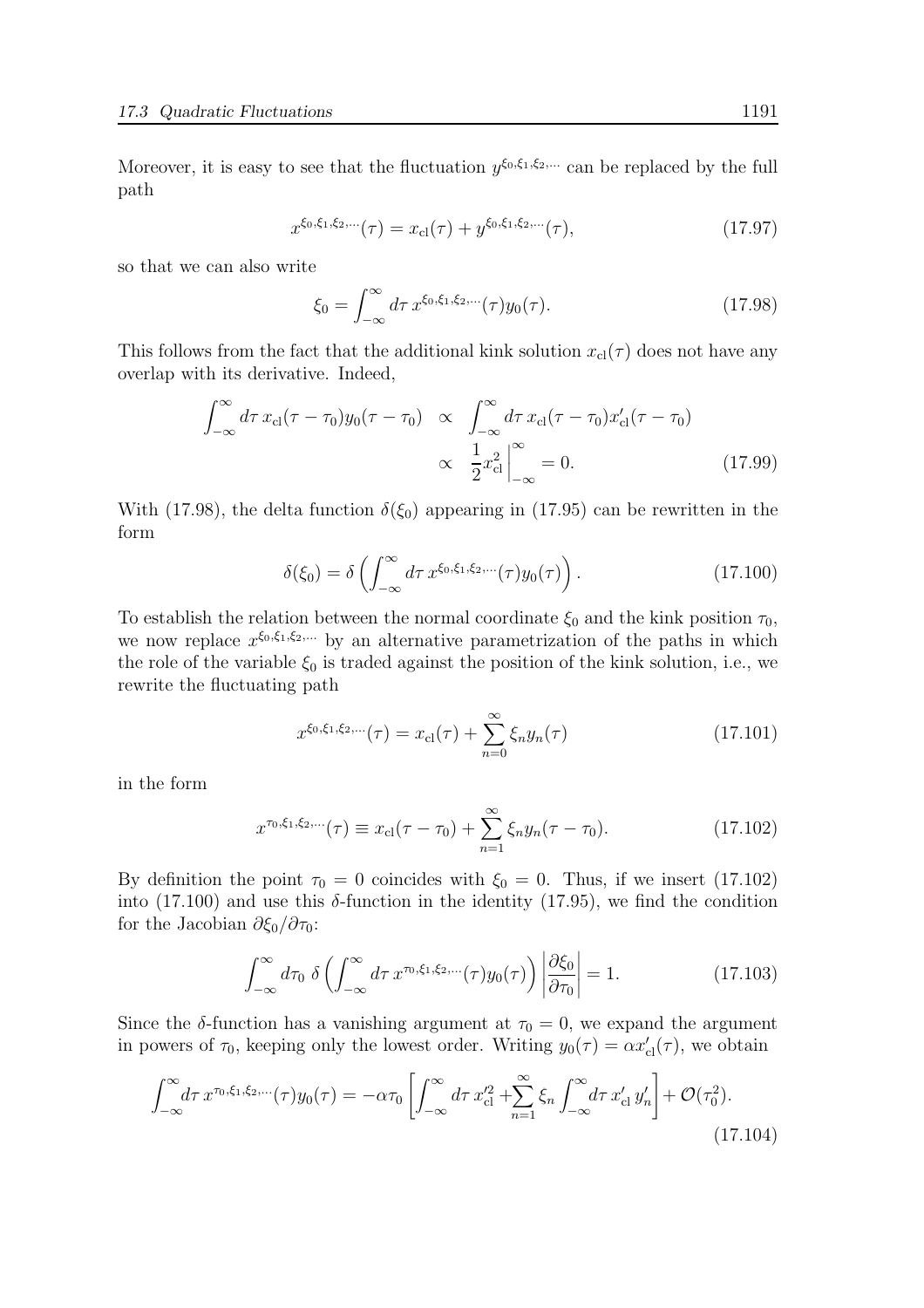Moreover, it is easy to see that the fluctuation $y^{\xi_0,\xi_1,\xi_2,\dots}$ can be replaced by the full path

$$x^{\xi_0,\xi_1,\xi_2,\dots}(\tau) = x_{\rm cl}(\tau) + y^{\xi_0,\xi_1,\xi_2,\dots}(\tau), \tag{17.97}$$

so that we can also write

$$\xi_0 = \int_{-\infty}^{\infty} d\tau\, x^{\xi_0,\xi_1,\xi_2,\dots}(\tau) y_0(\tau). \tag{17.98}$$

This follows from the fact that the additional kink solution $x_{\rm cl}(\tau)$ does not have any overlap with its derivative. Indeed,

$$\begin{aligned}\int_{-\infty}^{\infty} d\tau\, x_{\rm cl}(\tau-\tau_0) y_0(\tau-\tau_0) &\propto \int_{-\infty}^{\infty} d\tau\, x_{\rm cl}(\tau-\tau_0) x'_{\rm cl}(\tau-\tau_0) \\ &\propto \frac{1}{2} x_{\rm cl}^2 \Big|_{-\infty}^{\infty} = 0. \end{aligned} \tag{17.99}$$

With (17.98), the delta function $\delta(\xi_0)$ appearing in (17.95) can be rewritten in the form

$$\delta(\xi_0) = \delta\left(\int_{-\infty}^{\infty} d\tau\, x^{\xi_0,\xi_1,\xi_2,\dots}(\tau) y_0(\tau)\right). \tag{17.100}$$

To establish the relation between the normal coordinate $\xi_0$ and the kink position $\tau_0$, we now replace $x^{\xi_0,\xi_1,\xi_2,\dots}$ by an alternative parametrization of the paths in which the role of the variable $\xi_0$ is traded against the position of the kink solution, i.e., we rewrite the fluctuating path

$$x^{\xi_0,\xi_1,\xi_2,\dots}(\tau) = x_{\rm cl}(\tau) + \sum_{n=0}^{\infty} \xi_n y_n(\tau) \tag{17.101}$$

in the form

$$x^{\tau_0,\xi_1,\xi_2,\dots}(\tau) \equiv x_{\rm cl}(\tau-\tau_0) + \sum_{n=1}^{\infty} \xi_n y_n(\tau-\tau_0). \tag{17.102}$$

By definition the point $\tau_0 = 0$ coincides with $\xi_0 = 0$. Thus, if we insert (17.102) into (17.100) and use this $\delta$-function in the identity (17.95), we find the condition for the Jacobian $\partial\xi_0/\partial\tau_0$:

$$\int_{-\infty}^{\infty} d\tau_0\; \delta\left(\int_{-\infty}^{\infty} d\tau\, x^{\tau_0,\xi_1,\xi_2,\dots}(\tau) y_0(\tau)\right) \left|\frac{\partial \xi_0}{\partial \tau_0}\right| = 1. \tag{17.103}$$

Since the $\delta$-function has a vanishing argument at $\tau_0 = 0$, we expand the argument in powers of $\tau_0$, keeping only the lowest order. Writing $y_0(\tau) = \alpha x'_{\rm cl}(\tau)$, we obtain

$$\int_{-\infty}^{\infty} d\tau\, x^{\tau_0,\xi_1,\xi_2,\dots}(\tau) y_0(\tau) = -\alpha\tau_0 \left[\int_{-\infty}^{\infty} d\tau\, x'^2_{\rm cl} + \sum_{n=1}^{\infty} \xi_n \int_{-\infty}^{\infty} d\tau\, x'_{\rm cl}\, y'_n\right] + \mathcal{O}(\tau_0^2). \tag{17.104}$$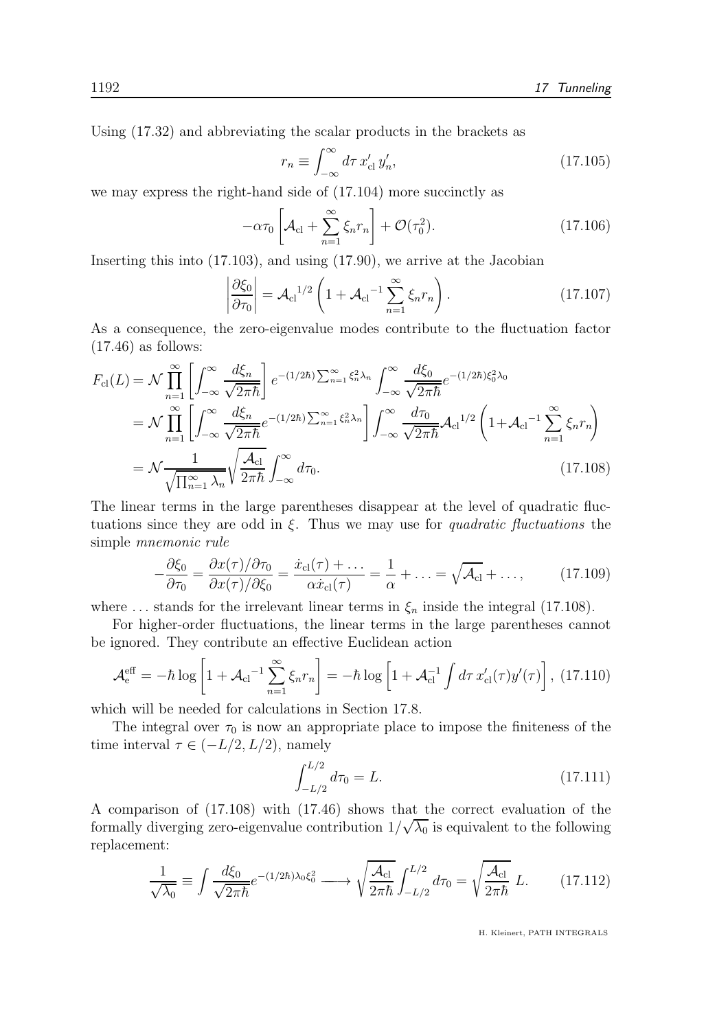Using (17.32) and abbreviating the scalar products in the brackets as

$$r_n \equiv \int_{-\infty}^{\infty} d\tau\, x'_{\rm cl}\, y'_n, \tag{17.105}$$

we may express the right-hand side of (17.104) more succinctly as

$$-\alpha\tau_0 \left[ \mathcal{A}_{\rm cl} + \sum_{n=1}^{\infty} \xi_n r_n \right] + \mathcal{O}(\tau_0^2). \tag{17.106}$$

Inserting this into (17.103), and using (17.90), we arrive at the Jacobian

$$\left| \frac{\partial \xi_0}{\partial \tau_0} \right| = {\mathcal{A}_{\rm cl}}^{1/2} \left( 1 + {\mathcal{A}_{\rm cl}}^{-1} \sum_{n=1}^{\infty} \xi_n r_n \right). \tag{17.107}$$

As a consequence, the zero-eigenvalue modes contribute to the fluctuation factor (17.46) as follows:

$$\begin{aligned}
F_{\rm cl}(L) &= \mathcal{N} \prod_{n=1}^{\infty} \left[ \int_{-\infty}^{\infty} \frac{d\xi_n}{\sqrt{2\pi\hbar}} \right] e^{-(1/2\hbar)\sum_{n=1}^{\infty} \xi_n^2 \lambda_n} \int_{-\infty}^{\infty} \frac{d\xi_0}{\sqrt{2\pi\hbar}} e^{-(1/2\hbar)\xi_0^2 \lambda_0} \\
&= \mathcal{N} \prod_{n=1}^{\infty} \left[ \int_{-\infty}^{\infty} \frac{d\xi_n}{\sqrt{2\pi\hbar}} e^{-(1/2\hbar)\sum_{n=1}^{\infty} \xi_n^2 \lambda_n} \right] \int_{-\infty}^{\infty} \frac{d\tau_0}{\sqrt{2\pi\hbar}} {\mathcal{A}_{\rm cl}}^{1/2} \left( 1 + {\mathcal{A}_{\rm cl}}^{-1} \sum_{n=1}^{\infty} \xi_n r_n \right) \\
&= \mathcal{N} \frac{1}{\sqrt{\prod_{n=1}^{\infty} \lambda_n}} \sqrt{\frac{\mathcal{A}_{\rm cl}}{2\pi\hbar}} \int_{-\infty}^{\infty} d\tau_0.
\end{aligned} \tag{17.108}$$

The linear terms in the large parentheses disappear at the level of quadratic fluctuations since they are odd in $\xi$. Thus we may use for *quadratic fluctuations* the simple *mnemonic rule*

$$-\frac{\partial \xi_0}{\partial \tau_0} = \frac{\partial x(\tau)/\partial \tau_0}{\partial x(\tau)/\partial \xi_0} = \frac{\dot{x}_{\rm cl}(\tau) + \ldots}{\alpha \dot{x}_{\rm cl}(\tau)} = \frac{1}{\alpha} + \ldots = \sqrt{\mathcal{A}_{\rm cl}} + \ldots, \tag{17.109}$$

where $\ldots$ stands for the irrelevant linear terms in $\xi_n$ inside the integral (17.108).

For higher-order fluctuations, the linear terms in the large parentheses cannot be ignored. They contribute an effective Euclidean action

$$\mathcal{A}_{\rm e}^{\rm eff} = -\hbar \log \left[ 1 + {\mathcal{A}_{\rm cl}}^{-1} \sum_{n=1}^{\infty} \xi_n r_n \right] = -\hbar \log \left[ 1 + \mathcal{A}_{\rm cl}^{-1} \int d\tau\, x'_{\rm cl}(\tau) y'(\tau) \right], \tag{17.110}$$

which will be needed for calculations in Section 17.8.

The integral over $\tau_0$ is now an appropriate place to impose the finiteness of the time interval $\tau \in (-L/2, L/2)$, namely

$$\int_{-L/2}^{L/2} d\tau_0 = L. \tag{17.111}$$

A comparison of (17.108) with (17.46) shows that the correct evaluation of the formally diverging zero-eigenvalue contribution $1/\sqrt{\lambda_0}$ is equivalent to the following replacement:

$$\frac{1}{\sqrt{\lambda_0}} \equiv \int \frac{d\xi_0}{\sqrt{2\pi\hbar}} e^{-(1/2\hbar)\lambda_0 \xi_0^2} \longrightarrow \sqrt{\frac{\mathcal{A}_{\rm cl}}{2\pi\hbar}} \int_{-L/2}^{L/2} d\tau_0 = \sqrt{\frac{\mathcal{A}_{\rm cl}}{2\pi\hbar}}\; L. \tag{17.112}$$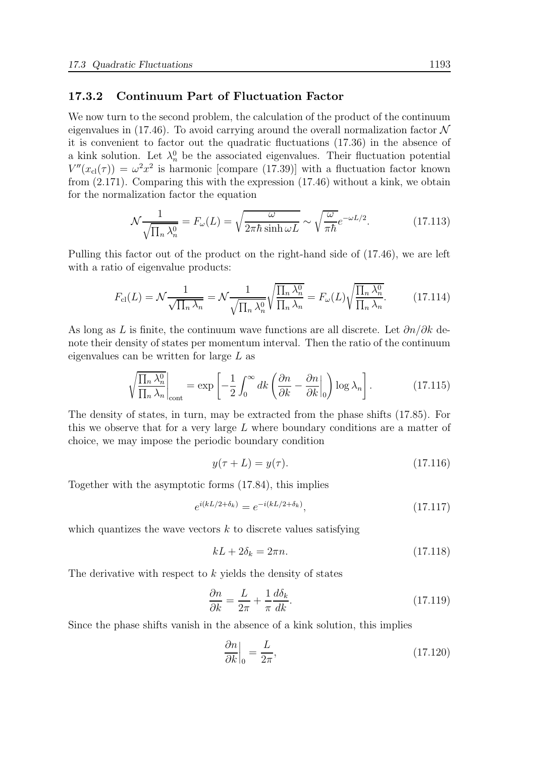### 17.3.2 Continuum Part of Fluctuation Factor

We now turn to the second problem, the calculation of the product of the continuum eigenvalues in (17.46). To avoid carrying around the overall normalization factor $\mathcal{N}$ it is convenient to factor out the quadratic fluctuations (17.36) in the absence of a kink solution. Let $\lambda_n^0$ be the associated eigenvalues. Their fluctuation potential $V''(x_{\rm cl}(\tau)) = \omega^2 x^2$ is harmonic [compare (17.39)] with a fluctuation factor known from (2.171). Comparing this with the expression (17.46) without a kink, we obtain for the normalization factor the equation

$$\mathcal{N}\frac{1}{\sqrt{\prod_n \lambda_n^0}} = F_\omega(L) = \sqrt{\frac{\omega}{2\pi\hbar\sinh\omega L}} \sim \sqrt{\frac{\omega}{\pi\hbar}}e^{-\omega L/2}. \tag{17.113}$$

Pulling this factor out of the product on the right-hand side of (17.46), we are left with a ratio of eigenvalue products:

$$F_{\rm cl}(L) = \mathcal{N}\frac{1}{\sqrt{\prod_n \lambda_n}} = \mathcal{N}\frac{1}{\sqrt{\prod_n \lambda_n^0}}\sqrt{\frac{\prod_n \lambda_n^0}{\prod_n \lambda_n}} = F_\omega(L)\sqrt{\frac{\prod_n \lambda_n^0}{\prod_n \lambda_n}}. \tag{17.114}$$

As long as $L$ is finite, the continuum wave functions are all discrete. Let $\partial n/\partial k$ denote their density of states per momentum interval. Then the ratio of the continuum eigenvalues can be written for large $L$ as

$$\sqrt{\frac{\prod_n \lambda_n^0}{\prod_n \lambda_n}}\Bigg|_{\rm cont} = \exp\left[-\frac{1}{2}\int_0^\infty dk\left(\frac{\partial n}{\partial k} - \frac{\partial n}{\partial k}\Big|_0\right)\log\lambda_n\right]. \tag{17.115}$$

The density of states, in turn, may be extracted from the phase shifts (17.85). For this we observe that for a very large $L$ where boundary conditions are a matter of choice, we may impose the periodic boundary condition

$$y(\tau + L) = y(\tau). \tag{17.116}$$

Together with the asymptotic forms (17.84), this implies

$$e^{i(kL/2+\delta_k)} = e^{-i(kL/2+\delta_k)}, \tag{17.117}$$

which quantizes the wave vectors $k$ to discrete values satisfying

$$kL + 2\delta_k = 2\pi n. \tag{17.118}$$

The derivative with respect to $k$ yields the density of states

$$\frac{\partial n}{\partial k} = \frac{L}{2\pi} + \frac{1}{\pi}\frac{d\delta_k}{dk}. \tag{17.119}$$

Since the phase shifts vanish in the absence of a kink solution, this implies

$$\frac{\partial n}{\partial k}\Big|_0 = \frac{L}{2\pi}, \tag{17.120}$$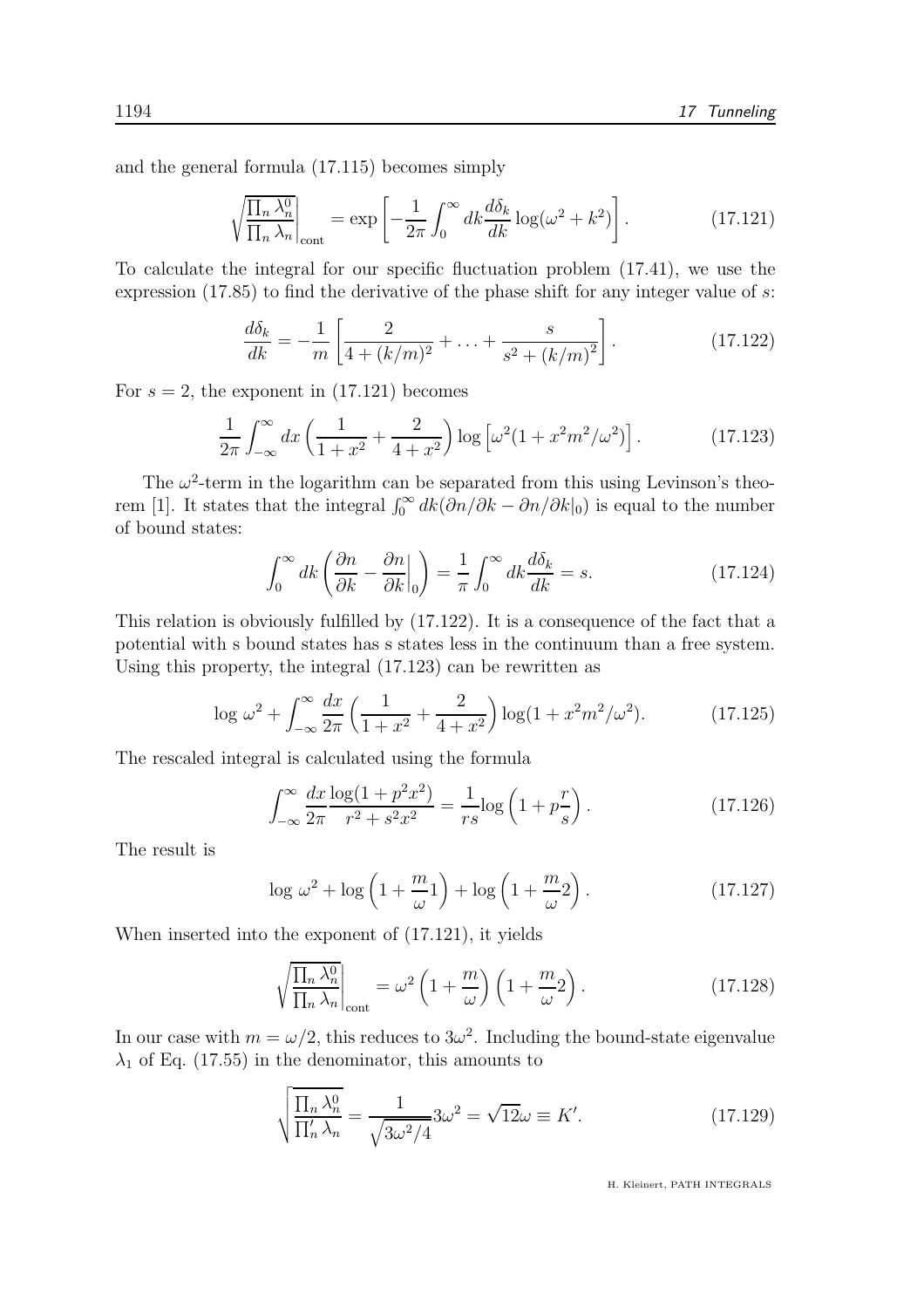and the general formula (17.115) becomes simply

$$\sqrt{\frac{\prod_n \lambda_n^0}{\prod_n \lambda_n}}\Bigg|_{\rm cont} = \exp\left[-\frac{1}{2\pi}\int_0^\infty dk \frac{d\delta_k}{dk}\log(\omega^2+k^2)\right]. \tag{17.121}$$

To calculate the integral for our specific fluctuation problem (17.41), we use the expression (17.85) to find the derivative of the phase shift for any integer value of $s$:

$$\frac{d\delta_k}{dk} = -\frac{1}{m}\left[\frac{2}{4+(k/m)^2}+\ldots+\frac{s}{s^2+(k/m)^2}\right]. \tag{17.122}$$

For $s=2$, the exponent in (17.121) becomes

$$\frac{1}{2\pi}\int_{-\infty}^{\infty} dx\left(\frac{1}{1+x^2}+\frac{2}{4+x^2}\right)\log\left[\omega^2(1+x^2m^2/\omega^2)\right]. \tag{17.123}$$

The $\omega^2$-term in the logarithm can be separated from this using Levinson's theorem [1]. It states that the integral $\int_0^\infty dk(\partial n/\partial k - \partial n/\partial k|_0)$ is equal to the number of bound states:

$$\int_0^\infty dk\left(\frac{\partial n}{\partial k}-\frac{\partial n}{\partial k}\bigg|_0\right) = \frac{1}{\pi}\int_0^\infty dk\frac{d\delta_k}{dk} = s. \tag{17.124}$$

This relation is obviously fulfilled by (17.122). It is a consequence of the fact that a potential with s bound states has s states less in the continuum than a free system. Using this property, the integral (17.123) can be rewritten as

$$\log\,\omega^2 + \int_{-\infty}^{\infty}\frac{dx}{2\pi}\left(\frac{1}{1+x^2}+\frac{2}{4+x^2}\right)\log(1+x^2m^2/\omega^2). \tag{17.125}$$

The rescaled integral is calculated using the formula

$$\int_{-\infty}^{\infty}\frac{dx}{2\pi}\frac{\log(1+p^2x^2)}{r^2+s^2x^2} = \frac{1}{rs}\log\left(1+p\frac{r}{s}\right). \tag{17.126}$$

The result is

$$\log\,\omega^2 + \log\left(1+\frac{m}{\omega}1\right)+\log\left(1+\frac{m}{\omega}2\right). \tag{17.127}$$

When inserted into the exponent of (17.121), it yields

$$\sqrt{\frac{\prod_n \lambda_n^0}{\prod_n \lambda_n}}\Bigg|_{\rm cont} = \omega^2\left(1+\frac{m}{\omega}\right)\left(1+\frac{m}{\omega}2\right). \tag{17.128}$$

In our case with $m=\omega/2$, this reduces to $3\omega^2$. Including the bound-state eigenvalue $\lambda_1$ of Eq. (17.55) in the denominator, this amounts to

$$\sqrt{\frac{\prod_n \lambda_n^0}{\prod_n' \lambda_n}} = \frac{1}{\sqrt{3\omega^2/4}}3\omega^2 = \sqrt{12}\omega \equiv K'. \tag{17.129}$$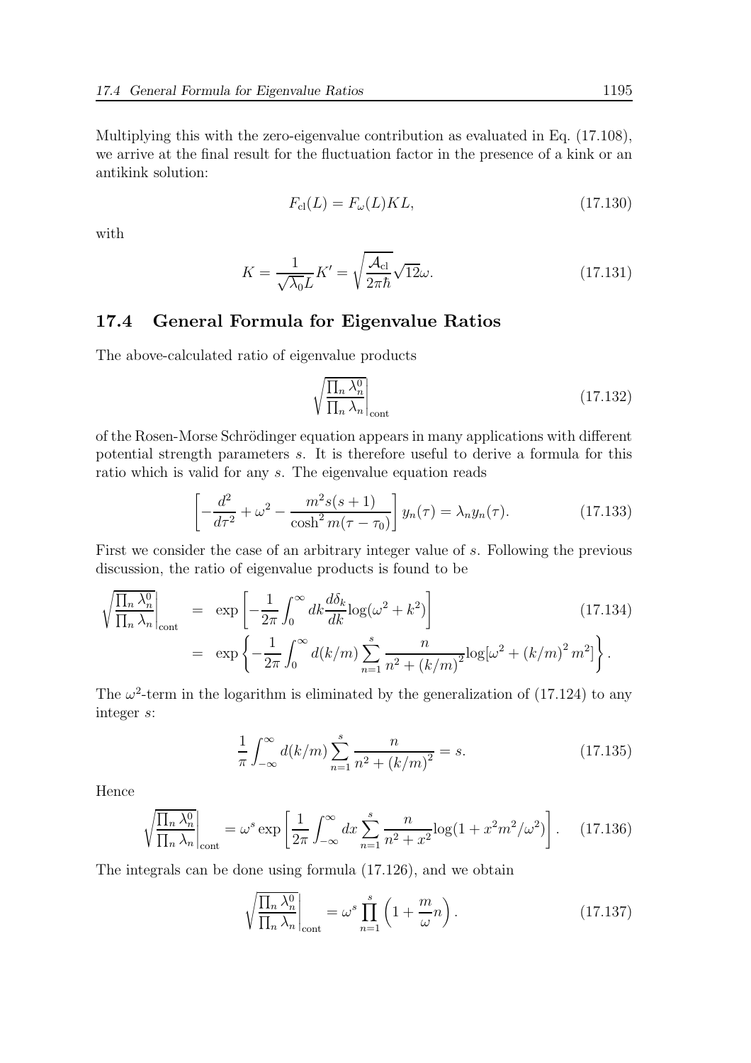Multiplying this with the zero-eigenvalue contribution as evaluated in Eq. (17.108), we arrive at the final result for the fluctuation factor in the presence of a kink or an antikink solution:

$$F_{\rm cl}(L) = F_\omega(L) KL, \tag{17.130}$$

with

$$K = \frac{1}{\sqrt{\lambda_0}L} K' = \sqrt{\frac{\mathcal{A}_{\rm cl}}{2\pi\hbar}} \sqrt{12}\omega. \tag{17.131}$$

## 17.4 General Formula for Eigenvalue Ratios

The above-calculated ratio of eigenvalue products

$$\sqrt{\frac{\prod_n \lambda_n^0}{\prod_n \lambda_n}}\Bigg|_{\rm cont} \tag{17.132}$$

of the Rosen-Morse Schrödinger equation appears in many applications with different potential strength parameters $s$. It is therefore useful to derive a formula for this ratio which is valid for any $s$. The eigenvalue equation reads

$$\left[-\frac{d^2}{d\tau^2} + \omega^2 - \frac{m^2 s(s+1)}{\cosh^2 m(\tau-\tau_0)}\right] y_n(\tau) = \lambda_n y_n(\tau). \tag{17.133}$$

First we consider the case of an arbitrary integer value of $s$. Following the previous discussion, the ratio of eigenvalue products is found to be

$$\begin{aligned} \sqrt{\frac{\prod_n \lambda_n^0}{\prod_n \lambda_n}}\Bigg|_{\rm cont} &= \exp\left[-\frac{1}{2\pi}\int_0^\infty dk \frac{d\delta_k}{dk} \log(\omega^2 + k^2)\right] \qquad (17.134) \\ &= \exp\left\{-\frac{1}{2\pi}\int_0^\infty d(k/m) \sum_{n=1}^{s} \frac{n}{n^2 + (k/m)^2} \log[\omega^2 + (k/m)^2 m^2]\right\}. \end{aligned}$$

The $\omega^2$-term in the logarithm is eliminated by the generalization of (17.124) to any integer $s$:

$$\frac{1}{\pi}\int_{-\infty}^{\infty} d(k/m) \sum_{n=1}^{s} \frac{n}{n^2 + (k/m)^2} = s. \tag{17.135}$$

Hence

$$\sqrt{\frac{\prod_n \lambda_n^0}{\prod_n \lambda_n}}\Bigg|_{\rm cont} = \omega^s \exp\left[\frac{1}{2\pi}\int_{-\infty}^{\infty} dx \sum_{n=1}^{s} \frac{n}{n^2 + x^2} \log(1 + x^2 m^2/\omega^2)\right]. \tag{17.136}$$

The integrals can be done using formula (17.126), and we obtain

$$\sqrt{\frac{\prod_n \lambda_n^0}{\prod_n \lambda_n}}\Bigg|_{\rm cont} = \omega^s \prod_{n=1}^{s} \left(1 + \frac{m}{\omega} n\right). \tag{17.137}$$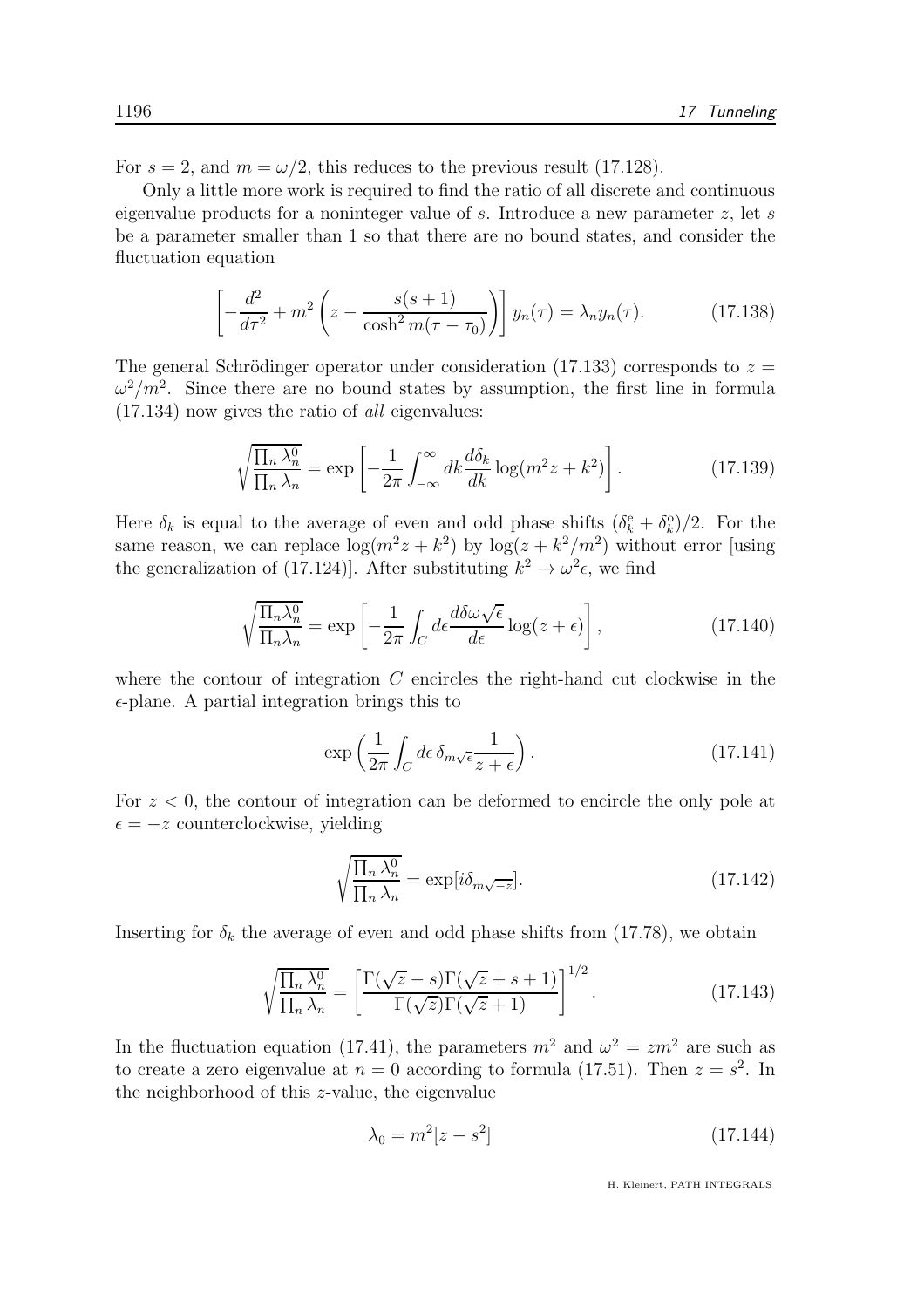For $s = 2$, and $m = \omega/2$, this reduces to the previous result (17.128).

Only a little more work is required to find the ratio of all discrete and continuous eigenvalue products for a noninteger value of $s$. Introduce a new parameter $z$, let $s$ be a parameter smaller than 1 so that there are no bound states, and consider the fluctuation equation

$$\left[-\frac{d^2}{d\tau^2} + m^2\left(z - \frac{s(s+1)}{\cosh^2 m(\tau - \tau_0)}\right)\right] y_n(\tau) = \lambda_n y_n(\tau). \tag{17.138}$$

The general Schrödinger operator under consideration (17.133) corresponds to $z = \omega^2/m^2$. Since there are no bound states by assumption, the first line in formula (17.134) now gives the ratio of *all* eigenvalues:

$$\sqrt{\frac{\prod_n \lambda_n^0}{\prod_n \lambda_n}} = \exp\left[-\frac{1}{2\pi}\int_{-\infty}^{\infty} dk \frac{d\delta_k}{dk}\log(m^2 z + k^2)\right]. \tag{17.139}$$

Here $\delta_k$ is equal to the average of even and odd phase shifts $(\delta_k^{\rm e} + \delta_k^{\rm o})/2$. For the same reason, we can replace $\log(m^2z + k^2)$ by $\log(z + k^2/m^2)$ without error [using the generalization of (17.124)]. After substituting $k^2 \to \omega^2\epsilon$, we find

$$\sqrt{\frac{\Pi_n \lambda_n^0}{\Pi_n \lambda_n}} = \exp\left[-\frac{1}{2\pi}\int_C d\epsilon \frac{d\delta\omega\sqrt{\epsilon}}{d\epsilon}\log(z + \epsilon)\right], \tag{17.140}$$

where the contour of integration $C$ encircles the right-hand cut clockwise in the $\epsilon$-plane. A partial integration brings this to

$$\exp\left(\frac{1}{2\pi}\int_C d\epsilon\, \delta_{m\sqrt{\epsilon}} \frac{1}{z + \epsilon}\right). \tag{17.141}$$

For $z < 0$, the contour of integration can be deformed to encircle the only pole at $\epsilon = -z$ counterclockwise, yielding

$$\sqrt{\frac{\prod_n \lambda_n^0}{\prod_n \lambda_n}} = \exp[i\delta_{m\sqrt{-z}}]. \tag{17.142}$$

Inserting for $\delta_k$ the average of even and odd phase shifts from (17.78), we obtain

$$\sqrt{\frac{\prod_n \lambda_n^0}{\prod_n \lambda_n}} = \left[\frac{\Gamma(\sqrt{z} - s)\Gamma(\sqrt{z} + s + 1)}{\Gamma(\sqrt{z})\Gamma(\sqrt{z} + 1)}\right]^{1/2}. \tag{17.143}$$

In the fluctuation equation (17.41), the parameters $m^2$ and $\omega^2 = zm^2$ are such as to create a zero eigenvalue at $n = 0$ according to formula (17.51). Then $z = s^2$. In the neighborhood of this $z$-value, the eigenvalue

$$\lambda_0 = m^2[z - s^2] \tag{17.144}$$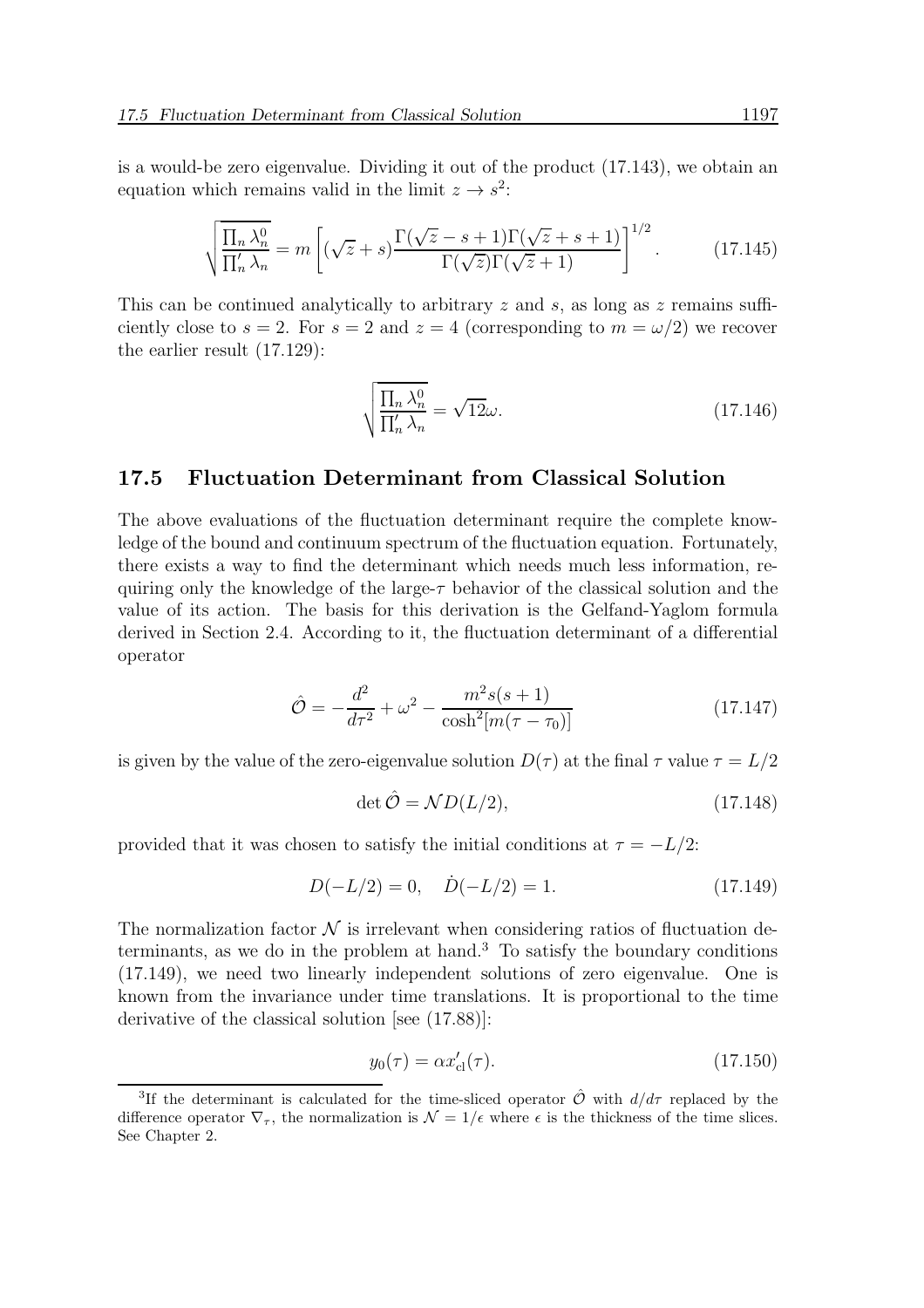is a would-be zero eigenvalue. Dividing it out of the product (17.143), we obtain an equation which remains valid in the limit $z \to s^2$:

$$\sqrt{\frac{\prod_n \lambda_n^0}{\prod_n' \lambda_n}} = m \left[ (\sqrt{z} + s) \frac{\Gamma(\sqrt{z} - s + 1)\Gamma(\sqrt{z} + s + 1)}{\Gamma(\sqrt{z})\Gamma(\sqrt{z} + 1)} \right]^{1/2} . \tag{17.145}$$

This can be continued analytically to arbitrary $z$ and $s$, as long as $z$ remains sufficiently close to $s = 2$. For $s = 2$ and $z = 4$ (corresponding to $m = \omega/2$) we recover the earlier result (17.129):

$$\sqrt{\frac{\prod_n \lambda_n^0}{\prod_n' \lambda_n}} = \sqrt{12}\omega. \tag{17.146}$$

## 17.5 Fluctuation Determinant from Classical Solution

The above evaluations of the fluctuation determinant require the complete knowledge of the bound and continuum spectrum of the fluctuation equation. Fortunately, there exists a way to find the determinant which needs much less information, requiring only the knowledge of the large-$\tau$ behavior of the classical solution and the value of its action. The basis for this derivation is the Gelfand-Yaglom formula derived in Section 2.4. According to it, the fluctuation determinant of a differential operator

$$\hat{\mathcal{O}} = -\frac{d^2}{d\tau^2} + \omega^2 - \frac{m^2 s(s+1)}{\cosh^2[m(\tau - \tau_0)]} \tag{17.147}$$

is given by the value of the zero-eigenvalue solution $D(\tau)$ at the final $\tau$ value $\tau = L/2$

$$\det \hat{\mathcal{O}} = \mathcal{N} D(L/2), \tag{17.148}$$

provided that it was chosen to satisfy the initial conditions at $\tau = -L/2$:

$$D(-L/2) = 0, \quad \dot{D}(-L/2) = 1. \tag{17.149}$$

The normalization factor $\mathcal{N}$ is irrelevant when considering ratios of fluctuation determinants, as we do in the problem at hand.[3] To satisfy the boundary conditions (17.149), we need two linearly independent solutions of zero eigenvalue. One is known from the invariance under time translations. It is proportional to the time derivative of the classical solution [see (17.88)]:

$$y_0(\tau) = \alpha x_{\rm cl}'(\tau). \tag{17.150}$$

[3] If the determinant is calculated for the time-sliced operator $\hat{\mathcal{O}}$ with $d/d\tau$ replaced by the difference operator $\nabla_\tau$, the normalization is $\mathcal{N} = 1/\epsilon$ where $\epsilon$ is the thickness of the time slices. See Chapter 2.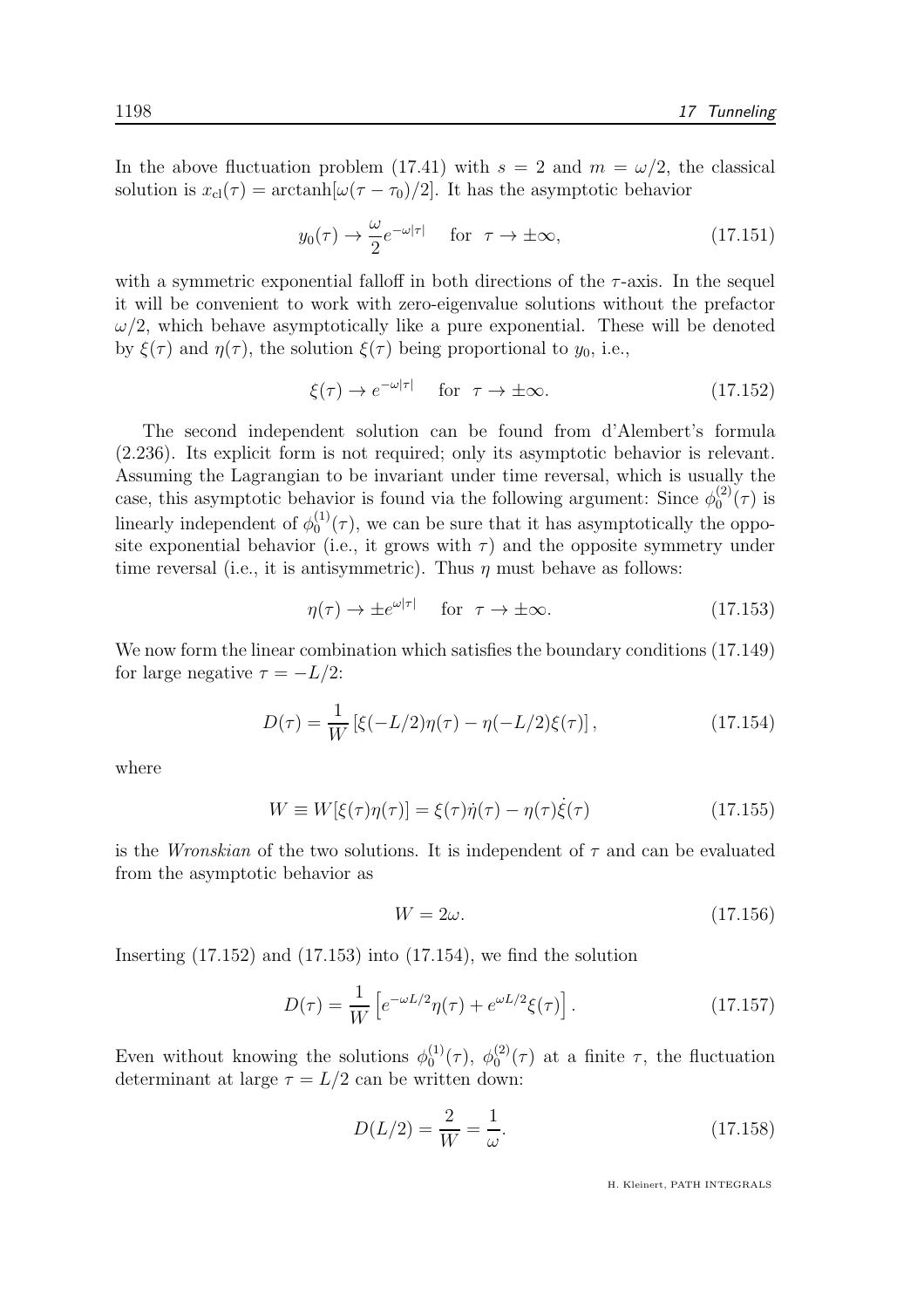In the above fluctuation problem (17.41) with $s = 2$ and $m = \omega/2$, the classical solution is $x_{\rm cl}(\tau) = \text{arctanh}[\omega(\tau - \tau_0)/2]$. It has the asymptotic behavior

$$y_0(\tau) \to \frac{\omega}{2} e^{-\omega|\tau|} \quad \text{for} \quad \tau \to \pm\infty, \tag{17.151}$$

with a symmetric exponential falloff in both directions of the $\tau$-axis. In the sequel it will be convenient to work with zero-eigenvalue solutions without the prefactor $\omega/2$, which behave asymptotically like a pure exponential. These will be denoted by $\xi(\tau)$ and $\eta(\tau)$, the solution $\xi(\tau)$ being proportional to $y_0$, i.e.,

$$\xi(\tau) \to e^{-\omega|\tau|} \quad \text{for} \quad \tau \to \pm\infty. \tag{17.152}$$

The second independent solution can be found from d'Alembert's formula (2.236). Its explicit form is not required; only its asymptotic behavior is relevant. Assuming the Lagrangian to be invariant under time reversal, which is usually the case, this asymptotic behavior is found via the following argument: Since $\phi_0^{(2)}(\tau)$ is linearly independent of $\phi_0^{(1)}(\tau)$, we can be sure that it has asymptotically the opposite exponential behavior (i.e., it grows with $\tau$) and the opposite symmetry under time reversal (i.e., it is antisymmetric). Thus $\eta$ must behave as follows:

$$\eta(\tau) \to \pm e^{\omega|\tau|} \quad \text{for} \quad \tau \to \pm\infty. \tag{17.153}$$

We now form the linear combination which satisfies the boundary conditions (17.149) for large negative $\tau = -L/2$:

$$D(\tau) = \frac{1}{W}\left[\xi(-L/2)\eta(\tau) - \eta(-L/2)\xi(\tau)\right], \tag{17.154}$$

where

$$W \equiv W[\xi(\tau)\eta(\tau)] = \xi(\tau)\dot{\eta}(\tau) - \eta(\tau)\dot{\xi}(\tau) \tag{17.155}$$

is the *Wronskian* of the two solutions. It is independent of $\tau$ and can be evaluated from the asymptotic behavior as

$$W = 2\omega. \tag{17.156}$$

Inserting (17.152) and (17.153) into (17.154), we find the solution

$$D(\tau) = \frac{1}{W}\left[e^{-\omega L/2}\eta(\tau) + e^{\omega L/2}\xi(\tau)\right]. \tag{17.157}$$

Even without knowing the solutions $\phi_0^{(1)}(\tau)$, $\phi_0^{(2)}(\tau)$ at a finite $\tau$, the fluctuation determinant at large $\tau = L/2$ can be written down:

$$D(L/2) = \frac{2}{W} = \frac{1}{\omega}. \tag{17.158}$$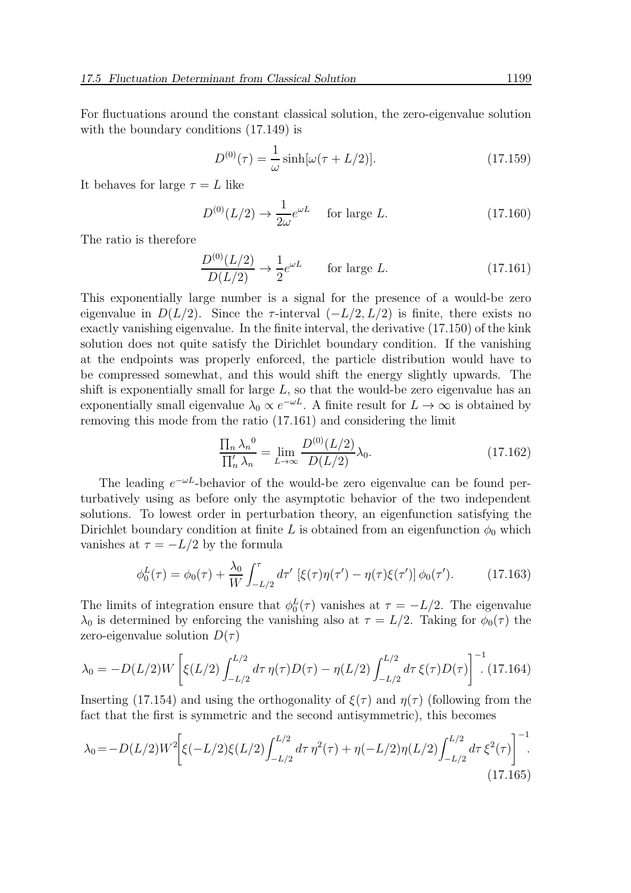For fluctuations around the constant classical solution, the zero-eigenvalue solution with the boundary conditions (17.149) is

$$D^{(0)}(\tau) = \frac{1}{\omega}\sinh[\omega(\tau + L/2)]. \tag{17.159}$$

It behaves for large $\tau = L$ like

$$D^{(0)}(L/2) \to \frac{1}{2\omega}e^{\omega L} \quad \text{for large } L. \tag{17.160}$$

The ratio is therefore

$$\frac{D^{(0)}(L/2)}{D(L/2)} \to \frac{1}{2}e^{\omega L} \qquad \text{for large } L. \tag{17.161}$$

This exponentially large number is a signal for the presence of a would-be zero eigenvalue in $D(L/2)$. Since the $\tau$-interval $(-L/2, L/2)$ is finite, there exists no exactly vanishing eigenvalue. In the finite interval, the derivative (17.150) of the kink solution does not quite satisfy the Dirichlet boundary condition. If the vanishing at the endpoints was properly enforced, the particle distribution would have to be compressed somewhat, and this would shift the energy slightly upwards. The shift is exponentially small for large $L$, so that the would-be zero eigenvalue has an exponentially small eigenvalue $\lambda_0 \propto e^{-\omega L}$. A finite result for $L \to \infty$ is obtained by removing this mode from the ratio (17.161) and considering the limit

$$\frac{\prod_n {\lambda_n}^0}{\prod_n' \lambda_n} = \lim_{L\to\infty} \frac{D^{(0)}(L/2)}{D(L/2)}\lambda_0. \tag{17.162}$$

The leading $e^{-\omega L}$-behavior of the would-be zero eigenvalue can be found perturbatively using as before only the asymptotic behavior of the two independent solutions. To lowest order in perturbation theory, an eigenfunction satisfying the Dirichlet boundary condition at finite $L$ is obtained from an eigenfunction $\phi_0$ which vanishes at $\tau = -L/2$ by the formula

$$\phi_0^L(\tau) = \phi_0(\tau) + \frac{\lambda_0}{W}\int_{-L/2}^{\tau} d\tau' \,[\xi(\tau)\eta(\tau') - \eta(\tau)\xi(\tau')]\,\phi_0(\tau'). \tag{17.163}$$

The limits of integration ensure that $\phi_0^L(\tau)$ vanishes at $\tau = -L/2$. The eigenvalue $\lambda_0$ is determined by enforcing the vanishing also at $\tau = L/2$. Taking for $\phi_0(\tau)$ the zero-eigenvalue solution $D(\tau)$

$$\lambda_0 = -D(L/2)W\left[\xi(L/2)\int_{-L/2}^{L/2} d\tau\,\eta(\tau)D(\tau) - \eta(L/2)\int_{-L/2}^{L/2} d\tau\,\xi(\tau)D(\tau)\right]^{-1}. \tag{17.164}$$

Inserting (17.154) and using the orthogonality of $\xi(\tau)$ and $\eta(\tau)$ (following from the fact that the first is symmetric and the second antisymmetric), this becomes

$$\lambda_0 = -D(L/2)W^2\left[\xi(-L/2)\xi(L/2)\int_{-L/2}^{L/2} d\tau\,\eta^2(\tau) + \eta(-L/2)\eta(L/2)\int_{-L/2}^{L/2} d\tau\,\xi^2(\tau)\right]^{-1}. \tag{17.165}$$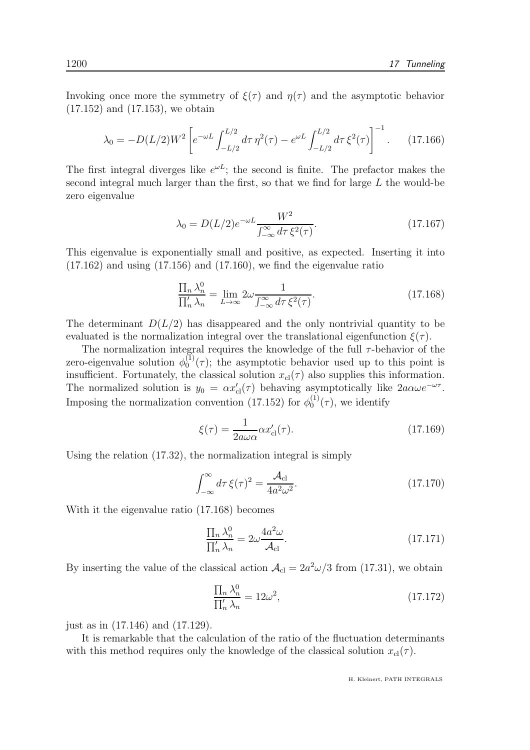Invoking once more the symmetry of $\xi(\tau)$ and $\eta(\tau)$ and the asymptotic behavior (17.152) and (17.153), we obtain

$$\lambda_0 = -D(L/2)W^2 \left[ e^{-\omega L} \int_{-L/2}^{L/2} d\tau \, \eta^2(\tau) - e^{\omega L} \int_{-L/2}^{L/2} d\tau \, \xi^2(\tau) \right]^{-1}. \tag{17.166}$$

The first integral diverges like $e^{\omega L}$; the second is finite. The prefactor makes the second integral much larger than the first, so that we find for large $L$ the would-be zero eigenvalue

$$\lambda_0 = D(L/2) e^{-\omega L} \frac{W^2}{\int_{-\infty}^{\infty} d\tau \, \xi^2(\tau)}. \tag{17.167}$$

This eigenvalue is exponentially small and positive, as expected. Inserting it into (17.162) and using (17.156) and (17.160), we find the eigenvalue ratio

$$\frac{\prod_n \lambda_n^0}{\prod_n' \lambda_n} = \lim_{L \to \infty} 2\omega \frac{1}{\int_{-\infty}^{\infty} d\tau \, \xi^2(\tau)}. \tag{17.168}$$

The determinant $D(L/2)$ has disappeared and the only nontrivial quantity to be evaluated is the normalization integral over the translational eigenfunction $\xi(\tau)$.

The normalization integral requires the knowledge of the full $\tau$-behavior of the zero-eigenvalue solution $\phi_0^{(1)}(\tau)$; the asymptotic behavior used up to this point is insufficient. Fortunately, the classical solution $x_{\rm cl}(\tau)$ also supplies this information. The normalized solution is $y_0 = \alpha x'_{\rm cl}(\tau)$ behaving asymptotically like $2a\alpha\omega e^{-\omega\tau}$. Imposing the normalization convention (17.152) for $\phi_0^{(1)}(\tau)$, we identify

$$\xi(\tau) = \frac{1}{2a\omega\alpha} \alpha x'_{\rm cl}(\tau). \tag{17.169}$$

Using the relation (17.32), the normalization integral is simply

$$\int_{-\infty}^{\infty} d\tau \, \xi(\tau)^2 = \frac{\mathcal{A}_{\rm cl}}{4a^2\omega^2}. \tag{17.170}$$

With it the eigenvalue ratio (17.168) becomes

$$\frac{\prod_n \lambda_n^0}{\prod_n' \lambda_n} = 2\omega \frac{4a^2\omega}{\mathcal{A}_{\rm cl}}. \tag{17.171}$$

By inserting the value of the classical action $\mathcal{A}_{\rm cl} = 2a^2\omega/3$ from (17.31), we obtain

$$\frac{\prod_n \lambda_n^0}{\prod_n' \lambda_n} = 12\omega^2, \tag{17.172}$$

just as in (17.146) and (17.129).

It is remarkable that the calculation of the ratio of the fluctuation determinants with this method requires only the knowledge of the classical solution $x_{\rm cl}(\tau)$.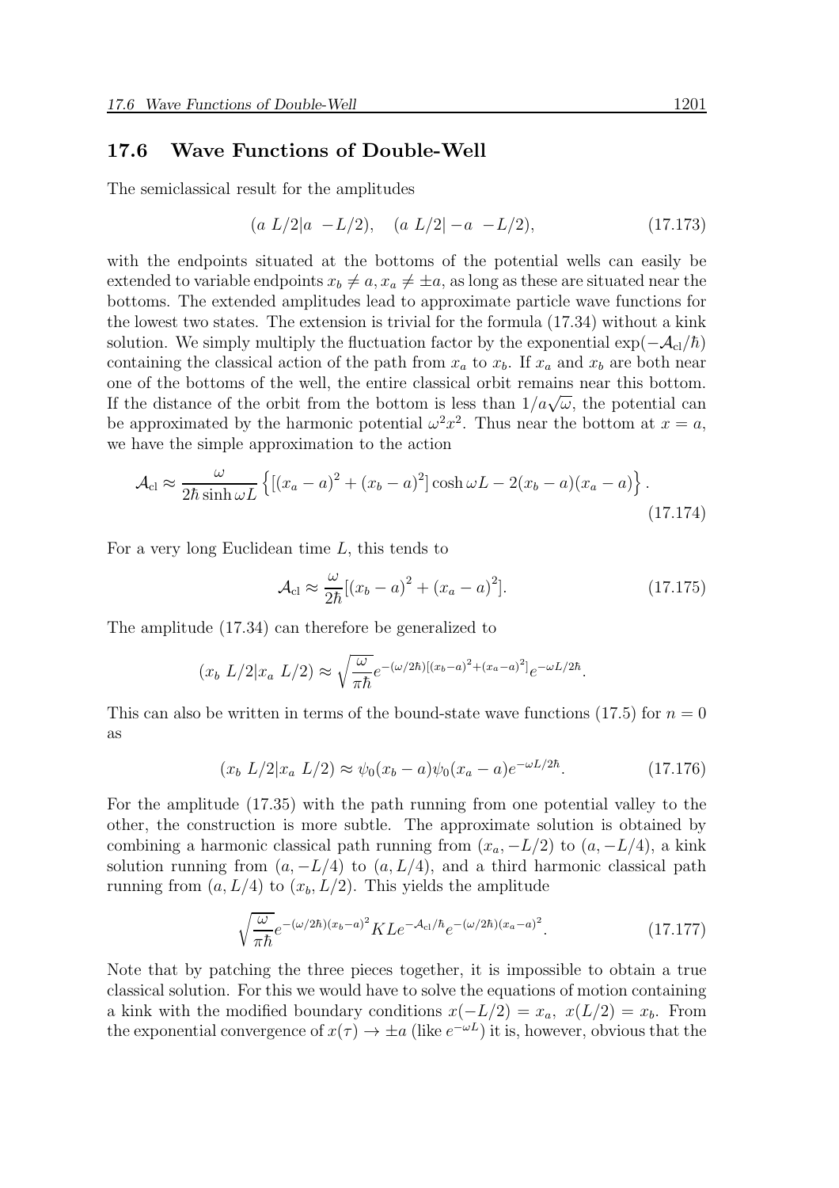## 17.6 Wave Functions of Double-Well

The semiclassical result for the amplitudes

$$(a\ L/2|a\ \ -L/2), \quad (a\ L/2|-a\ \ -L/2), \tag{17.173}$$

with the endpoints situated at the bottoms of the potential wells can easily be extended to variable endpoints $x_b \neq a, x_a \neq \pm a$, as long as these are situated near the bottoms. The extended amplitudes lead to approximate particle wave functions for the lowest two states. The extension is trivial for the formula (17.34) without a kink solution. We simply multiply the fluctuation factor by the exponential $\exp(-\mathcal{A}_{\rm cl}/\hbar)$ containing the classical action of the path from $x_a$ to $x_b$. If $x_a$ and $x_b$ are both near one of the bottoms of the well, the entire classical orbit remains near this bottom. If the distance of the orbit from the bottom is less than $1/a\sqrt{\omega}$, the potential can be approximated by the harmonic potential $\omega^2 x^2$. Thus near the bottom at $x = a$, we have the simple approximation to the action

$$\mathcal{A}_{\rm cl} \approx \frac{\omega}{2\hbar \sinh \omega L}\left\{[(x_a-a)^2+(x_b-a)^2]\cosh\omega L - 2(x_b-a)(x_a-a)\right\}. \tag{17.174}$$

For a very long Euclidean time $L$, this tends to

$$\mathcal{A}_{\rm cl} \approx \frac{\omega}{2\hbar}[(x_b-a)^2+(x_a-a)^2]. \tag{17.175}$$

The amplitude (17.34) can therefore be generalized to

$$(x_b\ L/2|x_a\ L/2) \approx \sqrt{\frac{\omega}{\pi\hbar}}e^{-(\omega/2\hbar)[(x_b-a)^2+(x_a-a)^2]}e^{-\omega L/2\hbar}.$$

This can also be written in terms of the bound-state wave functions (17.5) for $n = 0$ as

$$(x_b\ L/2|x_a\ L/2) \approx \psi_0(x_b-a)\psi_0(x_a-a)e^{-\omega L/2\hbar}. \tag{17.176}$$

For the amplitude (17.35) with the path running from one potential valley to the other, the construction is more subtle. The approximate solution is obtained by combining a harmonic classical path running from $(x_a, -L/2)$ to $(a, -L/4)$, a kink solution running from $(a, -L/4)$ to $(a, L/4)$, and a third harmonic classical path running from $(a, L/4)$ to $(x_b, L/2)$. This yields the amplitude

$$\sqrt{\frac{\omega}{\pi\hbar}}e^{-(\omega/2\hbar)(x_b-a)^2}KLe^{-\mathcal{A}_{\rm cl}/\hbar}e^{-(\omega/2\hbar)(x_a-a)^2}. \tag{17.177}$$

Note that by patching the three pieces together, it is impossible to obtain a true classical solution. For this we would have to solve the equations of motion containing a kink with the modified boundary conditions $x(-L/2) = x_a,\ x(L/2) = x_b$. From the exponential convergence of $x(\tau) \to \pm a$ (like $e^{-\omega L}$) it is, however, obvious that the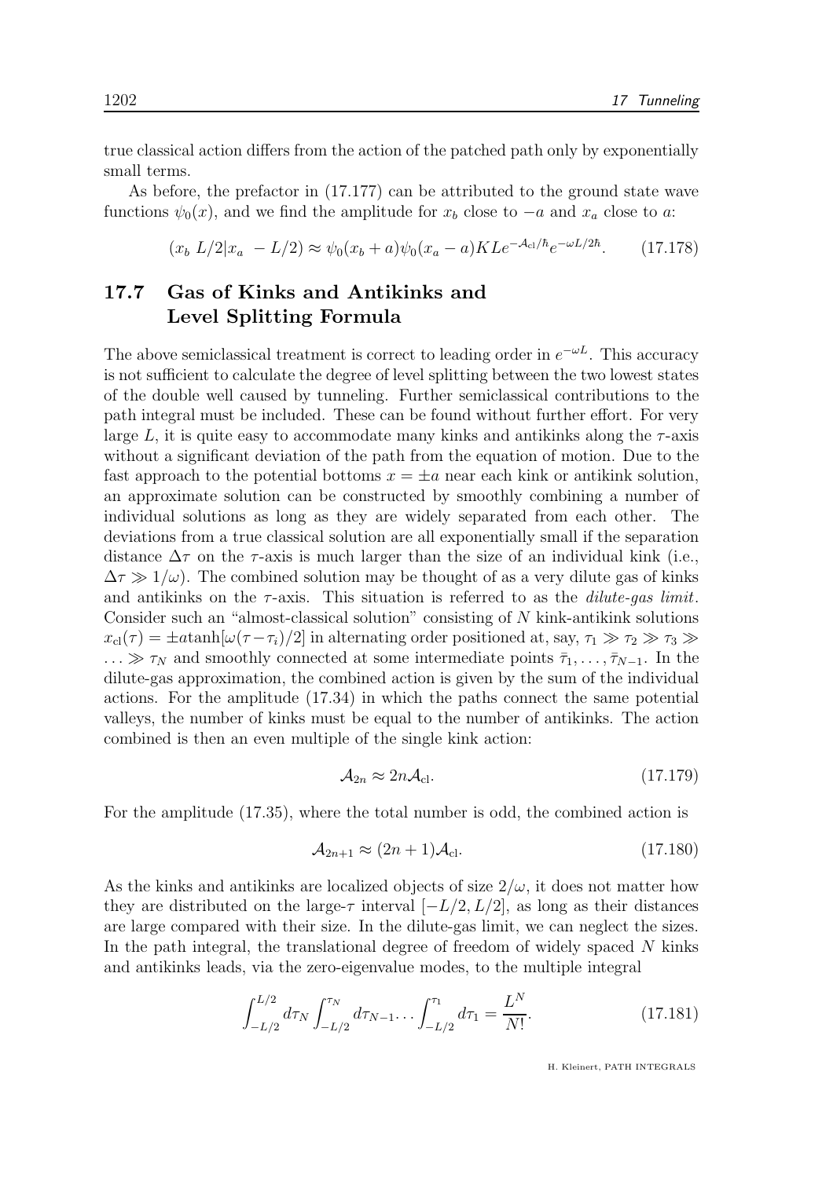true classical action differs from the action of the patched path only by exponentially small terms.

As before, the prefactor in (17.177) can be attributed to the ground state wave functions $\psi_0(x)$, and we find the amplitude for $x_b$ close to $-a$ and $x_a$ close to $a$:

$$(x_b\ L/2|x_a\ -L/2) \approx \psi_0(x_b+a)\psi_0(x_a-a)KLe^{-\mathcal{A}_{\rm cl}/\hbar}e^{-\omega L/2\hbar}. \tag{17.178}$$

## 17.7 Gas of Kinks and Antikinks and Level Splitting Formula

The above semiclassical treatment is correct to leading order in $e^{-\omega L}$. This accuracy is not sufficient to calculate the degree of level splitting between the two lowest states of the double well caused by tunneling. Further semiclassical contributions to the path integral must be included. These can be found without further effort. For very large $L$, it is quite easy to accommodate many kinks and antikinks along the $\tau$-axis without a significant deviation of the path from the equation of motion. Due to the fast approach to the potential bottoms $x = \pm a$ near each kink or antikink solution, an approximate solution can be constructed by smoothly combining a number of individual solutions as long as they are widely separated from each other. The deviations from a true classical solution are all exponentially small if the separation distance $\Delta\tau$ on the $\tau$-axis is much larger than the size of an individual kink (i.e., $\Delta\tau \gg 1/\omega$). The combined solution may be thought of as a very dilute gas of kinks and antikinks on the $\tau$-axis. This situation is referred to as the *dilute-gas limit*. Consider such an "almost-classical solution" consisting of $N$ kink-antikink solutions $x_{\rm cl}(\tau) = \pm a\tanh[\omega(\tau-\tau_i)/2]$ in alternating order positioned at, say, $\tau_1 \gg \tau_2 \gg \tau_3 \gg \ldots \gg \tau_N$ and smoothly connected at some intermediate points $\bar{\tau}_1, \ldots, \bar{\tau}_{N-1}$. In the dilute-gas approximation, the combined action is given by the sum of the individual actions. For the amplitude (17.34) in which the paths connect the same potential valleys, the number of kinks must be equal to the number of antikinks. The action combined is then an even multiple of the single kink action:

$$\mathcal{A}_{2n} \approx 2n\mathcal{A}_{\rm cl}. \tag{17.179}$$

For the amplitude (17.35), where the total number is odd, the combined action is

$$\mathcal{A}_{2n+1} \approx (2n+1)\mathcal{A}_{\rm cl}. \tag{17.180}$$

As the kinks and antikinks are localized objects of size $2/\omega$, it does not matter how they are distributed on the large-$\tau$ interval $[-L/2, L/2]$, as long as their distances are large compared with their size. In the dilute-gas limit, we can neglect the sizes. In the path integral, the translational degree of freedom of widely spaced $N$ kinks and antikinks leads, via the zero-eigenvalue modes, to the multiple integral

$$\int_{-L/2}^{L/2} d\tau_N \int_{-L/2}^{\tau_N} d\tau_{N-1} \ldots \int_{-L/2}^{\tau_1} d\tau_1 = \frac{L^N}{N!}. \tag{17.181}$$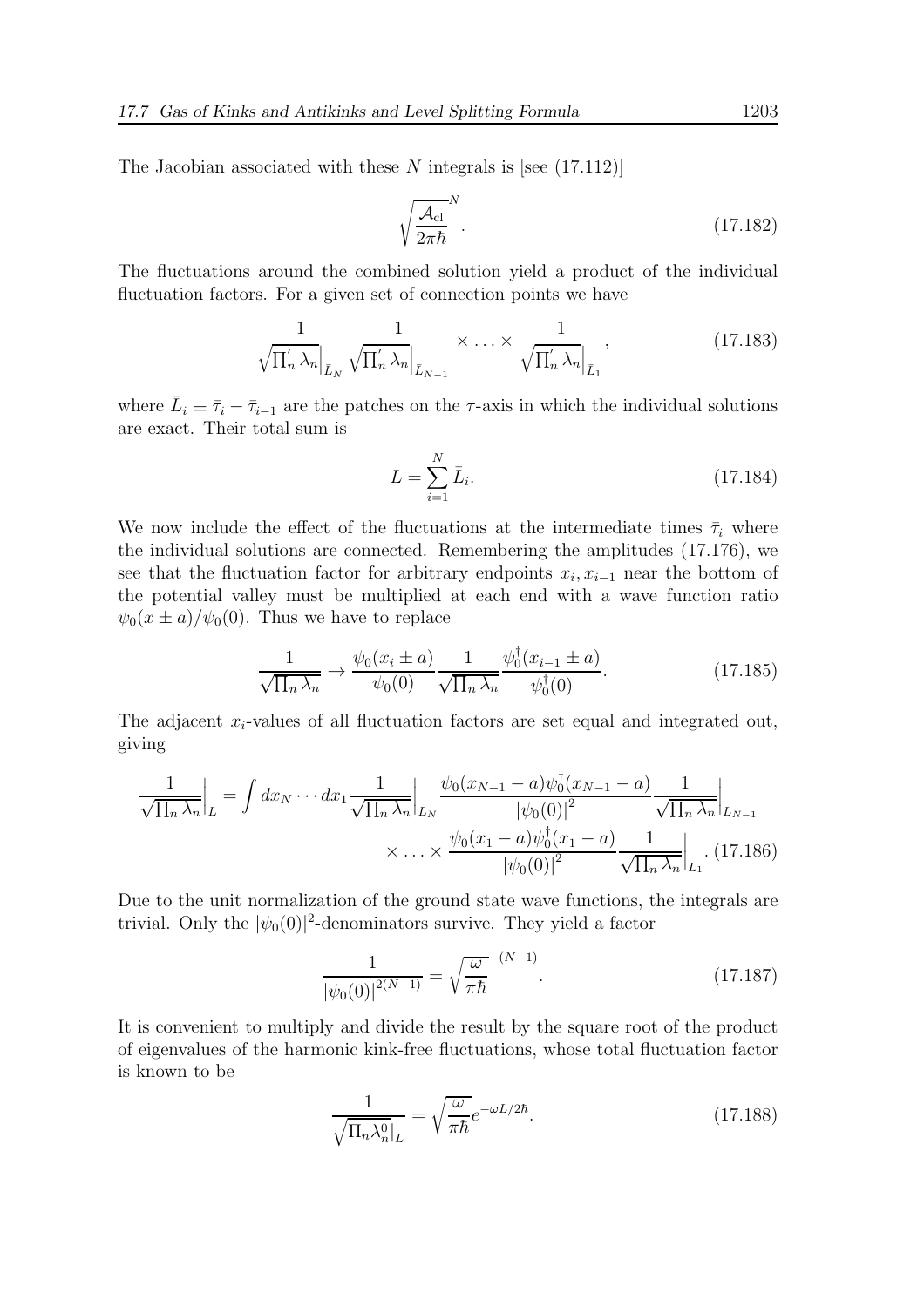The Jacobian associated with these $N$ integrals is [see (17.112)]

$$\sqrt{\frac{\mathcal{A}_{\rm cl}}{2\pi\hbar}}^{N}. \tag{17.182}$$

The fluctuations around the combined solution yield a product of the individual fluctuation factors. For a given set of connection points we have

$$\frac{1}{\sqrt{\prod_n' \lambda_n}\Big|_{\bar{L}_N}} \frac{1}{\sqrt{\prod_n' \lambda_n}\Big|_{\bar{L}_{N-1}}} \times \ldots \times \frac{1}{\sqrt{\prod_n' \lambda_n}\Big|_{\bar{L}_1}}, \tag{17.183}$$

where $\bar{L}_i \equiv \bar{\tau}_i - \bar{\tau}_{i-1}$ are the patches on the $\tau$-axis in which the individual solutions are exact. Their total sum is

$$L = \sum_{i=1}^{N} \bar{L}_i. \tag{17.184}$$

We now include the effect of the fluctuations at the intermediate times $\bar{\tau}_i$ where the individual solutions are connected. Remembering the amplitudes (17.176), we see that the fluctuation factor for arbitrary endpoints $x_i, x_{i-1}$ near the bottom of the potential valley must be multiplied at each end with a wave function ratio $\psi_0(x \pm a)/\psi_0(0)$. Thus we have to replace

$$\frac{1}{\sqrt{\prod_n \lambda_n}} \to \frac{\psi_0(x_i \pm a)}{\psi_0(0)} \frac{1}{\sqrt{\prod_n \lambda_n}} \frac{\psi_0^\dagger(x_{i-1} \pm a)}{\psi_0^\dagger(0)}. \tag{17.185}$$

The adjacent $x_i$-values of all fluctuation factors are set equal and integrated out, giving

$$\frac{1}{\sqrt{\prod_n \lambda_n}}\Big|_L = \int dx_N \cdots dx_1 \frac{1}{\sqrt{\prod_n \lambda_n}}\Big|_{L_N} \frac{\psi_0(x_{N-1}-a)\psi_0^\dagger(x_{N-1}-a)}{|\psi_0(0)|^2} \frac{1}{\sqrt{\prod_n \lambda_n}}\Big|_{L_{N-1}} \times \ldots \times \frac{\psi_0(x_1-a)\psi_0^\dagger(x_1-a)}{|\psi_0(0)|^2} \frac{1}{\sqrt{\prod_n \lambda_n}}\Big|_{L_1}. \tag{17.186}$$

Due to the unit normalization of the ground state wave functions, the integrals are trivial. Only the $|\psi_0(0)|^2$-denominators survive. They yield a factor

$$\frac{1}{|\psi_0(0)|^{2(N-1)}} = \sqrt{\frac{\omega}{\pi\hbar}}^{-(N-1)}. \tag{17.187}$$

It is convenient to multiply and divide the result by the square root of the product of eigenvalues of the harmonic kink-free fluctuations, whose total fluctuation factor is known to be

$$\frac{1}{\sqrt{\Pi_n \lambda_n^0|_L}} = \sqrt{\frac{\omega}{\pi\hbar}} e^{-\omega L/2\hbar}. \tag{17.188}$$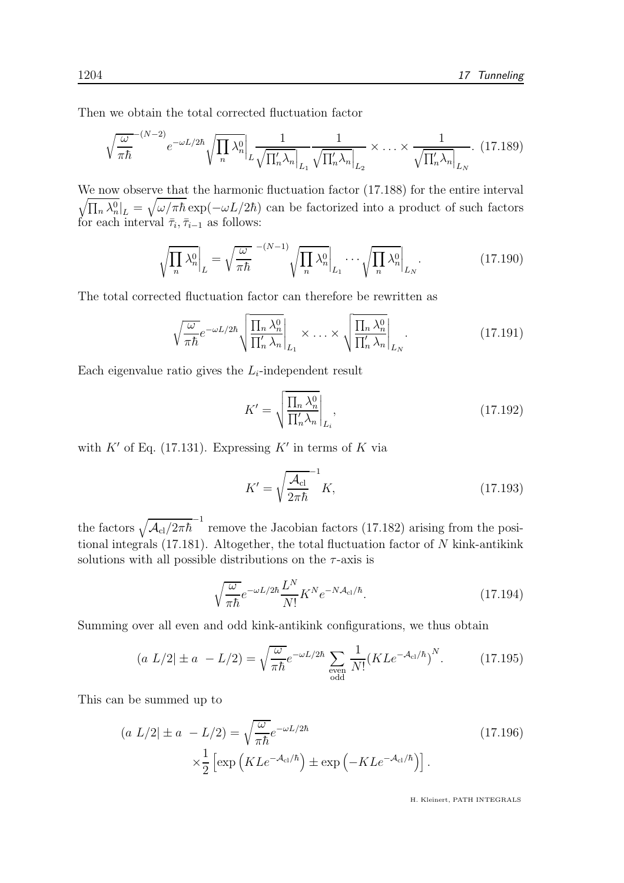Then we obtain the total corrected fluctuation factor

$$\sqrt{\frac{\omega}{\pi\hbar}}^{-(N-2)} e^{-\omega L/2\hbar} \sqrt{\prod_n \lambda_n^0}\Big|_L \frac{1}{\sqrt{\prod_n' \lambda_n}\Big|_{L_1}} \frac{1}{\sqrt{\prod_n' \lambda_n}\Big|_{L_2}} \times \ldots \times \frac{1}{\sqrt{\prod_n' \lambda_n}\Big|_{L_N}}. \tag{17.189}$$

We now observe that the harmonic fluctuation factor (17.188) for the entire interval $\sqrt{\prod_n \lambda_n^0}|_L = \sqrt{\omega/\pi\hbar}\exp(-\omega L/2\hbar)$ can be factorized into a product of such factors for each interval $\bar{\tau}_i, \bar{\tau}_{i-1}$ as follows:

$$\sqrt{\prod_n \lambda_n^0}\Big|_L = \sqrt{\frac{\omega}{\pi\hbar}}^{\,-(N-1)} \sqrt{\prod_n \lambda_n^0}\Big|_{L_1} \cdots \sqrt{\prod_n \lambda_n^0}\Big|_{L_N}. \tag{17.190}$$

The total corrected fluctuation factor can therefore be rewritten as

$$\sqrt{\frac{\omega}{\pi\hbar}} e^{-\omega L/2\hbar} \sqrt{\frac{\prod_n \lambda_n^0}{\prod_n' \lambda_n}}\Bigg|_{L_1} \times \ldots \times \sqrt{\frac{\prod_n \lambda_n^0}{\prod_n' \lambda_n}}\Bigg|_{L_N}. \tag{17.191}$$

Each eigenvalue ratio gives the $L_i$-independent result

$$K' = \sqrt{\frac{\prod_n \lambda_n^0}{\prod_n' \lambda_n}}\Bigg|_{L_i}, \tag{17.192}$$

with $K'$ of Eq. (17.131). Expressing $K'$ in terms of $K$ via

$$K' = \sqrt{\frac{\mathcal{A}_{\rm cl}}{2\pi\hbar}}^{-1} K, \tag{17.193}$$

the factors $\sqrt{\mathcal{A}_{\rm cl}/2\pi\hbar}^{-1}$ remove the Jacobian factors (17.182) arising from the positional integrals (17.181). Altogether, the total fluctuation factor of $N$ kink-antikink solutions with all possible distributions on the $\tau$-axis is

$$\sqrt{\frac{\omega}{\pi\hbar}} e^{-\omega L/2\hbar} \frac{L^N}{N!} K^N e^{-N\mathcal{A}_{\rm cl}/\hbar}. \tag{17.194}$$

Summing over all even and odd kink-antikink configurations, we thus obtain

$$(a\ L/2| \pm a\ -L/2) = \sqrt{\frac{\omega}{\pi\hbar}} e^{-\omega L/2\hbar} \sum_{\substack{\text{even}\\ \text{odd}}} \frac{1}{N!} \left(KLe^{-\mathcal{A}_{\rm cl}/\hbar}\right)^N. \tag{17.195}$$

This can be summed up to

$$(a\ L/2| \pm a\ -L/2) = \sqrt{\frac{\omega}{\pi\hbar}} e^{-\omega L/2\hbar} \times \frac{1}{2}\left[\exp\left(KLe^{-\mathcal{A}_{\rm cl}/\hbar}\right) \pm \exp\left(-KLe^{-\mathcal{A}_{\rm cl}/\hbar}\right)\right]. \tag{17.196}$$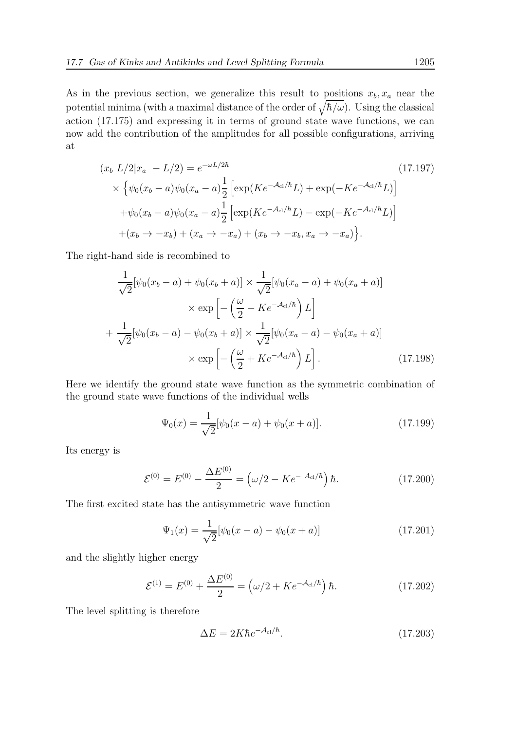As in the previous section, we generalize this result to positions $x_b, x_a$ near the potential minima (with a maximal distance of the order of $\sqrt{\hbar/\omega}$). Using the classical action (17.175) and expressing it in terms of ground state wave functions, we can now add the contribution of the amplitudes for all possible configurations, arriving at

$$
\begin{aligned}
(x_b\ L/2|x_a\ -L/2) = {} & e^{-\omega L/2\hbar} \qquad\qquad (17.197) \\
& \times \Big\{\psi_0(x_b-a)\psi_0(x_a-a)\frac{1}{2}\left[\exp(Ke^{-\mathcal{A}_{\rm cl}/\hbar}L)+\exp(-Ke^{-\mathcal{A}_{\rm cl}/\hbar}L)\right] \\
& +\psi_0(x_b-a)\psi_0(x_a-a)\frac{1}{2}\left[\exp(Ke^{-\mathcal{A}_{\rm cl}/\hbar}L)-\exp(-Ke^{-\mathcal{A}_{\rm cl}/\hbar}L)\right] \\
& +(x_b\to -x_b)+(x_a\to -x_a)+(x_b\to -x_b, x_a\to -x_a)\Big\}.
\end{aligned}
$$

The right-hand side is recombined to

$$
\begin{aligned}
& \frac{1}{\sqrt{2}}[\psi_0(x_b-a)+\psi_0(x_b+a)]\times\frac{1}{\sqrt{2}}[\psi_0(x_a-a)+\psi_0(x_a+a)] \\
& \qquad\qquad \times\exp\left[-\left(\frac{\omega}{2}-Ke^{-\mathcal{A}_{\rm cl}/\hbar}\right)L\right] \\
& +\frac{1}{\sqrt{2}}[\psi_0(x_b-a)-\psi_0(x_b+a)]\times\frac{1}{\sqrt{2}}[\psi_0(x_a-a)-\psi_0(x_a+a)] \\
& \qquad\qquad \times\exp\left[-\left(\frac{\omega}{2}+Ke^{-\mathcal{A}_{\rm cl}/\hbar}\right)L\right]. \qquad (17.198)
\end{aligned}
$$

Here we identify the ground state wave function as the symmetric combination of the ground state wave functions of the individual wells

$$
\Psi_0(x)=\frac{1}{\sqrt{2}}[\psi_0(x-a)+\psi_0(x+a)]. \tag{17.199}
$$

Its energy is

$$
\mathcal{E}^{(0)}=E^{(0)}-\frac{\Delta E^{(0)}}{2}=\left(\omega/2-Ke^{-\ A_{\rm cl}/\hbar}\right)\hbar. \tag{17.200}
$$

The first excited state has the antisymmetric wave function

$$
\Psi_1(x)=\frac{1}{\sqrt{2}}[\psi_0(x-a)-\psi_0(x+a)] \tag{17.201}
$$

and the slightly higher energy

$$
\mathcal{E}^{(1)}=E^{(0)}+\frac{\Delta E^{(0)}}{2}=\left(\omega/2+Ke^{-\mathcal{A}_{\rm cl}/\hbar}\right)\hbar. \tag{17.202}
$$

The level splitting is therefore

$$
\Delta E=2K\hbar e^{-\mathcal{A}_{\rm cl}/\hbar}. \tag{17.203}
$$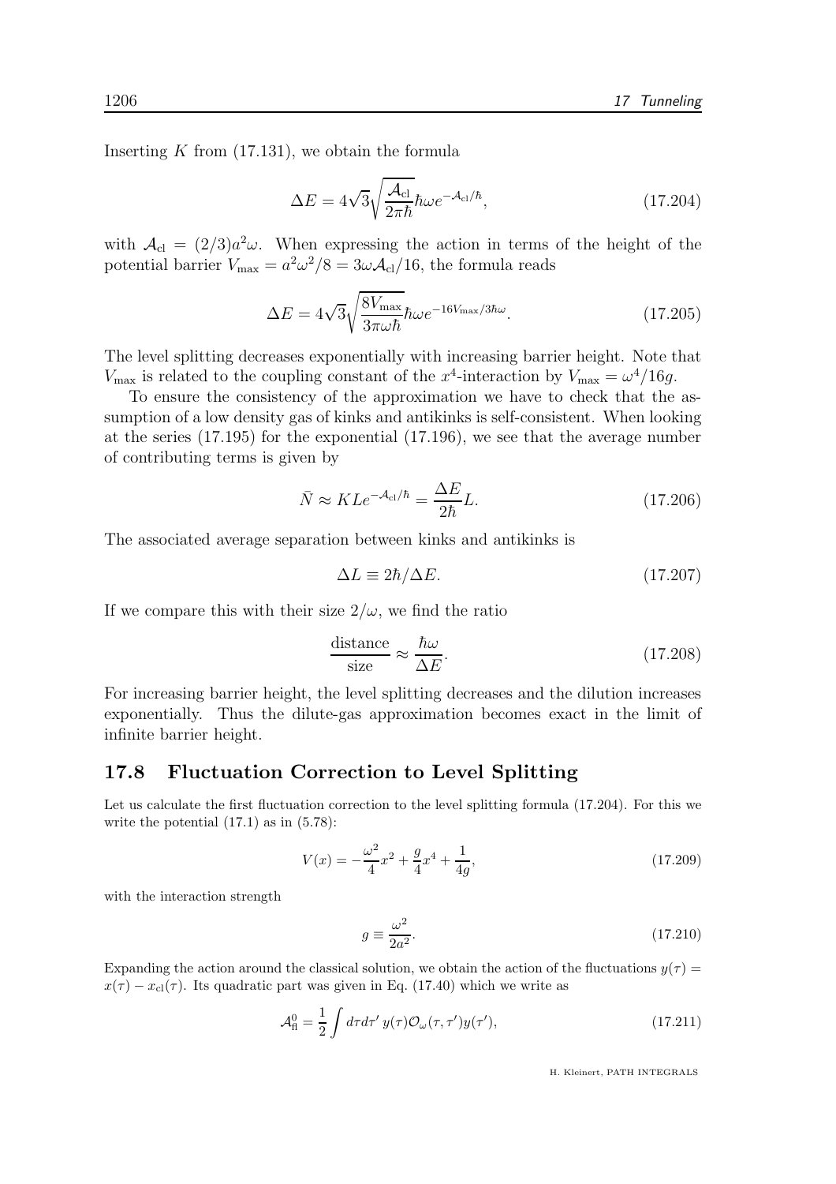Inserting $K$ from (17.131), we obtain the formula

$$\Delta E = 4\sqrt{3}\sqrt{\frac{\mathcal{A}_{\rm cl}}{2\pi\hbar}}\hbar\omega e^{-\mathcal{A}_{\rm cl}/\hbar}, \tag{17.204}$$

with $\mathcal{A}_{\rm cl} = (2/3)a^2\omega$. When expressing the action in terms of the height of the potential barrier $V_{\rm max} = a^2\omega^2/8 = 3\omega\mathcal{A}_{\rm cl}/16$, the formula reads

$$\Delta E = 4\sqrt{3}\sqrt{\frac{8V_{\rm max}}{3\pi\omega\hbar}}\hbar\omega e^{-16V_{\rm max}/3\hbar\omega}. \tag{17.205}$$

The level splitting decreases exponentially with increasing barrier height. Note that $V_{\rm max}$ is related to the coupling constant of the $x^4$-interaction by $V_{\rm max} = \omega^4/16g$.

To ensure the consistency of the approximation we have to check that the assumption of a low density gas of kinks and antikinks is self-consistent. When looking at the series (17.195) for the exponential (17.196), we see that the average number of contributing terms is given by

$$\bar{N} \approx KLe^{-\mathcal{A}_{\rm cl}/\hbar} = \frac{\Delta E}{2\hbar}L. \tag{17.206}$$

The associated average separation between kinks and antikinks is

$$\Delta L \equiv 2\hbar/\Delta E. \tag{17.207}$$

If we compare this with their size $2/\omega$, we find the ratio

$$\frac{\text{distance}}{\text{size}} \approx \frac{\hbar\omega}{\Delta E}. \tag{17.208}$$

For increasing barrier height, the level splitting decreases and the dilution increases exponentially. Thus the dilute-gas approximation becomes exact in the limit of infinite barrier height.

## 17.8 Fluctuation Correction to Level Splitting

Let us calculate the first fluctuation correction to the level splitting formula (17.204). For this we write the potential (17.1) as in (5.78):

$$V(x) = -\frac{\omega^2}{4}x^2 + \frac{g}{4}x^4 + \frac{1}{4g}, \tag{17.209}$$

with the interaction strength

$$g \equiv \frac{\omega^2}{2a^2}. \tag{17.210}$$

Expanding the action around the classical solution, we obtain the action of the fluctuations $y(\tau) = x(\tau) - x_{\rm cl}(\tau)$. Its quadratic part was given in Eq. (17.40) which we write as

$$\mathcal{A}^0_{\rm fl} = \frac{1}{2}\int d\tau d\tau'\, y(\tau)\mathcal{O}_\omega(\tau,\tau')y(\tau'), \tag{17.211}$$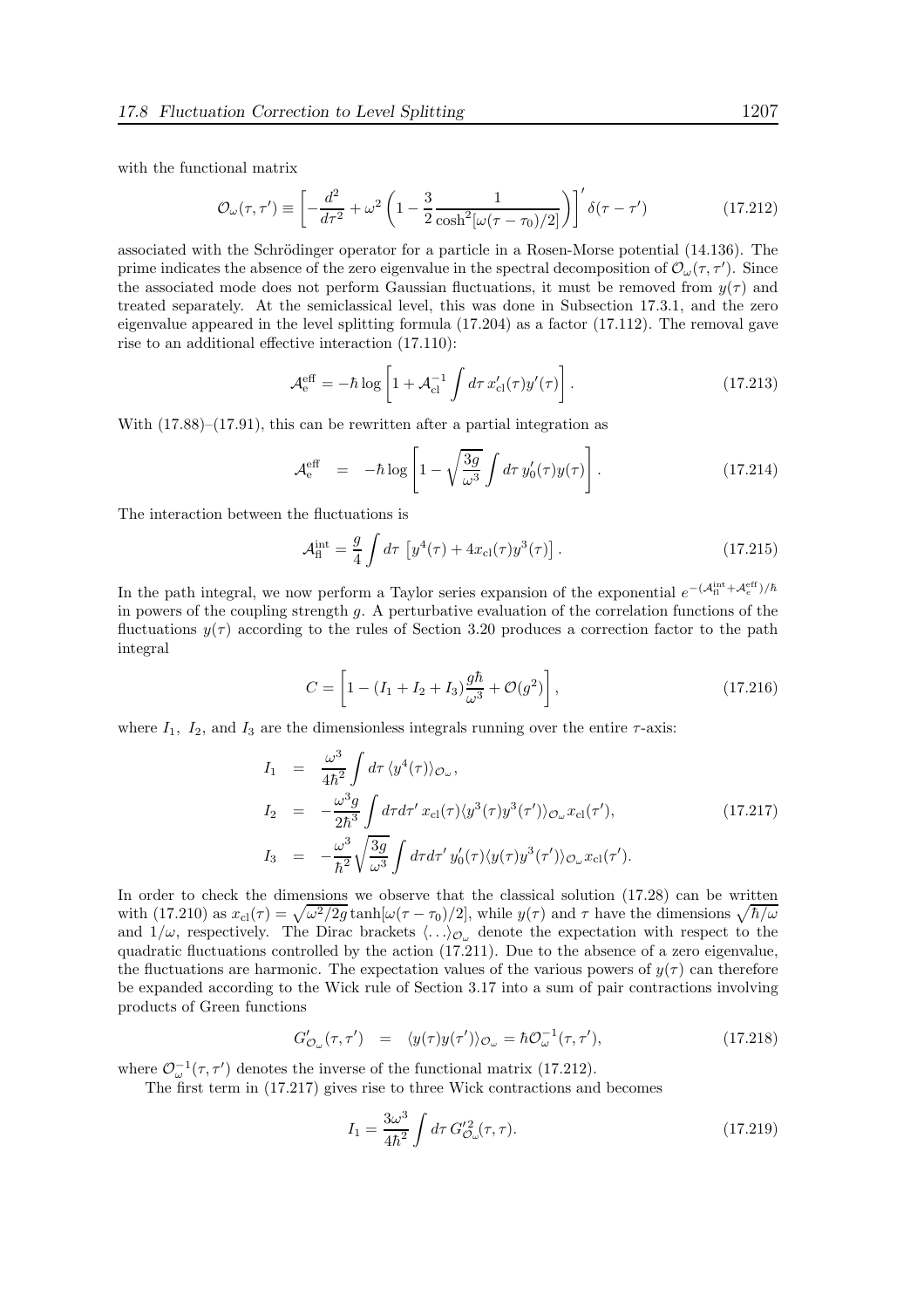with the functional matrix

$$\mathcal{O}_\omega(\tau,\tau') \equiv \left[-\frac{d^2}{d\tau^2}+\omega^2\left(1-\frac{3}{2}\frac{1}{\cosh^2[\omega(\tau-\tau_0)/2]}\right)\right]'\delta(\tau-\tau') \tag{17.212}$$

associated with the Schrödinger operator for a particle in a Rosen-Morse potential (14.136). The prime indicates the absence of the zero eigenvalue in the spectral decomposition of $\mathcal{O}_\omega(\tau,\tau')$. Since the associated mode does not perform Gaussian fluctuations, it must be removed from $y(\tau)$ and treated separately. At the semiclassical level, this was done in Subsection 17.3.1, and the zero eigenvalue appeared in the level splitting formula (17.204) as a factor (17.112). The removal gave rise to an additional effective interaction (17.110):

$$\mathcal{A}_{\rm e}^{\rm eff} = -\hbar\log\left[1+\mathcal{A}_{\rm cl}^{-1}\int d\tau\, x_{\rm cl}'(\tau)y'(\tau)\right]. \tag{17.213}$$

With (17.88)–(17.91), this can be rewritten after a partial integration as

$$\mathcal{A}_{\rm e}^{\rm eff} = -\hbar\log\left[1-\sqrt{\frac{3g}{\omega^3}}\int d\tau\, y_0'(\tau)y(\tau)\right]. \tag{17.214}$$

The interaction between the fluctuations is

$$\mathcal{A}_{\rm fl}^{\rm int} = \frac{g}{4}\int d\tau\,\left[y^4(\tau)+4x_{\rm cl}(\tau)y^3(\tau)\right]. \tag{17.215}$$

In the path integral, we now perform a Taylor series expansion of the exponential $e^{-(\mathcal{A}_{\rm fl}^{\rm int}+\mathcal{A}_{\rm e}^{\rm eff})/\hbar}$ in powers of the coupling strength $g$. A perturbative evaluation of the correlation functions of the fluctuations $y(\tau)$ according to the rules of Section 3.20 produces a correction factor to the path integral

$$C = \left[1-(I_1+I_2+I_3)\frac{g\hbar}{\omega^3}+\mathcal{O}(g^2)\right], \tag{17.216}$$

where $I_1$, $I_2$, and $I_3$ are the dimensionless integrals running over the entire $\tau$-axis:

$$\begin{aligned}
I_1 &= \frac{\omega^3}{4\hbar^2}\int d\tau\,\langle y^4(\tau)\rangle_{\mathcal{O}_\omega},\\
I_2 &= -\frac{\omega^3 g}{2\hbar^3}\int d\tau d\tau'\, x_{\rm cl}(\tau)\langle y^3(\tau)y^3(\tau')\rangle_{\mathcal{O}_\omega}x_{\rm cl}(\tau'),\\
I_3 &= -\frac{\omega^3}{\hbar^2}\sqrt{\frac{3g}{\omega^3}}\int d\tau d\tau'\, y_0'(\tau)\langle y(\tau)y^3(\tau')\rangle_{\mathcal{O}_\omega}x_{\rm cl}(\tau').
\end{aligned} \tag{17.217}$$

In order to check the dimensions we observe that the classical solution (17.28) can be written with (17.210) as $x_{\rm cl}(\tau)=\sqrt{\omega^2/2g}\tanh[\omega(\tau-\tau_0)/2]$, while $y(\tau)$ and $\tau$ have the dimensions $\sqrt{\hbar/\omega}$ and $1/\omega$, respectively. The Dirac brackets $\langle\ldots\rangle_{\mathcal{O}_\omega}$ denote the expectation with respect to the quadratic fluctuations controlled by the action (17.211). Due to the absence of a zero eigenvalue, the fluctuations are harmonic. The expectation values of the various powers of $y(\tau)$ can therefore be expanded according to the Wick rule of Section 3.17 into a sum of pair contractions involving products of Green functions

$$G'_{\mathcal{O}_\omega}(\tau,\tau') = \langle y(\tau)y(\tau')\rangle_{\mathcal{O}_\omega} = \hbar\mathcal{O}_\omega^{-1}(\tau,\tau'), \tag{17.218}$$

where $\mathcal{O}_\omega^{-1}(\tau,\tau')$ denotes the inverse of the functional matrix (17.212).

The first term in (17.217) gives rise to three Wick contractions and becomes

$$I_1 = \frac{3\omega^3}{4\hbar^2}\int d\tau\, G'^2_{\mathcal{O}_\omega}(\tau,\tau). \tag{17.219}$$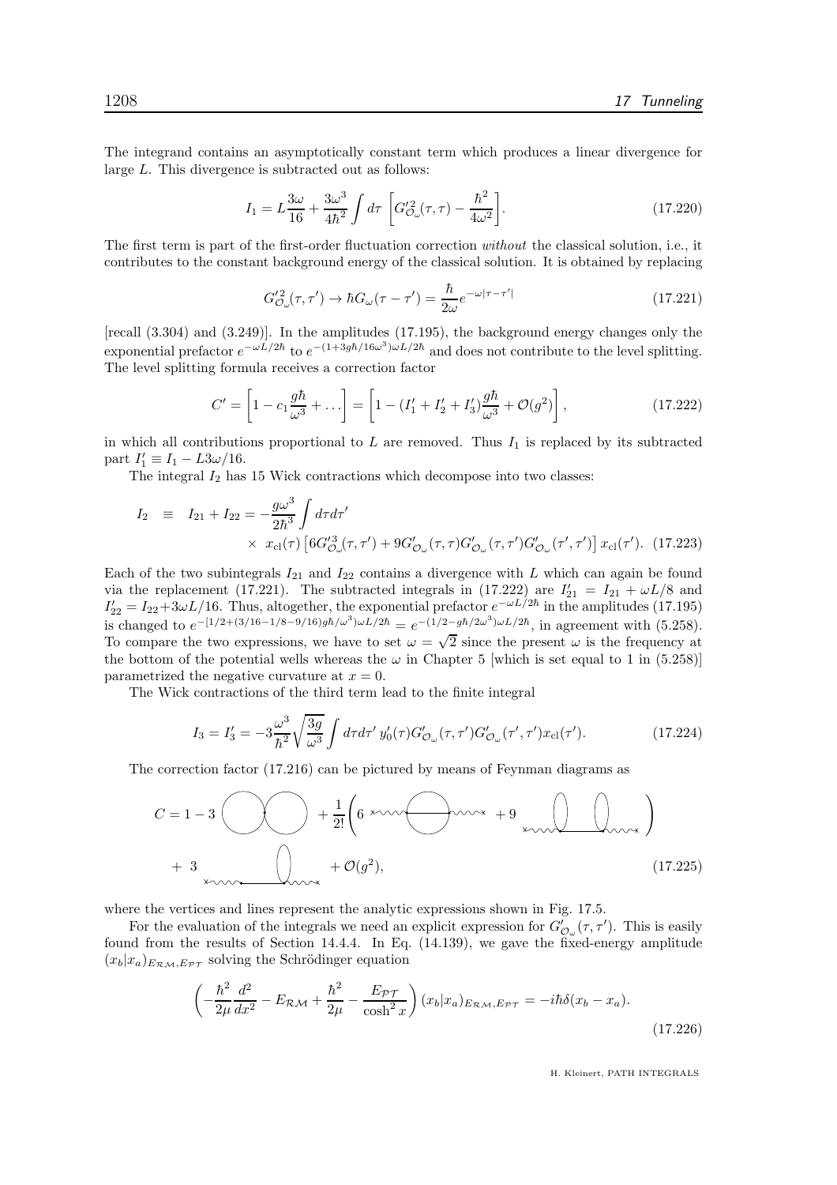The integrand contains an asymptotically constant term which produces a linear divergence for large $L$. This divergence is subtracted out as follows:

$$I_1 = L\frac{3\omega}{16} + \frac{3\omega^3}{4\hbar^2}\int d\tau\, \left[G'^2_{\mathcal{O}_\omega}(\tau,\tau) - \frac{\hbar^2}{4\omega^2}\right]. \tag{17.220}$$

The first term is part of the first-order fluctuation correction *without* the classical solution, i.e., it contributes to the constant background energy of the classical solution. It is obtained by replacing

$$G'^2_{\mathcal{O}_\omega}(\tau,\tau') \to \hbar G_\omega(\tau-\tau') = \frac{\hbar}{2\omega}e^{-\omega|\tau-\tau'|} \tag{17.221}$$

[recall (3.304) and (3.249)]. In the amplitudes (17.195), the background energy changes only the exponential prefactor $e^{-\omega L/2\hbar}$ to $e^{-(1+3g\hbar/16\omega^3)\omega L/2\hbar}$ and does not contribute to the level splitting. The level splitting formula receives a correction factor

$$C' = \left[1 - c_1\frac{g\hbar}{\omega^3} + \dots\right] = \left[1 - (I'_1 + I'_2 + I'_3)\frac{g\hbar}{\omega^3} + \mathcal{O}(g^2)\right], \tag{17.222}$$

in which all contributions proportional to $L$ are removed. Thus $I_1$ is replaced by its subtracted part $I'_1 \equiv I_1 - L3\omega/16$.

The integral $I_2$ has 15 Wick contractions which decompose into two classes:

$$\begin{aligned} I_2 \;\; &\equiv \;\; I_{21} + I_{22} = -\frac{g\omega^3}{2\hbar^3}\int d\tau d\tau' \\ &\times\; x_{\rm cl}(\tau)\left[6G'^3_{\mathcal{O}_\omega}(\tau,\tau') + 9G'_{\mathcal{O}_\omega}(\tau,\tau)G'_{\mathcal{O}_\omega}(\tau,\tau')G'_{\mathcal{O}_\omega}(\tau',\tau')\right]x_{\rm cl}(\tau'). \end{aligned} \tag{17.223}$$

Each of the two subintegrals $I_{21}$ and $I_{22}$ contains a divergence with $L$ which can again be found via the replacement (17.221). The subtracted integrals in (17.222) are $I'_{21} = I_{21} + \omega L/8$ and $I'_{22} = I_{22} + 3\omega L/16$. Thus, altogether, the exponential prefactor $e^{-\omega L/2\hbar}$ in the amplitudes (17.195) is changed to $e^{-[1/2+(3/16-1/8-9/16)g\hbar/\omega^3)\omega L/2\hbar} = e^{-(1/2-g\hbar/2\omega^3)\omega L/2\hbar}$, in agreement with (5.258). To compare the two expressions, we have to set $\omega = \sqrt{2}$ since the present $\omega$ is the frequency at the bottom of the potential wells whereas the $\omega$ in Chapter 5 [which is set equal to 1 in (5.258)] parametrized the negative curvature at $x = 0$.

The Wick contractions of the third term lead to the finite integral

$$I_3 = I'_3 = -3\frac{\omega^3}{\hbar^2}\sqrt{\frac{3g}{\omega^3}}\int d\tau d\tau'\, y'_0(\tau)G'_{\mathcal{O}_\omega}(\tau,\tau')G'_{\mathcal{O}_\omega}(\tau',\tau')x_{\rm cl}(\tau'). \tag{17.224}$$

The correction factor (17.216) can be pictured by means of Feynman diagrams as

$$C = 1 - 3\,(\text{diagram}) + \frac{1}{2!}\left(6\,(\text{diagram}) + 9\,(\text{diagram})\right) + 3\,(\text{diagram}) + \mathcal{O}(g^2), \tag{17.225}$$

where the vertices and lines represent the analytic expressions shown in Fig. 17.5.

For the evaluation of the integrals we need an explicit expression for $G'_{\mathcal{O}_\omega}(\tau,\tau')$. This is easily found from the results of Section 14.4.4. In Eq. (14.139), we gave the fixed-energy amplitude $(x_b|x_a)_{E_{\mathcal{RM}},E_{\mathcal{PT}}}$ solving the Schrödinger equation

$$\left(-\frac{\hbar^2}{2\mu}\frac{d^2}{dx^2} - E_{\mathcal{RM}} + \frac{\hbar^2}{2\mu} - \frac{E_{\mathcal{PT}}}{\cosh^2 x}\right)(x_b|x_a)_{E_{\mathcal{RM}},E_{\mathcal{PT}}} = -i\hbar\delta(x_b - x_a). \tag{17.226}$$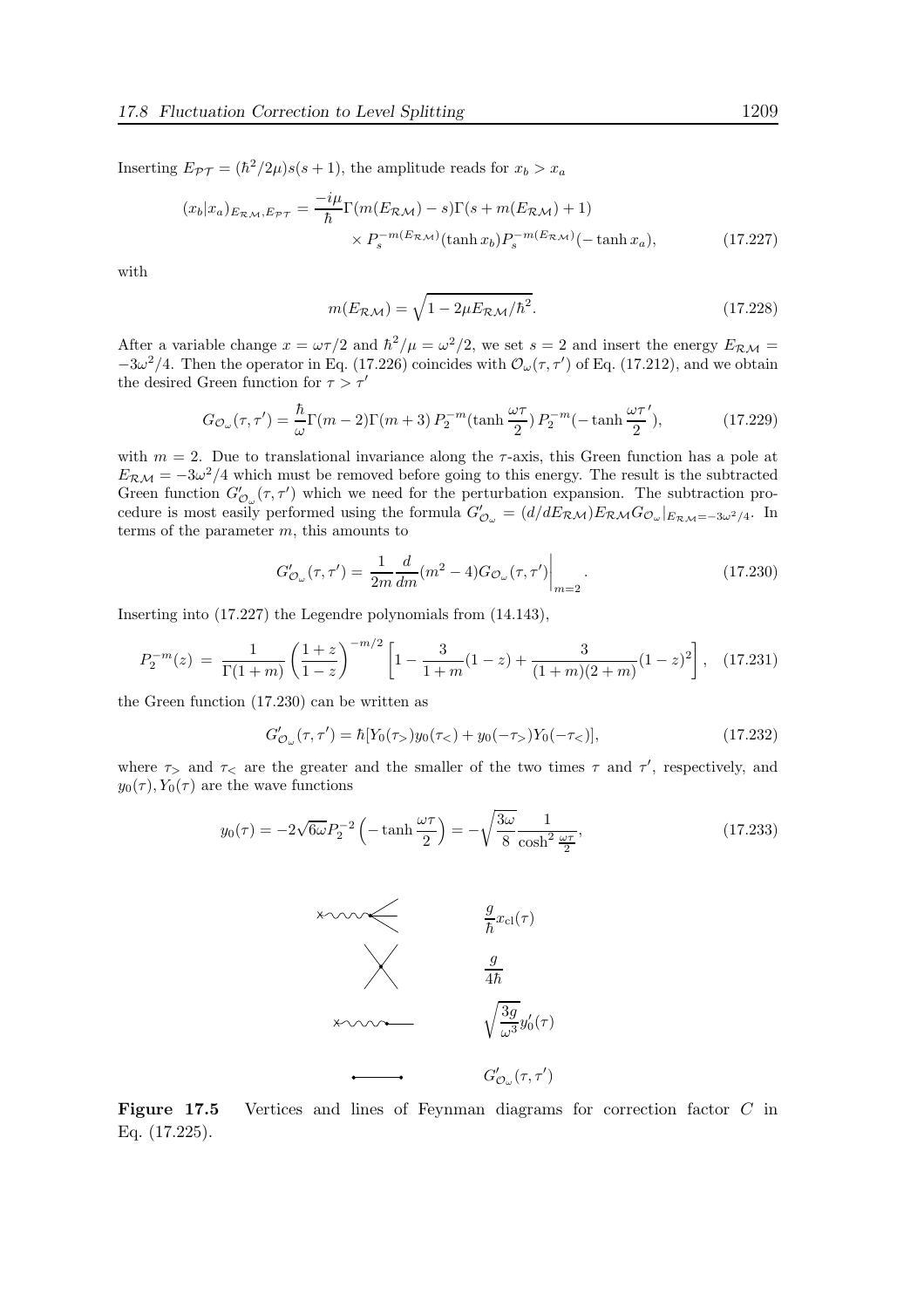Inserting $E_{\mathcal{PT}} = (\hbar^2/2\mu)s(s+1)$, the amplitude reads for $x_b > x_a$

$$(x_b|x_a)_{E_{\mathcal{RM}},E_{\mathcal{PT}}} = \frac{-i\mu}{\hbar}\Gamma(m(E_{\mathcal{RM}}) - s)\Gamma(s + m(E_{\mathcal{RM}}) + 1) \times P_s^{-m(E_{\mathcal{RM}})}(\tanh x_b) P_s^{-m(E_{\mathcal{RM}})}(-\tanh x_a), \tag{17.227}$$

with

$$m(E_{\mathcal{RM}}) = \sqrt{1 - 2\mu E_{\mathcal{RM}}/\hbar^2}. \tag{17.228}$$

After a variable change $x = \omega\tau/2$ and $\hbar^2/\mu = \omega^2/2$, we set $s = 2$ and insert the energy $E_{\mathcal{RM}} = -3\omega^2/4$. Then the operator in Eq. (17.226) coincides with $\mathcal{O}_\omega(\tau,\tau')$ of Eq. (17.212), and we obtain the desired Green function for $\tau > \tau'$

$$G_{\mathcal{O}_\omega}(\tau,\tau') = \frac{\hbar}{\omega}\Gamma(m-2)\Gamma(m+3)\, P_2^{-m}(\tanh\frac{\omega\tau}{2})\, P_2^{-m}(-\tanh\frac{\omega\tau'}{2}), \tag{17.229}$$

with $m = 2$. Due to translational invariance along the $\tau$-axis, this Green function has a pole at $E_{\mathcal{RM}} = -3\omega^2/4$ which must be removed before going to this energy. The result is the subtracted Green function $G'_{\mathcal{O}_\omega}(\tau,\tau')$ which we need for the perturbation expansion. The subtraction procedure is most easily performed using the formula $G'_{\mathcal{O}_\omega} = (d/dE_{\mathcal{RM}})E_{\mathcal{RM}}G_{\mathcal{O}_\omega}|_{E_{\mathcal{RM}}=-3\omega^2/4}$. In terms of the parameter $m$, this amounts to

$$G'_{\mathcal{O}_\omega}(\tau,\tau') = \frac{1}{2m}\frac{d}{dm}(m^2-4)G_{\mathcal{O}_\omega}(\tau,\tau')\bigg|_{m=2}. \tag{17.230}$$

Inserting into (17.227) the Legendre polynomials from (14.143),

$$P_2^{-m}(z) \;=\; \frac{1}{\Gamma(1+m)}\left(\frac{1+z}{1-z}\right)^{-m/2}\left[1 - \frac{3}{1+m}(1-z) + \frac{3}{(1+m)(2+m)}(1-z)^2\right], \tag{17.231}$$

the Green function (17.230) can be written as

$$G'_{\mathcal{O}_\omega}(\tau,\tau') = \hbar[Y_0(\tau_>)y_0(\tau_<) + y_0(-\tau_>)Y_0(-\tau_<)], \tag{17.232}$$

where $\tau_>$ and $\tau_<$ are the greater and the smaller of the two times $\tau$ and $\tau'$, respectively, and $y_0(\tau), Y_0(\tau)$ are the wave functions

$$y_0(\tau) = -2\sqrt{6\omega}P_2^{-2}\left(-\tanh\frac{\omega\tau}{2}\right) = -\sqrt{\frac{3\omega}{8}}\frac{1}{\cosh^2\frac{\omega\tau}{2}}, \tag{17.233}$$

$\frac{g}{\hbar}x_{\rm cl}(\tau)$

$\frac{g}{4\hbar}$

$\sqrt{\frac{3g}{\omega^3}}y_0'(\tau)$

$G'_{\mathcal{O}_\omega}(\tau,\tau')$

**Figure 17.5** Vertices and lines of Feynman diagrams for correction factor $C$ in Eq. (17.225).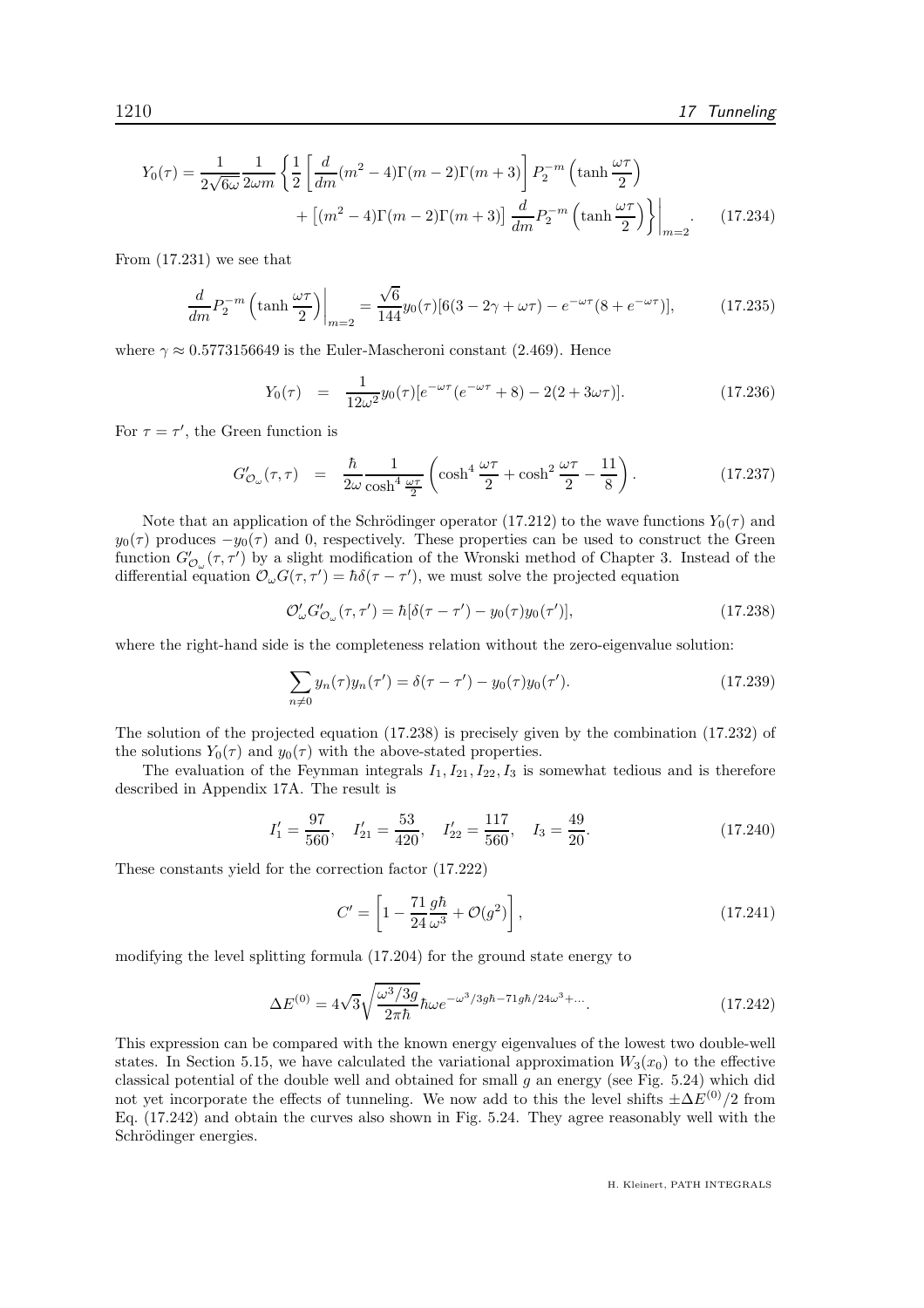$$
Y_0(\tau) = \frac{1}{2\sqrt{6\omega}} \frac{1}{2\omega m} \left\{ \frac{1}{2} \left[ \frac{d}{dm} (m^2 - 4)\Gamma(m-2)\Gamma(m+3) \right] P_2^{-m} \left( \tanh \frac{\omega\tau}{2} \right) \right.
$$
$$
\left. + \left[ (m^2 - 4)\Gamma(m-2)\Gamma(m+3) \right] \frac{d}{dm} P_2^{-m} \left( \tanh \frac{\omega\tau}{2} \right) \right\} \Bigg|_{m=2}. \qquad (17.234)
$$

From (17.231) we see that

$$
\frac{d}{dm} P_2^{-m} \left( \tanh \frac{\omega\tau}{2} \right) \Bigg|_{m=2} = \frac{\sqrt{6}}{144} y_0(\tau) [6(3 - 2\gamma + \omega\tau) - e^{-\omega\tau}(8 + e^{-\omega\tau})], \qquad (17.235)
$$

where $\gamma \approx 0.5773156649$ is the Euler-Mascheroni constant (2.469). Hence

$$
Y_0(\tau) \;\; = \;\; \frac{1}{12\omega^2} y_0(\tau) [e^{-\omega\tau}(e^{-\omega\tau} + 8) - 2(2 + 3\omega\tau)]. \qquad (17.236)
$$

For $\tau = \tau'$, the Green function is

$$
G'_{\mathcal{O}_\omega}(\tau, \tau) \;\; = \;\; \frac{\hbar}{2\omega} \frac{1}{\cosh^4 \frac{\omega\tau}{2}} \left( \cosh^4 \frac{\omega\tau}{2} + \cosh^2 \frac{\omega\tau}{2} - \frac{11}{8} \right). \qquad (17.237)
$$

Note that an application of the Schrödinger operator (17.212) to the wave functions $Y_0(\tau)$ and $y_0(\tau)$ produces $-y_0(\tau)$ and 0, respectively. These properties can be used to construct the Green function $G'_{\mathcal{O}_\omega}(\tau, \tau')$ by a slight modification of the Wronski method of Chapter 3. Instead of the differential equation $\mathcal{O}_\omega G(\tau, \tau') = \hbar\delta(\tau - \tau')$, we must solve the projected equation

$$
\mathcal{O}'_\omega G'_{\mathcal{O}_\omega}(\tau, \tau') = \hbar[\delta(\tau - \tau') - y_0(\tau) y_0(\tau')], \qquad (17.238)
$$

where the right-hand side is the completeness relation without the zero-eigenvalue solution:

$$
\sum_{n \neq 0} y_n(\tau) y_n(\tau') = \delta(\tau - \tau') - y_0(\tau) y_0(\tau'). \qquad (17.239)
$$

The solution of the projected equation (17.238) is precisely given by the combination (17.232) of the solutions $Y_0(\tau)$ and $y_0(\tau)$ with the above-stated properties.

The evaluation of the Feynman integrals $I_1, I_{21}, I_{22}, I_3$ is somewhat tedious and is therefore described in Appendix 17A. The result is

$$
I'_1 = \frac{97}{560}, \quad I'_{21} = \frac{53}{420}, \quad I'_{22} = \frac{117}{560}, \quad I_3 = \frac{49}{20}. \qquad (17.240)
$$

These constants yield for the correction factor (17.222)

$$
C' = \left[ 1 - \frac{71}{24} \frac{g\hbar}{\omega^3} + \mathcal{O}(g^2) \right], \qquad (17.241)
$$

modifying the level splitting formula (17.204) for the ground state energy to

$$
\Delta E^{(0)} = 4\sqrt{3} \sqrt{\frac{\omega^3/3g}{2\pi\hbar}} \hbar\omega e^{-\omega^3/3g\hbar - 71g\hbar/24\omega^3 + \dots}. \qquad (17.242)
$$

This expression can be compared with the known energy eigenvalues of the lowest two double-well states. In Section 5.15, we have calculated the variational approximation $W_3(x_0)$ to the effective classical potential of the double well and obtained for small $g$ an energy (see Fig. 5.24) which did not yet incorporate the effects of tunneling. We now add to this the level shifts $\pm\Delta E^{(0)}/2$ from Eq. (17.242) and obtain the curves also shown in Fig. 5.24. They agree reasonably well with the Schrödinger energies.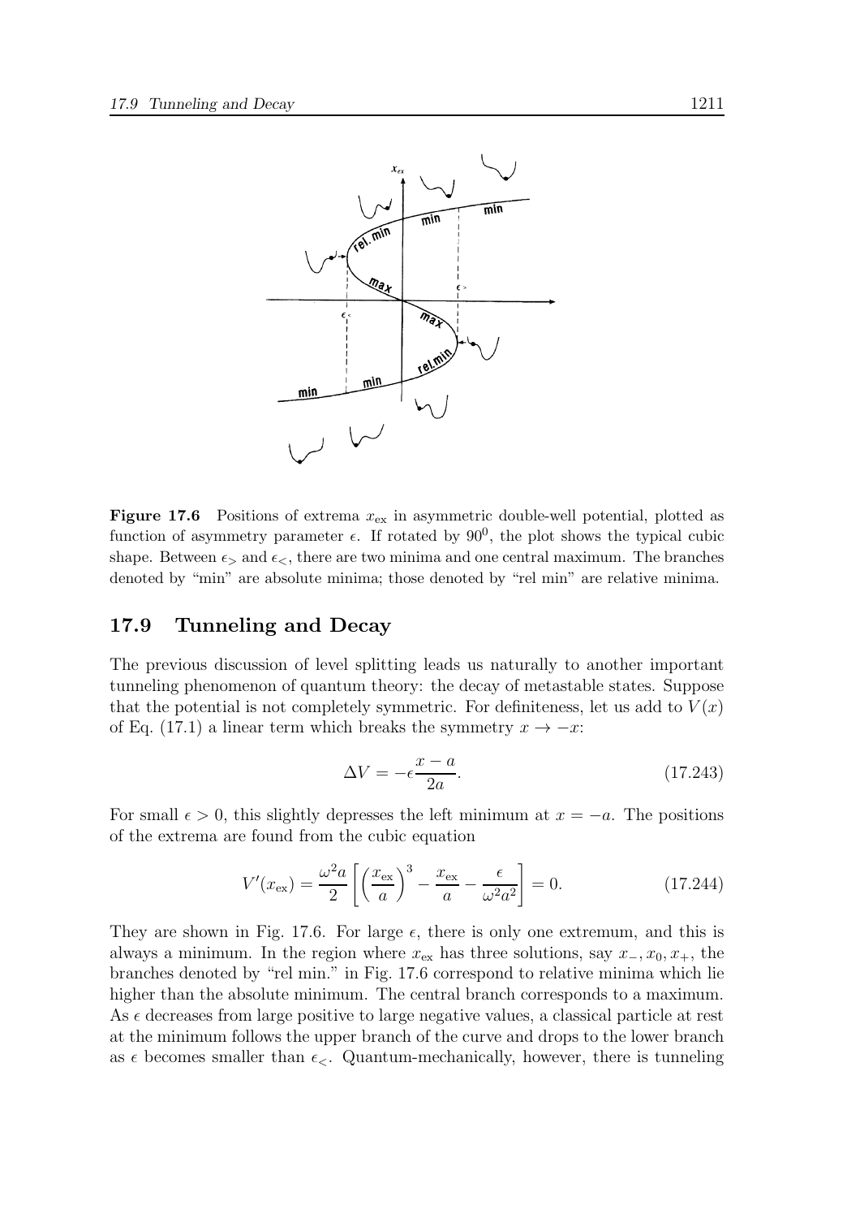**Figure 17.6** Positions of extrema $x_{\rm ex}$ in asymmetric double-well potential, plotted as function of asymmetry parameter $\epsilon$. If rotated by $90^0$, the plot shows the typical cubic shape. Between $\epsilon_>$ and $\epsilon_<$, there are two minima and one central maximum. The branches denoted by "min" are absolute minima; those denoted by "rel min" are relative minima.

## 17.9 Tunneling and Decay

The previous discussion of level splitting leads us naturally to another important tunneling phenomenon of quantum theory: the decay of metastable states. Suppose that the potential is not completely symmetric. For definiteness, let us add to $V(x)$ of Eq. (17.1) a linear term which breaks the symmetry $x \to -x$:

$$\Delta V = -\epsilon \frac{x-a}{2a}. \tag{17.243}$$

For small $\epsilon > 0$, this slightly depresses the left minimum at $x = -a$. The positions of the extrema are found from the cubic equation

$$V'(x_{\rm ex}) = \frac{\omega^2 a}{2}\left[\left(\frac{x_{\rm ex}}{a}\right)^3 - \frac{x_{\rm ex}}{a} - \frac{\epsilon}{\omega^2 a^2}\right] = 0. \tag{17.244}$$

They are shown in Fig. 17.6. For large $\epsilon$, there is only one extremum, and this is always a minimum. In the region where $x_{\rm ex}$ has three solutions, say $x_-, x_0, x_+$, the branches denoted by "rel min." in Fig. 17.6 correspond to relative minima which lie higher than the absolute minimum. The central branch corresponds to a maximum. As $\epsilon$ decreases from large positive to large negative values, a classical particle at rest at the minimum follows the upper branch of the curve and drops to the lower branch as $\epsilon$ becomes smaller than $\epsilon_<$. Quantum-mechanically, however, there is tunneling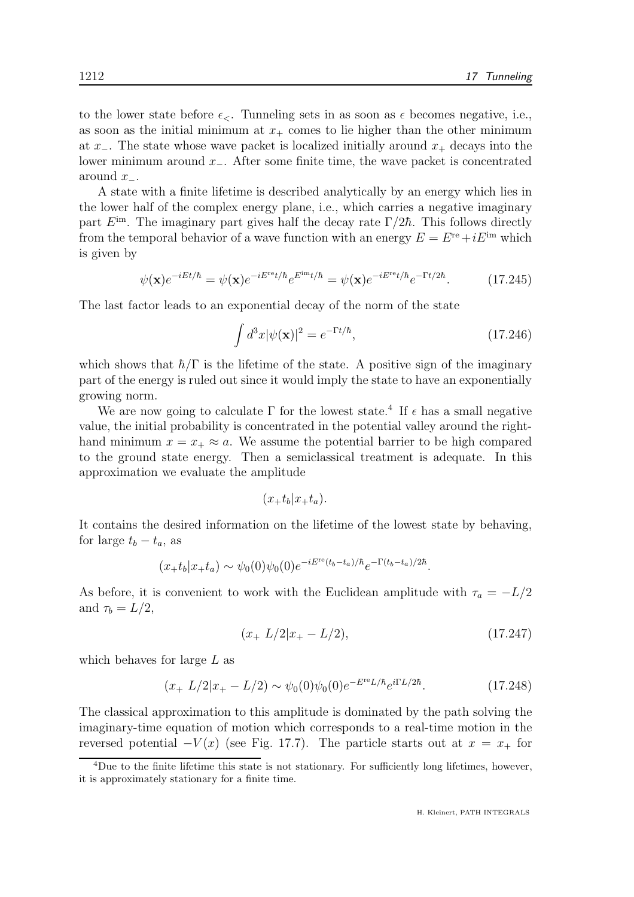to the lower state before $\epsilon_<$. Tunneling sets in as soon as $\epsilon$ becomes negative, i.e., as soon as the initial minimum at $x_+$ comes to lie higher than the other minimum at $x_-$. The state whose wave packet is localized initially around $x_+$ decays into the lower minimum around $x_-$. After some finite time, the wave packet is concentrated around $x_-$.

A state with a finite lifetime is described analytically by an energy which lies in the lower half of the complex energy plane, i.e., which carries a negative imaginary part $E^{\rm im}$. The imaginary part gives half the decay rate $\Gamma/2\hbar$. This follows directly from the temporal behavior of a wave function with an energy $E = E^{\rm re} + iE^{\rm im}$ which is given by

$$\psi(\mathbf{x})e^{-iEt/\hbar} = \psi(\mathbf{x})e^{-iE^{\rm re}t/\hbar}e^{E^{\rm im}t/\hbar} = \psi(\mathbf{x})e^{-iE^{\rm re}t/\hbar}e^{-\Gamma t/2\hbar}. \tag{17.245}$$

The last factor leads to an exponential decay of the norm of the state

$$\int d^3x |\psi(\mathbf{x})|^2 = e^{-\Gamma t/\hbar}, \tag{17.246}$$

which shows that $\hbar/\Gamma$ is the lifetime of the state. A positive sign of the imaginary part of the energy is ruled out since it would imply the state to have an exponentially growing norm.

We are now going to calculate $\Gamma$ for the lowest state.[4] If $\epsilon$ has a small negative value, the initial probability is concentrated in the potential valley around the right-hand minimum $x = x_+ \approx a$. We assume the potential barrier to be high compared to the ground state energy. Then a semiclassical treatment is adequate. In this approximation we evaluate the amplitude

$$(x_+ t_b | x_+ t_a).$$

It contains the desired information on the lifetime of the lowest state by behaving, for large $t_b - t_a$, as

$$(x_+ t_b | x_+ t_a) \sim \psi_0(0)\psi_0(0)e^{-iE^{\rm re}(t_b - t_a)/\hbar}e^{-\Gamma(t_b - t_a)/2\hbar}.$$

As before, it is convenient to work with the Euclidean amplitude with $\tau_a = -L/2$ and $\tau_b = L/2$,

$$(x_+ \; L/2 | x_+ - L/2), \tag{17.247}$$

which behaves for large $L$ as

$$(x_+ \; L/2 | x_+ - L/2) \sim \psi_0(0)\psi_0(0)e^{-E^{\rm re}L/\hbar}e^{i\Gamma L/2\hbar}. \tag{17.248}$$

The classical approximation to this amplitude is dominated by the path solving the imaginary-time equation of motion which corresponds to a real-time motion in the reversed potential $-V(x)$ (see Fig. 17.7). The particle starts out at $x = x_+$ for

[4] Due to the finite lifetime this state is not stationary. For sufficiently long lifetimes, however, it is approximately stationary for a finite time.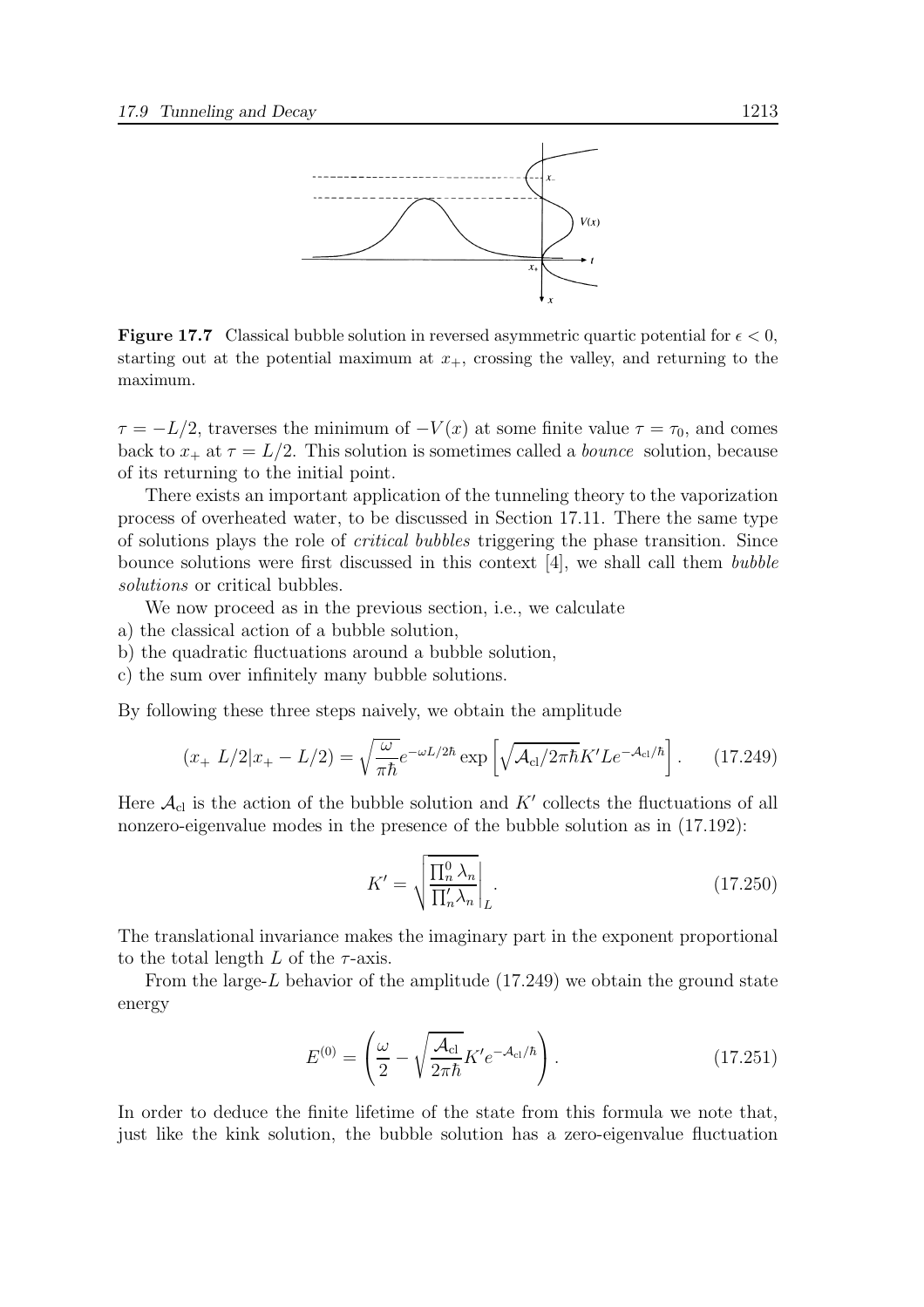**Figure 17.7** Classical bubble solution in reversed asymmetric quartic potential for $\epsilon < 0$, starting out at the potential maximum at $x_+$, crossing the valley, and returning to the maximum.

$\tau = -L/2$, traverses the minimum of $-V(x)$ at some finite value $\tau = \tau_0$, and comes back to $x_+$ at $\tau = L/2$. This solution is sometimes called a *bounce* solution, because of its returning to the initial point.

There exists an important application of the tunneling theory to the vaporization process of overheated water, to be discussed in Section 17.11. There the same type of solutions plays the role of *critical bubbles* triggering the phase transition. Since bounce solutions were first discussed in this context [4], we shall call them *bubble solutions* or critical bubbles.

We now proceed as in the previous section, i.e., we calculate

a) the classical action of a bubble solution,

b) the quadratic fluctuations around a bubble solution,

c) the sum over infinitely many bubble solutions.

By following these three steps naively, we obtain the amplitude

$$(x_+ \; L/2|x_+ - L/2) = \sqrt{\frac{\omega}{\pi\hbar}} e^{-\omega L/2\hbar} \exp\left[\sqrt{\mathcal{A}_{\rm cl}/2\pi\hbar} K' L e^{-\mathcal{A}_{\rm cl}/\hbar}\right]. \qquad (17.249)$$

Here $\mathcal{A}_{\rm cl}$ is the action of the bubble solution and $K'$ collects the fluctuations of all nonzero-eigenvalue modes in the presence of the bubble solution as in (17.192):

$$K' = \sqrt{\frac{\prod_n^0 \lambda_n}{\prod_n' \lambda_n}}\Bigg|_L. \qquad (17.250)$$

The translational invariance makes the imaginary part in the exponent proportional to the total length $L$ of the $\tau$-axis.

From the large-$L$ behavior of the amplitude (17.249) we obtain the ground state energy

$$E^{(0)} = \left(\frac{\omega}{2} - \sqrt{\frac{\mathcal{A}_{\rm cl}}{2\pi\hbar}} K' e^{-\mathcal{A}_{\rm cl}/\hbar}\right). \qquad (17.251)$$

In order to deduce the finite lifetime of the state from this formula we note that, just like the kink solution, the bubble solution has a zero-eigenvalue fluctuation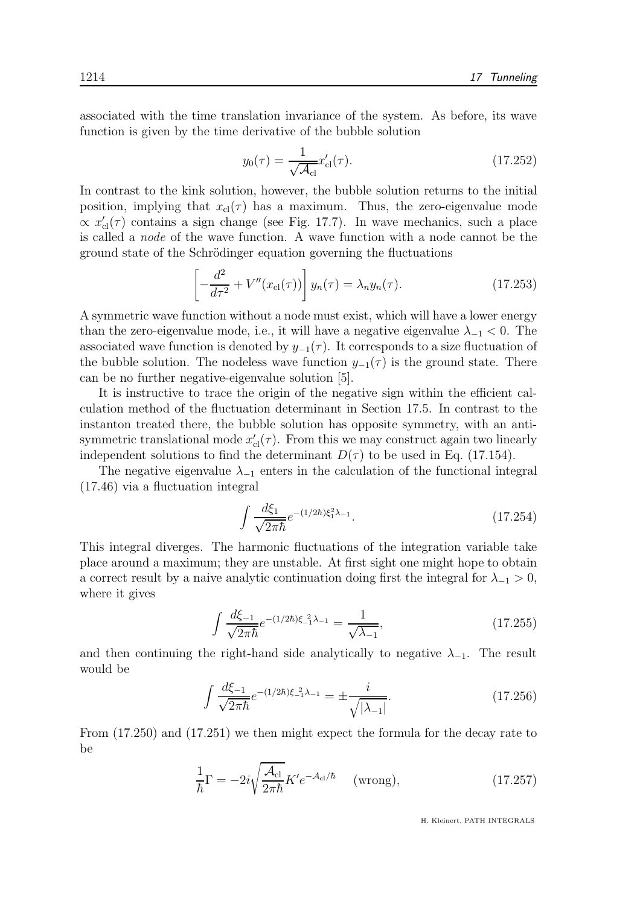associated with the time translation invariance of the system. As before, its wave function is given by the time derivative of the bubble solution

$$y_0(\tau) = \frac{1}{\sqrt{\mathcal{A}_{\rm cl}}} x'_{\rm cl}(\tau). \tag{17.252}$$

In contrast to the kink solution, however, the bubble solution returns to the initial position, implying that $x_{\rm cl}(\tau)$ has a maximum. Thus, the zero-eigenvalue mode $\propto x'_{\rm cl}(\tau)$ contains a sign change (see Fig. 17.7). In wave mechanics, such a place is called a *node* of the wave function. A wave function with a node cannot be the ground state of the Schrödinger equation governing the fluctuations

$$\left[-\frac{d^2}{d\tau^2} + V''(x_{\rm cl}(\tau))\right] y_n(\tau) = \lambda_n y_n(\tau). \tag{17.253}$$

A symmetric wave function without a node must exist, which will have a lower energy than the zero-eigenvalue mode, i.e., it will have a negative eigenvalue $\lambda_{-1} < 0$. The associated wave function is denoted by $y_{-1}(\tau)$. It corresponds to a size fluctuation of the bubble solution. The nodeless wave function $y_{-1}(\tau)$ is the ground state. There can be no further negative-eigenvalue solution [5].

It is instructive to trace the origin of the negative sign within the efficient calculation method of the fluctuation determinant in Section 17.5. In contrast to the instanton treated there, the bubble solution has opposite symmetry, with an antisymmetric translational mode $x'_{\rm cl}(\tau)$. From this we may construct again two linearly independent solutions to find the determinant $D(\tau)$ to be used in Eq. (17.154).

The negative eigenvalue $\lambda_{-1}$ enters in the calculation of the functional integral (17.46) via a fluctuation integral

$$\int \frac{d\xi_1}{\sqrt{2\pi\hbar}} e^{-(1/2\hbar)\xi_1^2 \lambda_{-1}}. \tag{17.254}$$

This integral diverges. The harmonic fluctuations of the integration variable take place around a maximum; they are unstable. At first sight one might hope to obtain a correct result by a naive analytic continuation doing first the integral for $\lambda_{-1} > 0$, where it gives

$$\int \frac{d\xi_{-1}}{\sqrt{2\pi\hbar}} e^{-(1/2\hbar)\xi_{-1}^{\,2} \lambda_{-1}} = \frac{1}{\sqrt{\lambda_{-1}}}, \tag{17.255}$$

and then continuing the right-hand side analytically to negative $\lambda_{-1}$. The result would be

$$\int \frac{d\xi_{-1}}{\sqrt{2\pi\hbar}} e^{-(1/2\hbar)\xi_{-1}^{\,2} \lambda_{-1}} = \pm \frac{i}{\sqrt{|\lambda_{-1}|}}. \tag{17.256}$$

From (17.250) and (17.251) we then might expect the formula for the decay rate to be

$$\frac{1}{\hbar}\Gamma = -2i\sqrt{\frac{\mathcal{A}_{\rm cl}}{2\pi\hbar}} K' e^{-\mathcal{A}_{\rm cl}/\hbar} \quad \text{(wrong)}, \tag{17.257}$$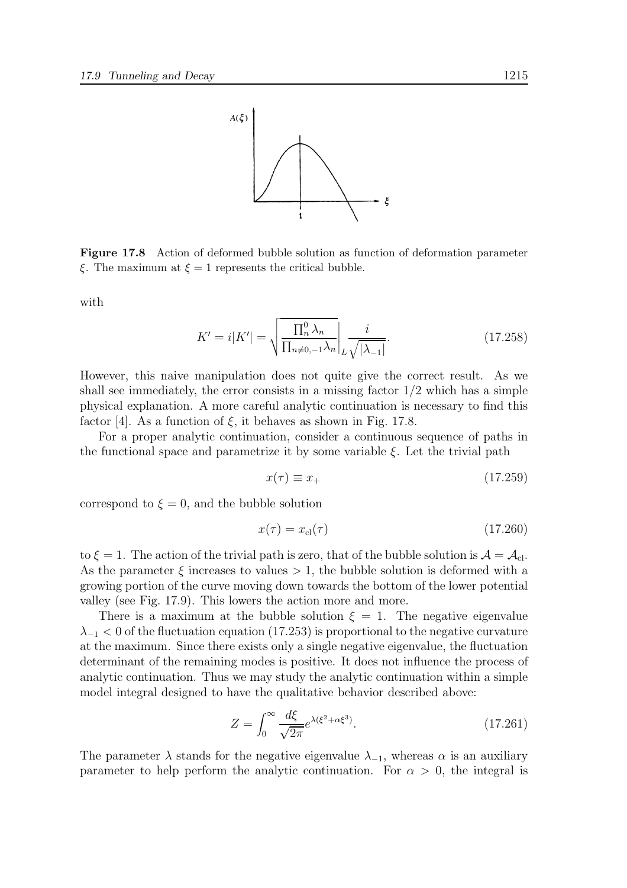**Figure 17.8** Action of deformed bubble solution as function of deformation parameter $\xi$. The maximum at $\xi = 1$ represents the critical bubble.

with

$$K' = i|K'| = \sqrt{\frac{\prod_n^0 \lambda_n}{\prod_{n\neq 0,-1}\lambda_n}}\Bigg|_L \frac{i}{\sqrt{|\lambda_{-1}|}}. \tag{17.258}$$

However, this naive manipulation does not quite give the correct result. As we shall see immediately, the error consists in a missing factor 1/2 which has a simple physical explanation. A more careful analytic continuation is necessary to find this factor [4]. As a function of $\xi$, it behaves as shown in Fig. 17.8.

For a proper analytic continuation, consider a continuous sequence of paths in the functional space and parametrize it by some variable $\xi$. Let the trivial path

$$x(\tau) \equiv x_+ \tag{17.259}$$

correspond to $\xi = 0$, and the bubble solution

$$x(\tau) = x_{\rm cl}(\tau) \tag{17.260}$$

to $\xi = 1$. The action of the trivial path is zero, that of the bubble solution is $\mathcal{A} = \mathcal{A}_{\rm cl}$. As the parameter $\xi$ increases to values $> 1$, the bubble solution is deformed with a growing portion of the curve moving down towards the bottom of the lower potential valley (see Fig. 17.9). This lowers the action more and more.

There is a maximum at the bubble solution $\xi = 1$. The negative eigenvalue $\lambda_{-1} < 0$ of the fluctuation equation (17.253) is proportional to the negative curvature at the maximum. Since there exists only a single negative eigenvalue, the fluctuation determinant of the remaining modes is positive. It does not influence the process of analytic continuation. Thus we may study the analytic continuation within a simple model integral designed to have the qualitative behavior described above:

$$Z = \int_0^\infty \frac{d\xi}{\sqrt{2\pi}} e^{\lambda(\xi^2 + \alpha\xi^3)}. \tag{17.261}$$

The parameter $\lambda$ stands for the negative eigenvalue $\lambda_{-1}$, whereas $\alpha$ is an auxiliary parameter to help perform the analytic continuation. For $\alpha > 0$, the integral is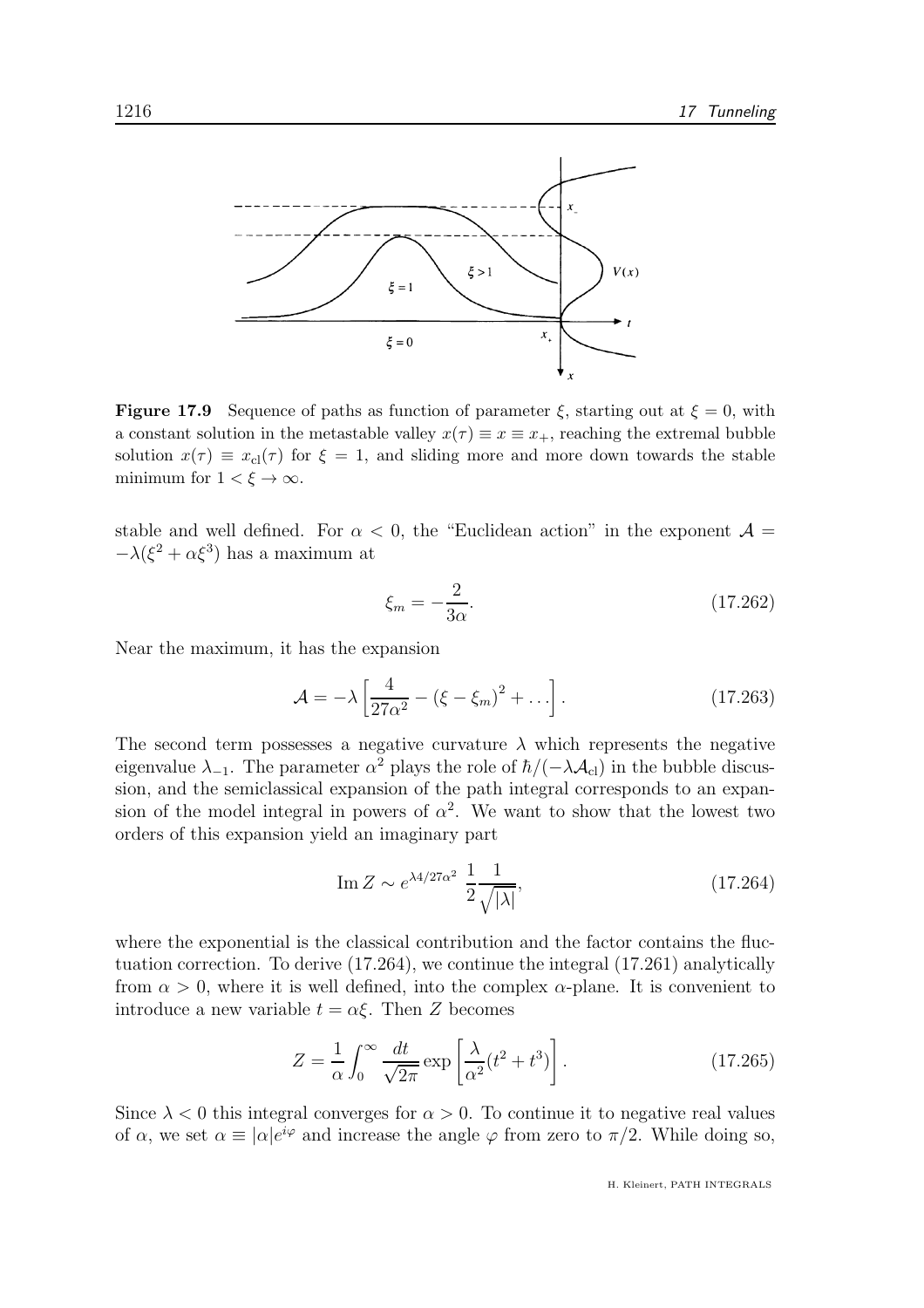**Figure 17.9** Sequence of paths as function of parameter $\xi$, starting out at $\xi = 0$, with a constant solution in the metastable valley $x(\tau) \equiv x \equiv x_+$, reaching the extremal bubble solution $x(\tau) \equiv x_{\rm cl}(\tau)$ for $\xi = 1$, and sliding more and more down towards the stable minimum for $1 < \xi \to \infty$.

stable and well defined. For $\alpha < 0$, the "Euclidean action" in the exponent $\mathcal{A} = -\lambda(\xi^2 + \alpha\xi^3)$ has a maximum at

$$\xi_m = -\frac{2}{3\alpha}. \tag{17.262}$$

Near the maximum, it has the expansion

$$\mathcal{A} = -\lambda\left[\frac{4}{27\alpha^2} - (\xi - \xi_m)^2 + \dots\right]. \tag{17.263}$$

The second term possesses a negative curvature $\lambda$ which represents the negative eigenvalue $\lambda_{-1}$. The parameter $\alpha^2$ plays the role of $\hbar/(-\lambda\mathcal{A}_{\rm cl})$ in the bubble discussion, and the semiclassical expansion of the path integral corresponds to an expansion of the model integral in powers of $\alpha^2$. We want to show that the lowest two orders of this expansion yield an imaginary part

$$\operatorname{Im} Z \sim e^{\lambda 4/27\alpha^2}\,\frac{1}{2}\frac{1}{\sqrt{|\lambda|}}, \tag{17.264}$$

where the exponential is the classical contribution and the factor contains the fluctuation correction. To derive (17.264), we continue the integral (17.261) analytically from $\alpha > 0$, where it is well defined, into the complex $\alpha$-plane. It is convenient to introduce a new variable $t = \alpha\xi$. Then $Z$ becomes

$$Z = \frac{1}{\alpha}\int_0^\infty \frac{dt}{\sqrt{2\pi}}\exp\left[\frac{\lambda}{\alpha^2}(t^2 + t^3)\right]. \tag{17.265}$$

Since $\lambda < 0$ this integral converges for $\alpha > 0$. To continue it to negative real values of $\alpha$, we set $\alpha \equiv |\alpha|e^{i\varphi}$ and increase the angle $\varphi$ from zero to $\pi/2$. While doing so,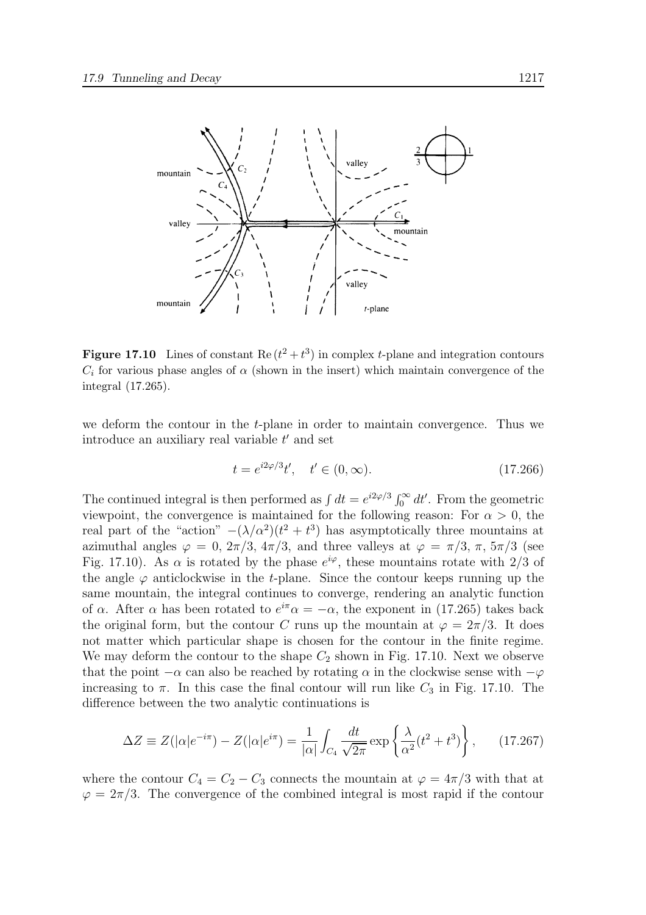**Figure 17.10** Lines of constant $\mathrm{Re}\,(t^2+t^3)$ in complex $t$-plane and integration contours $C_i$ for various phase angles of $\alpha$ (shown in the insert) which maintain convergence of the integral (17.265).

we deform the contour in the $t$-plane in order to maintain convergence. Thus we introduce an auxiliary real variable $t'$ and set

$$t = e^{i2\varphi/3}t', \quad t' \in (0, \infty). \tag{17.266}$$

The continued integral is then performed as $\int dt = e^{i2\varphi/3}\int_0^\infty dt'$. From the geometric viewpoint, the convergence is maintained for the following reason: For $\alpha > 0$, the real part of the "action" $-(\lambda/\alpha^2)(t^2+t^3)$ has asymptotically three mountains at azimuthal angles $\varphi = 0,\, 2\pi/3,\, 4\pi/3$, and three valleys at $\varphi = \pi/3,\, \pi,\, 5\pi/3$ (see Fig. 17.10). As $\alpha$ is rotated by the phase $e^{i\varphi}$, these mountains rotate with $2/3$ of the angle $\varphi$ anticlockwise in the $t$-plane. Since the contour keeps running up the same mountain, the integral continues to converge, rendering an analytic function of $\alpha$. After $\alpha$ has been rotated to $e^{i\pi}\alpha = -\alpha$, the exponent in (17.265) takes back the original form, but the contour $C$ runs up the mountain at $\varphi = 2\pi/3$. It does not matter which particular shape is chosen for the contour in the finite regime. We may deform the contour to the shape $C_2$ shown in Fig. 17.10. Next we observe that the point $-\alpha$ can also be reached by rotating $\alpha$ in the clockwise sense with $-\varphi$ increasing to $\pi$. In this case the final contour will run like $C_3$ in Fig. 17.10. The difference between the two analytic continuations is

$$\Delta Z \equiv Z(|\alpha|e^{-i\pi}) - Z(|\alpha|e^{i\pi}) = \frac{1}{|\alpha|}\int_{C_4}\frac{dt}{\sqrt{2\pi}}\exp\left\{\frac{\lambda}{\alpha^2}(t^2+t^3)\right\}, \tag{17.267}$$

where the contour $C_4 = C_2 - C_3$ connects the mountain at $\varphi = 4\pi/3$ with that at $\varphi = 2\pi/3$. The convergence of the combined integral is most rapid if the contour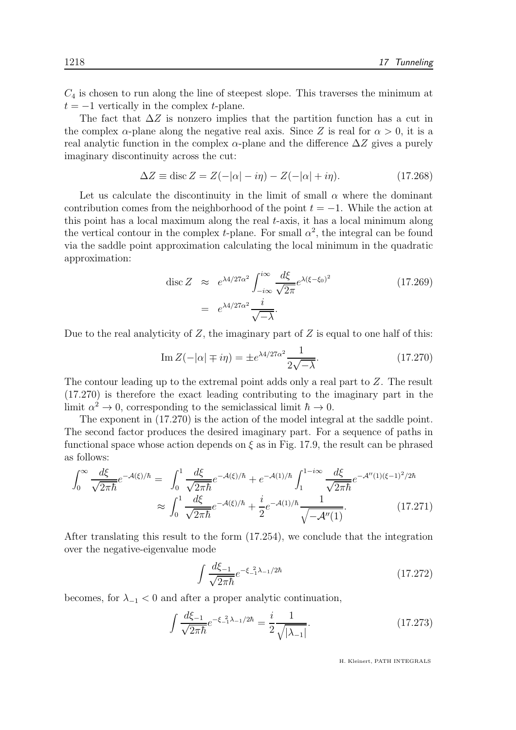$C_4$ is chosen to run along the line of steepest slope. This traverses the minimum at $t = -1$ vertically in the complex $t$-plane.

The fact that $\Delta Z$ is nonzero implies that the partition function has a cut in the complex $\alpha$-plane along the negative real axis. Since $Z$ is real for $\alpha > 0$, it is a real analytic function in the complex $\alpha$-plane and the difference $\Delta Z$ gives a purely imaginary discontinuity across the cut:

$$\Delta Z \equiv \text{disc}\, Z = Z(-|\alpha| - i\eta) - Z(-|\alpha| + i\eta). \tag{17.268}$$

Let us calculate the discontinuity in the limit of small $\alpha$ where the dominant contribution comes from the neighborhood of the point $t = -1$. While the action at this point has a local maximum along the real $t$-axis, it has a local minimum along the vertical contour in the complex $t$-plane. For small $\alpha^2$, the integral can be found via the saddle point approximation calculating the local minimum in the quadratic approximation:

$$\begin{aligned}\text{disc}\, Z &\approx e^{\lambda 4/27\alpha^2} \int_{-i\infty}^{i\infty} \frac{d\xi}{\sqrt{2\pi}} e^{\lambda(\xi-\xi_0)^2} \\ &= e^{\lambda 4/27\alpha^2} \frac{i}{\sqrt{-\lambda}}.\end{aligned} \tag{17.269}$$

Due to the real analyticity of $Z$, the imaginary part of $Z$ is equal to one half of this:

$$\text{Im}\, Z(-|\alpha| \mp i\eta) = \pm e^{\lambda 4/27\alpha^2} \frac{1}{2\sqrt{-\lambda}}. \tag{17.270}$$

The contour leading up to the extremal point adds only a real part to $Z$. The result (17.270) is therefore the exact leading contributing to the imaginary part in the limit $\alpha^2 \to 0$, corresponding to the semiclassical limit $\hbar \to 0$.

The exponent in (17.270) is the action of the model integral at the saddle point. The second factor produces the desired imaginary part. For a sequence of paths in functional space whose action depends on $\xi$ as in Fig. 17.9, the result can be phrased as follows:

$$\begin{aligned}\int_0^\infty \frac{d\xi}{\sqrt{2\pi\hbar}} e^{-\mathcal{A}(\xi)/\hbar} &= \int_0^1 \frac{d\xi}{\sqrt{2\pi\hbar}} e^{-\mathcal{A}(\xi)/\hbar} + e^{-\mathcal{A}(1)/\hbar} \int_1^{1-i\infty} \frac{d\xi}{\sqrt{2\pi\hbar}} e^{-\mathcal{A}''(1)(\xi-1)^2/2\hbar} \\ &\approx \int_0^1 \frac{d\xi}{\sqrt{2\pi\hbar}} e^{-\mathcal{A}(\xi)/\hbar} + \frac{i}{2} e^{-\mathcal{A}(1)/\hbar} \frac{1}{\sqrt{-\mathcal{A}''(1)}}.\end{aligned} \tag{17.271}$$

After translating this result to the form (17.254), we conclude that the integration over the negative-eigenvalue mode

$$\int \frac{d\xi_{-1}}{\sqrt{2\pi\hbar}} e^{-\xi_{-1}^2 \lambda_{-1}/2\hbar} \tag{17.272}$$

becomes, for $\lambda_{-1} < 0$ and after a proper analytic continuation,

$$\int \frac{d\xi_{-1}}{\sqrt{2\pi\hbar}} e^{-\xi_{-1}^2 \lambda_{-1}/2\hbar} = \frac{i}{2} \frac{1}{\sqrt{|\lambda_{-1}|}}. \tag{17.273}$$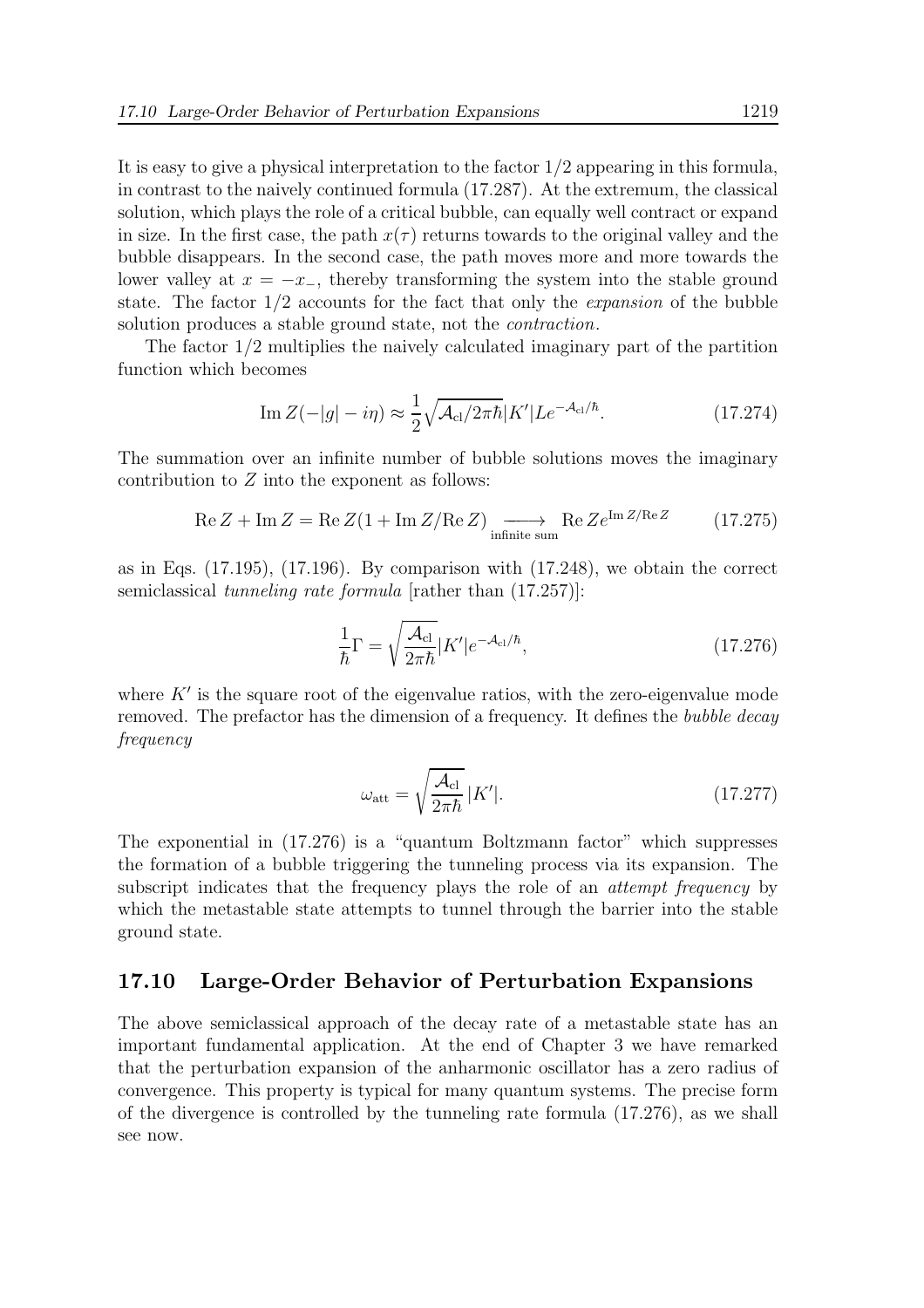It is easy to give a physical interpretation to the factor 1/2 appearing in this formula, in contrast to the naively continued formula (17.287). At the extremum, the classical solution, which plays the role of a critical bubble, can equally well contract or expand in size. In the first case, the path $x(\tau)$ returns towards to the original valley and the bubble disappears. In the second case, the path moves more and more towards the lower valley at $x = -x_-$, thereby transforming the system into the stable ground state. The factor 1/2 accounts for the fact that only the *expansion* of the bubble solution produces a stable ground state, not the *contraction*.

The factor 1/2 multiplies the naively calculated imaginary part of the partition function which becomes

$$\operatorname{Im} Z(-|g| - i\eta) \approx \frac{1}{2}\sqrt{\mathcal{A}_{\rm cl}/2\pi\hbar}|K'|Le^{-\mathcal{A}_{\rm cl}/\hbar}. \tag{17.274}$$

The summation over an infinite number of bubble solutions moves the imaginary contribution to $Z$ into the exponent as follows:

$$\operatorname{Re} Z + \operatorname{Im} Z = \operatorname{Re} Z(1 + \operatorname{Im} Z/\operatorname{Re} Z) \underset{\text{infinite sum}}{\longrightarrow} \operatorname{Re} Z e^{\operatorname{Im} Z/\operatorname{Re} Z} \tag{17.275}$$

as in Eqs. (17.195), (17.196). By comparison with (17.248), we obtain the correct semiclassical *tunneling rate formula* [rather than (17.257)]:

$$\frac{1}{\hbar}\Gamma = \sqrt{\frac{\mathcal{A}_{\rm cl}}{2\pi\hbar}}|K'|e^{-\mathcal{A}_{\rm cl}/\hbar}, \tag{17.276}$$

where $K'$ is the square root of the eigenvalue ratios, with the zero-eigenvalue mode removed. The prefactor has the dimension of a frequency. It defines the *bubble decay frequency*

$$\omega_{\rm att} = \sqrt{\frac{\mathcal{A}_{\rm cl}}{2\pi\hbar}}\,|K'|. \tag{17.277}$$

The exponential in (17.276) is a "quantum Boltzmann factor" which suppresses the formation of a bubble triggering the tunneling process via its expansion. The subscript indicates that the frequency plays the role of an *attempt frequency* by which the metastable state attempts to tunnel through the barrier into the stable ground state.

## 17.10 Large-Order Behavior of Perturbation Expansions

The above semiclassical approach of the decay rate of a metastable state has an important fundamental application. At the end of Chapter 3 we have remarked that the perturbation expansion of the anharmonic oscillator has a zero radius of convergence. This property is typical for many quantum systems. The precise form of the divergence is controlled by the tunneling rate formula (17.276), as we shall see now.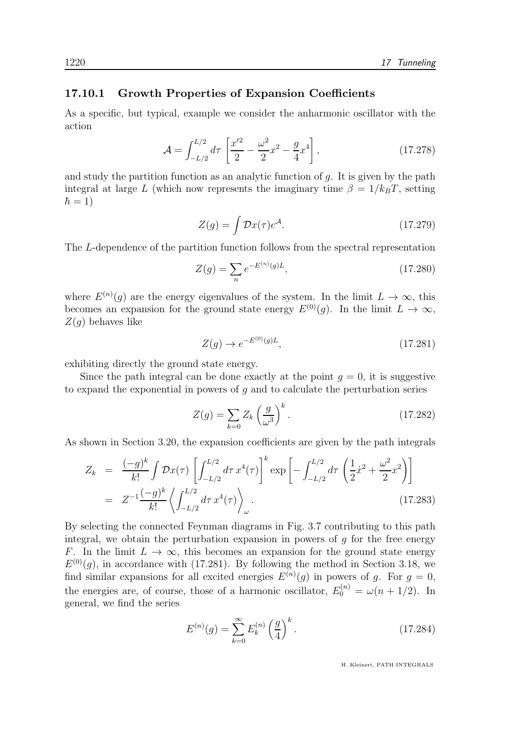### 17.10.1 Growth Properties of Expansion Coefficients

As a specific, but typical, example we consider the anharmonic oscillator with the action

$$\mathcal{A} = \int_{-L/2}^{L/2} d\tau \left[ \frac{x'^2}{2} - \frac{\omega^2}{2} x^2 - \frac{g}{4} x^4 \right], \tag{17.278}$$

and study the partition function as an analytic function of $g$. It is given by the path integral at large $L$ (which now represents the imaginary time $\beta = 1/k_B T$, setting $\hbar = 1$)

$$Z(g) = \int \mathcal{D}x(\tau) e^{\mathcal{A}}. \tag{17.279}$$

The $L$-dependence of the partition function follows from the spectral representation

$$Z(g) = \sum_n e^{-E^{(n)}(g)L}, \tag{17.280}$$

where $E^{(n)}(g)$ are the energy eigenvalues of the system. In the limit $L \to \infty$, this becomes an expansion for the ground state energy $E^{(0)}(g)$. In the limit $L \to \infty$, $Z(g)$ behaves like

$$Z(g) \to e^{-E^{(0)}(g)L}, \tag{17.281}$$

exhibiting directly the ground state energy.

Since the path integral can be done exactly at the point $g = 0$, it is suggestive to expand the exponential in powers of $g$ and to calculate the perturbation series

$$Z(g) = \sum_{k=0} Z_k \left( \frac{g}{\omega^3} \right)^k. \tag{17.282}$$

As shown in Section 3.20, the expansion coefficients are given by the path integrals

$$\begin{aligned} Z_k &= \frac{(-g)^k}{k!} \int \mathcal{D}x(\tau) \left[ \int_{-L/2}^{L/2} d\tau \, x^4(\tau) \right]^k \exp\left[ -\int_{-L/2}^{L/2} d\tau \left( \frac{1}{2}\dot{x}^2 + \frac{\omega^2}{2} x^2 \right) \right] \\ &= Z^{-1} \frac{(-g)^k}{k!} \left\langle \int_{-L/2}^{L/2} d\tau \, x^4(\tau) \right\rangle_\omega . \end{aligned} \tag{17.283}$$

By selecting the connected Feynman diagrams in Fig. 3.7 contributing to this path integral, we obtain the perturbation expansion in powers of $g$ for the free energy $F$. In the limit $L \to \infty$, this becomes an expansion for the ground state energy $E^{(0)}(g)$, in accordance with (17.281). By following the method in Section 3.18, we find similar expansions for all excited energies $E^{(n)}(g)$ in powers of $g$. For $g = 0$, the energies are, of course, those of a harmonic oscillator, $E_0^{(n)} = \omega(n + 1/2)$. In general, we find the series

$$E^{(n)}(g) = \sum_{k=0}^{\infty} E_k^{(n)} \left( \frac{g}{4} \right)^k. \tag{17.284}$$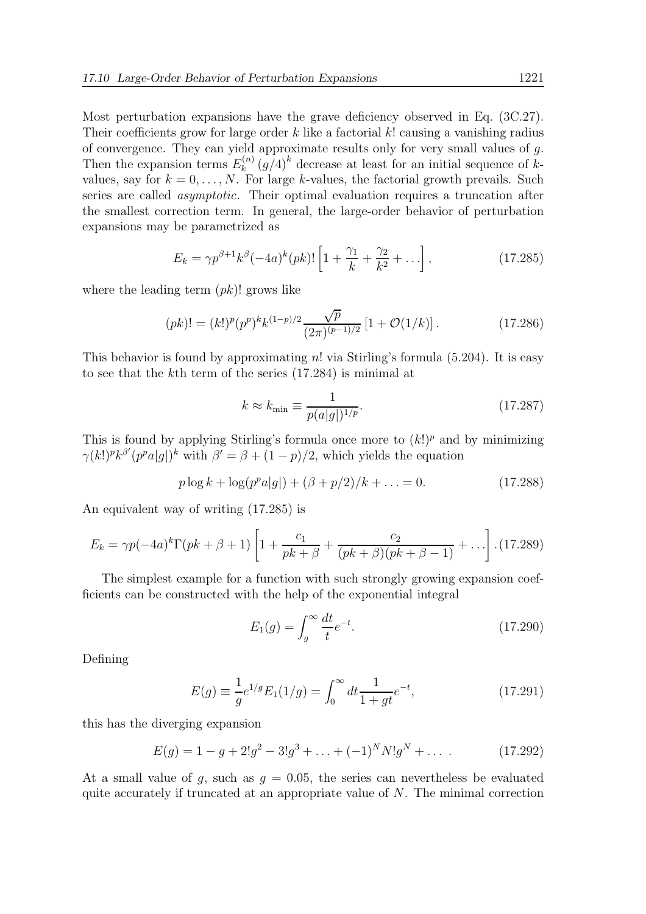Most perturbation expansions have the grave deficiency observed in Eq. (3C.27). Their coefficients grow for large order $k$ like a factorial $k!$ causing a vanishing radius of convergence. They can yield approximate results only for very small values of $g$. Then the expansion terms $E_k^{(n)}(g/4)^k$ decrease at least for an initial sequence of $k$-values, say for $k = 0, \ldots, N$. For large $k$-values, the factorial growth prevails. Such series are called *asymptotic*. Their optimal evaluation requires a truncation after the smallest correction term. In general, the large-order behavior of perturbation expansions may be parametrized as

$$E_k = \gamma p^{\beta+1} k^\beta (-4a)^k (pk)! \left[1 + \frac{\gamma_1}{k} + \frac{\gamma_2}{k^2} + \ldots\right], \tag{17.285}$$

where the leading term $(pk)!$ grows like

$$(pk)! = (k!)^p (p^p)^k k^{(1-p)/2} \frac{\sqrt{p}}{(2\pi)^{(p-1)/2}} \left[1 + \mathcal{O}(1/k)\right]. \tag{17.286}$$

This behavior is found by approximating $n!$ via Stirling's formula (5.204). It is easy to see that the $k$th term of the series (17.284) is minimal at

$$k \approx k_{\min} \equiv \frac{1}{p(a|g|)^{1/p}}. \tag{17.287}$$

This is found by applying Stirling's formula once more to $(k!)^p$ and by minimizing $\gamma(k!)^p k^{\beta'}(p^p a|g|)^k$ with $\beta' = \beta + (1-p)/2$, which yields the equation

$$p \log k + \log(p^p a|g|) + (\beta + p/2)/k + \ldots = 0. \tag{17.288}$$

An equivalent way of writing (17.285) is

$$E_k = \gamma p(-4a)^k \Gamma(pk + \beta + 1) \left[1 + \frac{c_1}{pk + \beta} + \frac{c_2}{(pk+\beta)(pk+\beta-1)} + \ldots\right]. \tag{17.289}$$

The simplest example for a function with such strongly growing expansion coefficients can be constructed with the help of the exponential integral

$$E_1(g) = \int_g^\infty \frac{dt}{t} e^{-t}. \tag{17.290}$$

Defining

$$E(g) \equiv \frac{1}{g} e^{1/g} E_1(1/g) = \int_0^\infty dt \frac{1}{1+gt} e^{-t}, \tag{17.291}$$

this has the diverging expansion

$$E(g) = 1 - g + 2!g^2 - 3!g^3 + \ldots + (-1)^N N! g^N + \ldots \,. \tag{17.292}$$

At a small value of $g$, such as $g = 0.05$, the series can nevertheless be evaluated quite accurately if truncated at an appropriate value of $N$. The minimal correction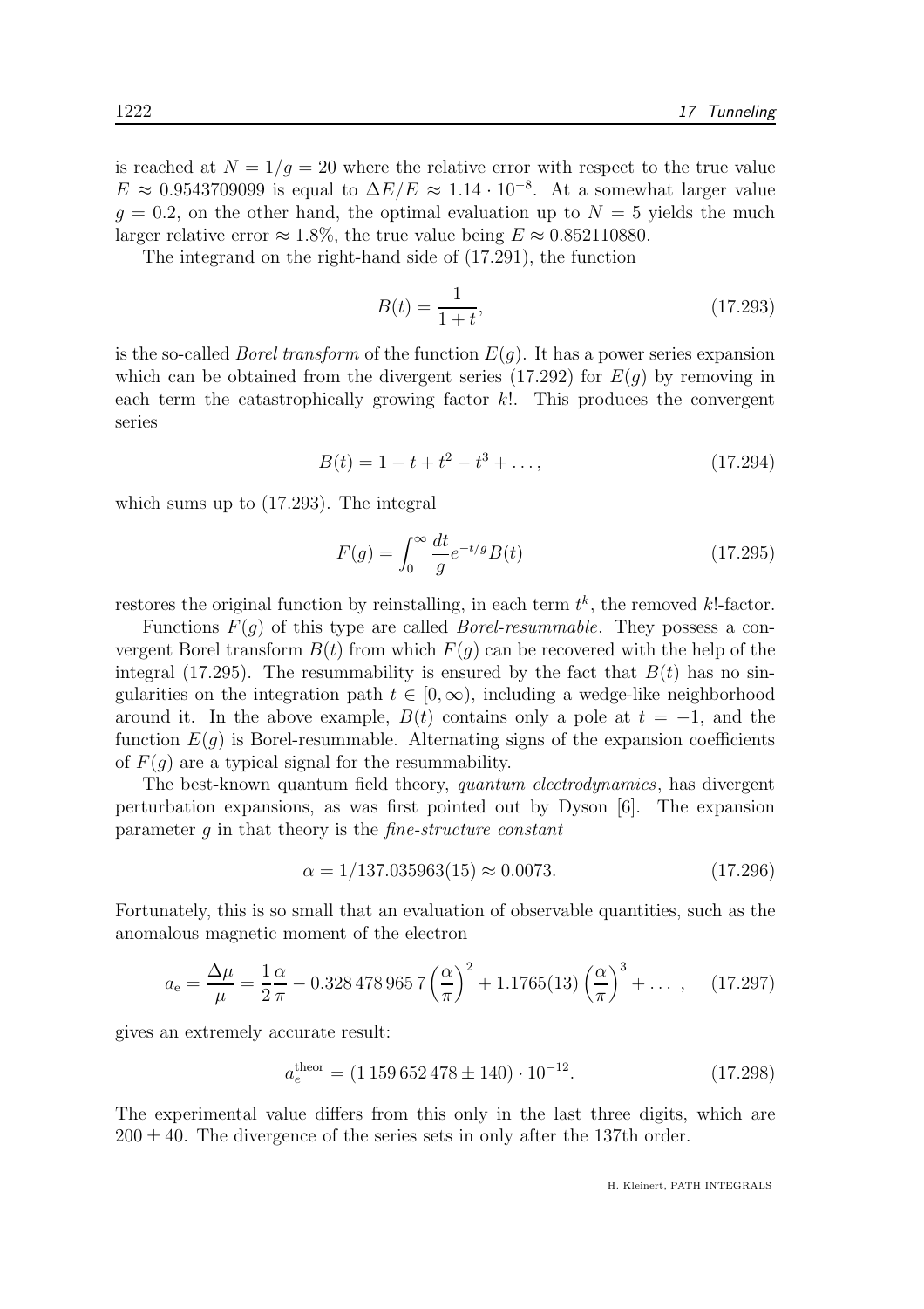is reached at $N = 1/g = 20$ where the relative error with respect to the true value $E \approx 0.9543709099$ is equal to $\Delta E/E \approx 1.14 \cdot 10^{-8}$. At a somewhat larger value $g = 0.2$, on the other hand, the optimal evaluation up to $N = 5$ yields the much larger relative error $\approx 1.8\%$, the true value being $E \approx 0.852110880$.

The integrand on the right-hand side of (17.291), the function

$$B(t) = \frac{1}{1+t}, \tag{17.293}$$

is the so-called *Borel transform* of the function $E(g)$. It has a power series expansion which can be obtained from the divergent series (17.292) for $E(g)$ by removing in each term the catastrophically growing factor $k!$. This produces the convergent series

$$B(t) = 1 - t + t^2 - t^3 + \ldots, \tag{17.294}$$

which sums up to (17.293). The integral

$$F(g) = \int_0^\infty \frac{dt}{g} e^{-t/g} B(t) \tag{17.295}$$

restores the original function by reinstalling, in each term $t^k$, the removed $k!$-factor.

Functions $F(g)$ of this type are called *Borel-resummable*. They possess a convergent Borel transform $B(t)$ from which $F(g)$ can be recovered with the help of the integral (17.295). The resummability is ensured by the fact that $B(t)$ has no singularities on the integration path $t \in [0, \infty)$, including a wedge-like neighborhood around it. In the above example, $B(t)$ contains only a pole at $t = -1$, and the function $E(g)$ is Borel-resummable. Alternating signs of the expansion coefficients of $F(g)$ are a typical signal for the resummability.

The best-known quantum field theory, *quantum electrodynamics*, has divergent perturbation expansions, as was first pointed out by Dyson [6]. The expansion parameter $g$ in that theory is the *fine-structure constant*

$$\alpha = 1/137.035963(15) \approx 0.0073. \tag{17.296}$$

Fortunately, this is so small that an evaluation of observable quantities, such as the anomalous magnetic moment of the electron

$$a_{\rm e} = \frac{\Delta\mu}{\mu} = \frac{1}{2}\frac{\alpha}{\pi} - 0.328\,478\,965\,7\left(\frac{\alpha}{\pi}\right)^2 + 1.1765(13)\left(\frac{\alpha}{\pi}\right)^3 + \ldots\ , \tag{17.297}$$

gives an extremely accurate result:

$$a_e^{\rm theor} = (1\,159\,652\,478 \pm 140) \cdot 10^{-12}. \tag{17.298}$$

The experimental value differs from this only in the last three digits, which are $200 \pm 40$. The divergence of the series sets in only after the 137th order.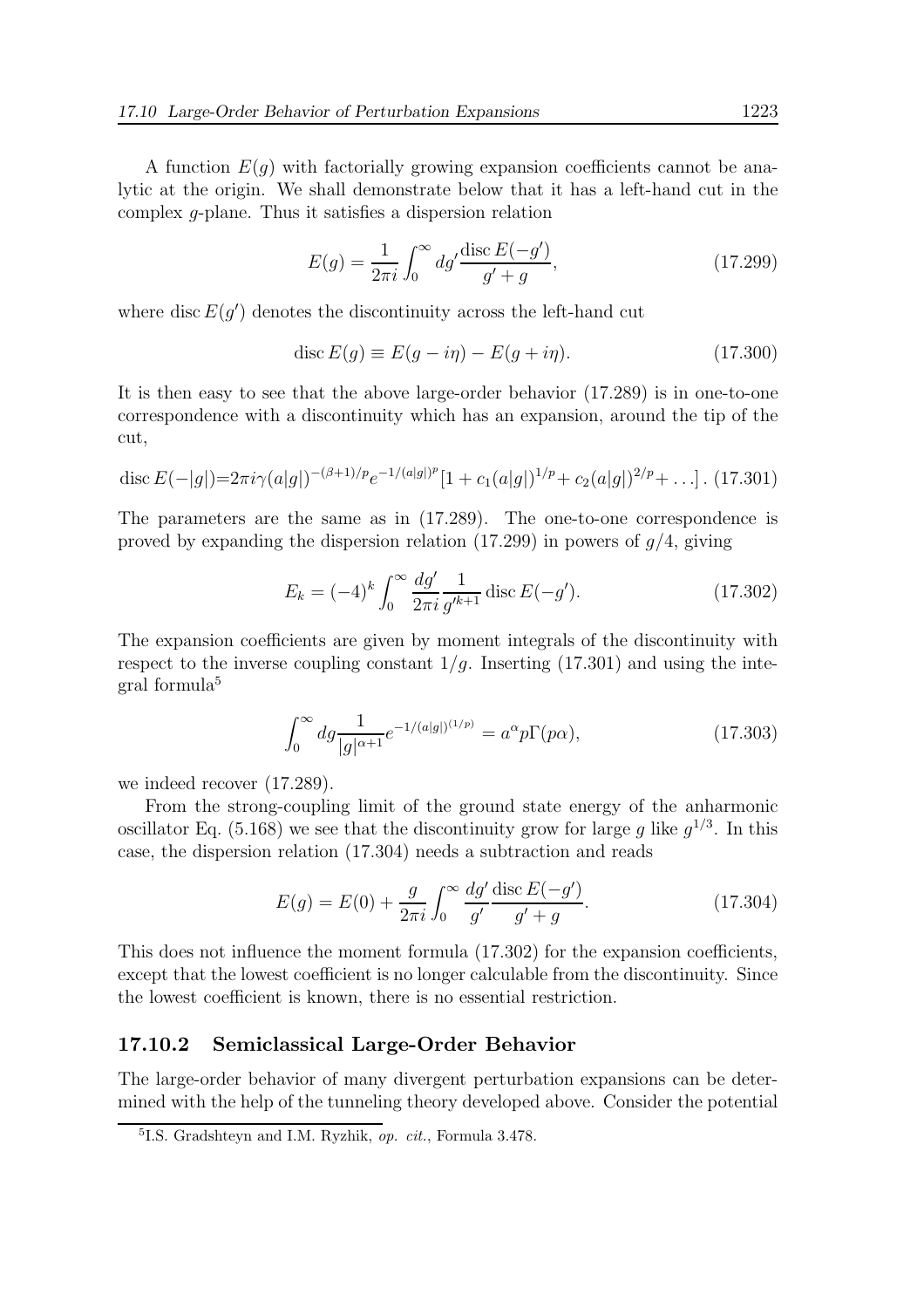A function $E(g)$ with factorially growing expansion coefficients cannot be analytic at the origin. We shall demonstrate below that it has a left-hand cut in the complex $g$-plane. Thus it satisfies a dispersion relation

$$E(g) = \frac{1}{2\pi i} \int_0^\infty dg' \frac{\operatorname{disc} E(-g')}{g' + g}, \tag{17.299}$$

where $\operatorname{disc} E(g')$ denotes the discontinuity across the left-hand cut

$$\operatorname{disc} E(g) \equiv E(g - i\eta) - E(g + i\eta). \tag{17.300}$$

It is then easy to see that the above large-order behavior (17.289) is in one-to-one correspondence with a discontinuity which has an expansion, around the tip of the cut,

$$\operatorname{disc} E(-|g|) = 2\pi i \gamma (a|g|)^{-(\beta+1)/p} e^{-1/(a|g|)^p} [1 + c_1(a|g|)^{1/p} + c_2(a|g|)^{2/p} + \ldots]. \tag{17.301}$$

The parameters are the same as in (17.289). The one-to-one correspondence is proved by expanding the dispersion relation (17.299) in powers of $g/4$, giving

$$E_k = (-4)^k \int_0^\infty \frac{dg'}{2\pi i} \frac{1}{g'^{k+1}} \operatorname{disc} E(-g'). \tag{17.302}$$

The expansion coefficients are given by moment integrals of the discontinuity with respect to the inverse coupling constant $1/g$. Inserting (17.301) and using the integral formula[5]

$$\int_0^\infty dg \frac{1}{|g|^{\alpha+1}} e^{-1/(a|g|)^{(1/p)}} = a^\alpha p \Gamma(p\alpha), \tag{17.303}$$

we indeed recover (17.289).

From the strong-coupling limit of the ground state energy of the anharmonic oscillator Eq. (5.168) we see that the discontinuity grow for large $g$ like $g^{1/3}$. In this case, the dispersion relation (17.304) needs a subtraction and reads

$$E(g) = E(0) + \frac{g}{2\pi i} \int_0^\infty \frac{dg'}{g'} \frac{\operatorname{disc} E(-g')}{g' + g}. \tag{17.304}$$

This does not influence the moment formula (17.302) for the expansion coefficients, except that the lowest coefficient is no longer calculable from the discontinuity. Since the lowest coefficient is known, there is no essential restriction.

### 17.10.2 Semiclassical Large-Order Behavior

The large-order behavior of many divergent perturbation expansions can be determined with the help of the tunneling theory developed above. Consider the potential

[5] I.S. Gradshteyn and I.M. Ryzhik, *op. cit.*, Formula 3.478.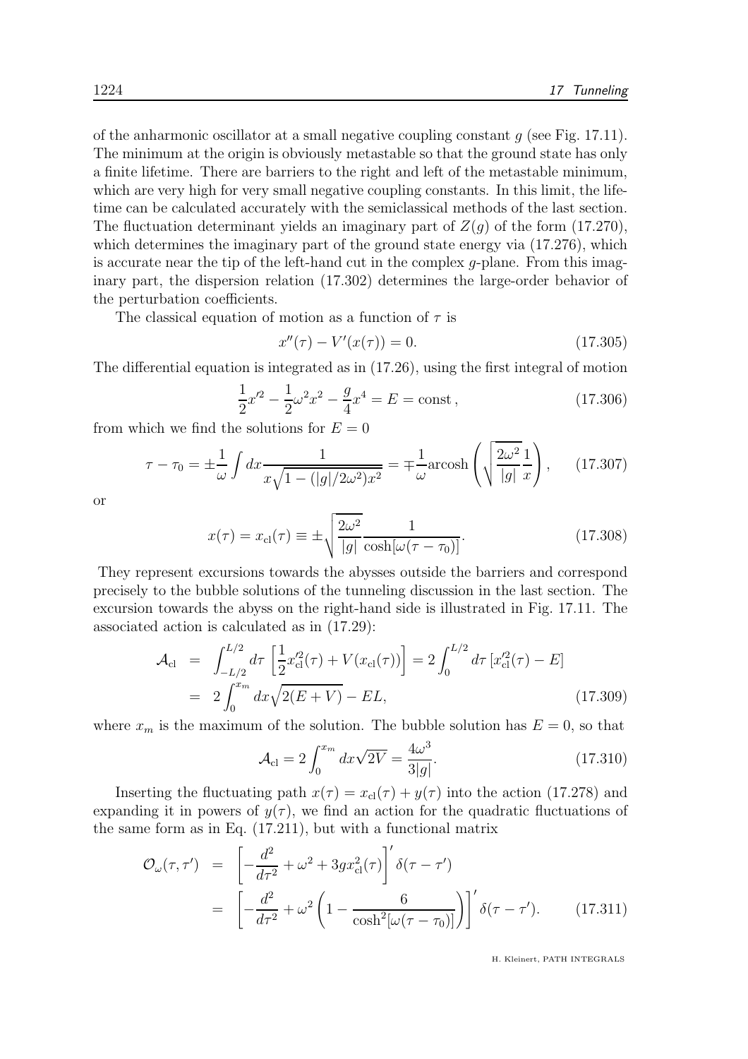of the anharmonic oscillator at a small negative coupling constant $g$ (see Fig. 17.11). The minimum at the origin is obviously metastable so that the ground state has only a finite lifetime. There are barriers to the right and left of the metastable minimum, which are very high for very small negative coupling constants. In this limit, the lifetime can be calculated accurately with the semiclassical methods of the last section. The fluctuation determinant yields an imaginary part of $Z(g)$ of the form (17.270), which determines the imaginary part of the ground state energy via (17.276), which is accurate near the tip of the left-hand cut in the complex $g$-plane. From this imaginary part, the dispersion relation (17.302) determines the large-order behavior of the perturbation coefficients.

The classical equation of motion as a function of $\tau$ is

$$x''(\tau) - V'(x(\tau)) = 0. \tag{17.305}$$

The differential equation is integrated as in (17.26), using the first integral of motion

$$\frac{1}{2}x'^2 - \frac{1}{2}\omega^2 x^2 - \frac{g}{4}x^4 = E = \text{const}\,, \tag{17.306}$$

from which we find the solutions for $E = 0$

$$\tau - \tau_0 = \pm\frac{1}{\omega}\int dx \frac{1}{x\sqrt{1-(|g|/2\omega^2)x^2}} = \mp\frac{1}{\omega}\text{arcosh}\left(\sqrt{\frac{2\omega^2}{|g|}}\frac{1}{x}\right), \tag{17.307}$$

or

$$x(\tau) = x_{\text{cl}}(\tau) \equiv \pm\sqrt{\frac{2\omega^2}{|g|}}\frac{1}{\cosh[\omega(\tau-\tau_0)]}. \tag{17.308}$$

They represent excursions towards the abysses outside the barriers and correspond precisely to the bubble solutions of the tunneling discussion in the last section. The excursion towards the abyss on the right-hand side is illustrated in Fig. 17.11. The associated action is calculated as in (17.29):

$$\begin{aligned}\mathcal{A}_{\text{cl}} &= \int_{-L/2}^{L/2} d\tau \left[\frac{1}{2}x_{\text{cl}}'^2(\tau) + V(x_{\text{cl}}(\tau))\right] = 2\int_0^{L/2} d\tau \left[x_{\text{cl}}'^2(\tau) - E\right] \\ &= 2\int_0^{x_m} dx\sqrt{2(E+V)} - EL, \end{aligned} \tag{17.309}$$

where $x_m$ is the maximum of the solution. The bubble solution has $E = 0$, so that

$$\mathcal{A}_{\text{cl}} = 2\int_0^{x_m} dx\sqrt{2V} = \frac{4\omega^3}{3|g|}. \tag{17.310}$$

Inserting the fluctuating path $x(\tau) = x_{\text{cl}}(\tau) + y(\tau)$ into the action (17.278) and expanding it in powers of $y(\tau)$, we find an action for the quadratic fluctuations of the same form as in Eq. (17.211), but with a functional matrix

$$\begin{aligned}\mathcal{O}_\omega(\tau,\tau') &= \left[-\frac{d^2}{d\tau^2} + \omega^2 + 3gx_{\text{cl}}^2(\tau)\right]'\delta(\tau-\tau') \\ &= \left[-\frac{d^2}{d\tau^2} + \omega^2\left(1 - \frac{6}{\cosh^2[\omega(\tau-\tau_0)]}\right)\right]'\delta(\tau-\tau'). \end{aligned} \tag{17.311}$$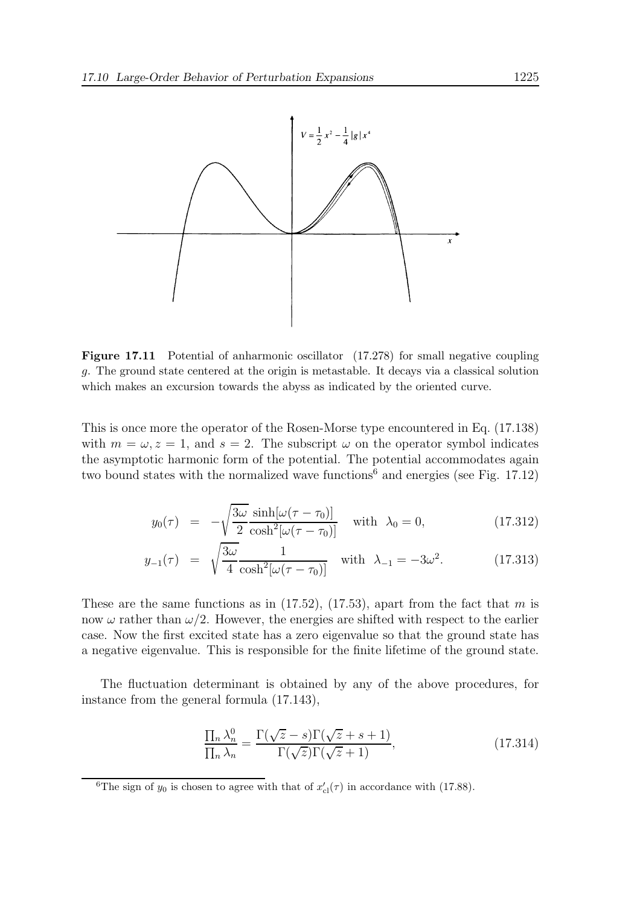Figure 17.11 Potential of anharmonic oscillator (17.278) for small negative coupling $g$. The ground state centered at the origin is metastable. It decays via a classical solution which makes an excursion towards the abyss as indicated by the oriented curve.

This is once more the operator of the Rosen-Morse type encountered in Eq. (17.138) with $m = \omega, z = 1$, and $s = 2$. The subscript $\omega$ on the operator symbol indicates the asymptotic harmonic form of the potential. The potential accommodates again two bound states with the normalized wave functions[6] and energies (see Fig. 17.12)

$$y_0(\tau) = -\sqrt{\frac{3\omega}{2}} \frac{\sinh[\omega(\tau - \tau_0)]}{\cosh^2[\omega(\tau - \tau_0)]} \quad \text{with} \quad \lambda_0 = 0, \tag{17.312}$$

$$y_{-1}(\tau) = \sqrt{\frac{3\omega}{4}} \frac{1}{\cosh^2[\omega(\tau - \tau_0)]} \quad \text{with} \quad \lambda_{-1} = -3\omega^2. \tag{17.313}$$

These are the same functions as in (17.52), (17.53), apart from the fact that $m$ is now $\omega$ rather than $\omega/2$. However, the energies are shifted with respect to the earlier case. Now the first excited state has a zero eigenvalue so that the ground state has a negative eigenvalue. This is responsible for the finite lifetime of the ground state.

The fluctuation determinant is obtained by any of the above procedures, for instance from the general formula (17.143),

$$\frac{\prod_n \lambda_n^0}{\prod_n \lambda_n} = \frac{\Gamma(\sqrt{z} - s)\Gamma(\sqrt{z} + s + 1)}{\Gamma(\sqrt{z})\Gamma(\sqrt{z} + 1)}, \tag{17.314}$$

[6] The sign of $y_0$ is chosen to agree with that of $x'_{\rm cl}(\tau)$ in accordance with (17.88).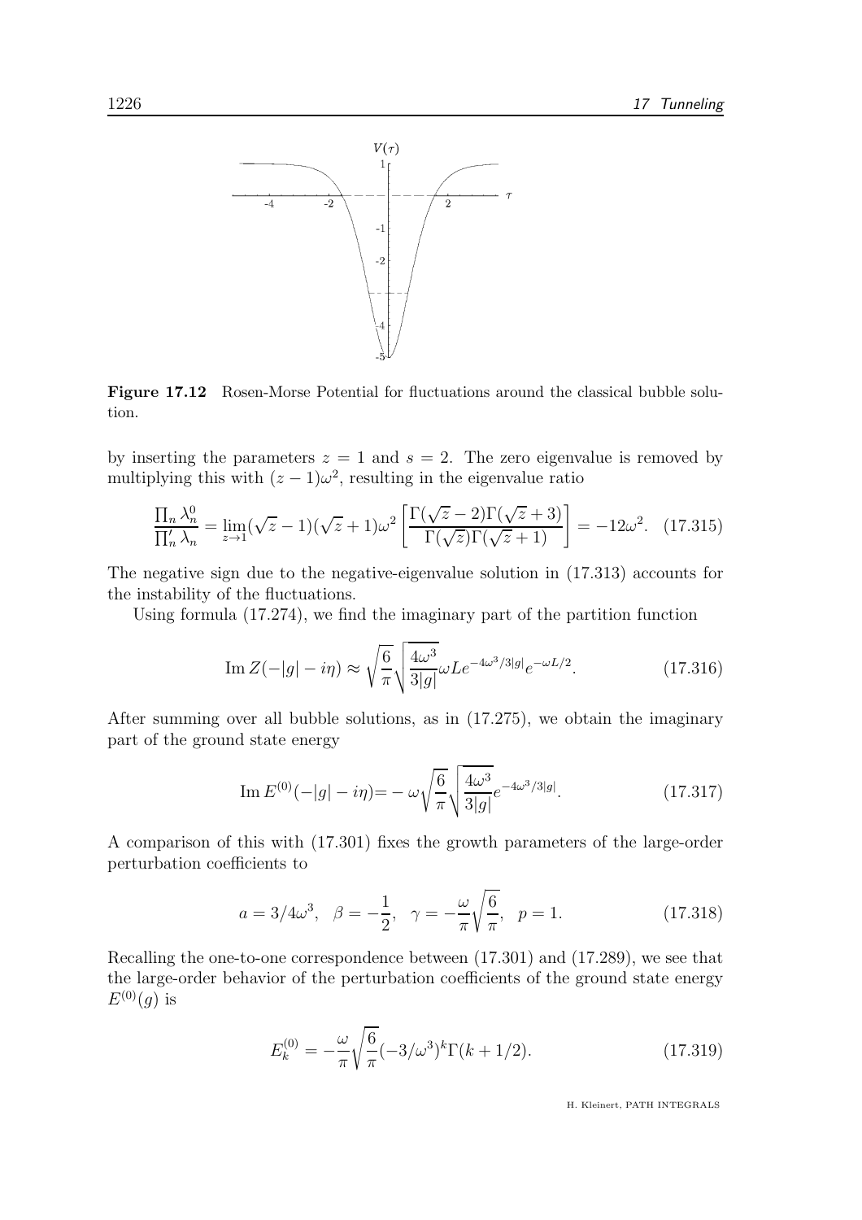**Figure 17.12** Rosen-Morse Potential for fluctuations around the classical bubble solution.

by inserting the parameters $z = 1$ and $s = 2$. The zero eigenvalue is removed by multiplying this with $(z-1)\omega^2$, resulting in the eigenvalue ratio

$$\frac{\prod_n \lambda_n^0}{\prod_n' \lambda_n} = \lim_{z\to 1}(\sqrt{z}-1)(\sqrt{z}+1)\omega^2 \left[\frac{\Gamma(\sqrt{z}-2)\Gamma(\sqrt{z}+3)}{\Gamma(\sqrt{z})\Gamma(\sqrt{z}+1)}\right] = -12\omega^2. \quad (17.315)$$

The negative sign due to the negative-eigenvalue solution in (17.313) accounts for the instability of the fluctuations.

Using formula (17.274), we find the imaginary part of the partition function

$$\text{Im}\, Z(-|g|-i\eta) \approx \sqrt{\frac{6}{\pi}}\sqrt{\frac{4\omega^3}{3|g|}}\omega L e^{-4\omega^3/3|g|}e^{-\omega L/2}. \quad (17.316)$$

After summing over all bubble solutions, as in (17.275), we obtain the imaginary part of the ground state energy

$$\text{Im}\, E^{(0)}(-|g|-i\eta) = -\,\omega\sqrt{\frac{6}{\pi}}\sqrt{\frac{4\omega^3}{3|g|}}e^{-4\omega^3/3|g|}. \quad (17.317)$$

A comparison of this with (17.301) fixes the growth parameters of the large-order perturbation coefficients to

$$a = 3/4\omega^3, \quad \beta = -\frac{1}{2}, \quad \gamma = -\frac{\omega}{\pi}\sqrt{\frac{6}{\pi}}, \quad p = 1. \quad (17.318)$$

Recalling the one-to-one correspondence between (17.301) and (17.289), we see that the large-order behavior of the perturbation coefficients of the ground state energy $E^{(0)}(g)$ is

$$E_k^{(0)} = -\frac{\omega}{\pi}\sqrt{\frac{6}{\pi}}(-3/\omega^3)^k \Gamma(k+1/2). \quad (17.319)$$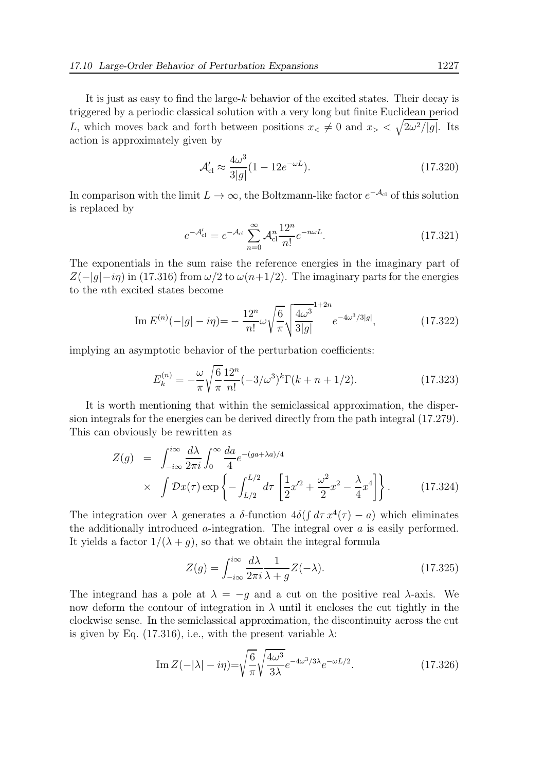It is just as easy to find the large-$k$ behavior of the excited states. Their decay is triggered by a periodic classical solution with a very long but finite Euclidean period $L$, which moves back and forth between positions $x_< \neq 0$ and $x_> < \sqrt{2\omega^2/|g|}$. Its action is approximately given by

$$\mathcal{A}'_{\rm cl} \approx \frac{4\omega^3}{3|g|}(1 - 12e^{-\omega L}). \tag{17.320}$$

In comparison with the limit $L \to \infty$, the Boltzmann-like factor $e^{-\mathcal{A}_{\rm cl}}$ of this solution is replaced by

$$e^{-\mathcal{A}'_{\rm cl}} = e^{-\mathcal{A}_{\rm cl}} \sum_{n=0}^{\infty} \mathcal{A}_{\rm cl}^n \frac{12^n}{n!} e^{-n\omega L}. \tag{17.321}$$

The exponentials in the sum raise the reference energies in the imaginary part of $Z(-|g|-i\eta)$ in (17.316) from $\omega/2$ to $\omega(n+1/2)$. The imaginary parts for the energies to the $n$th excited states become

$$\operatorname{Im} E^{(n)}(-|g| - i\eta) = -\frac{12^n}{n!}\omega\sqrt{\frac{6}{\pi}}\sqrt{\frac{4\omega^3}{3|g|}}^{1+2n} e^{-4\omega^3/3|g|}, \tag{17.322}$$

implying an asymptotic behavior of the perturbation coefficients:

$$E_k^{(n)} = -\frac{\omega}{\pi}\sqrt{\frac{6}{\pi}}\frac{12^n}{n!}(-3/\omega^3)^k \Gamma(k+n+1/2). \tag{17.323}$$

It is worth mentioning that within the semiclassical approximation, the dispersion integrals for the energies can be derived directly from the path integral (17.279). This can obviously be rewritten as

$$\begin{aligned} Z(g) &= \int_{-i\infty}^{i\infty} \frac{d\lambda}{2\pi i} \int_0^\infty \frac{da}{4} e^{-(ga+\lambda a)/4} \\ &\times \int \mathcal{D}x(\tau) \exp\left\{ -\int_{L/2}^{L/2} d\tau \left[ \frac{1}{2}x'^2 + \frac{\omega^2}{2}x^2 - \frac{\lambda}{4}x^4 \right] \right\}. \end{aligned} \tag{17.324}$$

The integration over $\lambda$ generates a $\delta$-function $4\delta(\int d\tau\, x^4(\tau) - a)$ which eliminates the additionally introduced $a$-integration. The integral over $a$ is easily performed. It yields a factor $1/(\lambda + g)$, so that we obtain the integral formula

$$Z(g) = \int_{-i\infty}^{i\infty} \frac{d\lambda}{2\pi i} \frac{1}{\lambda + g} Z(-\lambda). \tag{17.325}$$

The integrand has a pole at $\lambda = -g$ and a cut on the positive real $\lambda$-axis. We now deform the contour of integration in $\lambda$ until it encloses the cut tightly in the clockwise sense. In the semiclassical approximation, the discontinuity across the cut is given by Eq. (17.316), i.e., with the present variable $\lambda$:

$$\operatorname{Im} Z(-|\lambda| - i\eta) = \sqrt{\frac{6}{\pi}}\sqrt{\frac{4\omega^3}{3\lambda}} e^{-4\omega^3/3\lambda} e^{-\omega L/2}. \tag{17.326}$$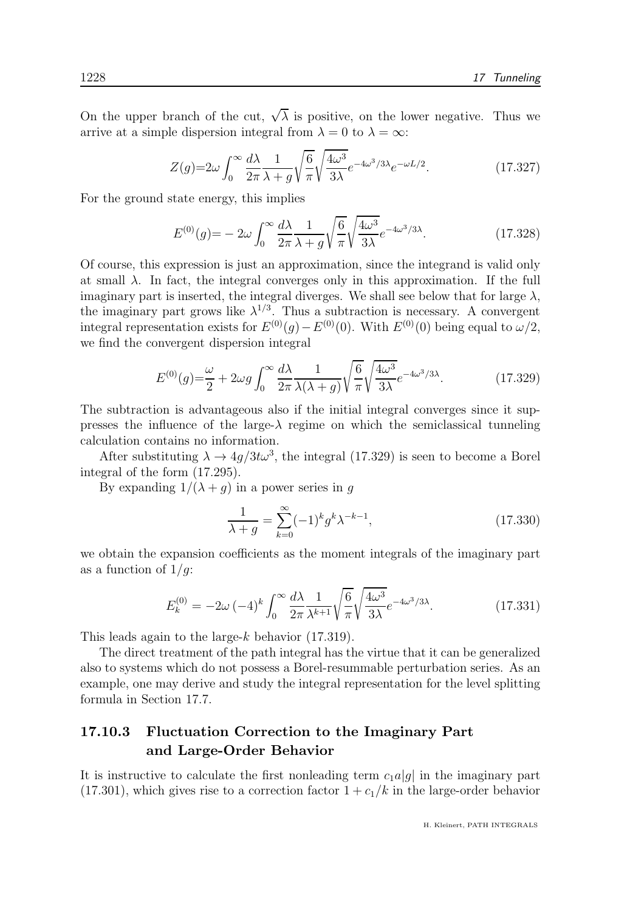On the upper branch of the cut, $\sqrt{\lambda}$ is positive, on the lower negative. Thus we arrive at a simple dispersion integral from $\lambda = 0$ to $\lambda = \infty$:

$$Z(g)=2\omega \int_0^\infty \frac{d\lambda}{2\pi}\frac{1}{\lambda+g}\sqrt{\frac{6}{\pi}}\sqrt{\frac{4\omega^3}{3\lambda}}e^{-4\omega^3/3\lambda}e^{-\omega L/2}. \tag{17.327}$$

For the ground state energy, this implies

$$E^{(0)}(g)=-\,2\omega \int_0^\infty \frac{d\lambda}{2\pi}\frac{1}{\lambda+g}\sqrt{\frac{6}{\pi}}\sqrt{\frac{4\omega^3}{3\lambda}}e^{-4\omega^3/3\lambda}. \tag{17.328}$$

Of course, this expression is just an approximation, since the integrand is valid only at small $\lambda$. In fact, the integral converges only in this approximation. If the full imaginary part is inserted, the integral diverges. We shall see below that for large $\lambda$, the imaginary part grows like $\lambda^{1/3}$. Thus a subtraction is necessary. A convergent integral representation exists for $E^{(0)}(g)-E^{(0)}(0)$. With $E^{(0)}(0)$ being equal to $\omega/2$, we find the convergent dispersion integral

$$E^{(0)}(g)=\frac{\omega}{2}+2\omega g \int_0^\infty \frac{d\lambda}{2\pi}\frac{1}{\lambda(\lambda+g)}\sqrt{\frac{6}{\pi}}\sqrt{\frac{4\omega^3}{3\lambda}}e^{-4\omega^3/3\lambda}. \tag{17.329}$$

The subtraction is advantageous also if the initial integral converges since it suppresses the influence of the large-$\lambda$ regime on which the semiclassical tunneling calculation contains no information.

After substituting $\lambda \to 4g/3t\omega^3$, the integral (17.329) is seen to become a Borel integral of the form (17.295).

By expanding $1/(\lambda+g)$ in a power series in $g$

$$\frac{1}{\lambda+g} = \sum_{k=0}^{\infty}(-1)^k g^k \lambda^{-k-1}, \tag{17.330}$$

we obtain the expansion coefficients as the moment integrals of the imaginary part as a function of $1/g$:

$$E_k^{(0)} = -2\omega\,(-4)^k \int_0^\infty \frac{d\lambda}{2\pi}\frac{1}{\lambda^{k+1}}\sqrt{\frac{6}{\pi}}\sqrt{\frac{4\omega^3}{3\lambda}}e^{-4\omega^3/3\lambda}. \tag{17.331}$$

This leads again to the large-$k$ behavior (17.319).

The direct treatment of the path integral has the virtue that it can be generalized also to systems which do not possess a Borel-resummable perturbation series. As an example, one may derive and study the integral representation for the level splitting formula in Section 17.7.

### 17.10.3 Fluctuation Correction to the Imaginary Part and Large-Order Behavior

It is instructive to calculate the first nonleading term $c_1 a|g|$ in the imaginary part (17.301), which gives rise to a correction factor $1+c_1/k$ in the large-order behavior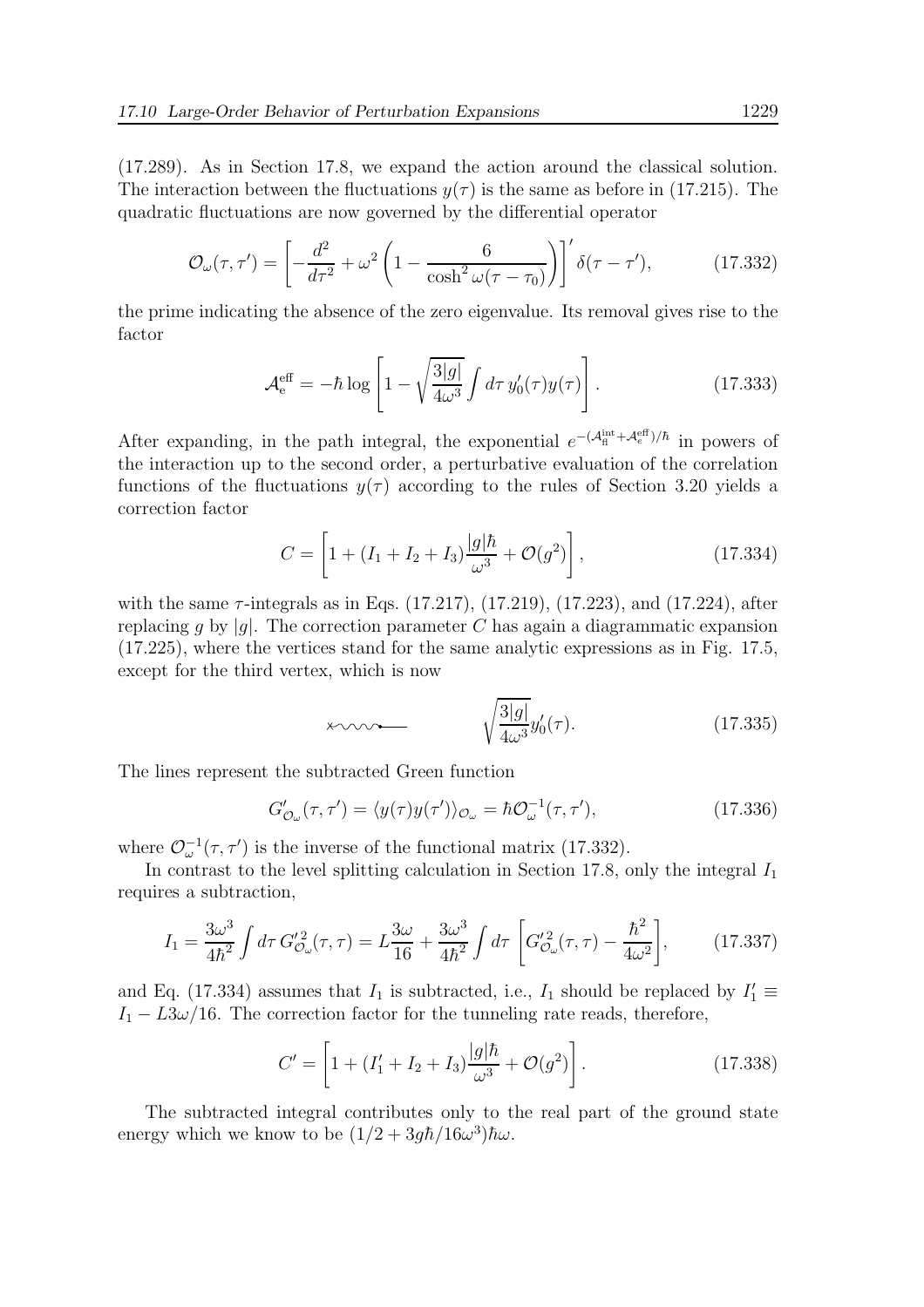(17.289). As in Section 17.8, we expand the action around the classical solution. The interaction between the fluctuations $y(\tau)$ is the same as before in (17.215). The quadratic fluctuations are now governed by the differential operator

$$\mathcal{O}_\omega(\tau,\tau') = \left[-\frac{d^2}{d\tau^2} + \omega^2\left(1 - \frac{6}{\cosh^2\omega(\tau-\tau_0)}\right)\right]'\delta(\tau-\tau'), \tag{17.332}$$

the prime indicating the absence of the zero eigenvalue. Its removal gives rise to the factor

$$\mathcal{A}_{\rm e}^{\rm eff} = -\hbar\log\left[1 - \sqrt{\frac{3|g|}{4\omega^3}}\int d\tau\, y_0'(\tau)y(\tau)\right]. \tag{17.333}$$

After expanding, in the path integral, the exponential $e^{-(\mathcal{A}_{\rm fl}^{\rm int}+\mathcal{A}_{\rm e}^{\rm eff})/\hbar}$ in powers of the interaction up to the second order, a perturbative evaluation of the correlation functions of the fluctuations $y(\tau)$ according to the rules of Section 3.20 yields a correction factor

$$C = \left[1 + (I_1 + I_2 + I_3)\frac{|g|\hbar}{\omega^3} + \mathcal{O}(g^2)\right], \tag{17.334}$$

with the same $\tau$-integrals as in Eqs. (17.217), (17.219), (17.223), and (17.224), after replacing $g$ by $|g|$. The correction parameter $C$ has again a diagrammatic expansion (17.225), where the vertices stand for the same analytic expressions as in Fig. 17.5, except for the third vertex, which is now

$$\sqrt{\frac{3|g|}{4\omega^3}}y_0'(\tau). \tag{17.335}$$

The lines represent the subtracted Green function

$$G'_{\mathcal{O}_\omega}(\tau,\tau') = \langle y(\tau)y(\tau')\rangle_{\mathcal{O}_\omega} = \hbar\mathcal{O}_\omega^{-1}(\tau,\tau'), \tag{17.336}$$

where $\mathcal{O}_\omega^{-1}(\tau,\tau')$ is the inverse of the functional matrix (17.332).

In contrast to the level splitting calculation in Section 17.8, only the integral $I_1$ requires a subtraction,

$$I_1 = \frac{3\omega^3}{4\hbar^2}\int d\tau\, G'^2_{\mathcal{O}_\omega}(\tau,\tau) = L\frac{3\omega}{16} + \frac{3\omega^3}{4\hbar^2}\int d\tau\left[G'^2_{\mathcal{O}_\omega}(\tau,\tau) - \frac{\hbar^2}{4\omega^2}\right], \tag{17.337}$$

and Eq. (17.334) assumes that $I_1$ is subtracted, i.e., $I_1$ should be replaced by $I_1' \equiv I_1 - L3\omega/16$. The correction factor for the tunneling rate reads, therefore,

$$C' = \left[1 + (I_1' + I_2 + I_3)\frac{|g|\hbar}{\omega^3} + \mathcal{O}(g^2)\right]. \tag{17.338}$$

The subtracted integral contributes only to the real part of the ground state energy which we know to be $(1/2 + 3g\hbar/16\omega^3)\hbar\omega$.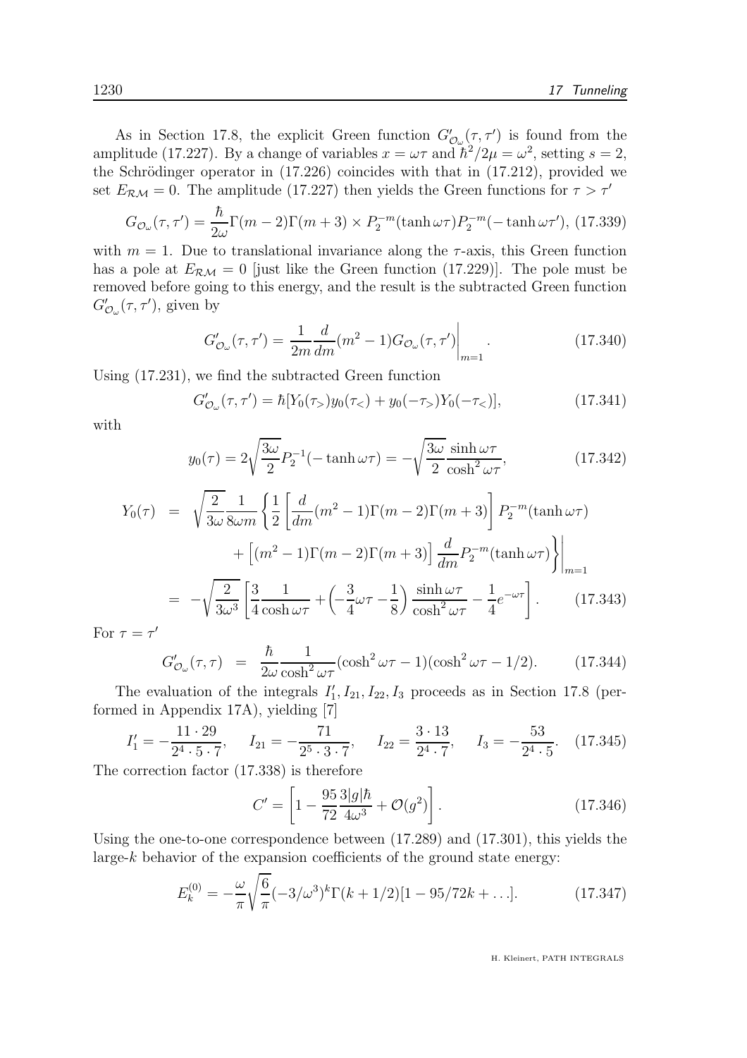As in Section 17.8, the explicit Green function $G'_{\mathcal{O}_\omega}(\tau,\tau')$ is found from the amplitude (17.227). By a change of variables $x = \omega\tau$ and $\hbar^2/2\mu = \omega^2$, setting $s = 2$, the Schrödinger operator in (17.226) coincides with that in (17.212), provided we set $E_{\mathcal{RM}} = 0$. The amplitude (17.227) then yields the Green functions for $\tau > \tau'$

$$G_{\mathcal{O}_\omega}(\tau,\tau') = \frac{\hbar}{2\omega}\Gamma(m-2)\Gamma(m+3) \times P_2^{-m}(\tanh\omega\tau)P_2^{-m}(-\tanh\omega\tau'), \tag{17.339}$$

with $m = 1$. Due to translational invariance along the $\tau$-axis, this Green function has a pole at $E_{\mathcal{RM}} = 0$ [just like the Green function (17.229)]. The pole must be removed before going to this energy, and the result is the subtracted Green function $G'_{\mathcal{O}_\omega}(\tau,\tau')$, given by

$$G'_{\mathcal{O}_\omega}(\tau,\tau') = \frac{1}{2m}\frac{d}{dm}(m^2-1)G_{\mathcal{O}_\omega}(\tau,\tau')\bigg|_{m=1}. \tag{17.340}$$

Using (17.231), we find the subtracted Green function

$$G'_{\mathcal{O}_\omega}(\tau,\tau') = \hbar[Y_0(\tau_>)y_0(\tau_<) + y_0(-\tau_>)Y_0(-\tau_<)], \tag{17.341}$$

with

$$y_0(\tau) = 2\sqrt{\frac{3\omega}{2}}P_2^{-1}(-\tanh\omega\tau) = -\sqrt{\frac{3\omega}{2}}\frac{\sinh\omega\tau}{\cosh^2\omega\tau}, \tag{17.342}$$

$$\begin{aligned}
Y_0(\tau) &= \sqrt{\frac{2}{3\omega}}\frac{1}{8\omega m}\left\{\frac{1}{2}\left[\frac{d}{dm}(m^2-1)\Gamma(m-2)\Gamma(m+3)\right]P_2^{-m}(\tanh\omega\tau)\right.\\
&\qquad\left.\left. + \left[(m^2-1)\Gamma(m-2)\Gamma(m+3)\right]\frac{d}{dm}P_2^{-m}(\tanh\omega\tau)\right\}\right|_{m=1}\\
&= -\sqrt{\frac{2}{3\omega^3}}\left[\frac{3}{4}\frac{1}{\cosh\omega\tau} + \left(-\frac{3}{4}\omega\tau - \frac{1}{8}\right)\frac{\sinh\omega\tau}{\cosh^2\omega\tau} - \frac{1}{4}e^{-\omega\tau}\right].
\end{aligned} \tag{17.343}$$

For $\tau = \tau'$

$$G'_{\mathcal{O}_\omega}(\tau,\tau) = \frac{\hbar}{2\omega}\frac{1}{\cosh^2\omega\tau}(\cosh^2\omega\tau - 1)(\cosh^2\omega\tau - 1/2). \tag{17.344}$$

The evaluation of the integrals $I'_1, I_{21}, I_{22}, I_3$ proceeds as in Section 17.8 (performed in Appendix 17A), yielding [7]

$$I'_1 = -\frac{11\cdot 29}{2^4\cdot 5\cdot 7}, \qquad I_{21} = -\frac{71}{2^5\cdot 3\cdot 7}, \qquad I_{22} = \frac{3\cdot 13}{2^4\cdot 7}, \qquad I_3 = -\frac{53}{2^4\cdot 5}. \tag{17.345}$$

The correction factor (17.338) is therefore

$$C' = \left[1 - \frac{95}{72}\frac{3|g|\hbar}{4\omega^3} + \mathcal{O}(g^2)\right]. \tag{17.346}$$

Using the one-to-one correspondence between (17.289) and (17.301), this yields the large-$k$ behavior of the expansion coefficients of the ground state energy:

$$E_k^{(0)} = -\frac{\omega}{\pi}\sqrt{\frac{6}{\pi}}(-3/\omega^3)^k\Gamma(k+1/2)[1 - 95/72k + \ldots]. \tag{17.347}$$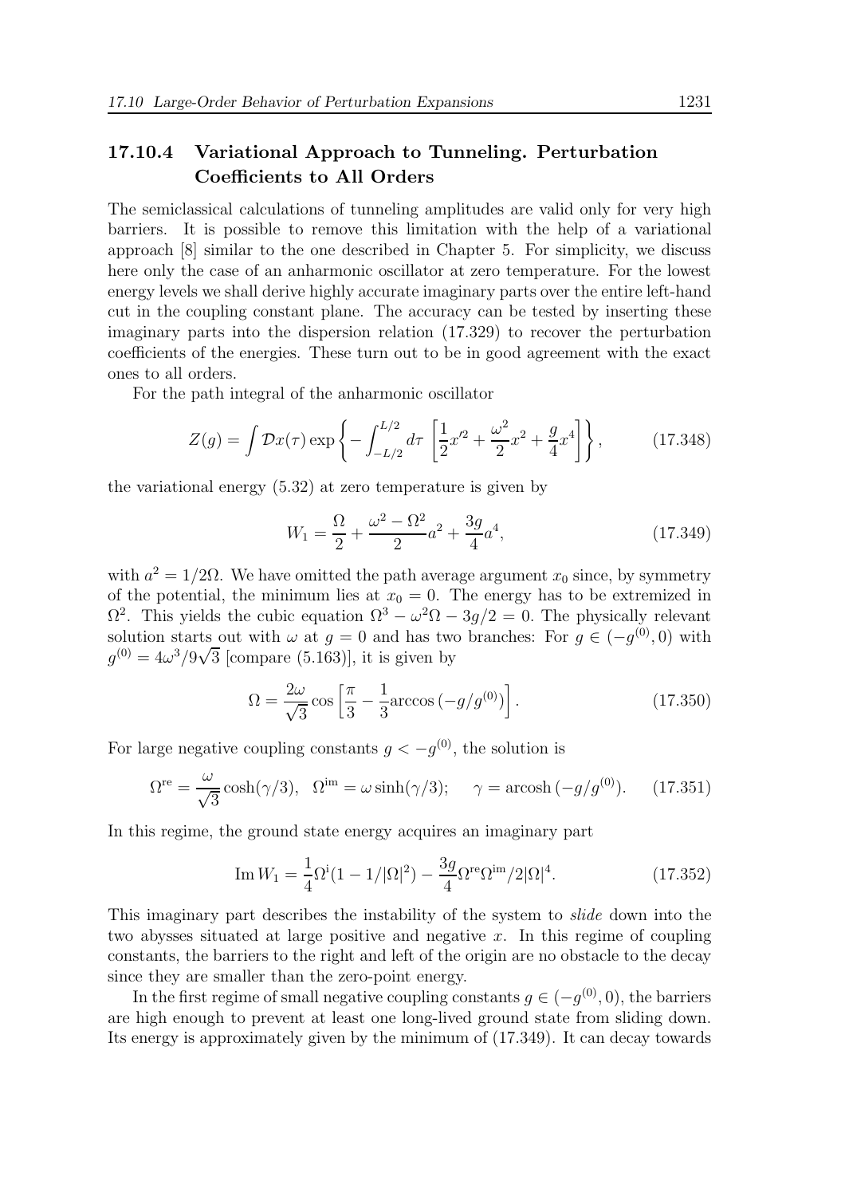### 17.10.4 Variational Approach to Tunneling. Perturbation Coefficients to All Orders

The semiclassical calculations of tunneling amplitudes are valid only for very high barriers. It is possible to remove this limitation with the help of a variational approach [8] similar to the one described in Chapter 5. For simplicity, we discuss here only the case of an anharmonic oscillator at zero temperature. For the lowest energy levels we shall derive highly accurate imaginary parts over the entire left-hand cut in the coupling constant plane. The accuracy can be tested by inserting these imaginary parts into the dispersion relation (17.329) to recover the perturbation coefficients of the energies. These turn out to be in good agreement with the exact ones to all orders.

For the path integral of the anharmonic oscillator

$$Z(g) = \int \mathcal{D}x(\tau) \exp\left\{ -\int_{-L/2}^{L/2} d\tau \left[ \frac{1}{2}x'^2 + \frac{\omega^2}{2}x^2 + \frac{g}{4}x^4 \right] \right\}, \tag{17.348}$$

the variational energy (5.32) at zero temperature is given by

$$W_1 = \frac{\Omega}{2} + \frac{\omega^2 - \Omega^2}{2}a^2 + \frac{3g}{4}a^4, \tag{17.349}$$

with $a^2 = 1/2\Omega$. We have omitted the path average argument $x_0$ since, by symmetry of the potential, the minimum lies at $x_0 = 0$. The energy has to be extremized in $\Omega^2$. This yields the cubic equation $\Omega^3 - \omega^2\Omega - 3g/2 = 0$. The physically relevant solution starts out with $\omega$ at $g = 0$ and has two branches: For $g \in (-g^{(0)}, 0)$ with $g^{(0)} = 4\omega^3/9\sqrt{3}$ [compare (5.163)], it is given by

$$\Omega = \frac{2\omega}{\sqrt{3}} \cos\left[ \frac{\pi}{3} - \frac{1}{3}\arccos\left(-g/g^{(0)}\right) \right]. \tag{17.350}$$

For large negative coupling constants $g < -g^{(0)}$, the solution is

$$\Omega^{\rm re} = \frac{\omega}{\sqrt{3}}\cosh(\gamma/3), \quad \Omega^{\rm im} = \omega \sinh(\gamma/3); \quad \gamma = \operatorname{arcosh}\left(-g/g^{(0)}\right). \tag{17.351}$$

In this regime, the ground state energy acquires an imaginary part

$$\operatorname{Im} W_1 = \frac{1}{4}\Omega^{\rm i}(1 - 1/|\Omega|^2) - \frac{3g}{4}\Omega^{\rm re}\Omega^{\rm im}/2|\Omega|^4. \tag{17.352}$$

This imaginary part describes the instability of the system to *slide* down into the two abysses situated at large positive and negative $x$. In this regime of coupling constants, the barriers to the right and left of the origin are no obstacle to the decay since they are smaller than the zero-point energy.

In the first regime of small negative coupling constants $g \in (-g^{(0)}, 0)$, the barriers are high enough to prevent at least one long-lived ground state from sliding down. Its energy is approximately given by the minimum of (17.349). It can decay towards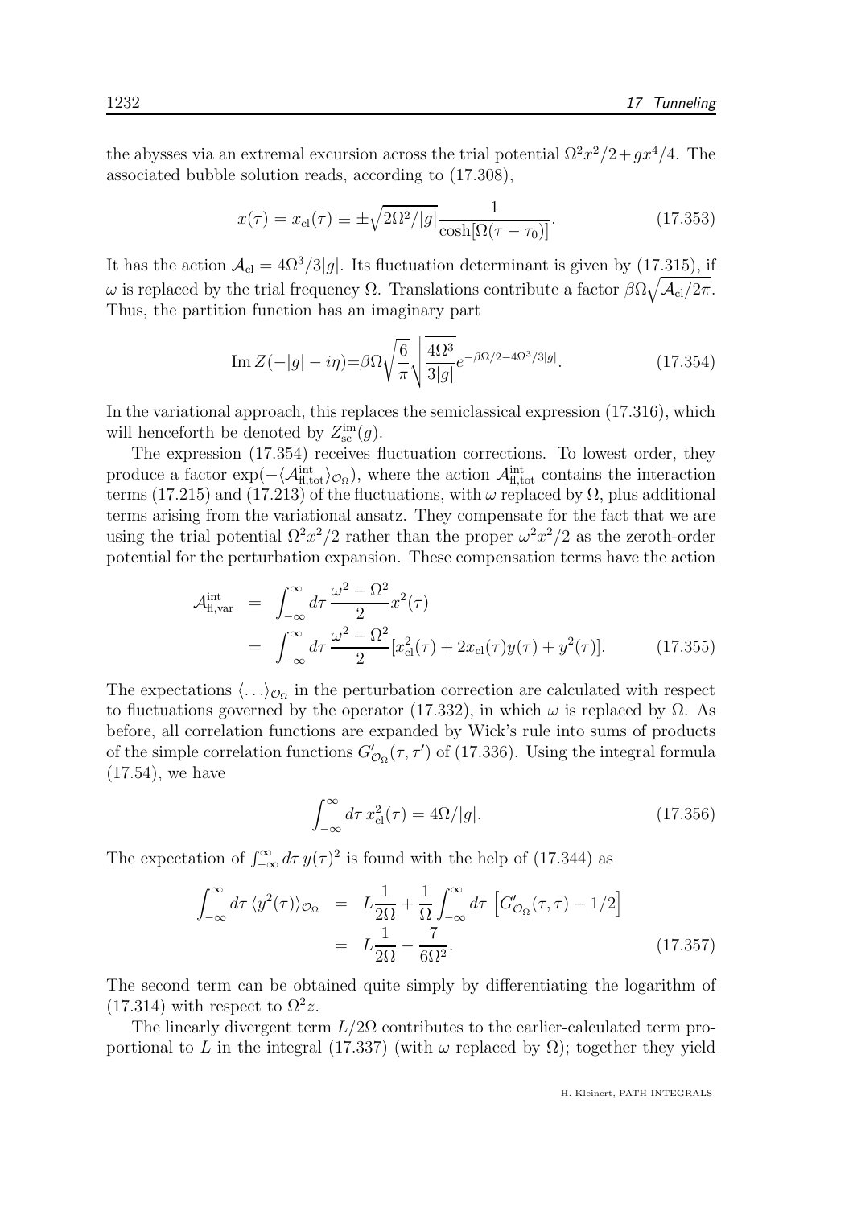the abysses via an extremal excursion across the trial potential $\Omega^2 x^2/2 + gx^4/4$. The associated bubble solution reads, according to (17.308),

$$x(\tau) = x_{\rm cl}(\tau) \equiv \pm\sqrt{2\Omega^2/|g|}\frac{1}{\cosh[\Omega(\tau-\tau_0)]}. \tag{17.353}$$

It has the action $\mathcal{A}_{\rm cl} = 4\Omega^3/3|g|$. Its fluctuation determinant is given by (17.315), if $\omega$ is replaced by the trial frequency $\Omega$. Translations contribute a factor $\beta\Omega\sqrt{\mathcal{A}_{\rm cl}/2\pi}$. Thus, the partition function has an imaginary part

$$\operatorname{Im} Z(-|g| - i\eta) = \beta\Omega\sqrt{\frac{6}{\pi}}\sqrt{\frac{4\Omega^3}{3|g|}}e^{-\beta\Omega/2 - 4\Omega^3/3|g|}. \tag{17.354}$$

In the variational approach, this replaces the semiclassical expression (17.316), which will henceforth be denoted by $Z^{\rm im}_{\rm sc}(g)$.

The expression (17.354) receives fluctuation corrections. To lowest order, they produce a factor $\exp(-\langle \mathcal{A}^{\rm int}_{\rm fl,tot}\rangle_{\mathcal{O}_\Omega})$, where the action $\mathcal{A}^{\rm int}_{\rm fl,tot}$ contains the interaction terms (17.215) and (17.213) of the fluctuations, with $\omega$ replaced by $\Omega$, plus additional terms arising from the variational ansatz. They compensate for the fact that we are using the trial potential $\Omega^2 x^2/2$ rather than the proper $\omega^2 x^2/2$ as the zeroth-order potential for the perturbation expansion. These compensation terms have the action

$$\begin{aligned}\mathcal{A}^{\rm int}_{\rm fl,var} &= \int_{-\infty}^{\infty} d\tau\, \frac{\omega^2-\Omega^2}{2}x^2(\tau)\\ &= \int_{-\infty}^{\infty} d\tau\, \frac{\omega^2-\Omega^2}{2}[x^2_{\rm cl}(\tau) + 2x_{\rm cl}(\tau)y(\tau) + y^2(\tau)].\end{aligned} \tag{17.355}$$

The expectations $\langle\ldots\rangle_{\mathcal{O}_\Omega}$ in the perturbation correction are calculated with respect to fluctuations governed by the operator (17.332), in which $\omega$ is replaced by $\Omega$. As before, all correlation functions are expanded by Wick's rule into sums of products of the simple correlation functions $G'_{\mathcal{O}_\Omega}(\tau,\tau')$ of (17.336). Using the integral formula (17.54), we have

$$\int_{-\infty}^{\infty} d\tau\, x^2_{\rm cl}(\tau) = 4\Omega/|g|. \tag{17.356}$$

The expectation of $\int_{-\infty}^{\infty} d\tau\, y(\tau)^2$ is found with the help of (17.344) as

$$\begin{aligned}\int_{-\infty}^{\infty} d\tau\, \langle y^2(\tau)\rangle_{\mathcal{O}_\Omega} &= L\frac{1}{2\Omega} + \frac{1}{\Omega}\int_{-\infty}^{\infty} d\tau\, \left[G'_{\mathcal{O}_\Omega}(\tau,\tau) - 1/2\right]\\ &= L\frac{1}{2\Omega} - \frac{7}{6\Omega^2}.\end{aligned} \tag{17.357}$$

The second term can be obtained quite simply by differentiating the logarithm of (17.314) with respect to $\Omega^2 z$.

The linearly divergent term $L/2\Omega$ contributes to the earlier-calculated term proportional to $L$ in the integral (17.337) (with $\omega$ replaced by $\Omega$); together they yield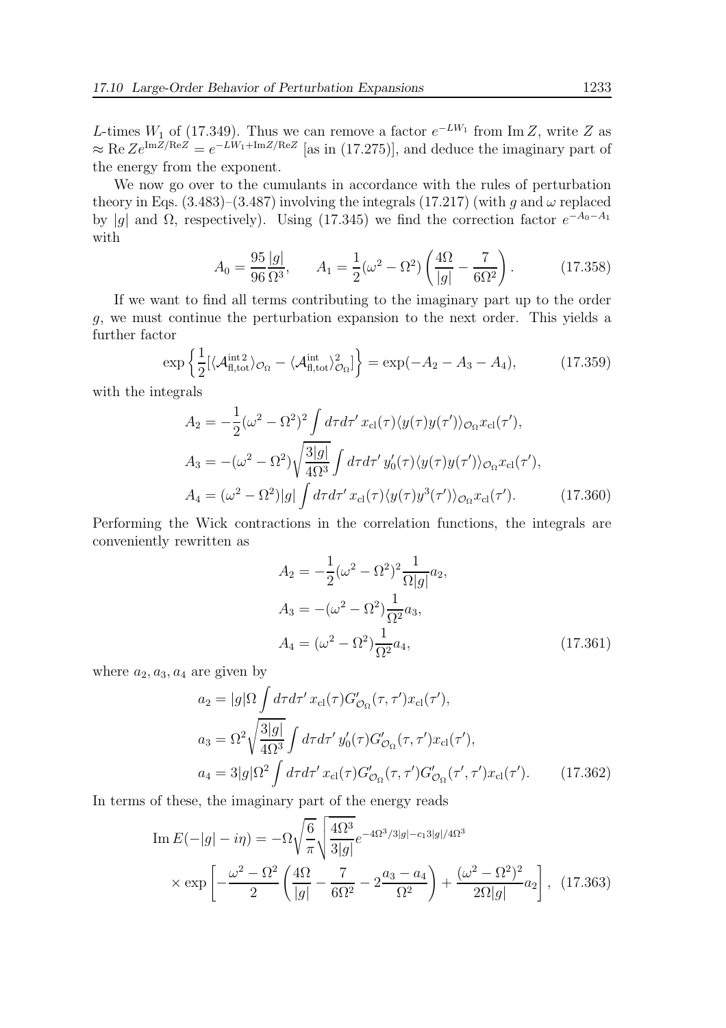$L$-times $W_1$ of (17.349). Thus we can remove a factor $e^{-LW_1}$ from $\text{Im}\, Z$, write $Z$ as $\approx \text{Re}\, Z e^{\text{Im} Z/\text{Re} Z} = e^{-LW_1 + \text{Im} Z/\text{Re} Z}$ [as in (17.275)], and deduce the imaginary part of the energy from the exponent.

We now go over to the cumulants in accordance with the rules of perturbation theory in Eqs. (3.483)–(3.487) involving the integrals (17.217) (with $g$ and $\omega$ replaced by $|g|$ and $\Omega$, respectively). Using (17.345) we find the correction factor $e^{-A_0-A_1}$ with

$$
A_0 = \frac{95}{96}\frac{|g|}{\Omega^3}, \qquad A_1 = \frac{1}{2}(\omega^2 - \Omega^2)\left(\frac{4\Omega}{|g|} - \frac{7}{6\Omega^2}\right). \tag{17.358}
$$

If we want to find all terms contributing to the imaginary part up to the order $g$, we must continue the perturbation expansion to the next order. This yields a further factor

$$
\exp\left\{\frac{1}{2}[\langle \mathcal{A}^{\text{int}\,2}_{\text{fl,tot}}\rangle_{\mathcal{O}_\Omega} - \langle \mathcal{A}^{\text{int}}_{\text{fl,tot}}\rangle^2_{\mathcal{O}_\Omega}]\right\} = \exp(-A_2 - A_3 - A_4), \tag{17.359}
$$

with the integrals

$$
\begin{aligned}
A_2 &= -\frac{1}{2}(\omega^2 - \Omega^2)^2 \int d\tau d\tau'\, x_{\text{cl}}(\tau)\langle y(\tau)y(\tau')\rangle_{\mathcal{O}_\Omega} x_{\text{cl}}(\tau'),\\
A_3 &= -(\omega^2 - \Omega^2)\sqrt{\frac{3|g|}{4\Omega^3}} \int d\tau d\tau'\, y_0'(\tau)\langle y(\tau)y(\tau')\rangle_{\mathcal{O}_\Omega} x_{\text{cl}}(\tau'),\\
A_4 &= (\omega^2 - \Omega^2)|g| \int d\tau d\tau'\, x_{\text{cl}}(\tau)\langle y(\tau)y^3(\tau')\rangle_{\mathcal{O}_\Omega} x_{\text{cl}}(\tau').
\end{aligned} \tag{17.360}
$$

Performing the Wick contractions in the correlation functions, the integrals are conveniently rewritten as

$$
\begin{aligned}
A_2 &= -\frac{1}{2}(\omega^2 - \Omega^2)^2 \frac{1}{\Omega|g|} a_2,\\
A_3 &= -(\omega^2 - \Omega^2)\frac{1}{\Omega^2} a_3,\\
A_4 &= (\omega^2 - \Omega^2)\frac{1}{\Omega^2} a_4,
\end{aligned} \tag{17.361}
$$

where $a_2, a_3, a_4$ are given by

$$
\begin{aligned}
a_2 &= |g|\Omega \int d\tau d\tau'\, x_{\text{cl}}(\tau) G'_{\mathcal{O}_\Omega}(\tau,\tau') x_{\text{cl}}(\tau'),\\
a_3 &= \Omega^2 \sqrt{\frac{3|g|}{4\Omega^3}} \int d\tau d\tau'\, y_0'(\tau) G'_{\mathcal{O}_\Omega}(\tau,\tau') x_{\text{cl}}(\tau'),\\
a_4 &= 3|g|\Omega^2 \int d\tau d\tau'\, x_{\text{cl}}(\tau) G'_{\mathcal{O}_\Omega}(\tau,\tau') G'_{\mathcal{O}_\Omega}(\tau',\tau') x_{\text{cl}}(\tau').
\end{aligned} \tag{17.362}
$$

In terms of these, the imaginary part of the energy reads

$$
\begin{aligned}
\text{Im}\, E(-|g| - i\eta) = &-\Omega\sqrt{\frac{6}{\pi}}\sqrt{\frac{4\Omega^3}{3|g|}} e^{-4\Omega^3/3|g| - c_1 3|g|/4\Omega^3}\\
&\times \exp\left[-\frac{\omega^2 - \Omega^2}{2}\left(\frac{4\Omega}{|g|} - \frac{7}{6\Omega^2} - 2\frac{a_3 - a_4}{\Omega^2}\right) + \frac{(\omega^2 - \Omega^2)^2}{2\Omega|g|} a_2\right],
\end{aligned} \tag{17.363}
$$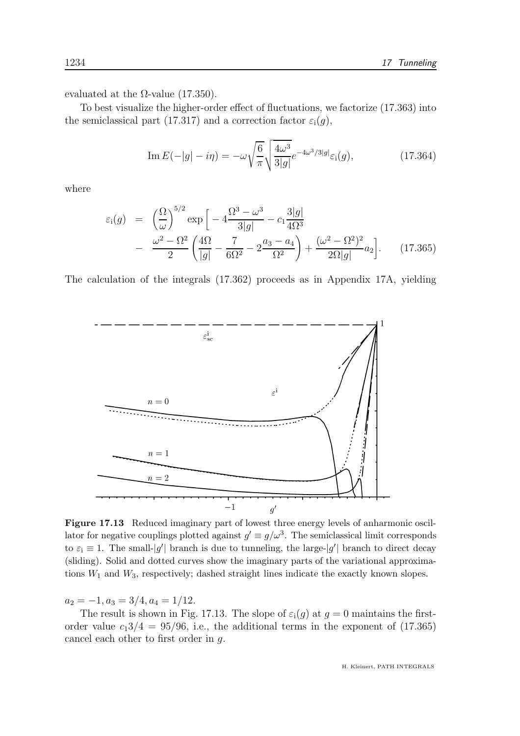evaluated at the Ω-value (17.350).

To best visualize the higher-order effect of fluctuations, we factorize (17.363) into the semiclassical part (17.317) and a correction factor $\varepsilon_{\rm i}(g)$,

$$\operatorname{Im} E(-|g|-i\eta) = -\omega\sqrt{\frac{6}{\pi}}\sqrt{\frac{4\omega^3}{3|g|}}e^{-4\omega^3/3|g|}\varepsilon_{\rm i}(g), \tag{17.364}$$

where

$$\begin{aligned}
\varepsilon_{\rm i}(g) &= \left(\frac{\Omega}{\omega}\right)^{5/2}\exp\Big[-4\frac{\Omega^3-\omega^3}{3|g|}-c_1\frac{3|g|}{4\Omega^3} \\
&- \frac{\omega^2-\Omega^2}{2}\left(\frac{4\Omega}{|g|}-\frac{7}{6\Omega^2}-2\frac{a_3-a_4}{\Omega^2}\right)+\frac{(\omega^2-\Omega^2)^2}{2\Omega|g|}a_2\Big].
\end{aligned} \tag{17.365}$$

The calculation of the integrals (17.362) proceeds as in Appendix 17A, yielding

**Figure 17.13** Reduced imaginary part of lowest three energy levels of anharmonic oscillator for negative couplings plotted against $g' \equiv g/\omega^3$. The semiclassical limit corresponds to $\varepsilon_{\rm i} \equiv 1$. The small-$|g'|$ branch is due to tunneling, the large-$|g'|$ branch to direct decay (sliding). Solid and dotted curves show the imaginary parts of the variational approximations $W_1$ and $W_3$, respectively; dashed straight lines indicate the exactly known slopes.

$a_2 = -1, a_3 = 3/4, a_4 = 1/12$.

The result is shown in Fig. 17.13. The slope of $\varepsilon_{\rm i}(g)$ at $g = 0$ maintains the first-order value $c_1 3/4 = 95/96$, i.e., the additional terms in the exponent of (17.365) cancel each other to first order in $g$.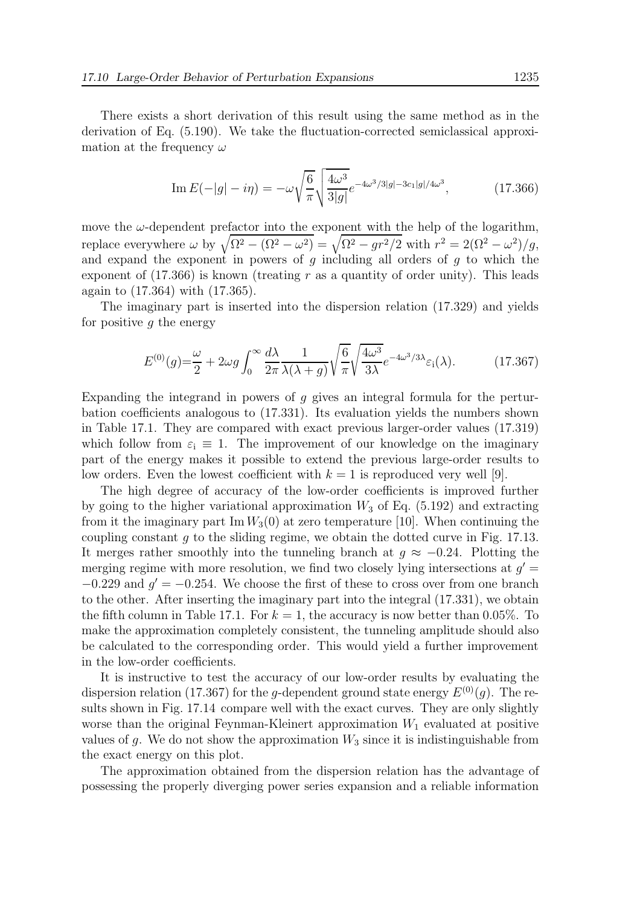There exists a short derivation of this result using the same method as in the derivation of Eq. (5.190). We take the fluctuation-corrected semiclassical approximation at the frequency $\omega$

$$\operatorname{Im} E(-|g| - i\eta) = -\omega \sqrt{\frac{6}{\pi}} \sqrt{\frac{4\omega^3}{3|g|}} e^{-4\omega^3/3|g| - 3c_1|g|/4\omega^3}, \tag{17.366}$$

move the $\omega$-dependent prefactor into the exponent with the help of the logarithm, replace everywhere $\omega$ by $\sqrt{\Omega^2 - (\Omega^2 - \omega^2)} = \sqrt{\Omega^2 - gr^2/2}$ with $r^2 = 2(\Omega^2 - \omega^2)/g$, and expand the exponent in powers of $g$ including all orders of $g$ to which the exponent of (17.366) is known (treating $r$ as a quantity of order unity). This leads again to (17.364) with (17.365).

The imaginary part is inserted into the dispersion relation (17.329) and yields for positive $g$ the energy

$$E^{(0)}(g) = \frac{\omega}{2} + 2\omega g \int_0^\infty \frac{d\lambda}{2\pi} \frac{1}{\lambda(\lambda + g)} \sqrt{\frac{6}{\pi}} \sqrt{\frac{4\omega^3}{3\lambda}} e^{-4\omega^3/3\lambda} \varepsilon_{\rm i}(\lambda). \tag{17.367}$$

Expanding the integrand in powers of $g$ gives an integral formula for the perturbation coefficients analogous to (17.331). Its evaluation yields the numbers shown in Table 17.1. They are compared with exact previous larger-order values (17.319) which follow from $\varepsilon_{\rm i} \equiv 1$. The improvement of our knowledge on the imaginary part of the energy makes it possible to extend the previous large-order results to low orders. Even the lowest coefficient with $k = 1$ is reproduced very well [9].

The high degree of accuracy of the low-order coefficients is improved further by going to the higher variational approximation $W_3$ of Eq. (5.192) and extracting from it the imaginary part $\operatorname{Im} W_3(0)$ at zero temperature [10]. When continuing the coupling constant $g$ to the sliding regime, we obtain the dotted curve in Fig. 17.13. It merges rather smoothly into the tunneling branch at $g \approx -0.24$. Plotting the merging regime with more resolution, we find two closely lying intersections at $g' = -0.229$ and $g' = -0.254$. We choose the first of these to cross over from one branch to the other. After inserting the imaginary part into the integral (17.331), we obtain the fifth column in Table 17.1. For $k = 1$, the accuracy is now better than 0.05%. To make the approximation completely consistent, the tunneling amplitude should also be calculated to the corresponding order. This would yield a further improvement in the low-order coefficients.

It is instructive to test the accuracy of our low-order results by evaluating the dispersion relation (17.367) for the $g$-dependent ground state energy $E^{(0)}(g)$. The results shown in Fig. 17.14 compare well with the exact curves. They are only slightly worse than the original Feynman-Kleinert approximation $W_1$ evaluated at positive values of $g$. We do not show the approximation $W_3$ since it is indistinguishable from the exact energy on this plot.

The approximation obtained from the dispersion relation has the advantage of possessing the properly diverging power series expansion and a reliable information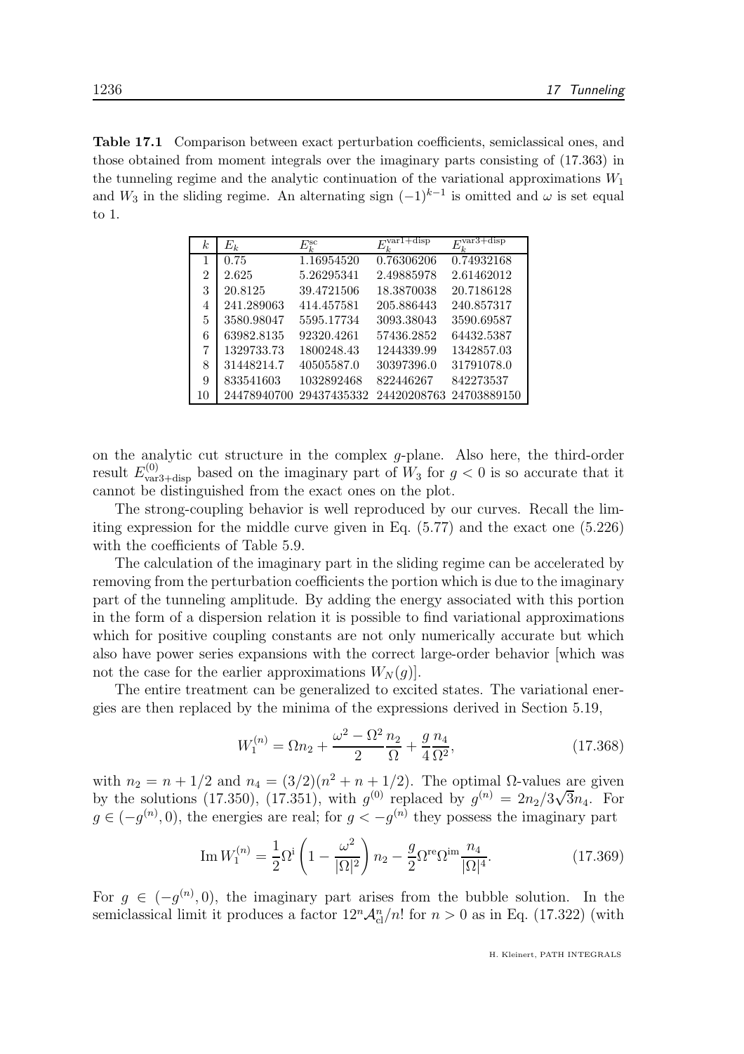**Table 17.1** Comparison between exact perturbation coefficients, semiclassical ones, and those obtained from moment integrals over the imaginary parts consisting of (17.363) in the tunneling regime and the analytic continuation of the variational approximations $W_1$ and $W_3$ in the sliding regime. An alternating sign $(-1)^{k-1}$ is omitted and $\omega$ is set equal to 1.

| $k$ | $E_k$ | $E_k^{\rm sc}$ | $E_k^{\rm var1+disp}$ | $E_k^{\rm var3+disp}$ |
|---|---|---|---|---|
| 1 | 0.75 | 1.16954520 | 0.76306206 | 0.74932168 |
| 2 | 2.625 | 5.26295341 | 2.49885978 | 2.61462012 |
| 3 | 20.8125 | 39.4721506 | 18.3870038 | 20.7186128 |
| 4 | 241.289063 | 414.457581 | 205.886443 | 240.857317 |
| 5 | 3580.98047 | 5595.17734 | 3093.38043 | 3590.69587 |
| 6 | 63982.8135 | 92320.4261 | 57436.2852 | 64432.5387 |
| 7 | 1329733.73 | 1800248.43 | 1244339.99 | 1342857.03 |
| 8 | 31448214.7 | 40505587.0 | 30397396.0 | 31791078.0 |
| 9 | 833541603 | 1032892468 | 822446267 | 842273537 |
| 10 | 24478940700 | 29437435332 | 24420208763 | 24703889150 |

on the analytic cut structure in the complex $g$-plane. Also here, the third-order result $E^{(0)}_{\rm var3+disp}$ based on the imaginary part of $W_3$ for $g<0$ is so accurate that it cannot be distinguished from the exact ones on the plot.

The strong-coupling behavior is well reproduced by our curves. Recall the limiting expression for the middle curve given in Eq. (5.77) and the exact one (5.226) with the coefficients of Table 5.9.

The calculation of the imaginary part in the sliding regime can be accelerated by removing from the perturbation coefficients the portion which is due to the imaginary part of the tunneling amplitude. By adding the energy associated with this portion in the form of a dispersion relation it is possible to find variational approximations which for positive coupling constants are not only numerically accurate but which also have power series expansions with the correct large-order behavior [which was not the case for the earlier approximations $W_N(g)$].

The entire treatment can be generalized to excited states. The variational energies are then replaced by the minima of the expressions derived in Section 5.19,

$$W_1^{(n)} = \Omega n_2 + \frac{\omega^2-\Omega^2}{2}\frac{n_2}{\Omega} + \frac{g}{4}\frac{n_4}{\Omega^2}, \tag{17.368}$$

with $n_2 = n+1/2$ and $n_4 = (3/2)(n^2+n+1/2)$. The optimal $\Omega$-values are given by the solutions (17.350), (17.351), with $g^{(0)}$ replaced by $g^{(n)} = 2n_2/3\sqrt{3}n_4$. For $g\in(-g^{(n)},0)$, the energies are real; for $g<-g^{(n)}$ they possess the imaginary part

$$\operatorname{Im} W_1^{(n)} = \frac{1}{2}\Omega^{\rm i}\left(1-\frac{\omega^2}{|\Omega|^2}\right)n_2 - \frac{g}{2}\Omega^{\rm re}\Omega^{\rm im}\frac{n_4}{|\Omega|^4}. \tag{17.369}$$

For $g\in(-g^{(n)},0)$, the imaginary part arises from the bubble solution. In the semiclassical limit it produces a factor $12^n\mathcal{A}_{\rm cl}^n/n!$ for $n>0$ as in Eq. (17.322) (with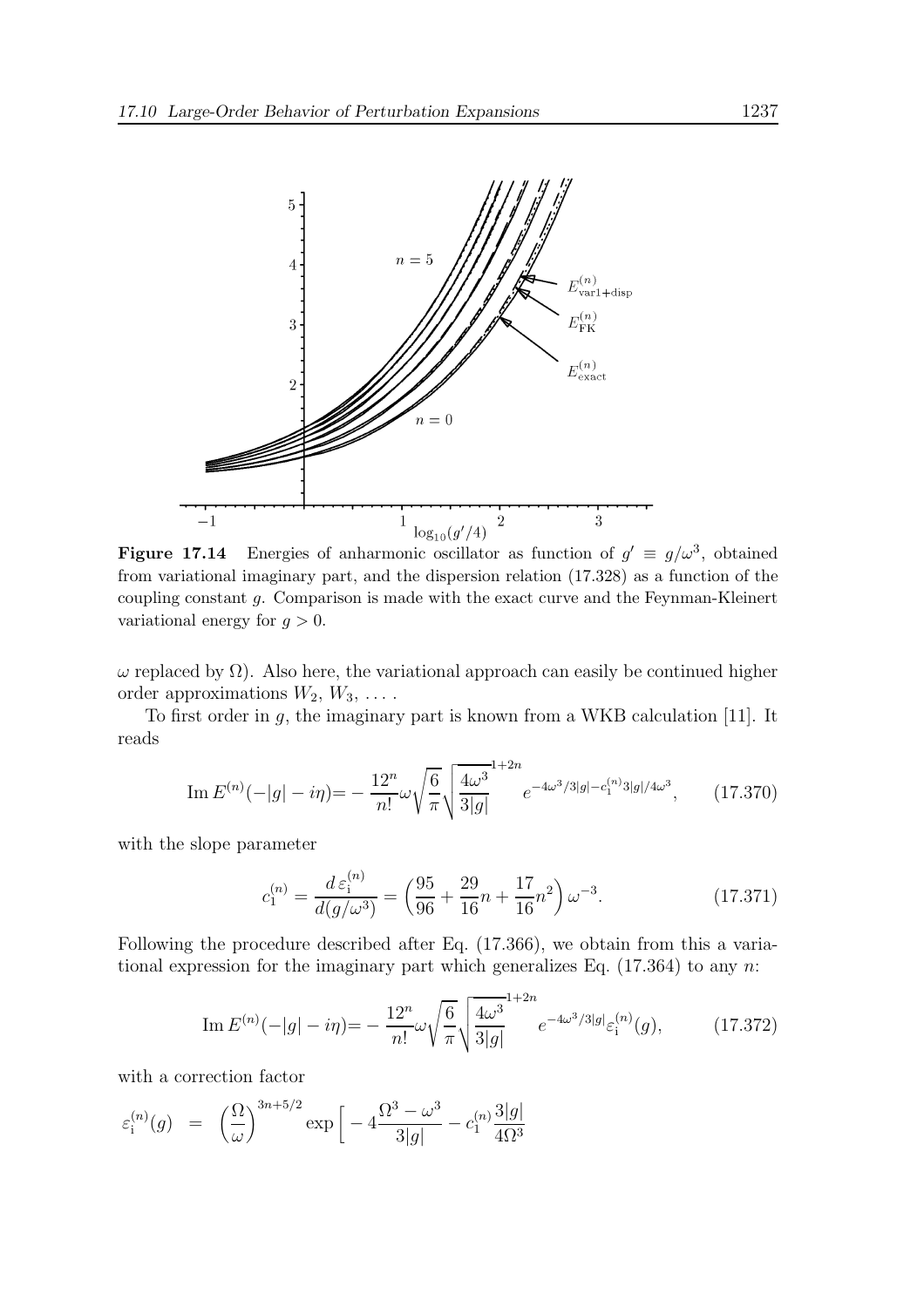**Figure 17.14** Energies of anharmonic oscillator as function of $g' \equiv g/\omega^3$, obtained from variational imaginary part, and the dispersion relation (17.328) as a function of the coupling constant $g$. Comparison is made with the exact curve and the Feynman-Kleinert variational energy for $g > 0$.

$\omega$ replaced by $\Omega$). Also here, the variational approach can easily be continued higher order approximations $W_2, W_3, \ldots$ .

To first order in $g$, the imaginary part is known from a WKB calculation [11]. It reads

$$\operatorname{Im} E^{(n)}(-|g| - i\eta) = -\frac{12^n}{n!}\omega\sqrt{\frac{6}{\pi}}\sqrt{\frac{4\omega^3}{3|g|}}^{1+2n} e^{-4\omega^3/3|g| - c_1^{(n)} 3|g|/4\omega^3}, \qquad (17.370)$$

with the slope parameter

$$c_1^{(n)} = \frac{d\,\varepsilon_{\rm i}^{(n)}}{d(g/\omega^3)} = \left(\frac{95}{96} + \frac{29}{16}n + \frac{17}{16}n^2\right)\omega^{-3}. \qquad (17.371)$$

Following the procedure described after Eq. (17.366), we obtain from this a variational expression for the imaginary part which generalizes Eq. (17.364) to any $n$:

$$\operatorname{Im} E^{(n)}(-|g| - i\eta) = -\frac{12^n}{n!}\omega\sqrt{\frac{6}{\pi}}\sqrt{\frac{4\omega^3}{3|g|}}^{1+2n} e^{-4\omega^3/3|g|}\varepsilon_{\rm i}^{(n)}(g), \qquad (17.372)$$

with a correction factor

$$\varepsilon_{\rm i}^{(n)}(g) \;=\; \left(\frac{\Omega}{\omega}\right)^{3n+5/2} \exp\Big[ -4\frac{\Omega^3 - \omega^3}{3|g|} - c_1^{(n)}\frac{3|g|}{4\Omega^3}$$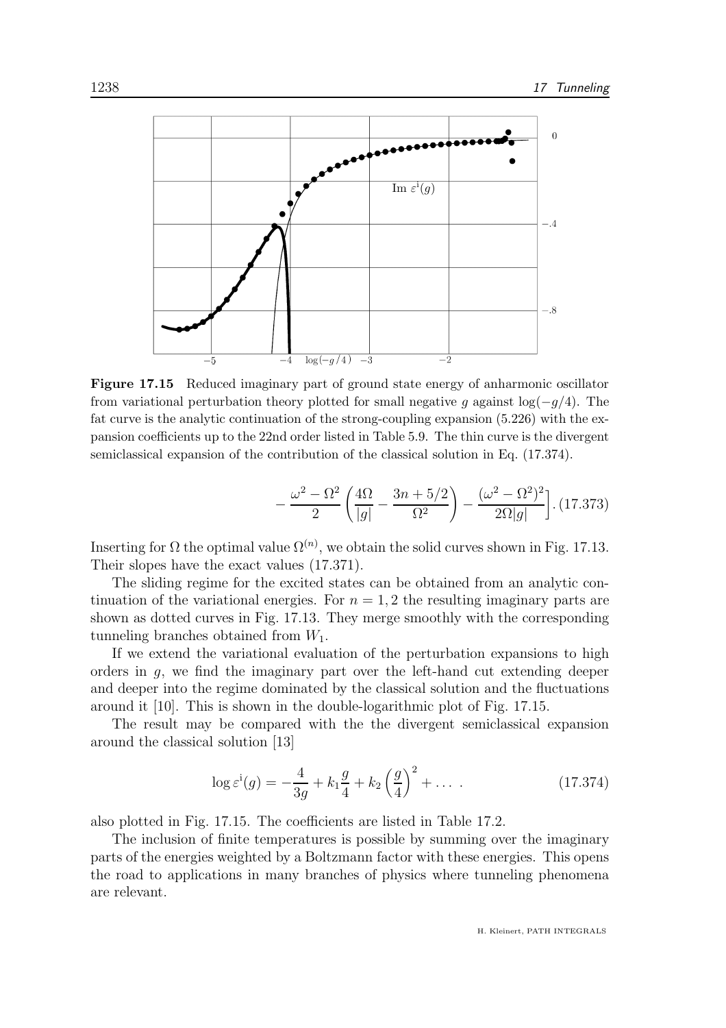**Figure 17.15** Reduced imaginary part of ground state energy of anharmonic oscillator from variational perturbation theory plotted for small negative $g$ against $\log(-g/4)$. The fat curve is the analytic continuation of the strong-coupling expansion (5.226) with the expansion coefficients up to the 22nd order listed in Table 5.9. The thin curve is the divergent semiclassical expansion of the contribution of the classical solution in Eq. (17.374).

$$-\frac{\omega^2-\Omega^2}{2}\left(\frac{4\Omega}{|g|}-\frac{3n+5/2}{\Omega^2}\right)-\frac{(\omega^2-\Omega^2)^2}{2\Omega|g|}\Bigg].\quad(17.373)$$

Inserting for $\Omega$ the optimal value $\Omega^{(n)}$, we obtain the solid curves shown in Fig. 17.13. Their slopes have the exact values (17.371).

The sliding regime for the excited states can be obtained from an analytic continuation of the variational energies. For $n = 1, 2$ the resulting imaginary parts are shown as dotted curves in Fig. 17.13. They merge smoothly with the corresponding tunneling branches obtained from $W_1$.

If we extend the variational evaluation of the perturbation expansions to high orders in $g$, we find the imaginary part over the left-hand cut extending deeper and deeper into the regime dominated by the classical solution and the fluctuations around it [10]. This is shown in the double-logarithmic plot of Fig. 17.15.

The result may be compared with the the divergent semiclassical expansion around the classical solution [13]

$$\log\varepsilon^{\rm i}(g) = -\frac{4}{3g}+k_1\frac{g}{4}+k_2\left(\frac{g}{4}\right)^2+\dots\ .\qquad(17.374)$$

also plotted in Fig. 17.15. The coefficients are listed in Table 17.2.

The inclusion of finite temperatures is possible by summing over the imaginary parts of the energies weighted by a Boltzmann factor with these energies. This opens the road to applications in many branches of physics where tunneling phenomena are relevant.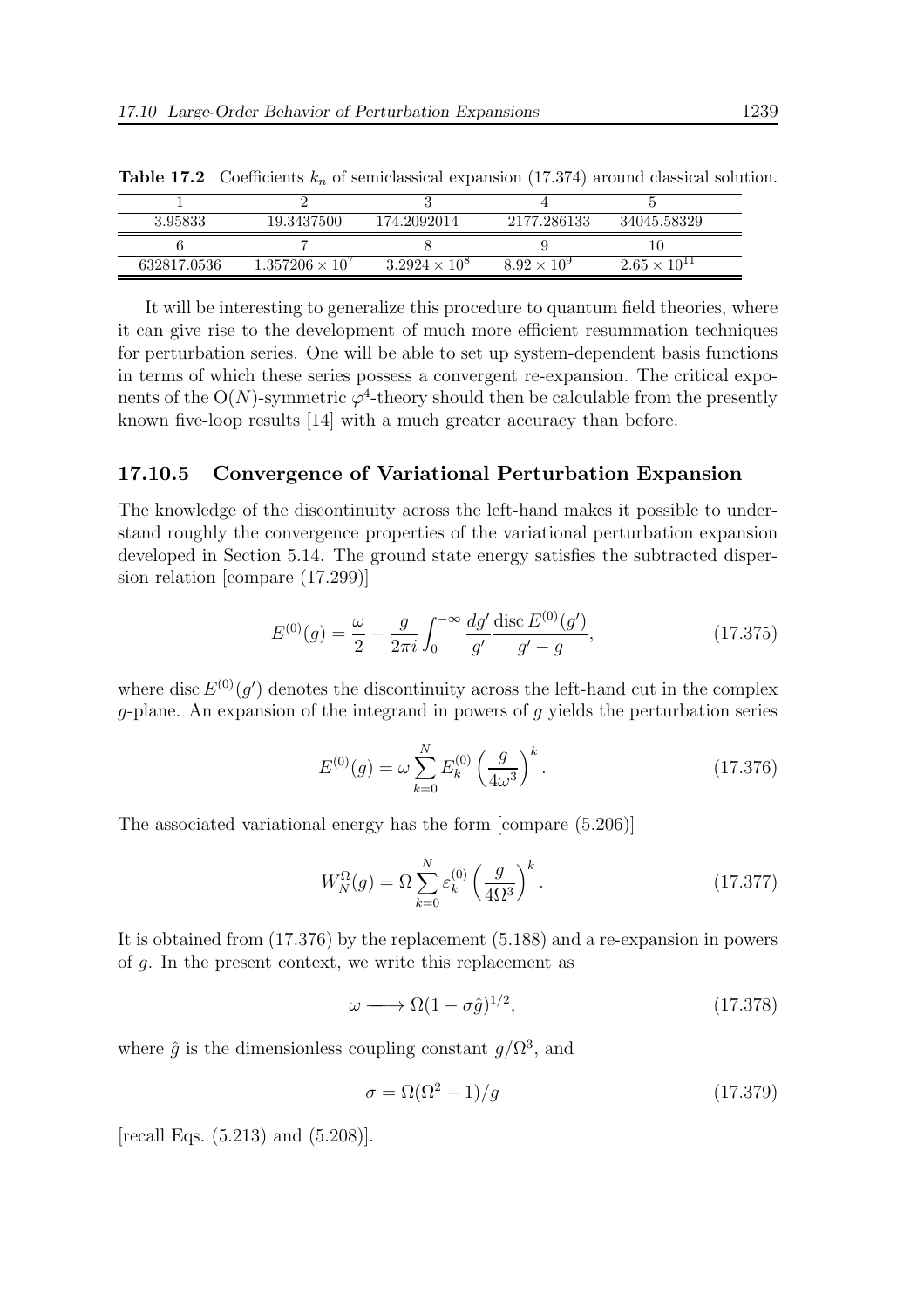**Table 17.2** Coefficients $k_n$ of semiclassical expansion (17.374) around classical solution.

| 1 | 2 | 3 | 4 | 5 |
|---|---|---|---|---|
| 3.95833 | 19.3437500 | 174.2092014 | 2177.286133 | 34045.58329 |
| 6 | 7 | 8 | 9 | 10 |
| 632817.0536 | $1.357206 \times 10^7$ | $3.2924 \times 10^8$ | $8.92 \times 10^9$ | $2.65 \times 10^{11}$ |

It will be interesting to generalize this procedure to quantum field theories, where it can give rise to the development of much more efficient resummation techniques for perturbation series. One will be able to set up system-dependent basis functions in terms of which these series possess a convergent re-expansion. The critical exponents of the O($N$)-symmetric $\varphi^4$-theory should then be calculable from the presently known five-loop results [14] with a much greater accuracy than before.

### 17.10.5 Convergence of Variational Perturbation Expansion

The knowledge of the discontinuity across the left-hand makes it possible to understand roughly the convergence properties of the variational perturbation expansion developed in Section 5.14. The ground state energy satisfies the subtracted dispersion relation [compare (17.299)]

$$E^{(0)}(g) = \frac{\omega}{2} - \frac{g}{2\pi i} \int_0^{-\infty} \frac{dg'}{g'} \frac{\operatorname{disc} E^{(0)}(g')}{g' - g}, \tag{17.375}$$

where $\operatorname{disc} E^{(0)}(g')$ denotes the discontinuity across the left-hand cut in the complex $g$-plane. An expansion of the integrand in powers of $g$ yields the perturbation series

$$E^{(0)}(g) = \omega \sum_{k=0}^{N} E_k^{(0)} \left( \frac{g}{4\omega^3} \right)^k. \tag{17.376}$$

The associated variational energy has the form [compare (5.206)]

$$W_N^{\Omega}(g) = \Omega \sum_{k=0}^{N} \varepsilon_k^{(0)} \left( \frac{g}{4\Omega^3} \right)^k. \tag{17.377}$$

It is obtained from (17.376) by the replacement (5.188) and a re-expansion in powers of $g$. In the present context, we write this replacement as

$$\omega \longrightarrow \Omega(1 - \sigma \hat{g})^{1/2}, \tag{17.378}$$

where $\hat{g}$ is the dimensionless coupling constant $g/\Omega^3$, and

$$\sigma = \Omega(\Omega^2 - 1)/g \tag{17.379}$$

[recall Eqs. (5.213) and (5.208)].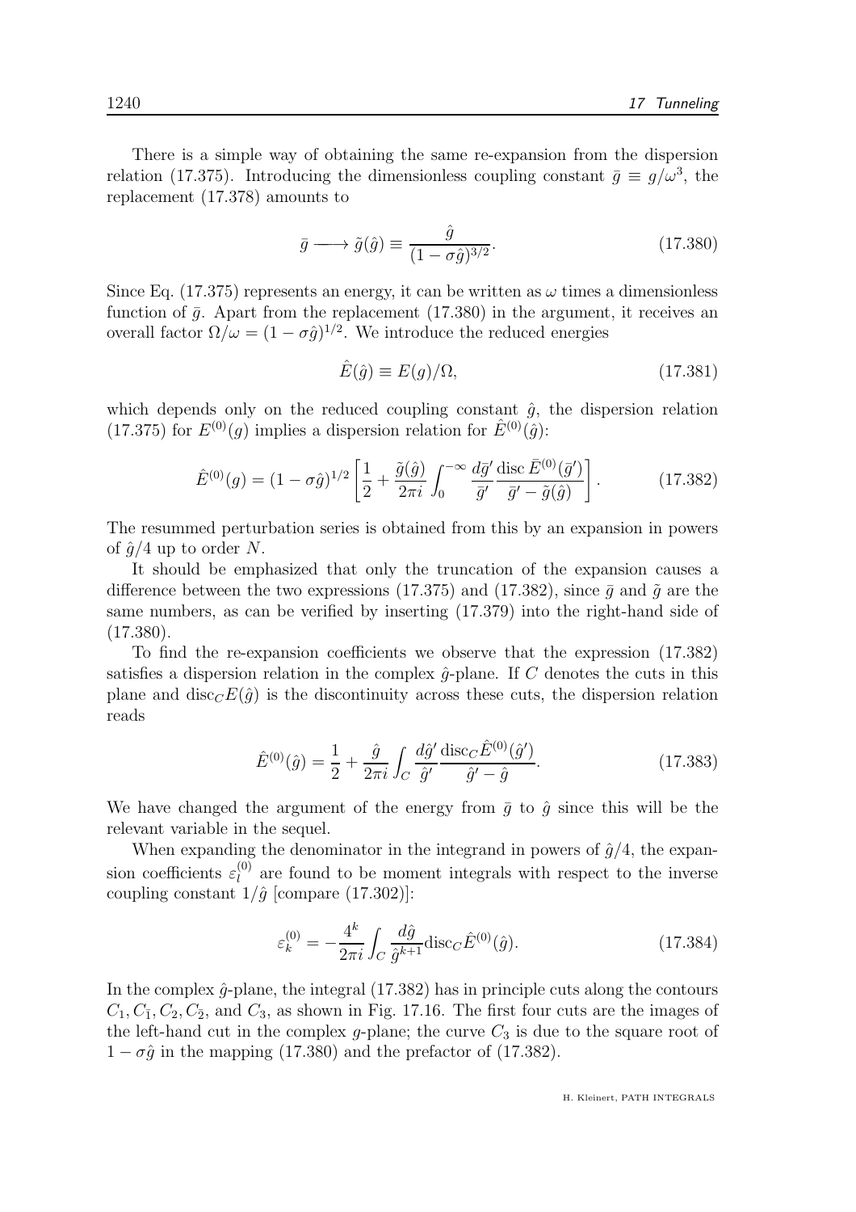There is a simple way of obtaining the same re-expansion from the dispersion relation (17.375). Introducing the dimensionless coupling constant $\bar{g} \equiv g/\omega^3$, the replacement (17.378) amounts to

$$\bar{g} \longrightarrow \tilde{g}(\hat{g}) \equiv \frac{\hat{g}}{(1-\sigma\hat{g})^{3/2}}. \tag{17.380}$$

Since Eq. (17.375) represents an energy, it can be written as $\omega$ times a dimensionless function of $\bar{g}$. Apart from the replacement (17.380) in the argument, it receives an overall factor $\Omega/\omega = (1-\sigma\hat{g})^{1/2}$. We introduce the reduced energies

$$\hat{E}(\hat{g}) \equiv E(g)/\Omega, \tag{17.381}$$

which depends only on the reduced coupling constant $\hat{g}$, the dispersion relation (17.375) for $E^{(0)}(g)$ implies a dispersion relation for $\hat{E}^{(0)}(\hat{g})$:

$$\hat{E}^{(0)}(g) = (1-\sigma\hat{g})^{1/2}\left[\frac{1}{2} + \frac{\tilde{g}(\hat{g})}{2\pi i}\int_0^{-\infty}\frac{d\bar{g}'}{\bar{g}'}\frac{\operatorname{disc}\bar{E}^{(0)}(\bar{g}')}{\bar{g}'-\tilde{g}(\hat{g})}\right]. \tag{17.382}$$

The resummed perturbation series is obtained from this by an expansion in powers of $\hat{g}/4$ up to order $N$.

It should be emphasized that only the truncation of the expansion causes a difference between the two expressions (17.375) and (17.382), since $\bar{g}$ and $\tilde{g}$ are the same numbers, as can be verified by inserting (17.379) into the right-hand side of (17.380).

To find the re-expansion coefficients we observe that the expression (17.382) satisfies a dispersion relation in the complex $\hat{g}$-plane. If $C$ denotes the cuts in this plane and $\operatorname{disc}_C E(\hat{g})$ is the discontinuity across these cuts, the dispersion relation reads

$$\hat{E}^{(0)}(\hat{g}) = \frac{1}{2} + \frac{\hat{g}}{2\pi i}\int_C \frac{d\hat{g}'}{\hat{g}'}\frac{\operatorname{disc}_C\hat{E}^{(0)}(\hat{g}')}{\hat{g}'-\hat{g}}. \tag{17.383}$$

We have changed the argument of the energy from $\bar{g}$ to $\hat{g}$ since this will be the relevant variable in the sequel.

When expanding the denominator in the integrand in powers of $\hat{g}/4$, the expansion coefficients $\varepsilon_l^{(0)}$ are found to be moment integrals with respect to the inverse coupling constant $1/\hat{g}$ [compare (17.302)]:

$$\varepsilon_k^{(0)} = -\frac{4^k}{2\pi i}\int_C \frac{d\hat{g}}{\hat{g}^{k+1}}\operatorname{disc}_C\hat{E}^{(0)}(\hat{g}). \tag{17.384}$$

In the complex $\hat{g}$-plane, the integral (17.382) has in principle cuts along the contours $C_1, C_{\bar{1}}, C_2, C_{\bar{2}}$, and $C_3$, as shown in Fig. 17.16. The first four cuts are the images of the left-hand cut in the complex $g$-plane; the curve $C_3$ is due to the square root of $1-\sigma\hat{g}$ in the mapping (17.380) and the prefactor of (17.382).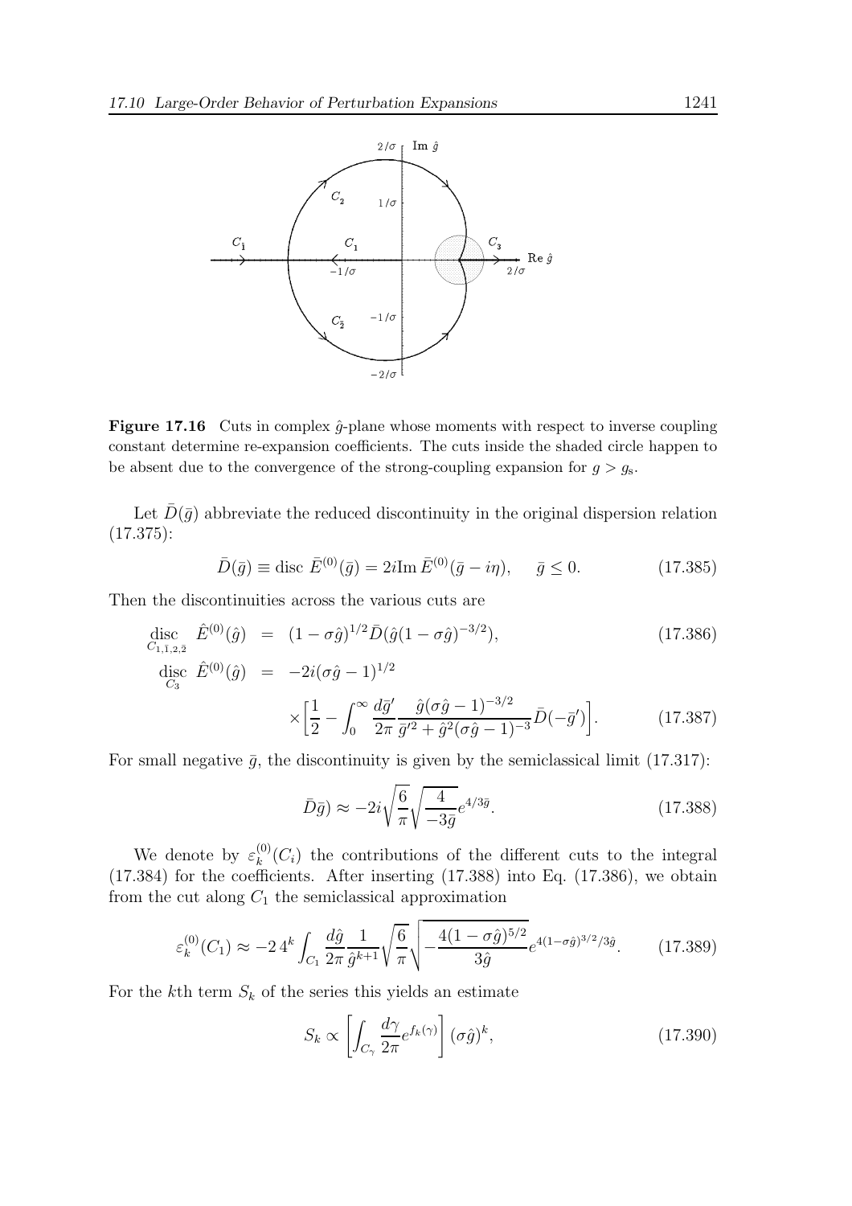**Figure 17.16** Cuts in complex $\hat{g}$-plane whose moments with respect to inverse coupling constant determine re-expansion coefficients. The cuts inside the shaded circle happen to be absent due to the convergence of the strong-coupling expansion for $g > g_s$.

Let $\bar{D}(\bar{g})$ abbreviate the reduced discontinuity in the original dispersion relation (17.375):

$$\bar{D}(\bar{g}) \equiv \text{disc } \bar{E}^{(0)}(\bar{g}) = 2i\text{Im}\,\bar{E}^{(0)}(\bar{g} - i\eta), \quad \bar{g} \leq 0. \tag{17.385}$$

Then the discontinuities across the various cuts are

$$\underset{C_{1,\bar{1},2,\bar{2}}}{\text{disc}} \ \hat{E}^{(0)}(\hat{g}) = (1 - \sigma\hat{g})^{1/2}\bar{D}(\hat{g}(1 - \sigma\hat{g})^{-3/2}), \tag{17.386}$$

$$\underset{C_3}{\text{disc}} \ \hat{E}^{(0)}(\hat{g}) = -2i(\sigma\hat{g} - 1)^{1/2} \times\left[\frac{1}{2} - \int_0^\infty \frac{d\bar{g}'}{2\pi}\frac{\hat{g}(\sigma\hat{g} - 1)^{-3/2}}{\bar{g}'^2 + \hat{g}^2(\sigma\hat{g} - 1)^{-3}}\bar{D}(-\bar{g}')\right]. \tag{17.387}$$

For small negative $\bar{g}$, the discontinuity is given by the semiclassical limit (17.317):

$$\bar{D}\bar{g}) \approx -2i\sqrt{\frac{6}{\pi}}\sqrt{\frac{4}{-3\bar{g}}}e^{4/3\bar{g}}. \tag{17.388}$$

We denote by $\varepsilon_k^{(0)}(C_i)$ the contributions of the different cuts to the integral (17.384) for the coefficients. After inserting (17.388) into Eq. (17.386), we obtain from the cut along $C_1$ the semiclassical approximation

$$\varepsilon_k^{(0)}(C_1) \approx -2\,4^k \int_{C_1} \frac{d\hat{g}}{2\pi}\frac{1}{\hat{g}^{k+1}}\sqrt{\frac{6}{\pi}}\sqrt{-\frac{4(1 - \sigma\hat{g})^{5/2}}{3\hat{g}}}e^{4(1-\sigma\hat{g})^{3/2}/3\hat{g}}. \tag{17.389}$$

For the $k$th term $S_k$ of the series this yields an estimate

$$S_k \propto \left[\int_{C_\gamma}\frac{d\gamma}{2\pi}e^{f_k(\gamma)}\right](\sigma\hat{g})^k, \tag{17.390}$$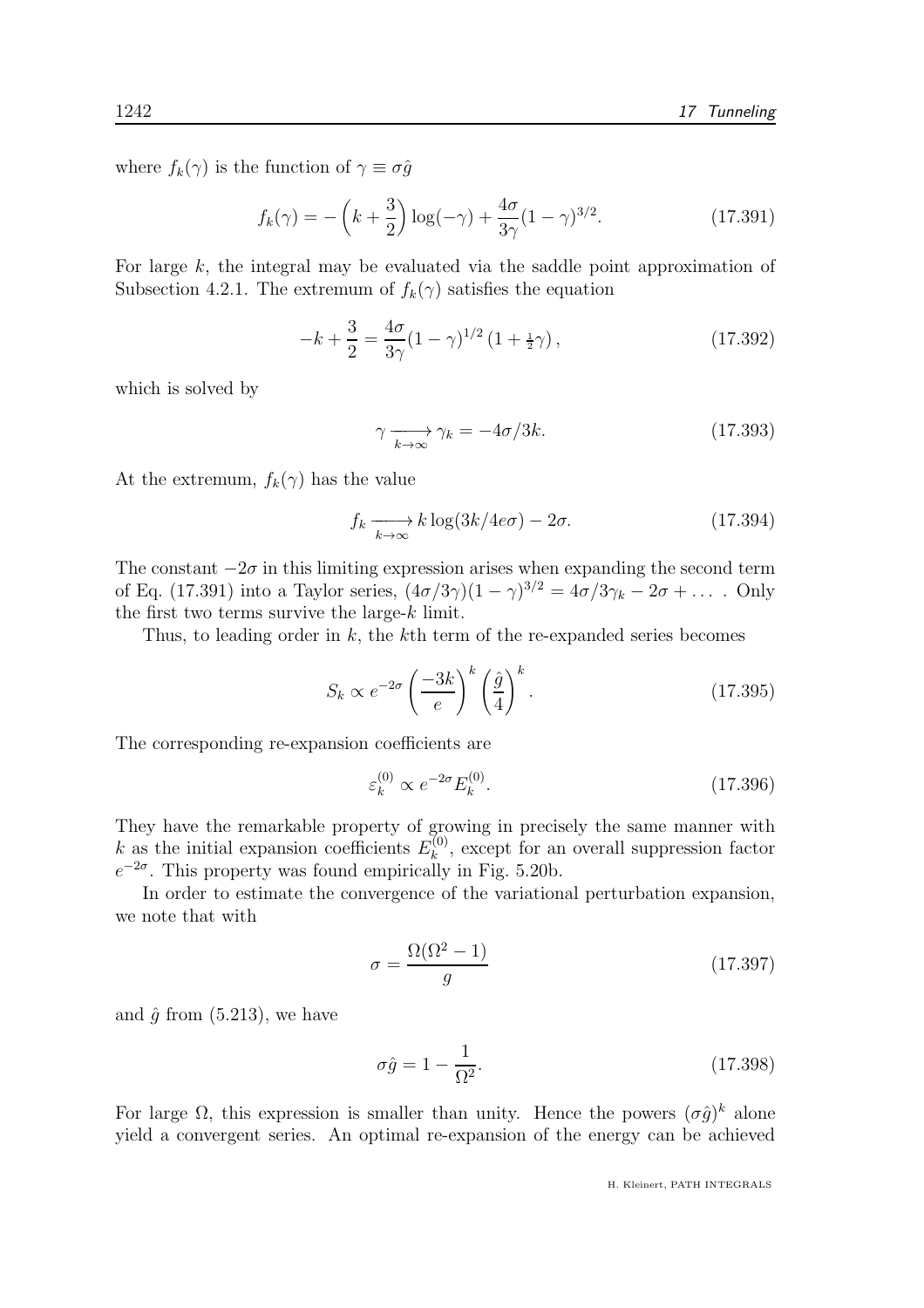where $f_k(\gamma)$ is the function of $\gamma \equiv \sigma\hat{g}$

$$
f_k(\gamma) = -\left(k + \frac{3}{2}\right)\log(-\gamma) + \frac{4\sigma}{3\gamma}(1-\gamma)^{3/2}. \tag{17.391}
$$

For large $k$, the integral may be evaluated via the saddle point approximation of Subsection 4.2.1. The extremum of $f_k(\gamma)$ satisfies the equation

$$
-k + \frac{3}{2} = \frac{4\sigma}{3\gamma}(1-\gamma)^{1/2}\,(1 + \tfrac{1}{2}\gamma)\,, \tag{17.392}
$$

which is solved by

$$
\gamma \xrightarrow[k\to\infty]{} \gamma_k = -4\sigma/3k. \tag{17.393}
$$

At the extremum, $f_k(\gamma)$ has the value

$$
f_k \xrightarrow[k\to\infty]{} k\log(3k/4e\sigma) - 2\sigma. \tag{17.394}
$$

The constant $-2\sigma$ in this limiting expression arises when expanding the second term of Eq. (17.391) into a Taylor series, $(4\sigma/3\gamma)(1-\gamma)^{3/2} = 4\sigma/3\gamma_k - 2\sigma + \ldots$ . Only the first two terms survive the large-$k$ limit.

Thus, to leading order in $k$, the $k$th term of the re-expanded series becomes

$$
S_k \propto e^{-2\sigma}\left(\frac{-3k}{e}\right)^k \left(\frac{\hat{g}}{4}\right)^k. \tag{17.395}
$$

The corresponding re-expansion coefficients are

$$
\varepsilon_k^{(0)} \propto e^{-2\sigma} E_k^{(0)}. \tag{17.396}
$$

They have the remarkable property of growing in precisely the same manner with $k$ as the initial expansion coefficients $E_k^{(0)}$, except for an overall suppression factor $e^{-2\sigma}$. This property was found empirically in Fig. 5.20b.

In order to estimate the convergence of the variational perturbation expansion, we note that with

$$
\sigma = \frac{\Omega(\Omega^2 - 1)}{g} \tag{17.397}
$$

and $\hat{g}$ from (5.213), we have

$$
\sigma\hat{g} = 1 - \frac{1}{\Omega^2}. \tag{17.398}
$$

For large $\Omega$, this expression is smaller than unity. Hence the powers $(\sigma\hat{g})^k$ alone yield a convergent series. An optimal re-expansion of the energy can be achieved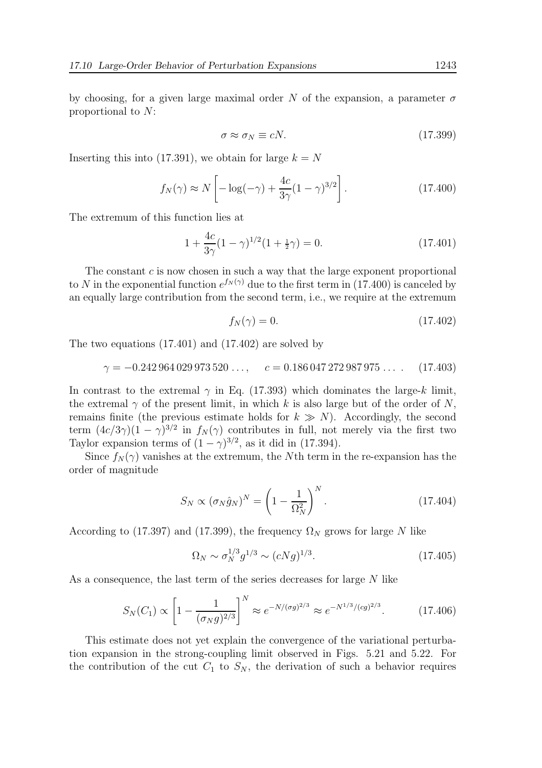by choosing, for a given large maximal order $N$ of the expansion, a parameter $\sigma$ proportional to $N$:

$$\sigma \approx \sigma_N \equiv cN. \tag{17.399}$$

Inserting this into (17.391), we obtain for large $k = N$

$$f_N(\gamma) \approx N \left[ -\log(-\gamma) + \frac{4c}{3\gamma}(1-\gamma)^{3/2} \right]. \tag{17.400}$$

The extremum of this function lies at

$$1 + \frac{4c}{3\gamma}(1-\gamma)^{1/2}(1 + \tfrac{1}{2}\gamma) = 0. \tag{17.401}$$

The constant $c$ is now chosen in such a way that the large exponent proportional to $N$ in the exponential function $e^{f_N(\gamma)}$ due to the first term in (17.400) is canceled by an equally large contribution from the second term, i.e., we require at the extremum

$$f_N(\gamma) = 0. \tag{17.402}$$

The two equations (17.401) and (17.402) are solved by

$$\gamma = -0.242\,964\,029\,973\,520\,\ldots, \qquad c = 0.186\,047\,272\,987\,975\,\ldots\,. \tag{17.403}$$

In contrast to the extremal $\gamma$ in Eq. (17.393) which dominates the large-$k$ limit, the extremal $\gamma$ of the present limit, in which $k$ is also large but of the order of $N$, remains finite (the previous estimate holds for $k \gg N$). Accordingly, the second term $(4c/3\gamma)(1-\gamma)^{3/2}$ in $f_N(\gamma)$ contributes in full, not merely via the first two Taylor expansion terms of $(1-\gamma)^{3/2}$, as it did in (17.394).

Since $f_N(\gamma)$ vanishes at the extremum, the $N$th term in the re-expansion has the order of magnitude

$$S_N \propto (\sigma_N \hat{g}_N)^N = \left(1 - \frac{1}{\Omega_N^2}\right)^N. \tag{17.404}$$

According to (17.397) and (17.399), the frequency $\Omega_N$ grows for large $N$ like

$$\Omega_N \sim \sigma_N^{1/3} g^{1/3} \sim (cNg)^{1/3}. \tag{17.405}$$

As a consequence, the last term of the series decreases for large $N$ like

$$S_N(C_1) \propto \left[1 - \frac{1}{(\sigma_N g)^{2/3}}\right]^N \approx e^{-N/(\sigma g)^{2/3}} \approx e^{-N^{1/3}/(cg)^{2/3}}. \tag{17.406}$$

This estimate does not yet explain the convergence of the variational perturbation expansion in the strong-coupling limit observed in Figs. 5.21 and 5.22. For the contribution of the cut $C_1$ to $S_N$, the derivation of such a behavior requires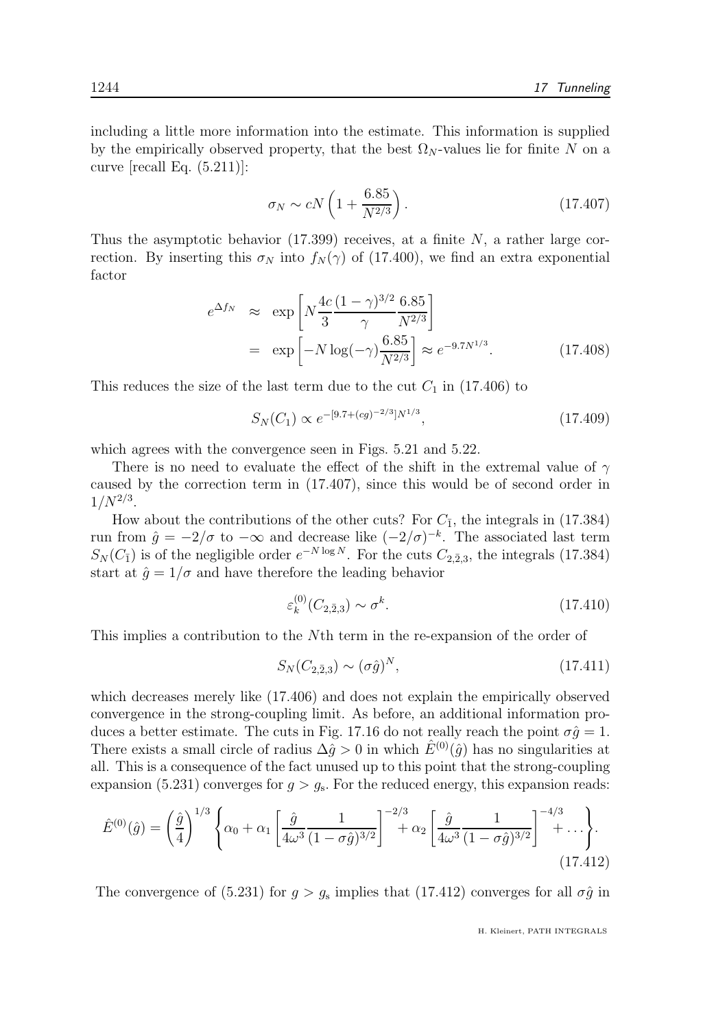including a little more information into the estimate. This information is supplied by the empirically observed property, that the best $\Omega_N$-values lie for finite $N$ on a curve [recall Eq. (5.211)]:

$$\sigma_N \sim cN\left(1 + \frac{6.85}{N^{2/3}}\right). \tag{17.407}$$

Thus the asymptotic behavior (17.399) receives, at a finite $N$, a rather large correction. By inserting this $\sigma_N$ into $f_N(\gamma)$ of (17.400), we find an extra exponential factor

$$\begin{aligned} e^{\Delta f_N} &\approx \exp\left[N\frac{4c}{3}\frac{(1-\gamma)^{3/2}}{\gamma}\frac{6.85}{N^{2/3}}\right] \\ &= \exp\left[-N\log(-\gamma)\frac{6.85}{N^{2/3}}\right] \approx e^{-9.7N^{1/3}}. \end{aligned} \tag{17.408}$$

This reduces the size of the last term due to the cut $C_1$ in (17.406) to

$$S_N(C_1) \propto e^{-[9.7+(cg)^{-2/3}]N^{1/3}}, \tag{17.409}$$

which agrees with the convergence seen in Figs. 5.21 and 5.22.

There is no need to evaluate the effect of the shift in the extremal value of $\gamma$ caused by the correction term in (17.407), since this would be of second order in $1/N^{2/3}$.

How about the contributions of the other cuts? For $C_{\bar{1}}$, the integrals in (17.384) run from $\hat{g} = -2/\sigma$ to $-\infty$ and decrease like $(-2/\sigma)^{-k}$. The associated last term $S_N(C_{\bar{1}})$ is of the negligible order $e^{-N\log N}$. For the cuts $C_{2,\bar{2},3}$, the integrals (17.384) start at $\hat{g} = 1/\sigma$ and have therefore the leading behavior

$$\varepsilon_k^{(0)}(C_{2,\bar{2},3}) \sim \sigma^k. \tag{17.410}$$

This implies a contribution to the $N$th term in the re-expansion of the order of

$$S_N(C_{2,\bar{2},3}) \sim (\sigma\hat{g})^N, \tag{17.411}$$

which decreases merely like (17.406) and does not explain the empirically observed convergence in the strong-coupling limit. As before, an additional information produces a better estimate. The cuts in Fig. 17.16 do not really reach the point $\sigma\hat{g} = 1$. There exists a small circle of radius $\Delta\hat{g} > 0$ in which $\hat{E}^{(0)}(\hat{g})$ has no singularities at all. This is a consequence of the fact unused up to this point that the strong-coupling expansion (5.231) converges for $g > g_{\rm s}$. For the reduced energy, this expansion reads:

$$\hat{E}^{(0)}(\hat{g}) = \left(\frac{\hat{g}}{4}\right)^{1/3}\left\{\alpha_0 + \alpha_1\left[\frac{\hat{g}}{4\omega^3}\frac{1}{(1-\sigma\hat{g})^{3/2}}\right]^{-2/3} + \alpha_2\left[\frac{\hat{g}}{4\omega^3}\frac{1}{(1-\sigma\hat{g})^{3/2}}\right]^{-4/3} + \ldots\right\}. \tag{17.412}$$

The convergence of (5.231) for $g > g_{\rm s}$ implies that (17.412) converges for all $\sigma\hat{g}$ in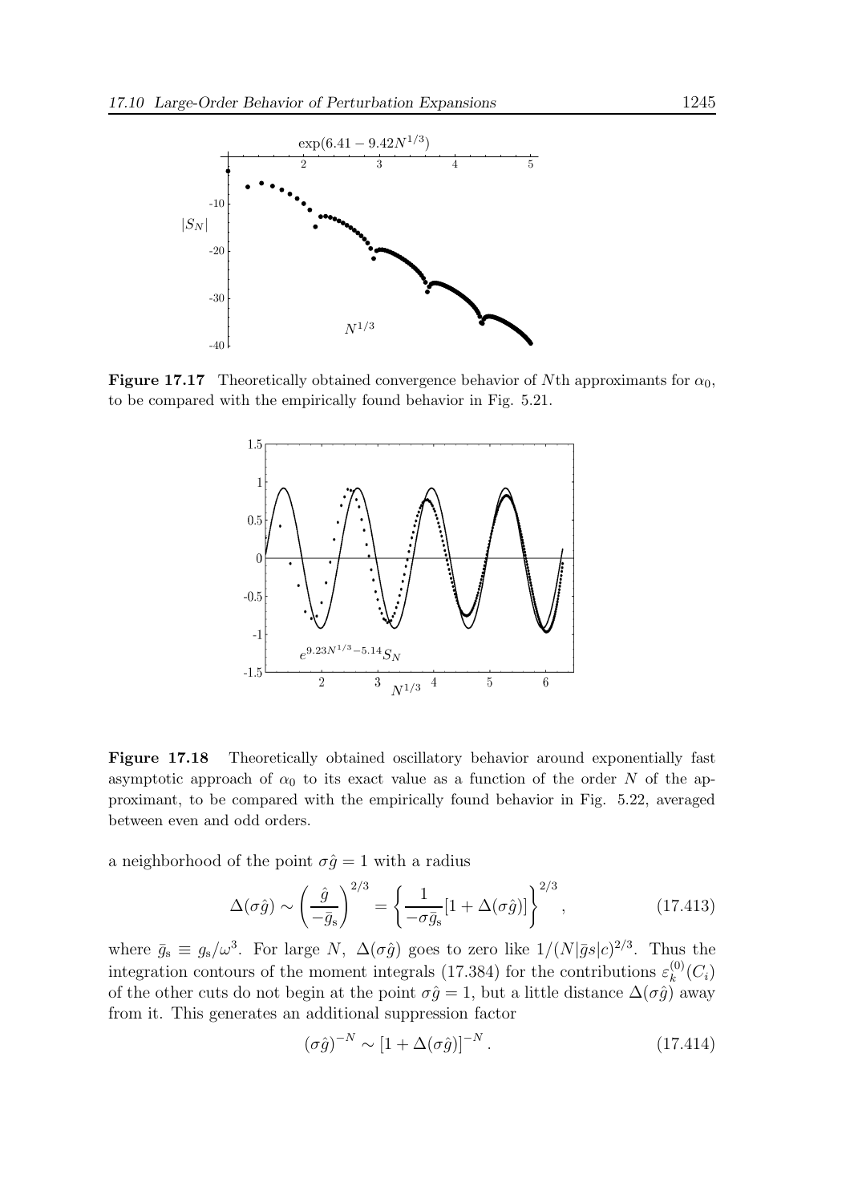**Figure 17.17** Theoretically obtained convergence behavior of $N$th approximants for $\alpha_0$, to be compared with the empirically found behavior in Fig. 5.21.

**Figure 17.18** Theoretically obtained oscillatory behavior around exponentially fast asymptotic approach of $\alpha_0$ to its exact value as a function of the order $N$ of the approximant, to be compared with the empirically found behavior in Fig. 5.22, averaged between even and odd orders.

a neighborhood of the point $\sigma\hat{g} = 1$ with a radius

$$\Delta(\sigma\hat{g}) \sim \left(\frac{\hat{g}}{-\bar{g}_{\rm s}}\right)^{2/3} = \left\{\frac{1}{-\sigma\bar{g}_{\rm s}}[1 + \Delta(\sigma\hat{g})]\right\}^{2/3}, \tag{17.413}$$

where $\bar{g}_{\rm s} \equiv g_{\rm s}/\omega^3$. For large $N$, $\Delta(\sigma\hat{g})$ goes to zero like $1/(N|\bar{g}s|c)^{2/3}$. Thus the integration contours of the moment integrals (17.384) for the contributions $\varepsilon_k^{(0)}(C_i)$ of the other cuts do not begin at the point $\sigma\hat{g} = 1$, but a little distance $\Delta(\sigma\hat{g})$ away from it. This generates an additional suppression factor

$$(\sigma\hat{g})^{-N} \sim [1 + \Delta(\sigma\hat{g})]^{-N}. \tag{17.414}$$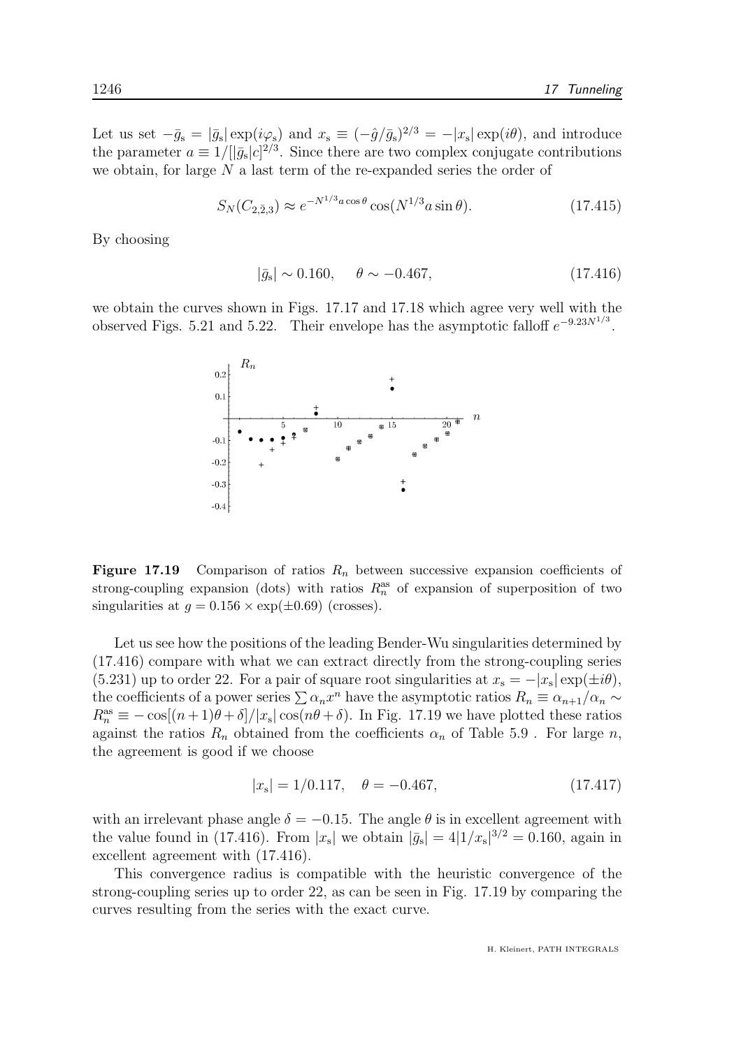Let us set $-\bar{g}_s = |\bar{g}_s| \exp(i\varphi_s)$ and $x_s \equiv (-\hat{g}/\bar{g}_s)^{2/3} = -|x_s| \exp(i\theta)$, and introduce the parameter $a \equiv 1/[|\bar{g}_s|c]^{2/3}$. Since there are two complex conjugate contributions we obtain, for large $N$ a last term of the re-expanded series the order of

$$S_N(C_{2,\bar{2},3}) \approx e^{-N^{1/3} a \cos\theta} \cos(N^{1/3} a \sin\theta). \tag{17.415}$$

By choosing

$$|\bar{g}_s| \sim 0.160, \quad \theta \sim -0.467, \tag{17.416}$$

we obtain the curves shown in Figs. 17.17 and 17.18 which agree very well with the observed Figs. 5.21 and 5.22. Their envelope has the asymptotic falloff $e^{-9.23 N^{1/3}}$.

**Figure 17.19** Comparison of ratios $R_n$ between successive expansion coefficients of strong-coupling expansion (dots) with ratios $R_n^{\rm as}$ of expansion of superposition of two singularities at $g = 0.156 \times \exp(\pm 0.69)$ (crosses).

Let us see how the positions of the leading Bender-Wu singularities determined by (17.416) compare with what we can extract directly from the strong-coupling series (5.231) up to order 22. For a pair of square root singularities at $x_s = -|x_s| \exp(\pm i\theta)$, the coefficients of a power series $\sum \alpha_n x^n$ have the asymptotic ratios $R_n \equiv \alpha_{n+1}/\alpha_n \sim R_n^{\rm as} \equiv -\cos[(n+1)\theta + \delta]/|x_s| \cos(n\theta + \delta)$. In Fig. 17.19 we have plotted these ratios against the ratios $R_n$ obtained from the coefficients $\alpha_n$ of Table 5.9 . For large $n$, the agreement is good if we choose

$$|x_s| = 1/0.117, \quad \theta = -0.467, \tag{17.417}$$

with an irrelevant phase angle $\delta = -0.15$. The angle $\theta$ is in excellent agreement with the value found in (17.416). From $|x_s|$ we obtain $|\bar{g}_s| = 4|1/x_s|^{3/2} = 0.160$, again in excellent agreement with (17.416).

This convergence radius is compatible with the heuristic convergence of the strong-coupling series up to order 22, as can be seen in Fig. 17.19 by comparing the curves resulting from the series with the exact curve.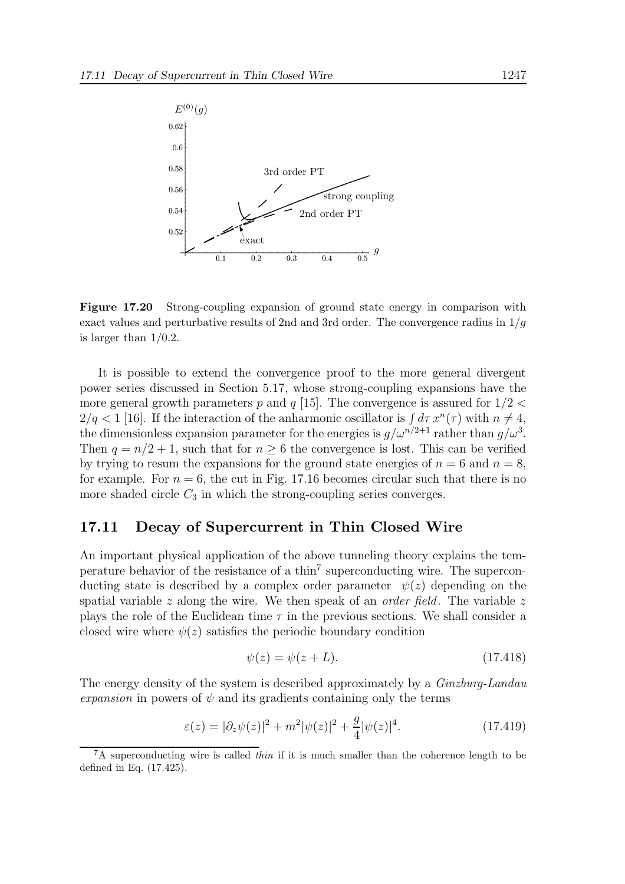Figure 17.20 Strong-coupling expansion of ground state energy in comparison with exact values and perturbative results of 2nd and 3rd order. The convergence radius in $1/g$ is larger than $1/0.2$.

It is possible to extend the convergence proof to the more general divergent power series discussed in Section 5.17, whose strong-coupling expansions have the more general growth parameters $p$ and $q$ [15]. The convergence is assured for $1/2 < 2/q < 1$ [16]. If the interaction of the anharmonic oscillator is $\int d\tau\, x^n(\tau)$ with $n \neq 4$, the dimensionless expansion parameter for the energies is $g/\omega^{n/2+1}$ rather than $g/\omega^3$. Then $q = n/2 + 1$, such that for $n \geq 6$ the convergence is lost. This can be verified by trying to resum the expansions for the ground state energies of $n = 6$ and $n = 8$, for example. For $n = 6$, the cut in Fig. 17.16 becomes circular such that there is no more shaded circle $C_3$ in which the strong-coupling series converges.

## 17.11 Decay of Supercurrent in Thin Closed Wire

An important physical application of the above tunneling theory explains the temperature behavior of the resistance of a thin[7] superconducting wire. The superconducting state is described by a complex order parameter $\psi(z)$ depending on the spatial variable $z$ along the wire. We then speak of an *order field*. The variable $z$ plays the role of the Euclidean time $\tau$ in the previous sections. We shall consider a closed wire where $\psi(z)$ satisfies the periodic boundary condition

$$\psi(z) = \psi(z + L). \tag{17.418}$$

The energy density of the system is described approximately by a *Ginzburg-Landau expansion* in powers of $\psi$ and its gradients containing only the terms

$$\varepsilon(z) = |\partial_z \psi(z)|^2 + m^2 |\psi(z)|^2 + \frac{g}{4} |\psi(z)|^4. \tag{17.419}$$

[7] A superconducting wire is called *thin* if it is much smaller than the coherence length to be defined in Eq. (17.425).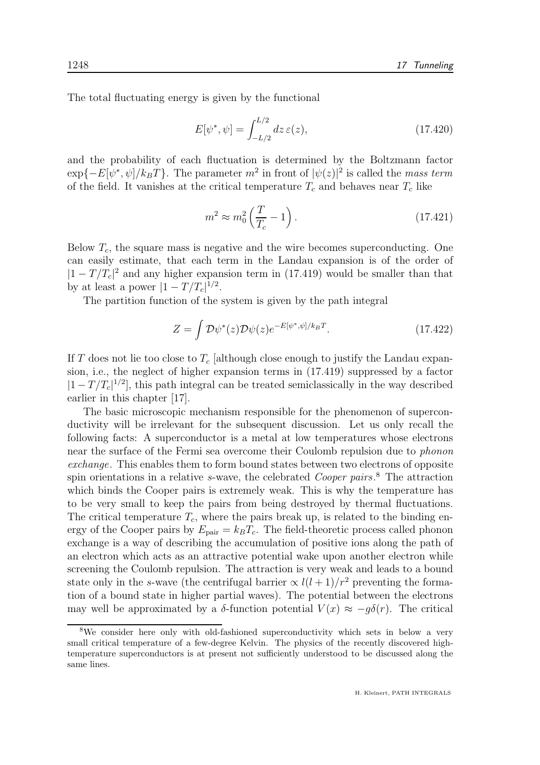The total fluctuating energy is given by the functional

$$E[\psi^*, \psi] = \int_{-L/2}^{L/2} dz\, \varepsilon(z), \tag{17.420}$$

and the probability of each fluctuation is determined by the Boltzmann factor $\exp\{-E[\psi^*, \psi]/k_B T\}$. The parameter $m^2$ in front of $|\psi(z)|^2$ is called the *mass term* of the field. It vanishes at the critical temperature $T_c$ and behaves near $T_c$ like

$$m^2 \approx m_0^2 \left( \frac{T}{T_c} - 1 \right). \tag{17.421}$$

Below $T_c$, the square mass is negative and the wire becomes superconducting. One can easily estimate, that each term in the Landau expansion is of the order of $|1 - T/T_c|^2$ and any higher expansion term in (17.419) would be smaller than that by at least a power $|1 - T/T_c|^{1/2}$.

The partition function of the system is given by the path integral

$$Z = \int \mathcal{D}\psi^*(z) \mathcal{D}\psi(z) e^{-E[\psi^*, \psi]/k_B T}. \tag{17.422}$$

If $T$ does not lie too close to $T_c$ [although close enough to justify the Landau expansion, i.e., the neglect of higher expansion terms in (17.419) suppressed by a factor $|1 - T/T_c|^{1/2}$], this path integral can be treated semiclassically in the way described earlier in this chapter [17].

The basic microscopic mechanism responsible for the phenomenon of superconductivity will be irrelevant for the subsequent discussion. Let us only recall the following facts: A superconductor is a metal at low temperatures whose electrons near the surface of the Fermi sea overcome their Coulomb repulsion due to *phonon exchange*. This enables them to form bound states between two electrons of opposite spin orientations in a relative $s$-wave, the celebrated *Cooper pairs*.[8] The attraction which binds the Cooper pairs is extremely weak. This is why the temperature has to be very small to keep the pairs from being destroyed by thermal fluctuations. The critical temperature $T_c$, where the pairs break up, is related to the binding energy of the Cooper pairs by $E_{\text{pair}} = k_B T_c$. The field-theoretic process called phonon exchange is a way of describing the accumulation of positive ions along the path of an electron which acts as an attractive potential wake upon another electron while screening the Coulomb repulsion. The attraction is very weak and leads to a bound state only in the $s$-wave (the centrifugal barrier $\propto l(l+1)/r^2$ preventing the formation of a bound state in higher partial waves). The potential between the electrons may well be approximated by a $\delta$-function potential $V(x) \approx -g\delta(r)$. The critical

[8] We consider here only with old-fashioned superconductivity which sets in below a very small critical temperature of a few-degree Kelvin. The physics of the recently discovered high-temperature superconductors is at present not sufficiently understood to be discussed along the same lines.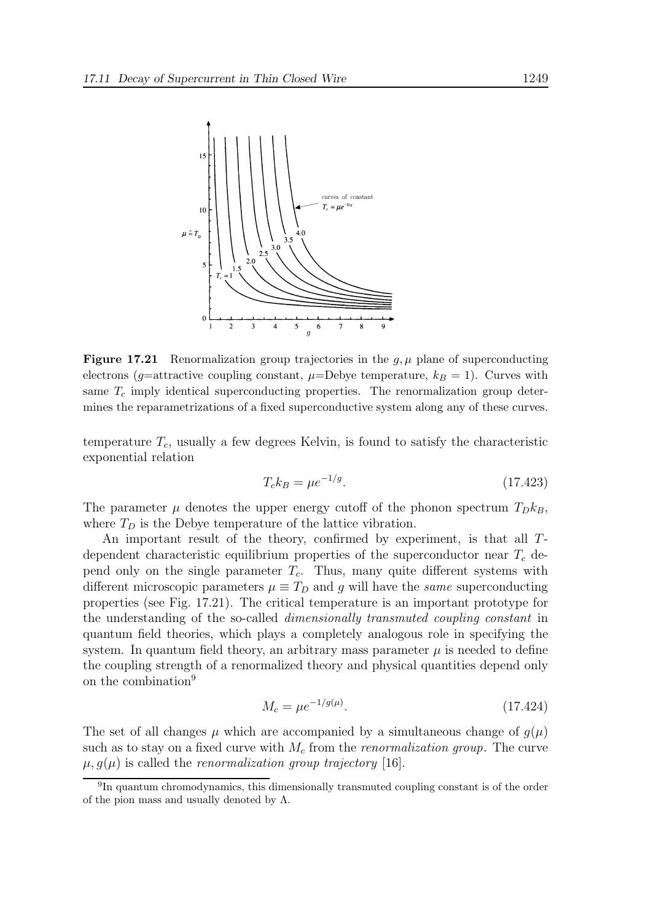**Figure 17.21** Renormalization group trajectories in the $g, \mu$ plane of superconducting electrons ($g$=attractive coupling constant, $\mu$=Debye temperature, $k_B = 1$). Curves with same $T_c$ imply identical superconducting properties. The renormalization group determines the reparametrizations of a fixed superconductive system along any of these curves.

temperature $T_c$, usually a few degrees Kelvin, is found to satisfy the characteristic exponential relation

$$T_c k_B = \mu e^{-1/g}. \tag{17.423}$$

The parameter $\mu$ denotes the upper energy cutoff of the phonon spectrum $T_D k_B$, where $T_D$ is the Debye temperature of the lattice vibration.

An important result of the theory, confirmed by experiment, is that all $T$-dependent characteristic equilibrium properties of the superconductor near $T_c$ depend only on the single parameter $T_c$. Thus, many quite different systems with different microscopic parameters $\mu \equiv T_D$ and $g$ will have the *same* superconducting properties (see Fig. 17.21). The critical temperature is an important prototype for the understanding of the so-called *dimensionally transmuted coupling constant* in quantum field theories, which plays a completely analogous role in specifying the system. In quantum field theory, an arbitrary mass parameter $\mu$ is needed to define the coupling strength of a renormalized theory and physical quantities depend only on the combination[9]

$$M_c = \mu e^{-1/g(\mu)}. \tag{17.424}$$

The set of all changes $\mu$ which are accompanied by a simultaneous change of $g(\mu)$ such as to stay on a fixed curve with $M_c$ from the *renormalization group*. The curve $\mu, g(\mu)$ is called the *renormalization group trajectory* [16].

[9]In quantum chromodynamics, this dimensionally transmuted coupling constant is of the order of the pion mass and usually denoted by $\Lambda$.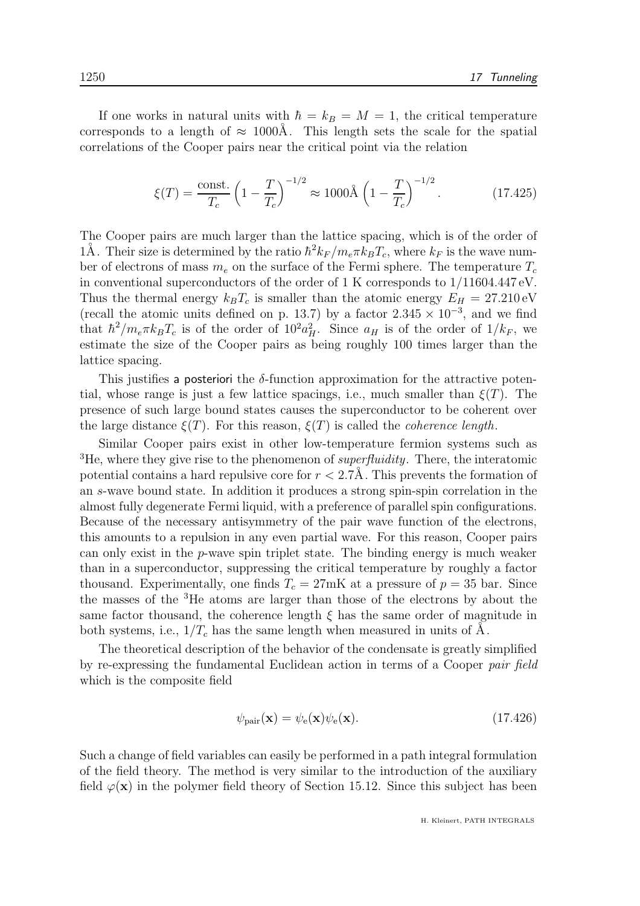If one works in natural units with $\hbar = k_B = M = 1$, the critical temperature corresponds to a length of $\approx 1000$Å. This length sets the scale for the spatial correlations of the Cooper pairs near the critical point via the relation

$$\xi(T) = \frac{\text{const.}}{T_c}\left(1 - \frac{T}{T_c}\right)^{-1/2} \approx 1000\text{Å}\left(1 - \frac{T}{T_c}\right)^{-1/2}. \tag{17.425}$$

The Cooper pairs are much larger than the lattice spacing, which is of the order of 1Å. Their size is determined by the ratio $\hbar^2 k_F/m_e \pi k_B T_c$, where $k_F$ is the wave number of electrons of mass $m_e$ on the surface of the Fermi sphere. The temperature $T_c$ in conventional superconductors of the order of 1 K corresponds to $1/11604.447\,\text{eV}$. Thus the thermal energy $k_B T_c$ is smaller than the atomic energy $E_H = 27.210\,\text{eV}$ (recall the atomic units defined on p. 13.7) by a factor $2.345 \times 10^{-3}$, and we find that $\hbar^2/m_e \pi k_B T_c$ is of the order of $10^2 a_H^2$. Since $a_H$ is of the order of $1/k_F$, we estimate the size of the Cooper pairs as being roughly 100 times larger than the lattice spacing.

This justifies a posteriori the $\delta$-function approximation for the attractive potential, whose range is just a few lattice spacings, i.e., much smaller than $\xi(T)$. The presence of such large bound states causes the superconductor to be coherent over the large distance $\xi(T)$. For this reason, $\xi(T)$ is called the *coherence length*.

Similar Cooper pairs exist in other low-temperature fermion systems such as $^3$He, where they give rise to the phenomenon of *superfluidity*. There, the interatomic potential contains a hard repulsive core for $r < 2.7$Å. This prevents the formation of an $s$-wave bound state. In addition it produces a strong spin-spin correlation in the almost fully degenerate Fermi liquid, with a preference of parallel spin configurations. Because of the necessary antisymmetry of the pair wave function of the electrons, this amounts to a repulsion in any even partial wave. For this reason, Cooper pairs can only exist in the $p$-wave spin triplet state. The binding energy is much weaker than in a superconductor, suppressing the critical temperature by roughly a factor thousand. Experimentally, one finds $T_c = 27$mK at a pressure of $p = 35$ bar. Since the masses of the $^3$He atoms are larger than those of the electrons by about the same factor thousand, the coherence length $\xi$ has the same order of magnitude in both systems, i.e., $1/T_c$ has the same length when measured in units of Å.

The theoretical description of the behavior of the condensate is greatly simplified by re-expressing the fundamental Euclidean action in terms of a Cooper *pair field* which is the composite field

$$\psi_{\text{pair}}(\mathbf{x}) = \psi_{\text{e}}(\mathbf{x})\psi_{\text{e}}(\mathbf{x}). \tag{17.426}$$

Such a change of field variables can easily be performed in a path integral formulation of the field theory. The method is very similar to the introduction of the auxiliary field $\varphi(\mathbf{x})$ in the polymer field theory of Section 15.12. Since this subject has been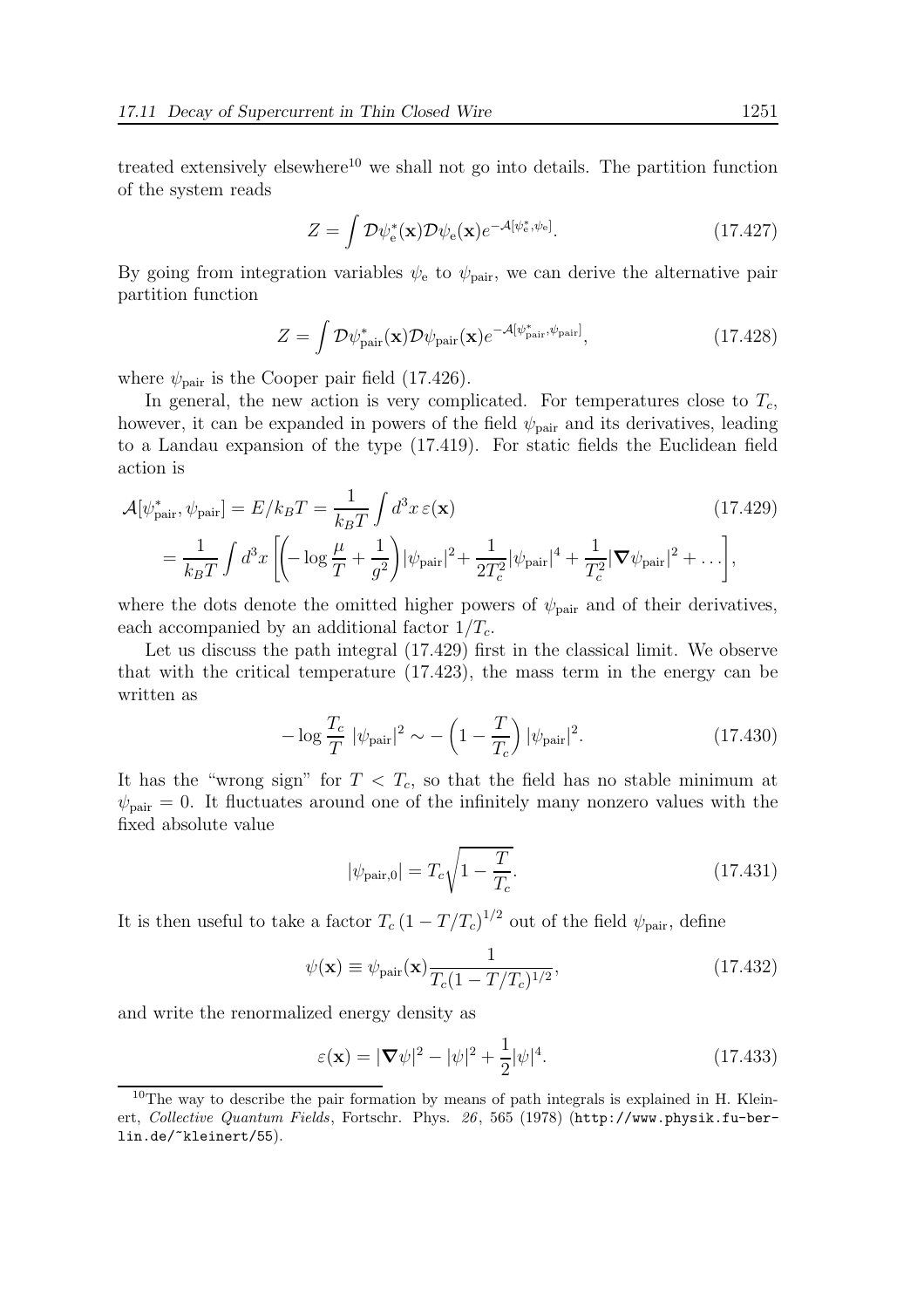treated extensively elsewhere[10] we shall not go into details. The partition function of the system reads

$$Z = \int \mathcal{D}\psi_{\rm e}^*(\mathbf{x})\mathcal{D}\psi_{\rm e}(\mathbf{x})e^{-\mathcal{A}[\psi_{\rm e}^*,\psi_{\rm e}]}. \tag{17.427}$$

By going from integration variables $\psi_{\rm e}$ to $\psi_{\rm pair}$, we can derive the alternative pair partition function

$$Z = \int \mathcal{D}\psi_{\rm pair}^*(\mathbf{x})\mathcal{D}\psi_{\rm pair}(\mathbf{x})e^{-\mathcal{A}[\psi_{\rm pair}^*,\psi_{\rm pair}]}, \tag{17.428}$$

where $\psi_{\rm pair}$ is the Cooper pair field (17.426).

In general, the new action is very complicated. For temperatures close to $T_c$, however, it can be expanded in powers of the field $\psi_{\rm pair}$ and its derivatives, leading to a Landau expansion of the type (17.419). For static fields the Euclidean field action is

$$\begin{aligned}\mathcal{A}[\psi_{\rm pair}^*,\psi_{\rm pair}] &= E/k_BT = \frac{1}{k_BT}\int d^3x\,\varepsilon(\mathbf{x}) \qquad (17.429)\\ &= \frac{1}{k_BT}\int d^3x\left[\left(-\log\frac{\mu}{T}+\frac{1}{g^2}\right)|\psi_{\rm pair}|^2+\frac{1}{2T_c^2}|\psi_{\rm pair}|^4+\frac{1}{T_c^2}|\boldsymbol{\nabla}\psi_{\rm pair}|^2+\dots\right],\end{aligned}$$

where the dots denote the omitted higher powers of $\psi_{\rm pair}$ and of their derivatives, each accompanied by an additional factor $1/T_c$.

Let us discuss the path integral (17.429) first in the classical limit. We observe that with the critical temperature (17.423), the mass term in the energy can be written as

$$-\log\frac{T_c}{T}\;|\psi_{\rm pair}|^2 \sim -\left(1-\frac{T}{T_c}\right)|\psi_{\rm pair}|^2. \tag{17.430}$$

It has the "wrong sign" for $T < T_c$, so that the field has no stable minimum at $\psi_{\rm pair} = 0$. It fluctuates around one of the infinitely many nonzero values with the fixed absolute value

$$|\psi_{\rm pair,0}| = T_c\sqrt{1-\frac{T}{T_c}}. \tag{17.431}$$

It is then useful to take a factor $T_c\,(1-T/T_c)^{1/2}$ out of the field $\psi_{\rm pair}$, define

$$\psi(\mathbf{x}) \equiv \psi_{\rm pair}(\mathbf{x})\frac{1}{T_c(1-T/T_c)^{1/2}}, \tag{17.432}$$

and write the renormalized energy density as

$$\varepsilon(\mathbf{x}) = |\boldsymbol{\nabla}\psi|^2 - |\psi|^2 + \frac{1}{2}|\psi|^4. \tag{17.433}$$

[10] The way to describe the pair formation by means of path integrals is explained in H. Kleinert, *Collective Quantum Fields*, Fortschr. Phys. *26*, 565 (1978) (`http://www.physik.fu-berlin.de/~kleinert/55`).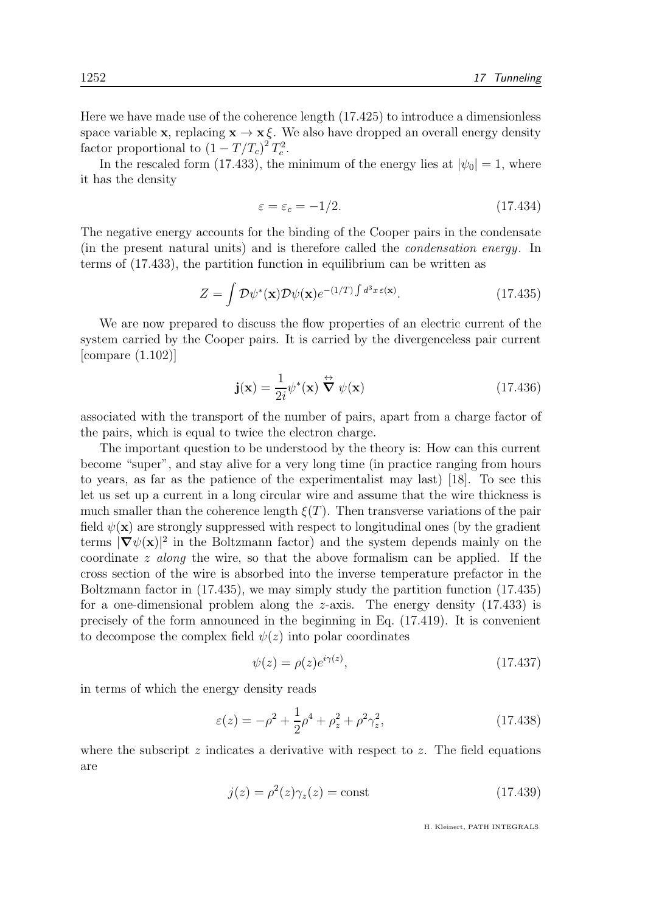Here we have made use of the coherence length (17.425) to introduce a dimensionless space variable $\mathbf{x}$, replacing $\mathbf{x} \to \mathbf{x}\,\xi$. We also have dropped an overall energy density factor proportional to $(1 - T/T_c)^2\, T_c^2$.

In the rescaled form (17.433), the minimum of the energy lies at $|\psi_0| = 1$, where it has the density

$$
\varepsilon = \varepsilon_c = -1/2. \tag{17.434}
$$

The negative energy accounts for the binding of the Cooper pairs in the condensate (in the present natural units) and is therefore called the *condensation energy*. In terms of (17.433), the partition function in equilibrium can be written as

$$
Z = \int \mathcal{D}\psi^*(\mathbf{x})\mathcal{D}\psi(\mathbf{x}) e^{-(1/T)\int d^3x\, \varepsilon(\mathbf{x})}. \tag{17.435}
$$

We are now prepared to discuss the flow properties of an electric current of the system carried by the Cooper pairs. It is carried by the divergenceless pair current [compare (1.102)]

$$
\mathbf{j}(\mathbf{x}) = \frac{1}{2i}\psi^*(\mathbf{x}) \overset{\leftrightarrow}{\boldsymbol{\nabla}} \psi(\mathbf{x}) \tag{17.436}
$$

associated with the transport of the number of pairs, apart from a charge factor of the pairs, which is equal to twice the electron charge.

The important question to be understood by the theory is: How can this current become "super", and stay alive for a very long time (in practice ranging from hours to years, as far as the patience of the experimentalist may last) [18]. To see this let us set up a current in a long circular wire and assume that the wire thickness is much smaller than the coherence length $\xi(T)$. Then transverse variations of the pair field $\psi(\mathbf{x})$ are strongly suppressed with respect to longitudinal ones (by the gradient terms $|\boldsymbol{\nabla}\psi(\mathbf{x})|^2$ in the Boltzmann factor) and the system depends mainly on the coordinate $z$ *along* the wire, so that the above formalism can be applied. If the cross section of the wire is absorbed into the inverse temperature prefactor in the Boltzmann factor in (17.435), we may simply study the partition function (17.435) for a one-dimensional problem along the $z$-axis. The energy density (17.433) is precisely of the form announced in the beginning in Eq. (17.419). It is convenient to decompose the complex field $\psi(z)$ into polar coordinates

$$
\psi(z) = \rho(z) e^{i\gamma(z)}, \tag{17.437}
$$

in terms of which the energy density reads

$$
\varepsilon(z) = -\rho^2 + \frac{1}{2}\rho^4 + \rho_z^2 + \rho^2\gamma_z^2, \tag{17.438}
$$

where the subscript $z$ indicates a derivative with respect to $z$. The field equations are

$$
j(z) = \rho^2(z)\gamma_z(z) = \text{const} \tag{17.439}
$$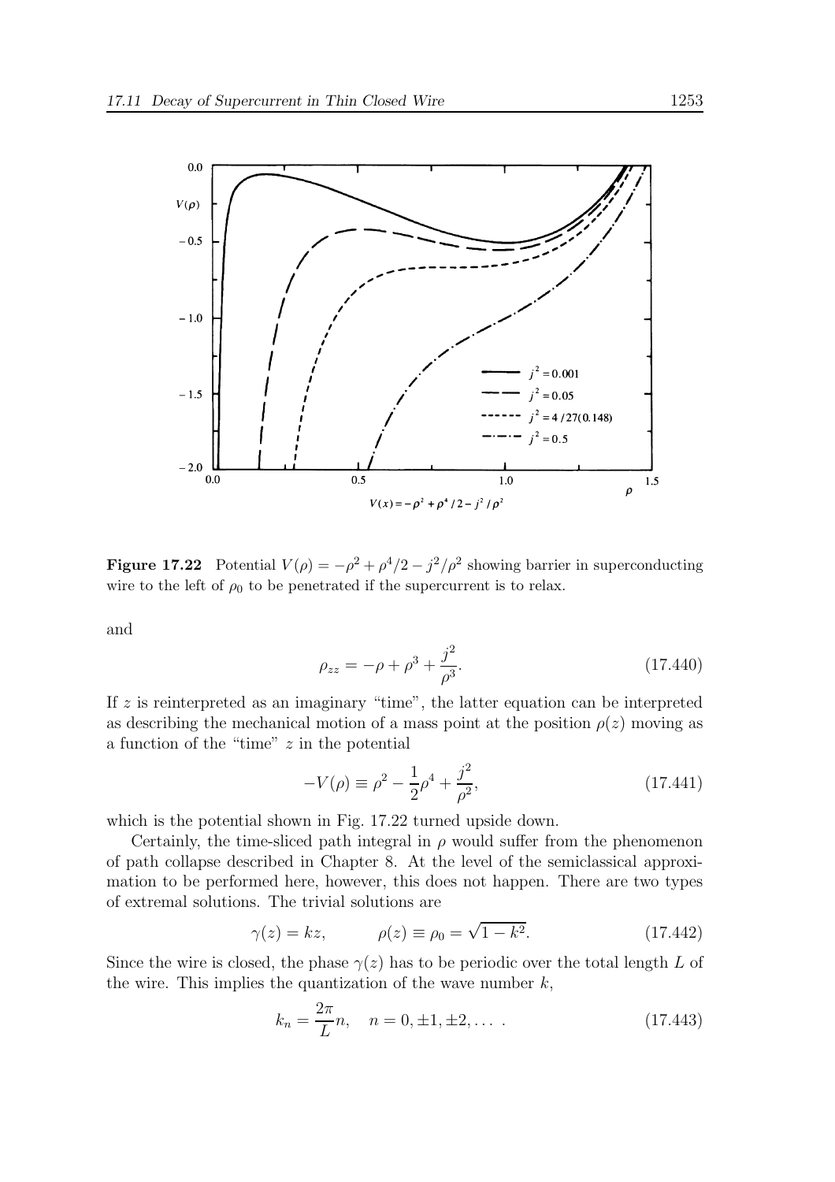**Figure 17.22** Potential $V(\rho) = -\rho^2 + \rho^4/2 - j^2/\rho^2$ showing barrier in superconducting wire to the left of $\rho_0$ to be penetrated if the supercurrent is to relax.

and

$$\rho_{zz} = -\rho + \rho^3 + \frac{j^2}{\rho^3}. \tag{17.440}$$

If $z$ is reinterpreted as an imaginary "time", the latter equation can be interpreted as describing the mechanical motion of a mass point at the position $\rho(z)$ moving as a function of the "time" $z$ in the potential

$$-V(\rho) \equiv \rho^2 - \frac{1}{2}\rho^4 + \frac{j^2}{\rho^2}, \tag{17.441}$$

which is the potential shown in Fig. 17.22 turned upside down.

Certainly, the time-sliced path integral in $\rho$ would suffer from the phenomenon of path collapse described in Chapter 8. At the level of the semiclassical approximation to be performed here, however, this does not happen. There are two types of extremal solutions. The trivial solutions are

$$\gamma(z) = kz, \qquad \rho(z) \equiv \rho_0 = \sqrt{1 - k^2}. \tag{17.442}$$

Since the wire is closed, the phase $\gamma(z)$ has to be periodic over the total length $L$ of the wire. This implies the quantization of the wave number $k$,

$$k_n = \frac{2\pi}{L}n, \quad n = 0, \pm 1, \pm 2, \dots\ . \tag{17.443}$$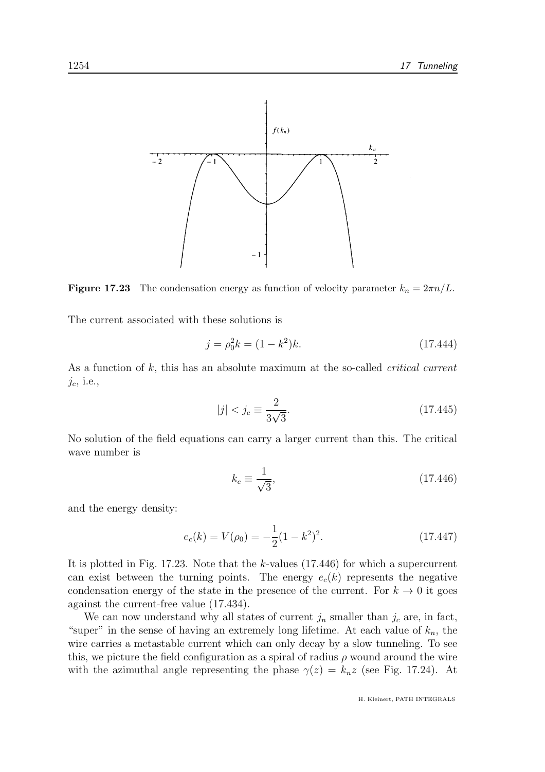**Figure 17.23** The condensation energy as function of velocity parameter $k_n = 2\pi n/L$.

The current associated with these solutions is

$$j = \rho_0^2 k = (1 - k^2)k. \tag{17.444}$$

As a function of $k$, this has an absolute maximum at the so-called *critical current* $j_c$, i.e.,

$$|j| < j_c \equiv \frac{2}{3\sqrt{3}}. \tag{17.445}$$

No solution of the field equations can carry a larger current than this. The critical wave number is

$$k_c \equiv \frac{1}{\sqrt{3}}, \tag{17.446}$$

and the energy density:

$$e_c(k) = V(\rho_0) = -\frac{1}{2}(1 - k^2)^2. \tag{17.447}$$

It is plotted in Fig. 17.23. Note that the $k$-values (17.446) for which a supercurrent can exist between the turning points. The energy $e_c(k)$ represents the negative condensation energy of the state in the presence of the current. For $k \to 0$ it goes against the current-free value (17.434).

We can now understand why all states of current $j_n$ smaller than $j_c$ are, in fact, "super" in the sense of having an extremely long lifetime. At each value of $k_n$, the wire carries a metastable current which can only decay by a slow tunneling. To see this, we picture the field configuration as a spiral of radius $\rho$ wound around the wire with the azimuthal angle representing the phase $\gamma(z) = k_n z$ (see Fig. 17.24). At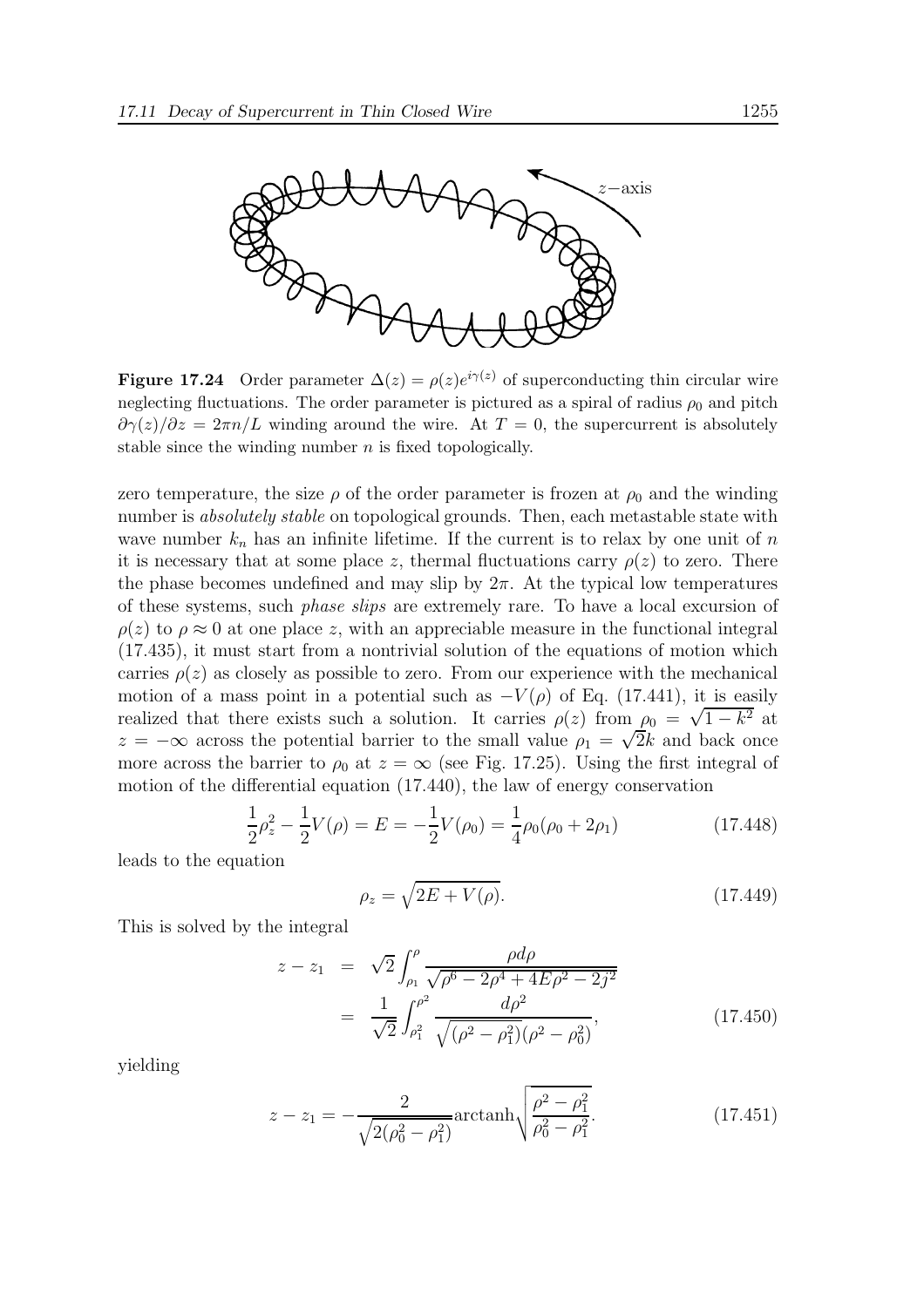**Figure 17.24** Order parameter $\Delta(z) = \rho(z)e^{i\gamma(z)}$ of superconducting thin circular wire neglecting fluctuations. The order parameter is pictured as a spiral of radius $\rho_0$ and pitch $\partial\gamma(z)/\partial z = 2\pi n/L$ winding around the wire. At $T = 0$, the supercurrent is absolutely stable since the winding number $n$ is fixed topologically.

zero temperature, the size $\rho$ of the order parameter is frozen at $\rho_0$ and the winding number is *absolutely stable* on topological grounds. Then, each metastable state with wave number $k_n$ has an infinite lifetime. If the current is to relax by one unit of $n$ it is necessary that at some place $z$, thermal fluctuations carry $\rho(z)$ to zero. There the phase becomes undefined and may slip by $2\pi$. At the typical low temperatures of these systems, such *phase slips* are extremely rare. To have a local excursion of $\rho(z)$ to $\rho \approx 0$ at one place $z$, with an appreciable measure in the functional integral (17.435), it must start from a nontrivial solution of the equations of motion which carries $\rho(z)$ as closely as possible to zero. From our experience with the mechanical motion of a mass point in a potential such as $-V(\rho)$ of Eq. (17.441), it is easily realized that there exists such a solution. It carries $\rho(z)$ from $\rho_0 = \sqrt{1-k^2}$ at $z = -\infty$ across the potential barrier to the small value $\rho_1 = \sqrt{2}k$ and back once more across the barrier to $\rho_0$ at $z = \infty$ (see Fig. 17.25). Using the first integral of motion of the differential equation (17.440), the law of energy conservation

$$\frac{1}{2}\rho_z^2 - \frac{1}{2}V(\rho) = E = -\frac{1}{2}V(\rho_0) = \frac{1}{4}\rho_0(\rho_0 + 2\rho_1) \tag{17.448}$$

leads to the equation

$$\rho_z = \sqrt{2E + V(\rho)}. \tag{17.449}$$

This is solved by the integral

$$\begin{aligned} z - z_1 &= \sqrt{2}\int_{\rho_1}^{\rho} \frac{\rho d\rho}{\sqrt{\rho^6 - 2\rho^4 + 4E\rho^2 - 2j^2}} \\ &= \frac{1}{\sqrt{2}}\int_{\rho_1^2}^{\rho^2} \frac{d\rho^2}{\sqrt{(\rho^2-\rho_1^2)(\rho^2-\rho_0^2)}}, \end{aligned} \tag{17.450}$$

yielding

$$z - z_1 = -\frac{2}{\sqrt{2(\rho_0^2 - \rho_1^2)}}\text{arctanh}\sqrt{\frac{\rho^2 - \rho_1^2}{\rho_0^2 - \rho_1^2}}. \tag{17.451}$$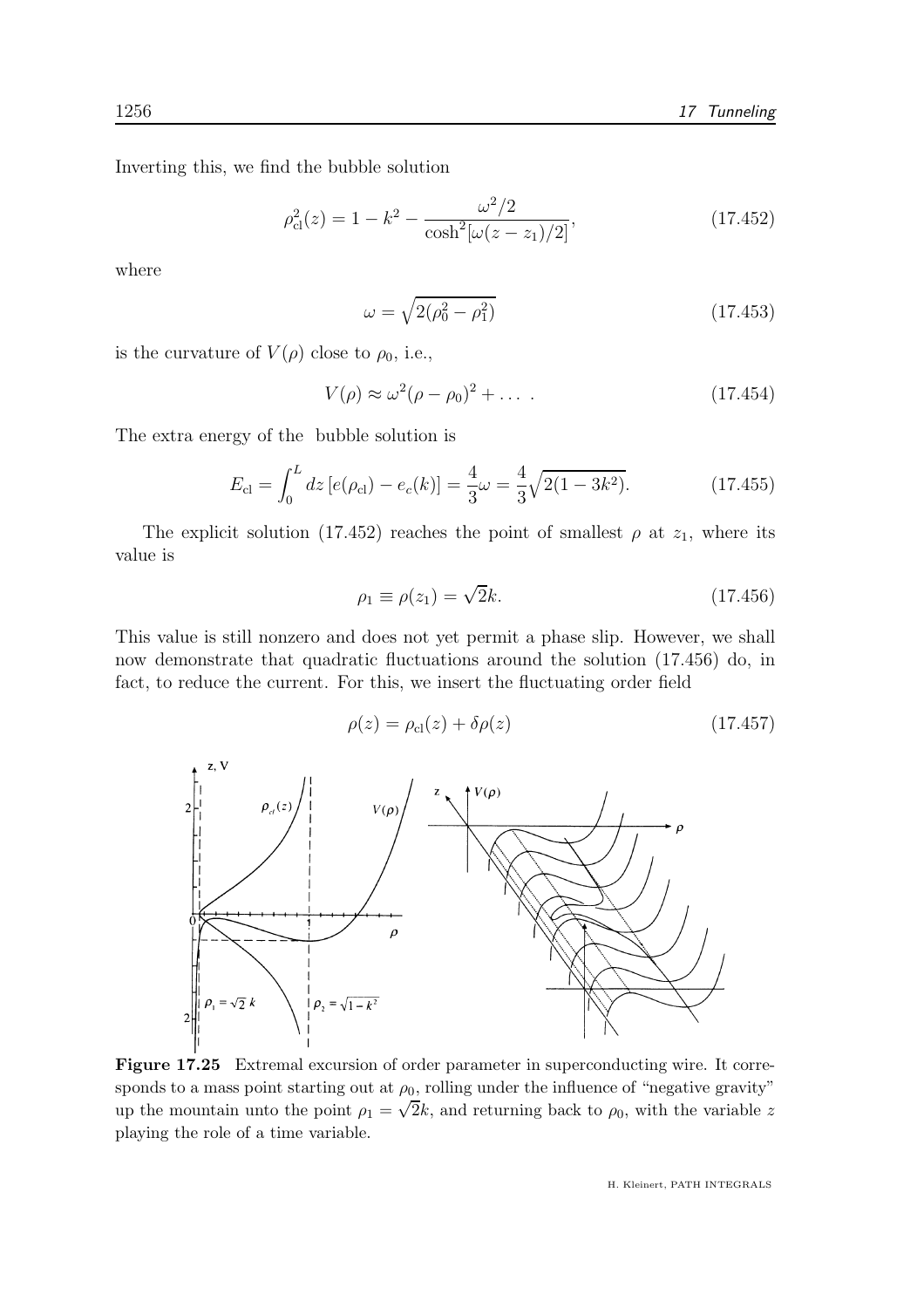Inverting this, we find the bubble solution

$$\rho_{\rm cl}^2(z) = 1 - k^2 - \frac{\omega^2/2}{\cosh^2[\omega(z-z_1)/2]}, \tag{17.452}$$

where

$$\omega = \sqrt{2(\rho_0^2 - \rho_1^2)} \tag{17.453}$$

is the curvature of $V(\rho)$ close to $\rho_0$, i.e.,

$$V(\rho) \approx \omega^2(\rho - \rho_0)^2 + \dots \ . \tag{17.454}$$

The extra energy of the bubble solution is

$$E_{\rm cl} = \int_0^L dz\,[e(\rho_{\rm cl}) - e_c(k)] = \frac{4}{3}\omega = \frac{4}{3}\sqrt{2(1-3k^2)}. \tag{17.455}$$

The explicit solution (17.452) reaches the point of smallest $\rho$ at $z_1$, where its value is

$$\rho_1 \equiv \rho(z_1) = \sqrt{2}k. \tag{17.456}$$

This value is still nonzero and does not yet permit a phase slip. However, we shall now demonstrate that quadratic fluctuations around the solution (17.456) do, in fact, to reduce the current. For this, we insert the fluctuating order field

$$\rho(z) = \rho_{\rm cl}(z) + \delta\rho(z) \tag{17.457}$$

**Figure 17.25** Extremal excursion of order parameter in superconducting wire. It corresponds to a mass point starting out at $\rho_0$, rolling under the influence of "negative gravity" up the mountain unto the point $\rho_1 = \sqrt{2}k$, and returning back to $\rho_0$, with the variable $z$ playing the role of a time variable.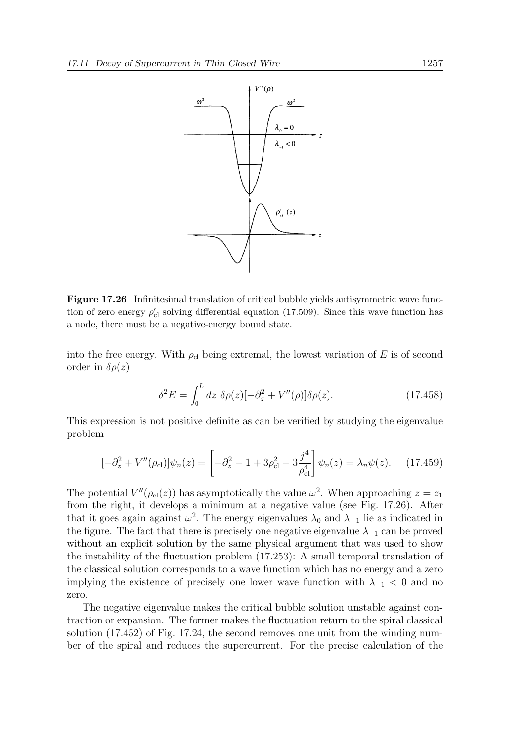**Figure 17.26** Infinitesimal translation of critical bubble yields antisymmetric wave function of zero energy $\rho'_{\rm cl}$ solving differential equation (17.509). Since this wave function has a node, there must be a negative-energy bound state.

into the free energy. With $\rho_{\rm cl}$ being extremal, the lowest variation of $E$ is of second order in $\delta\rho(z)$

$$\delta^2 E = \int_0^L dz\; \delta\rho(z)[-\partial_z^2 + V''(\rho)]\delta\rho(z). \tag{17.458}$$

This expression is not positive definite as can be verified by studying the eigenvalue problem

$$[-\partial_z^2 + V''(\rho_{\rm cl})]\psi_n(z) = \left[-\partial_z^2 - 1 + 3\rho_{\rm cl}^2 - 3\frac{j^4}{\rho_{\rm cl}^4}\right]\psi_n(z) = \lambda_n\psi(z). \tag{17.459}$$

The potential $V''(\rho_{\rm cl}(z))$ has asymptotically the value $\omega^2$. When approaching $z = z_1$ from the right, it develops a minimum at a negative value (see Fig. 17.26). After that it goes again against $\omega^2$. The energy eigenvalues $\lambda_0$ and $\lambda_{-1}$ lie as indicated in the figure. The fact that there is precisely one negative eigenvalue $\lambda_{-1}$ can be proved without an explicit solution by the same physical argument that was used to show the instability of the fluctuation problem (17.253): A small temporal translation of the classical solution corresponds to a wave function which has no energy and a zero implying the existence of precisely one lower wave function with $\lambda_{-1} < 0$ and no zero.

The negative eigenvalue makes the critical bubble solution unstable against contraction or expansion. The former makes the fluctuation return to the spiral classical solution (17.452) of Fig. 17.24, the second removes one unit from the winding number of the spiral and reduces the supercurrent. For the precise calculation of the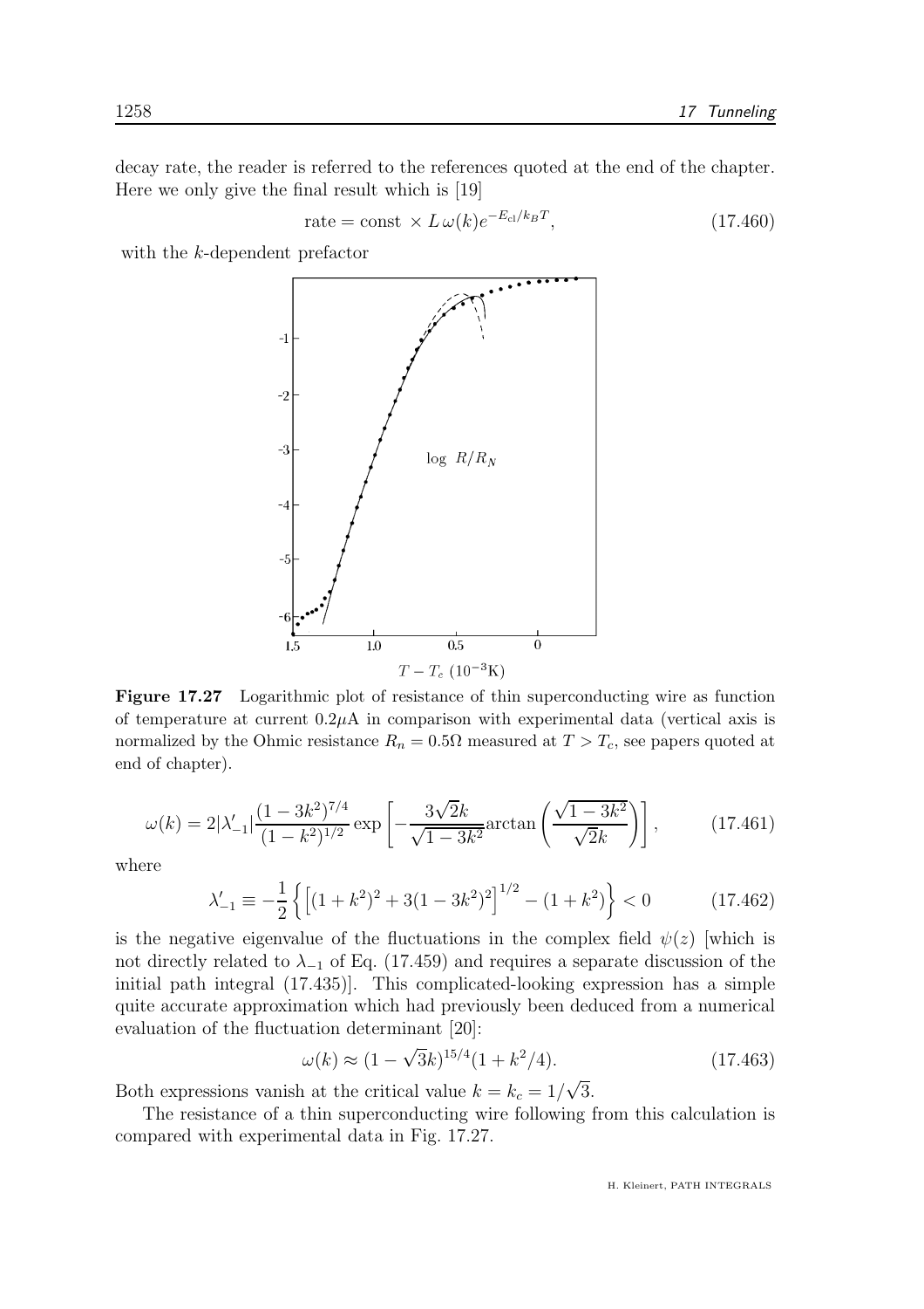decay rate, the reader is referred to the references quoted at the end of the chapter. Here we only give the final result which is [19]

$$\text{rate} = \text{const} \times L\,\omega(k)e^{-E_{\text{cl}}/k_BT}, \tag{17.460}$$

with the $k$-dependent prefactor

**Figure 17.27** Logarithmic plot of resistance of thin superconducting wire as function of temperature at current $0.2\mu$A in comparison with experimental data (vertical axis is normalized by the Ohmic resistance $R_n = 0.5\Omega$ measured at $T > T_c$, see papers quoted at end of chapter).

$$\omega(k) = 2|\lambda'_{-1}|\frac{(1-3k^2)^{7/4}}{(1-k^2)^{1/2}}\exp\left[-\frac{3\sqrt{2}k}{\sqrt{1-3k^2}}\arctan\left(\frac{\sqrt{1-3k^2}}{\sqrt{2}k}\right)\right], \tag{17.461}$$

where

$$\lambda'_{-1} \equiv -\frac{1}{2}\left\{\left[(1+k^2)^2+3(1-3k^2)^2\right]^{1/2}-(1+k^2)\right\} < 0 \tag{17.462}$$

is the negative eigenvalue of the fluctuations in the complex field $\psi(z)$ [which is not directly related to $\lambda_{-1}$ of Eq. (17.459) and requires a separate discussion of the initial path integral (17.435)]. This complicated-looking expression has a simple quite accurate approximation which had previously been deduced from a numerical evaluation of the fluctuation determinant [20]:

$$\omega(k) \approx (1-\sqrt{3}k)^{15/4}(1+k^2/4). \tag{17.463}$$

Both expressions vanish at the critical value $k = k_c = 1/\sqrt{3}$.

The resistance of a thin superconducting wire following from this calculation is compared with experimental data in Fig. 17.27.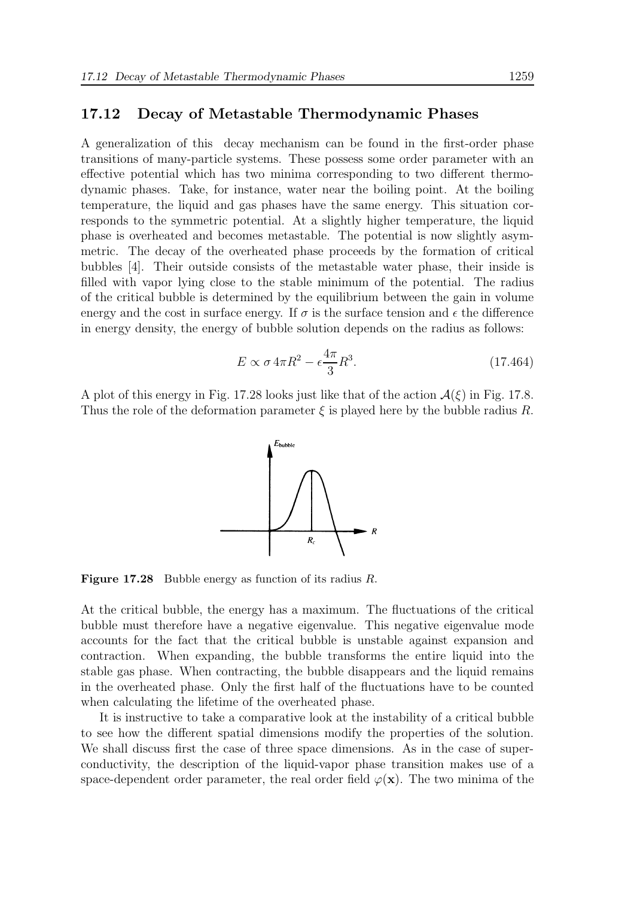## 17.12 Decay of Metastable Thermodynamic Phases

A generalization of this decay mechanism can be found in the first-order phase transitions of many-particle systems. These possess some order parameter with an effective potential which has two minima corresponding to two different thermodynamic phases. Take, for instance, water near the boiling point. At the boiling temperature, the liquid and gas phases have the same energy. This situation corresponds to the symmetric potential. At a slightly higher temperature, the liquid phase is overheated and becomes metastable. The potential is now slightly asymmetric. The decay of the overheated phase proceeds by the formation of critical bubbles [4]. Their outside consists of the metastable water phase, their inside is filled with vapor lying close to the stable minimum of the potential. The radius of the critical bubble is determined by the equilibrium between the gain in volume energy and the cost in surface energy. If $\sigma$ is the surface tension and $\epsilon$ the difference in energy density, the energy of bubble solution depends on the radius as follows:

$$E \propto \sigma \, 4\pi R^2 - \epsilon \frac{4\pi}{3} R^3. \tag{17.464}$$

A plot of this energy in Fig. 17.28 looks just like that of the action $\mathcal{A}(\xi)$ in Fig. 17.8. Thus the role of the deformation parameter $\xi$ is played here by the bubble radius $R$.

**Figure 17.28** Bubble energy as function of its radius $R$.

At the critical bubble, the energy has a maximum. The fluctuations of the critical bubble must therefore have a negative eigenvalue. This negative eigenvalue mode accounts for the fact that the critical bubble is unstable against expansion and contraction. When expanding, the bubble transforms the entire liquid into the stable gas phase. When contracting, the bubble disappears and the liquid remains in the overheated phase. Only the first half of the fluctuations have to be counted when calculating the lifetime of the overheated phase.

It is instructive to take a comparative look at the instability of a critical bubble to see how the different spatial dimensions modify the properties of the solution. We shall discuss first the case of three space dimensions. As in the case of superconductivity, the description of the liquid-vapor phase transition makes use of a space-dependent order parameter, the real order field $\varphi(\mathbf{x})$. The two minima of the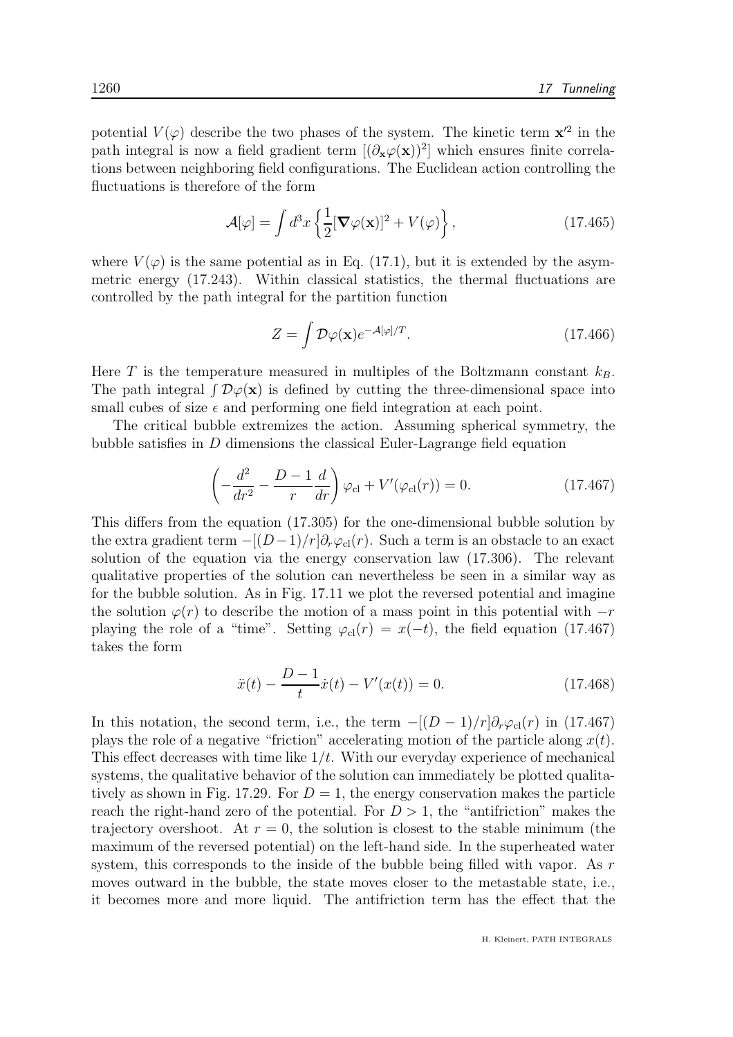potential $V(\varphi)$ describe the two phases of the system. The kinetic term $\mathbf{x}'^2$ in the path integral is now a field gradient term $[(\partial_{\mathbf{x}}\varphi(\mathbf{x}))^2]$ which ensures finite correlations between neighboring field configurations. The Euclidean action controlling the fluctuations is therefore of the form

$$\mathcal{A}[\varphi] = \int d^3x \left\{ \frac{1}{2}[\boldsymbol{\nabla}\varphi(\mathbf{x})]^2 + V(\varphi) \right\}, \tag{17.465}$$

where $V(\varphi)$ is the same potential as in Eq. (17.1), but it is extended by the asymmetric energy (17.243). Within classical statistics, the thermal fluctuations are controlled by the path integral for the partition function

$$Z = \int \mathcal{D}\varphi(\mathbf{x}) e^{-\mathcal{A}[\varphi]/T}. \tag{17.466}$$

Here $T$ is the temperature measured in multiples of the Boltzmann constant $k_B$. The path integral $\int \mathcal{D}\varphi(\mathbf{x})$ is defined by cutting the three-dimensional space into small cubes of size $\epsilon$ and performing one field integration at each point.

The critical bubble extremizes the action. Assuming spherical symmetry, the bubble satisfies in $D$ dimensions the classical Euler-Lagrange field equation

$$\left( -\frac{d^2}{dr^2} - \frac{D-1}{r}\frac{d}{dr} \right) \varphi_{\rm cl} + V'(\varphi_{\rm cl}(r)) = 0. \tag{17.467}$$

This differs from the equation (17.305) for the one-dimensional bubble solution by the extra gradient term $-[(D-1)/r]\partial_r\varphi_{\rm cl}(r)$. Such a term is an obstacle to an exact solution of the equation via the energy conservation law (17.306). The relevant qualitative properties of the solution can nevertheless be seen in a similar way as for the bubble solution. As in Fig. 17.11 we plot the reversed potential and imagine the solution $\varphi(r)$ to describe the motion of a mass point in this potential with $-r$ playing the role of a "time". Setting $\varphi_{\rm cl}(r) = x(-t)$, the field equation (17.467) takes the form

$$\ddot{x}(t) - \frac{D-1}{t}\dot{x}(t) - V'(x(t)) = 0. \tag{17.468}$$

In this notation, the second term, i.e., the term $-[(D-1)/r]\partial_r\varphi_{\rm cl}(r)$ in (17.467) plays the role of a negative "friction" accelerating motion of the particle along $x(t)$. This effect decreases with time like $1/t$. With our everyday experience of mechanical systems, the qualitative behavior of the solution can immediately be plotted qualitatively as shown in Fig. 17.29. For $D = 1$, the energy conservation makes the particle reach the right-hand zero of the potential. For $D > 1$, the "antifriction" makes the trajectory overshoot. At $r = 0$, the solution is closest to the stable minimum (the maximum of the reversed potential) on the left-hand side. In the superheated water system, this corresponds to the inside of the bubble being filled with vapor. As $r$ moves outward in the bubble, the state moves closer to the metastable state, i.e., it becomes more and more liquid. The antifriction term has the effect that the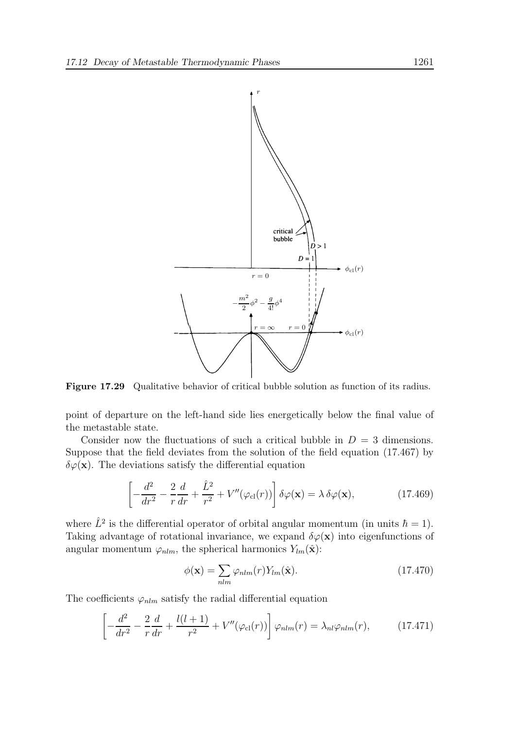Figure 17.29 Qualitative behavior of critical bubble solution as function of its radius.

point of departure on the left-hand side lies energetically below the final value of the metastable state.

Consider now the fluctuations of such a critical bubble in $D = 3$ dimensions. Suppose that the field deviates from the solution of the field equation (17.467) by $\delta\varphi(\mathbf{x})$. The deviations satisfy the differential equation

$$\left[-\frac{d^2}{dr^2} - \frac{2}{r}\frac{d}{dr} + \frac{\hat{L}^2}{r^2} + V''(\varphi_{\rm cl}(r))\right]\delta\varphi(\mathbf{x}) = \lambda\,\delta\varphi(\mathbf{x}), \tag{17.469}$$

where $\hat{L}^2$ is the differential operator of orbital angular momentum (in units $\hbar = 1$). Taking advantage of rotational invariance, we expand $\delta\varphi(\mathbf{x})$ into eigenfunctions of angular momentum $\varphi_{nlm}$, the spherical harmonics $Y_{lm}(\hat{\mathbf{x}})$:

$$\phi(\mathbf{x}) = \sum_{nlm} \varphi_{nlm}(r) Y_{lm}(\hat{\mathbf{x}}). \tag{17.470}$$

The coefficients $\varphi_{nlm}$ satisfy the radial differential equation

$$\left[-\frac{d^2}{dr^2} - \frac{2}{r}\frac{d}{dr} + \frac{l(l+1)}{r^2} + V''(\varphi_{\rm cl}(r))\right]\varphi_{nlm}(r) = \lambda_{nl}\varphi_{nlm}(r), \tag{17.471}$$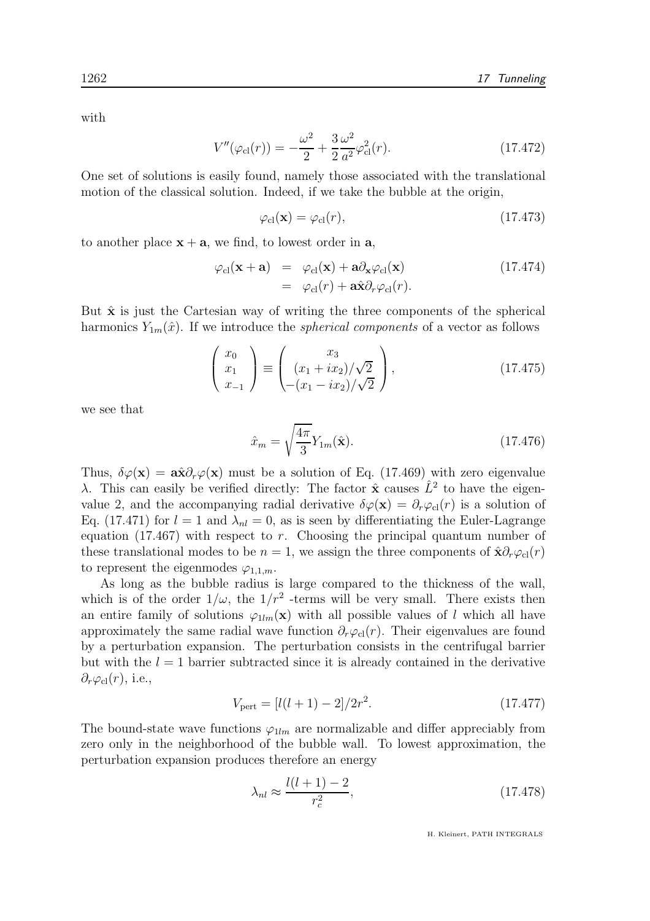with

$$V''(\varphi_{\rm cl}(r)) = -\frac{\omega^2}{2} + \frac{3}{2}\frac{\omega^2}{a^2}\varphi_{\rm cl}^2(r). \tag{17.472}$$

One set of solutions is easily found, namely those associated with the translational motion of the classical solution. Indeed, if we take the bubble at the origin,

$$\varphi_{\rm cl}(\mathbf{x}) = \varphi_{\rm cl}(r), \tag{17.473}$$

to another place $\mathbf{x}+\mathbf{a}$, we find, to lowest order in $\mathbf{a}$,

$$\begin{aligned}\varphi_{\rm cl}(\mathbf{x}+\mathbf{a}) &= \varphi_{\rm cl}(\mathbf{x}) + \mathbf{a}\partial_{\mathbf{x}}\varphi_{\rm cl}(\mathbf{x}) \\ &= \varphi_{\rm cl}(r) + \mathbf{a}\hat{\mathbf{x}}\partial_r\varphi_{\rm cl}(r).\end{aligned} \tag{17.474}$$

But $\hat{\mathbf{x}}$ is just the Cartesian way of writing the three components of the spherical harmonics $Y_{1m}(\hat{x})$. If we introduce the *spherical components* of a vector as follows

$$\begin{pmatrix} x_0 \\ x_1 \\ x_{-1}\end{pmatrix} \equiv \begin{pmatrix} x_3 \\ (x_1+ix_2)/\sqrt{2} \\ -(x_1-ix_2)/\sqrt{2}\end{pmatrix}, \tag{17.475}$$

we see that

$$\hat{x}_m = \sqrt{\frac{4\pi}{3}}Y_{1m}(\hat{\mathbf{x}}). \tag{17.476}$$

Thus, $\delta\varphi(\mathbf{x}) = \mathbf{a}\hat{\mathbf{x}}\partial_r\varphi(\mathbf{x})$ must be a solution of Eq. (17.469) with zero eigenvalue $\lambda$. This can easily be verified directly: The factor $\hat{\mathbf{x}}$ causes $\hat{L}^2$ to have the eigenvalue 2, and the accompanying radial derivative $\delta\varphi(\mathbf{x}) = \partial_r\varphi_{\rm cl}(r)$ is a solution of Eq. (17.471) for $l=1$ and $\lambda_{nl}=0$, as is seen by differentiating the Euler-Lagrange equation (17.467) with respect to $r$. Choosing the principal quantum number of these translational modes to be $n=1$, we assign the three components of $\hat{\mathbf{x}}\partial_r\varphi_{\rm cl}(r)$ to represent the eigenmodes $\varphi_{1,1,m}$.

As long as the bubble radius is large compared to the thickness of the wall, which is of the order $1/\omega$, the $1/r^2$ -terms will be very small. There exists then an entire family of solutions $\varphi_{1lm}(\mathbf{x})$ with all possible values of $l$ which all have approximately the same radial wave function $\partial_r\varphi_{\rm cl}(r)$. Their eigenvalues are found by a perturbation expansion. The perturbation consists in the centrifugal barrier but with the $l=1$ barrier subtracted since it is already contained in the derivative $\partial_r\varphi_{\rm cl}(r)$, i.e.,

$$V_{\rm pert} = [l(l+1)-2]/2r^2. \tag{17.477}$$

The bound-state wave functions $\varphi_{1lm}$ are normalizable and differ appreciably from zero only in the neighborhood of the bubble wall. To lowest approximation, the perturbation expansion produces therefore an energy

$$\lambda_{nl} \approx \frac{l(l+1)-2}{r_c^2}, \tag{17.478}$$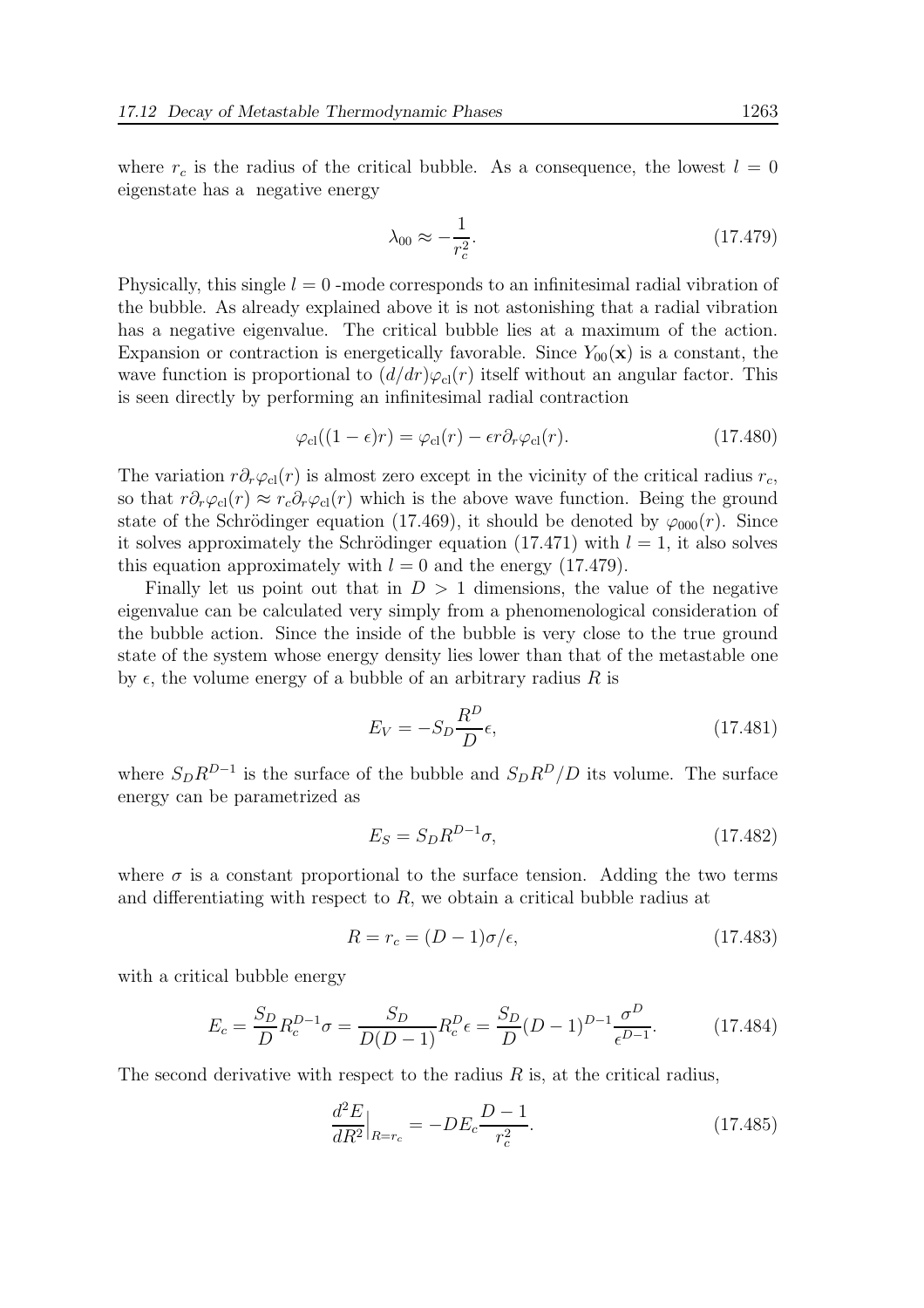where $r_c$ is the radius of the critical bubble. As a consequence, the lowest $l = 0$ eigenstate has a negative energy

$$\lambda_{00} \approx -\frac{1}{r_c^2}. \tag{17.479}$$

Physically, this single $l = 0$ -mode corresponds to an infinitesimal radial vibration of the bubble. As already explained above it is not astonishing that a radial vibration has a negative eigenvalue. The critical bubble lies at a maximum of the action. Expansion or contraction is energetically favorable. Since $Y_{00}(\mathbf{x})$ is a constant, the wave function is proportional to $(d/dr)\varphi_{\rm cl}(r)$ itself without an angular factor. This is seen directly by performing an infinitesimal radial contraction

$$\varphi_{\rm cl}((1-\epsilon)r) = \varphi_{\rm cl}(r) - \epsilon r \partial_r \varphi_{\rm cl}(r). \tag{17.480}$$

The variation $r\partial_r\varphi_{\rm cl}(r)$ is almost zero except in the vicinity of the critical radius $r_c$, so that $r\partial_r\varphi_{\rm cl}(r) \approx r_c\partial_r\varphi_{\rm cl}(r)$ which is the above wave function. Being the ground state of the Schrödinger equation (17.469), it should be denoted by $\varphi_{000}(r)$. Since it solves approximately the Schrödinger equation (17.471) with $l = 1$, it also solves this equation approximately with $l = 0$ and the energy (17.479).

Finally let us point out that in $D > 1$ dimensions, the value of the negative eigenvalue can be calculated very simply from a phenomenological consideration of the bubble action. Since the inside of the bubble is very close to the true ground state of the system whose energy density lies lower than that of the metastable one by $\epsilon$, the volume energy of a bubble of an arbitrary radius $R$ is

$$E_V = -S_D \frac{R^D}{D}\epsilon, \tag{17.481}$$

where $S_D R^{D-1}$ is the surface of the bubble and $S_D R^D/D$ its volume. The surface energy can be parametrized as

$$E_S = S_D R^{D-1}\sigma, \tag{17.482}$$

where $\sigma$ is a constant proportional to the surface tension. Adding the two terms and differentiating with respect to $R$, we obtain a critical bubble radius at

$$R = r_c = (D-1)\sigma/\epsilon, \tag{17.483}$$

with a critical bubble energy

$$E_c = \frac{S_D}{D} R_c^{D-1}\sigma = \frac{S_D}{D(D-1)} R_c^D \epsilon = \frac{S_D}{D}(D-1)^{D-1}\frac{\sigma^D}{\epsilon^{D-1}}. \tag{17.484}$$

The second derivative with respect to the radius $R$ is, at the critical radius,

$$\frac{d^2E}{dR^2}\Big|_{R=r_c} = -DE_c\frac{D-1}{r_c^2}. \tag{17.485}$$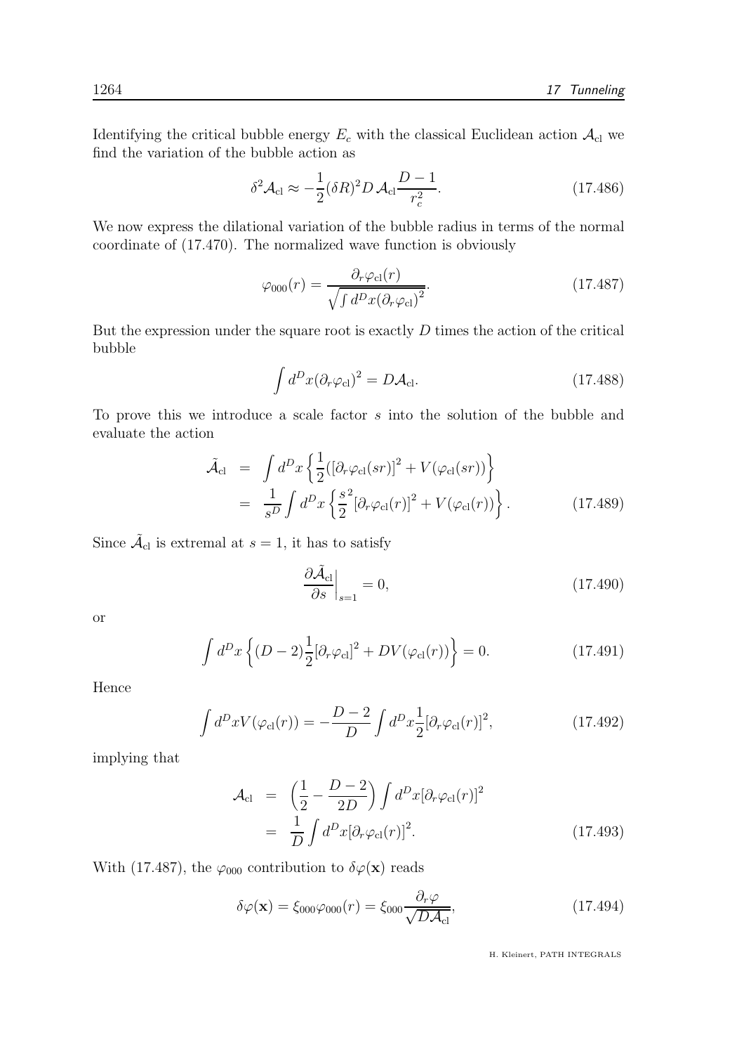Identifying the critical bubble energy $E_c$ with the classical Euclidean action $\mathcal{A}_{\rm cl}$ we find the variation of the bubble action as

$$\delta^2 \mathcal{A}_{\rm cl} \approx -\frac{1}{2}(\delta R)^2 D\, \mathcal{A}_{\rm cl} \frac{D-1}{r_c^2}. \tag{17.486}$$

We now express the dilational variation of the bubble radius in terms of the normal coordinate of (17.470). The normalized wave function is obviously

$$\varphi_{000}(r) = \frac{\partial_r \varphi_{\rm cl}(r)}{\sqrt{\int d^D x (\partial_r \varphi_{\rm cl})^2}}. \tag{17.487}$$

But the expression under the square root is exactly $D$ times the action of the critical bubble

$$\int d^D x (\partial_r \varphi_{\rm cl})^2 = D \mathcal{A}_{\rm cl}. \tag{17.488}$$

To prove this we introduce a scale factor $s$ into the solution of the bubble and evaluate the action

$$\begin{aligned}
\tilde{\mathcal{A}}_{\rm cl} &= \int d^D x \left\{ \frac{1}{2}([\partial_r \varphi_{\rm cl}(sr)]^2 + V(\varphi_{\rm cl}(sr)) \right\} \\
&= \frac{1}{s^D} \int d^D x \left\{ \frac{s^2}{2} [\partial_r \varphi_{\rm cl}(r)]^2 + V(\varphi_{\rm cl}(r)) \right\}.
\end{aligned} \tag{17.489}$$

Since $\tilde{\mathcal{A}}_{\rm cl}$ is extremal at $s=1$, it has to satisfy

$$\left. \frac{\partial \tilde{\mathcal{A}}_{\rm cl}}{\partial s} \right|_{s=1} = 0, \tag{17.490}$$

or

$$\int d^D x \left\{ (D-2) \frac{1}{2} [\partial_r \varphi_{\rm cl}]^2 + D V(\varphi_{\rm cl}(r)) \right\} = 0. \tag{17.491}$$

Hence

$$\int d^D x V(\varphi_{\rm cl}(r)) = -\frac{D-2}{D} \int d^D x \frac{1}{2} [\partial_r \varphi_{\rm cl}(r)]^2, \tag{17.492}$$

implying that

$$\begin{aligned}
\mathcal{A}_{\rm cl} &= \left( \frac{1}{2} - \frac{D-2}{2D} \right) \int d^D x [\partial_r \varphi_{\rm cl}(r)]^2 \\
&= \frac{1}{D} \int d^D x [\partial_r \varphi_{\rm cl}(r)]^2.
\end{aligned} \tag{17.493}$$

With (17.487), the $\varphi_{000}$ contribution to $\delta\varphi(\mathbf{x})$ reads

$$\delta\varphi(\mathbf{x}) = \xi_{000} \varphi_{000}(r) = \xi_{000} \frac{\partial_r \varphi}{\sqrt{D \mathcal{A}_{\rm cl}}}, \tag{17.494}$$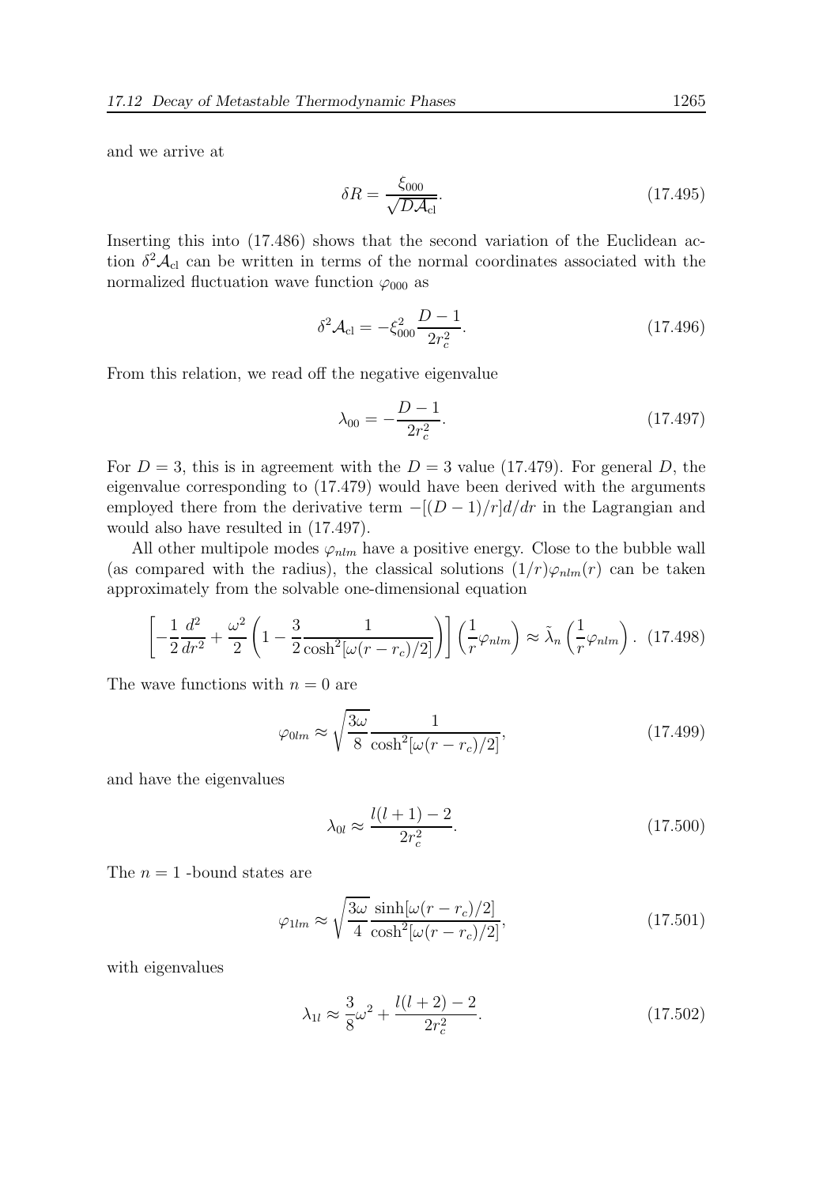and we arrive at

$$\delta R = \frac{\xi_{000}}{\sqrt{D\mathcal{A}_{\rm cl}}}. \tag{17.495}$$

Inserting this into (17.486) shows that the second variation of the Euclidean action $\delta^2\mathcal{A}_{\rm cl}$ can be written in terms of the normal coordinates associated with the normalized fluctuation wave function $\varphi_{000}$ as

$$\delta^2\mathcal{A}_{\rm cl} = -\xi_{000}^2 \frac{D-1}{2r_c^2}. \tag{17.496}$$

From this relation, we read off the negative eigenvalue

$$\lambda_{00} = -\frac{D-1}{2r_c^2}. \tag{17.497}$$

For $D = 3$, this is in agreement with the $D = 3$ value (17.479). For general $D$, the eigenvalue corresponding to (17.479) would have been derived with the arguments employed there from the derivative term $-[(D-1)/r]d/dr$ in the Lagrangian and would also have resulted in (17.497).

All other multipole modes $\varphi_{nlm}$ have a positive energy. Close to the bubble wall (as compared with the radius), the classical solutions $(1/r)\varphi_{nlm}(r)$ can be taken approximately from the solvable one-dimensional equation

$$\left[-\frac{1}{2}\frac{d^2}{dr^2} + \frac{\omega^2}{2}\left(1 - \frac{3}{2}\frac{1}{\cosh^2[\omega(r-r_c)/2]}\right)\right]\left(\frac{1}{r}\varphi_{nlm}\right) \approx \tilde{\lambda}_n\left(\frac{1}{r}\varphi_{nlm}\right). \tag{17.498}$$

The wave functions with $n = 0$ are

$$\varphi_{0lm} \approx \sqrt{\frac{3\omega}{8}}\frac{1}{\cosh^2[\omega(r-r_c)/2]}, \tag{17.499}$$

and have the eigenvalues

$$\lambda_{0l} \approx \frac{l(l+1)-2}{2r_c^2}. \tag{17.500}$$

The $n = 1$ -bound states are

$$\varphi_{1lm} \approx \sqrt{\frac{3\omega}{4}}\frac{\sinh[\omega(r-r_c)/2]}{\cosh^2[\omega(r-r_c)/2]}, \tag{17.501}$$

with eigenvalues

$$\lambda_{1l} \approx \frac{3}{8}\omega^2 + \frac{l(l+2)-2}{2r_c^2}. \tag{17.502}$$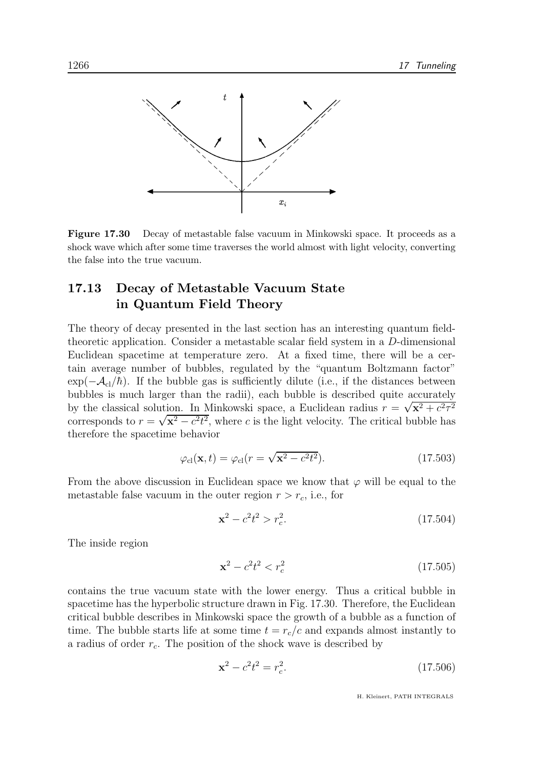**Figure 17.30** Decay of metastable false vacuum in Minkowski space. It proceeds as a shock wave which after some time traverses the world almost with light velocity, converting the false into the true vacuum.

## 17.13 Decay of Metastable Vacuum State in Quantum Field Theory

The theory of decay presented in the last section has an interesting quantum field-theoretic application. Consider a metastable scalar field system in a $D$-dimensional Euclidean spacetime at temperature zero. At a fixed time, there will be a certain average number of bubbles, regulated by the "quantum Boltzmann factor" $\exp(-\mathcal{A}_{\rm cl}/\hbar)$. If the bubble gas is sufficiently dilute (i.e., if the distances between bubbles is much larger than the radii), each bubble is described quite accurately by the classical solution. In Minkowski space, a Euclidean radius $r = \sqrt{\mathbf{x}^2 + c^2\tau^2}$ corresponds to $r = \sqrt{\mathbf{x}^2 - c^2t^2}$, where $c$ is the light velocity. The critical bubble has therefore the spacetime behavior

$$
\varphi_{\rm cl}(\mathbf{x}, t) = \varphi_{\rm cl}(r = \sqrt{\mathbf{x}^2 - c^2t^2}). \tag{17.503}
$$

From the above discussion in Euclidean space we know that $\varphi$ will be equal to the metastable false vacuum in the outer region $r > r_c$, i.e., for

$$
\mathbf{x}^2 - c^2t^2 > r_c^2. \tag{17.504}
$$

The inside region

$$
\mathbf{x}^2 - c^2t^2 < r_c^2 \tag{17.505}
$$

contains the true vacuum state with the lower energy. Thus a critical bubble in spacetime has the hyperbolic structure drawn in Fig. 17.30. Therefore, the Euclidean critical bubble describes in Minkowski space the growth of a bubble as a function of time. The bubble starts life at some time $t = r_c/c$ and expands almost instantly to a radius of order $r_c$. The position of the shock wave is described by

$$
\mathbf{x}^2 - c^2t^2 = r_c^2. \tag{17.506}
$$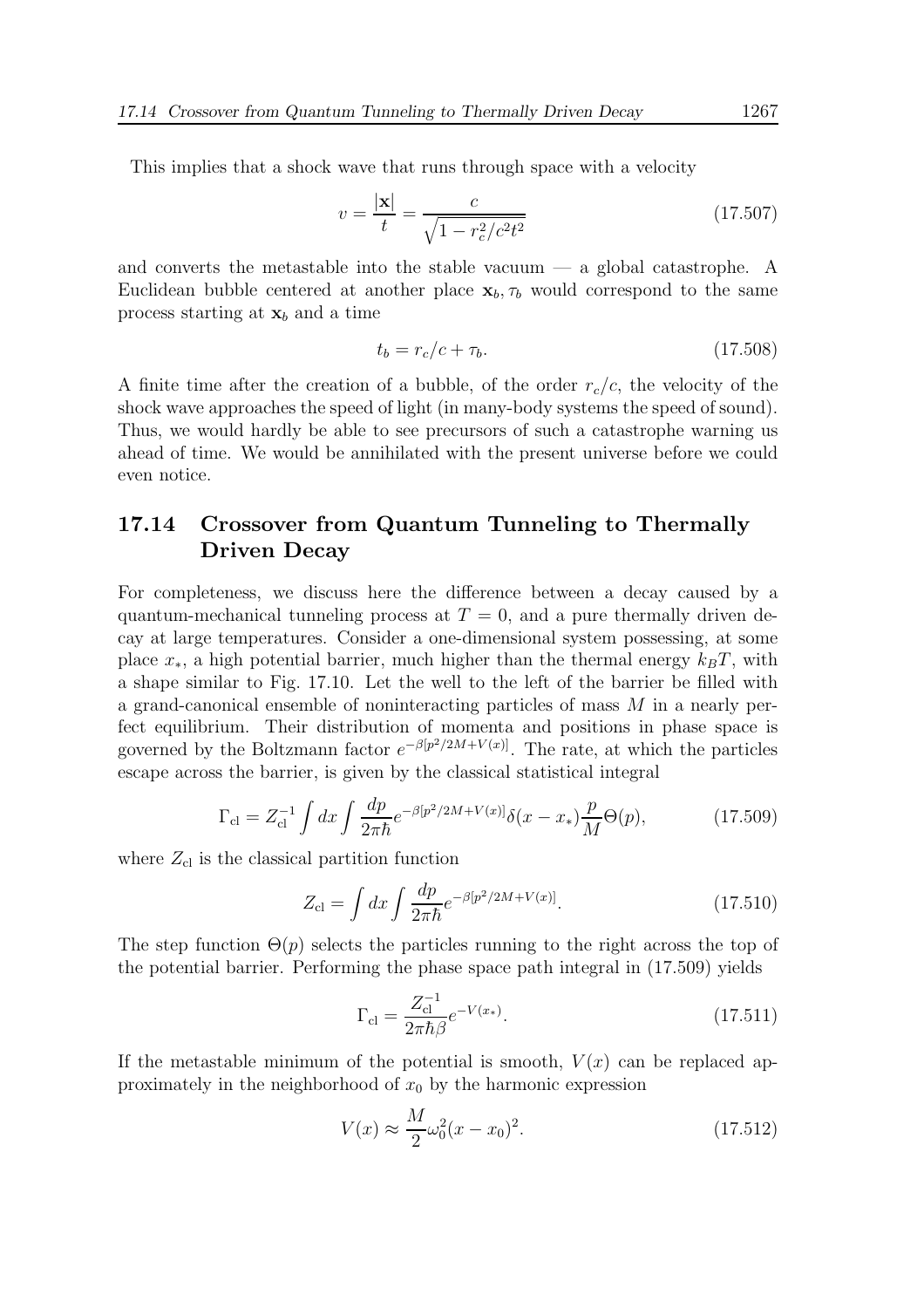This implies that a shock wave that runs through space with a velocity

$$v = \frac{|\mathbf{x}|}{t} = \frac{c}{\sqrt{1 - r_c^2/c^2t^2}} \tag{17.507}$$

and converts the metastable into the stable vacuum — a global catastrophe. A Euclidean bubble centered at another place $\mathbf{x}_b, \tau_b$ would correspond to the same process starting at $\mathbf{x}_b$ and a time

$$t_b = r_c/c + \tau_b. \tag{17.508}$$

A finite time after the creation of a bubble, of the order $r_c/c$, the velocity of the shock wave approaches the speed of light (in many-body systems the speed of sound). Thus, we would hardly be able to see precursors of such a catastrophe warning us ahead of time. We would be annihilated with the present universe before we could even notice.

## 17.14 Crossover from Quantum Tunneling to Thermally Driven Decay

For completeness, we discuss here the difference between a decay caused by a quantum-mechanical tunneling process at $T = 0$, and a pure thermally driven decay at large temperatures. Consider a one-dimensional system possessing, at some place $x_*$, a high potential barrier, much higher than the thermal energy $k_BT$, with a shape similar to Fig. 17.10. Let the well to the left of the barrier be filled with a grand-canonical ensemble of noninteracting particles of mass $M$ in a nearly perfect equilibrium. Their distribution of momenta and positions in phase space is governed by the Boltzmann factor $e^{-\beta[p^2/2M+V(x)]}$. The rate, at which the particles escape across the barrier, is given by the classical statistical integral

$$\Gamma_{\rm cl} = Z_{\rm cl}^{-1} \int dx \int \frac{dp}{2\pi\hbar} e^{-\beta[p^2/2M+V(x)]} \delta(x - x_*) \frac{p}{M} \Theta(p), \tag{17.509}$$

where $Z_{\rm cl}$ is the classical partition function

$$Z_{\rm cl} = \int dx \int \frac{dp}{2\pi\hbar} e^{-\beta[p^2/2M+V(x)]}. \tag{17.510}$$

The step function $\Theta(p)$ selects the particles running to the right across the top of the potential barrier. Performing the phase space path integral in (17.509) yields

$$\Gamma_{\rm cl} = \frac{Z_{\rm cl}^{-1}}{2\pi\hbar\beta} e^{-V(x_*)}. \tag{17.511}$$

If the metastable minimum of the potential is smooth, $V(x)$ can be replaced approximately in the neighborhood of $x_0$ by the harmonic expression

$$V(x) \approx \frac{M}{2}\omega_0^2(x - x_0)^2. \tag{17.512}$$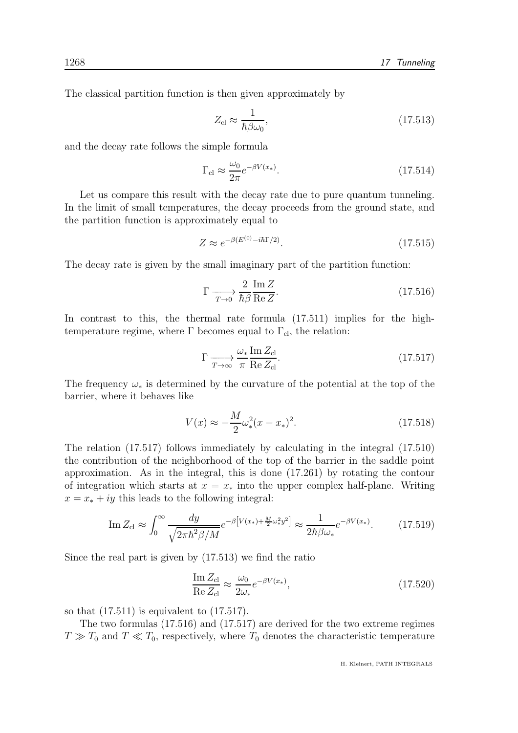The classical partition function is then given approximately by

$$Z_{\rm cl} \approx \frac{1}{\hbar\beta\omega_0}, \tag{17.513}$$

and the decay rate follows the simple formula

$$\Gamma_{\rm cl} \approx \frac{\omega_0}{2\pi} e^{-\beta V(x_*)}. \tag{17.514}$$

Let us compare this result with the decay rate due to pure quantum tunneling. In the limit of small temperatures, the decay proceeds from the ground state, and the partition function is approximately equal to

$$Z \approx e^{-\beta(E^{(0)} - i\hbar\Gamma/2)}. \tag{17.515}$$

The decay rate is given by the small imaginary part of the partition function:

$$\Gamma \xrightarrow[T\to 0]{} \frac{2}{\hbar\beta} \frac{\operatorname{Im} Z}{\operatorname{Re} Z}. \tag{17.516}$$

In contrast to this, the thermal rate formula (17.511) implies for the high-temperature regime, where $\Gamma$ becomes equal to $\Gamma_{\rm cl}$, the relation:

$$\Gamma \xrightarrow[T\to \infty]{} \frac{\omega_*}{\pi} \frac{\operatorname{Im} Z_{\rm cl}}{\operatorname{Re} Z_{\rm cl}}. \tag{17.517}$$

The frequency $\omega_*$ is determined by the curvature of the potential at the top of the barrier, where it behaves like

$$V(x) \approx -\frac{M}{2}\omega_*^2 (x - x_*)^2. \tag{17.518}$$

The relation (17.517) follows immediately by calculating in the integral (17.510) the contribution of the neighborhood of the top of the barrier in the saddle point approximation. As in the integral, this is done (17.261) by rotating the contour of integration which starts at $x = x_*$ into the upper complex half-plane. Writing $x = x_* + iy$ this leads to the following integral:

$$\operatorname{Im} Z_{\rm cl} \approx \int_0^\infty \frac{dy}{\sqrt{2\pi\hbar^2\beta/M}} e^{-\beta\left[V(x_*) + \frac{M}{2}\omega_*^2 y^2\right]} \approx \frac{1}{2\hbar\beta\omega_*} e^{-\beta V(x_*)}. \tag{17.519}$$

Since the real part is given by (17.513) we find the ratio

$$\frac{\operatorname{Im} Z_{\rm cl}}{\operatorname{Re} Z_{\rm cl}} \approx \frac{\omega_0}{2\omega_*} e^{-\beta V(x_*)}, \tag{17.520}$$

so that (17.511) is equivalent to (17.517).

The two formulas (17.516) and (17.517) are derived for the two extreme regimes $T \gg T_0$ and $T \ll T_0$, respectively, where $T_0$ denotes the characteristic temperature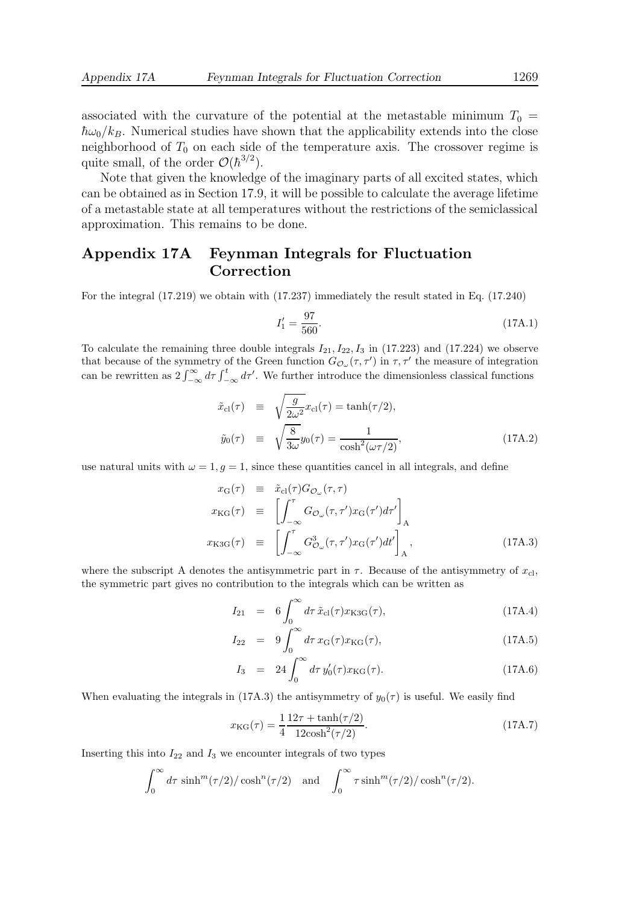associated with the curvature of the potential at the metastable minimum $T_0 = \hbar\omega_0/k_B$. Numerical studies have shown that the applicability extends into the close neighborhood of $T_0$ on each side of the temperature axis. The crossover regime is quite small, of the order $\mathcal{O}(\hbar^{3/2})$.

Note that given the knowledge of the imaginary parts of all excited states, which can be obtained as in Section 17.9, it will be possible to calculate the average lifetime of a metastable state at all temperatures without the restrictions of the semiclassical approximation. This remains to be done.

## Appendix 17A Feynman Integrals for Fluctuation Correction

For the integral (17.219) we obtain with (17.237) immediately the result stated in Eq. (17.240)

$$I_1' = \frac{97}{560}. \tag{17A.1}$$

To calculate the remaining three double integrals $I_{21}, I_{22}, I_3$ in (17.223) and (17.224) we observe that because of the symmetry of the Green function $G_{\mathcal{O}_\omega}(\tau,\tau')$ in $\tau,\tau'$ the measure of integration can be rewritten as $2\int_{-\infty}^{\infty} d\tau \int_{-\infty}^{t} d\tau'$. We further introduce the dimensionless classical functions

$$\begin{aligned}
\tilde{x}_{\rm cl}(\tau) &\equiv \sqrt{\frac{g}{2\omega^2}}x_{\rm cl}(\tau) = \tanh(\tau/2), \\
\tilde{y}_0(\tau) &\equiv \sqrt{\frac{8}{3\omega}}y_0(\tau) = \frac{1}{\cosh^2(\omega\tau/2)},
\end{aligned} \tag{17A.2}$$

use natural units with $\omega = 1, g = 1$, since these quantities cancel in all integrals, and define

$$\begin{aligned}
x_{\rm G}(\tau) &\equiv \tilde{x}_{\rm cl}(\tau) G_{\mathcal{O}_\omega}(\tau,\tau) \\
x_{\rm KG}(\tau) &\equiv \left[\int_{-\infty}^{\tau} G_{\mathcal{O}_\omega}(\tau,\tau') x_{\rm G}(\tau') d\tau'\right]_{\rm A} \\
x_{\rm K3G}(\tau) &\equiv \left[\int_{-\infty}^{\tau} G^3_{\mathcal{O}_\omega}(\tau,\tau') x_{\rm G}(\tau') dt'\right]_{\rm A},
\end{aligned} \tag{17A.3}$$

where the subscript A denotes the antisymmetric part in $\tau$. Because of the antisymmetry of $x_{\rm cl}$, the symmetric part gives no contribution to the integrals which can be written as

$$I_{21} = 6\int_0^\infty d\tau\, \tilde{x}_{\rm cl}(\tau) x_{\rm K3G}(\tau), \tag{17A.4}$$

$$I_{22} = 9\int_0^\infty d\tau\, x_{\rm G}(\tau) x_{\rm KG}(\tau), \tag{17A.5}$$

$$I_3 = 24\int_0^\infty d\tau\, y_0'(\tau) x_{\rm KG}(\tau). \tag{17A.6}$$

When evaluating the integrals in (17A.3) the antisymmetry of $y_0(\tau)$ is useful. We easily find

$$x_{\rm KG}(\tau) = \frac{1}{4}\frac{12\tau + \tanh(\tau/2)}{12\cosh^2(\tau/2)}. \tag{17A.7}$$

Inserting this into $I_{22}$ and $I_3$ we encounter integrals of two types

$$\int_0^\infty d\tau\, \sinh^m(\tau/2)/\cosh^n(\tau/2) \quad \text{and} \quad \int_0^\infty \tau \sinh^m(\tau/2)/\cosh^n(\tau/2).$$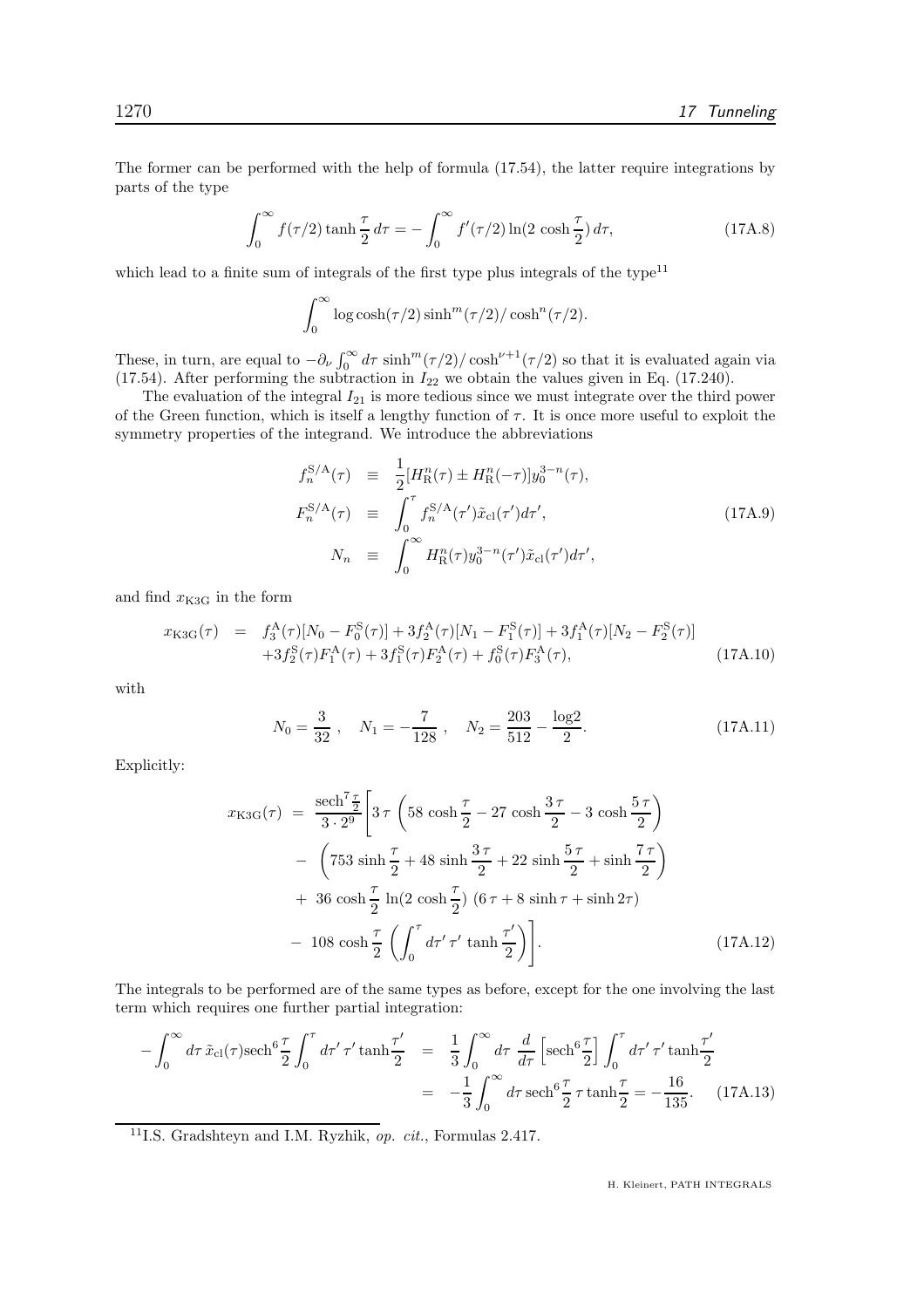The former can be performed with the help of formula (17.54), the latter require integrations by parts of the type

$$\int_0^\infty f(\tau/2)\tanh\frac{\tau}{2}\,d\tau = -\int_0^\infty f'(\tau/2)\ln(2\,\cosh\frac{\tau}{2})\,d\tau, \tag{17A.8}$$

which lead to a finite sum of integrals of the first type plus integrals of the type[11]

$$\int_0^\infty \log\cosh(\tau/2)\sinh^m(\tau/2)/\cosh^n(\tau/2).$$

These, in turn, are equal to $-\partial_\nu \int_0^\infty d\tau\, \sinh^m(\tau/2)/\cosh^{\nu+1}(\tau/2)$ so that it is evaluated again via (17.54). After performing the subtraction in $I_{22}$ we obtain the values given in Eq. (17.240).

The evaluation of the integral $I_{21}$ is more tedious since we must integrate over the third power of the Green function, which is itself a lengthy function of $\tau$. It is once more useful to exploit the symmetry properties of the integrand. We introduce the abbreviations

$$\begin{aligned}
f_n^{\rm S/A}(\tau) &\equiv \frac{1}{2}[H_{\rm R}^n(\tau) \pm H_{\rm R}^n(-\tau)]y_0^{3-n}(\tau),\\
F_n^{\rm S/A}(\tau) &\equiv \int_0^\tau f_n^{\rm S/A}(\tau')\tilde{x}_{\rm cl}(\tau')d\tau',\\
N_n &\equiv \int_0^\infty H_{\rm R}^n(\tau)y_0^{3-n}(\tau')\tilde{x}_{\rm cl}(\tau')d\tau',
\end{aligned} \tag{17A.9}$$

and find $x_{\rm K3G}$ in the form

$$\begin{aligned}
x_{\rm K3G}(\tau) &= f_3^{\rm A}(\tau)[N_0 - F_0^{\rm S}(\tau)] + 3f_2^{\rm A}(\tau)[N_1 - F_1^{\rm S}(\tau)] + 3f_1^{\rm A}(\tau)[N_2 - F_2^{\rm S}(\tau)]\\
&\quad +3f_2^{\rm S}(\tau)F_1^{\rm A}(\tau) + 3f_1^{\rm S}(\tau)F_2^{\rm A}(\tau) + f_0^{\rm S}(\tau)F_3^{\rm A}(\tau),
\end{aligned} \tag{17A.10}$$

with

$$N_0 = \frac{3}{32}\,, \quad N_1 = -\frac{7}{128}\,, \quad N_2 = \frac{203}{512} - \frac{\log 2}{2}. \tag{17A.11}$$

Explicitly:

$$\begin{aligned}
x_{\rm K3G}(\tau) &= \frac{\operatorname{sech}^7\frac{\tau}{2}}{3\cdot 2^9}\Bigg[3\,\tau\,\left(58\,\cosh\frac{\tau}{2} - 27\,\cosh\frac{3\,\tau}{2} - 3\,\cosh\frac{5\,\tau}{2}\right)\\
&\quad - \left(753\,\sinh\frac{\tau}{2} + 48\,\sinh\frac{3\,\tau}{2} + 22\,\sinh\frac{5\,\tau}{2} + \sinh\frac{7\,\tau}{2}\right)\\
&\quad + 36\,\cosh\frac{\tau}{2}\,\ln(2\,\cosh\frac{\tau}{2})\,\left(6\,\tau + 8\,\sinh\tau + \sinh 2\tau\right)\\
&\quad - 108\,\cosh\frac{\tau}{2}\,\left(\int_0^\tau d\tau'\,\tau'\,\tanh\frac{\tau'}{2}\right)\Bigg].
\end{aligned} \tag{17A.12}$$

The integrals to be performed are of the same types as before, except for the one involving the last term which requires one further partial integration:

$$\begin{aligned}
-\int_0^\infty d\tau\,\tilde{x}_{\rm cl}(\tau)\operatorname{sech}^6\frac{\tau}{2}\int_0^\tau d\tau'\,\tau'\tanh\frac{\tau'}{2} &= \frac{1}{3}\int_0^\infty d\tau\,\frac{d}{d\tau}\left[\operatorname{sech}^6\frac{\tau}{2}\right]\int_0^\tau d\tau'\,\tau'\tanh\frac{\tau'}{2}\\
&= -\frac{1}{3}\int_0^\infty d\tau\,\operatorname{sech}^6\frac{\tau}{2}\,\tau\tanh\frac{\tau}{2} = -\frac{16}{135}.
\end{aligned} \tag{17A.13}$$

[11] I.S. Gradshteyn and I.M. Ryzhik, *op. cit.*, Formulas 2.417.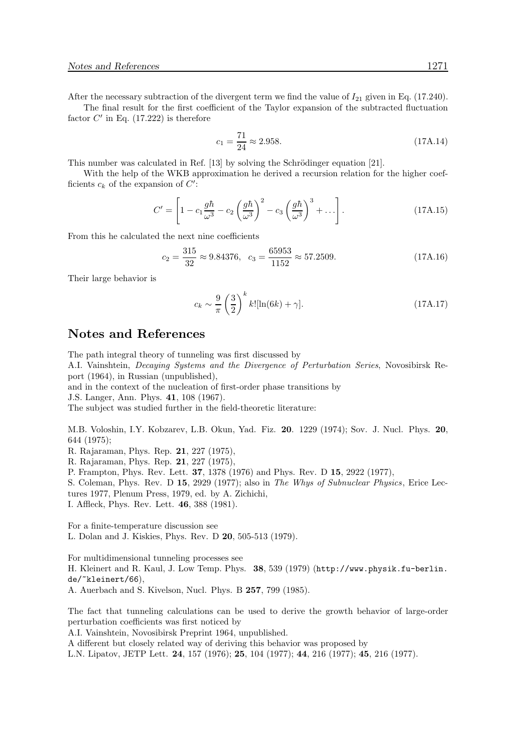After the necessary subtraction of the divergent term we find the value of $I_{21}$ given in Eq. (17.240).

The final result for the first coefficient of the Taylor expansion of the subtracted fluctuation factor $C'$ in Eq. (17.222) is therefore

$$c_1 = \frac{71}{24} \approx 2.958. \tag{17A.14}$$

This number was calculated in Ref. [13] by solving the Schrödinger equation [21].

With the help of the WKB approximation he derived a recursion relation for the higher coefficients $c_k$ of the expansion of $C'$:

$$C' = \left[1 - c_1 \frac{g\hbar}{\omega^3} - c_2 \left(\frac{g\hbar}{\omega^3}\right)^2 - c_3 \left(\frac{g\hbar}{\omega^3}\right)^3 + \ldots\right]. \tag{17A.15}$$

From this he calculated the next nine coefficients

$$c_2 = \frac{315}{32} \approx 9.84376, \quad c_3 = \frac{65953}{1152} \approx 57.2509. \tag{17A.16}$$

Their large behavior is

$$c_k \sim \frac{9}{\pi} \left(\frac{3}{2}\right)^k k! [\ln(6k) + \gamma]. \tag{17A.17}$$

# Notes and References

The path integral theory of tunneling was first discussed by
A.I. Vainshtein, *Decaying Systems and the Divergence of Perturbation Series*, Novosibirsk Report (1964), in Russian (unpublished),
and in the context of the nucleation of first-order phase transitions by
J.S. Langer, Ann. Phys. **41**, 108 (1967).
The subject was studied further in the field-theoretic literature:

M.B. Voloshin, I.Y. Kobzarev, L.B. Okun, Yad. Fiz. **20**. 1229 (1974); Sov. J. Nucl. Phys. **20**, 644 (1975);
R. Rajaraman, Phys. Rep. **21**, 227 (1975),
R. Rajaraman, Phys. Rep. **21**, 227 (1975),
P. Frampton, Phys. Rev. Lett. **37**, 1378 (1976) and Phys. Rev. D **15**, 2922 (1977),
S. Coleman, Phys. Rev. D **15**, 2929 (1977); also in *The Whys of Subnuclear Physics*, Erice Lectures 1977, Plenum Press, 1979, ed. by A. Zichichi,
I. Affleck, Phys. Rev. Lett. **46**, 388 (1981).

For a finite-temperature discussion see
L. Dolan and J. Kiskies, Phys. Rev. D **20**, 505-513 (1979).

For multidimensional tunneling processes see
H. Kleinert and R. Kaul, J. Low Temp. Phys. **38**, 539 (1979) (`http://www.physik.fu-berlin.de/~kleinert/66`),
A. Auerbach and S. Kivelson, Nucl. Phys. B **257**, 799 (1985).

The fact that tunneling calculations can be used to derive the growth behavior of large-order perturbation coefficients was first noticed by
A.I. Vainshtein, Novosibirsk Preprint 1964, unpublished.
A different but closely related way of deriving this behavior was proposed by
L.N. Lipatov, JETP Lett. **24**, 157 (1976); **25**, 104 (1977); **44**, 216 (1977); **45**, 216 (1977).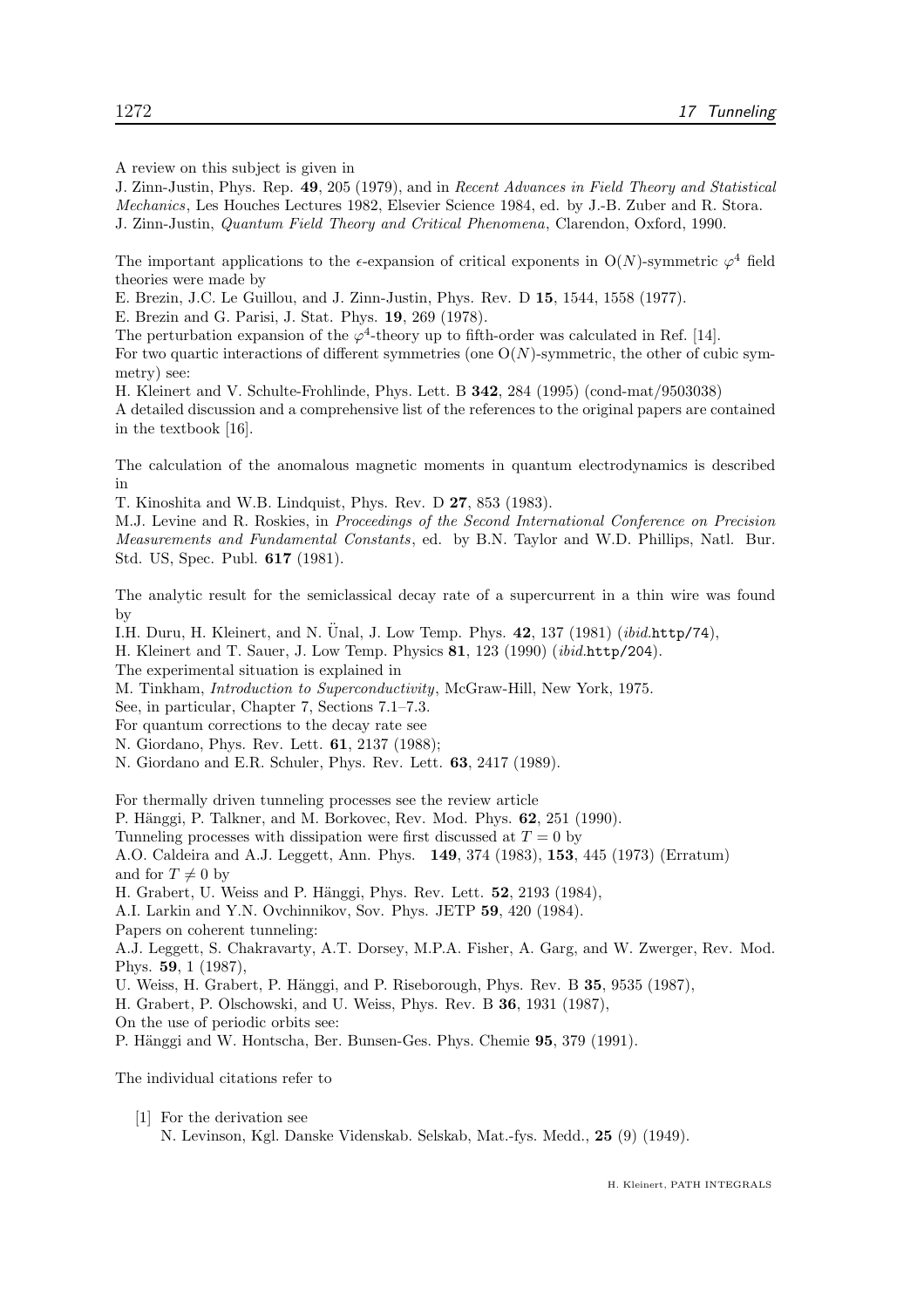A review on this subject is given in

J. Zinn-Justin, Phys. Rep. **49**, 205 (1979), and in *Recent Advances in Field Theory and Statistical Mechanics*, Les Houches Lectures 1982, Elsevier Science 1984, ed. by J.-B. Zuber and R. Stora.

J. Zinn-Justin, *Quantum Field Theory and Critical Phenomena*, Clarendon, Oxford, 1990.

The important applications to the $\epsilon$-expansion of critical exponents in O($N$)-symmetric $\varphi^4$ field theories were made by

E. Brezin, J.C. Le Guillou, and J. Zinn-Justin, Phys. Rev. D **15**, 1544, 1558 (1977).

E. Brezin and G. Parisi, J. Stat. Phys. **19**, 269 (1978).

The perturbation expansion of the $\varphi^4$-theory up to fifth-order was calculated in Ref. [14].

For two quartic interactions of different symmetries (one O($N$)-symmetric, the other of cubic symmetry) see:

H. Kleinert and V. Schulte-Frohlinde, Phys. Lett. B **342**, 284 (1995) (cond-mat/9503038)

A detailed discussion and a comprehensive list of the references to the original papers are contained in the textbook [16].

The calculation of the anomalous magnetic moments in quantum electrodynamics is described in

T. Kinoshita and W.B. Lindquist, Phys. Rev. D **27**, 853 (1983).

M.J. Levine and R. Roskies, in *Proceedings of the Second International Conference on Precision Measurements and Fundamental Constants*, ed. by B.N. Taylor and W.D. Phillips, Natl. Bur. Std. US, Spec. Publ. **617** (1981).

The analytic result for the semiclassical decay rate of a supercurrent in a thin wire was found by

I.H. Duru, H. Kleinert, and N. Ünal, J. Low Temp. Phys. **42**, 137 (1981) (*ibid.*`http/74`),

H. Kleinert and T. Sauer, J. Low Temp. Physics **81**, 123 (1990) (*ibid.*`http/204`).

The experimental situation is explained in

M. Tinkham, *Introduction to Superconductivity*, McGraw-Hill, New York, 1975.

See, in particular, Chapter 7, Sections 7.1–7.3.

For quantum corrections to the decay rate see

N. Giordano, Phys. Rev. Lett. **61**, 2137 (1988);

N. Giordano and E.R. Schuler, Phys. Rev. Lett. **63**, 2417 (1989).

For thermally driven tunneling processes see the review article

P. Hänggi, P. Talkner, and M. Borkovec, Rev. Mod. Phys. **62**, 251 (1990).

Tunneling processes with dissipation were first discussed at $T = 0$ by

A.O. Caldeira and A.J. Leggett, Ann. Phys. **149**, 374 (1983), **153**, 445 (1973) (Erratum)

and for $T \neq 0$ by

H. Grabert, U. Weiss and P. Hänggi, Phys. Rev. Lett. **52**, 2193 (1984),

A.I. Larkin and Y.N. Ovchinnikov, Sov. Phys. JETP **59**, 420 (1984).

Papers on coherent tunneling:

A.J. Leggett, S. Chakravarty, A.T. Dorsey, M.P.A. Fisher, A. Garg, and W. Zwerger, Rev. Mod. Phys. **59**, 1 (1987),

U. Weiss, H. Grabert, P. Hänggi, and P. Riseborough, Phys. Rev. B **35**, 9535 (1987),

H. Grabert, P. Olschowski, and U. Weiss, Phys. Rev. B **36**, 1931 (1987),

On the use of periodic orbits see:

P. Hänggi and W. Hontscha, Ber. Bunsen-Ges. Phys. Chemie **95**, 379 (1991).

The individual citations refer to

[1] For the derivation see
N. Levinson, Kgl. Danske Videnskab. Selskab, Mat.-fys. Medd., **25** (9) (1949).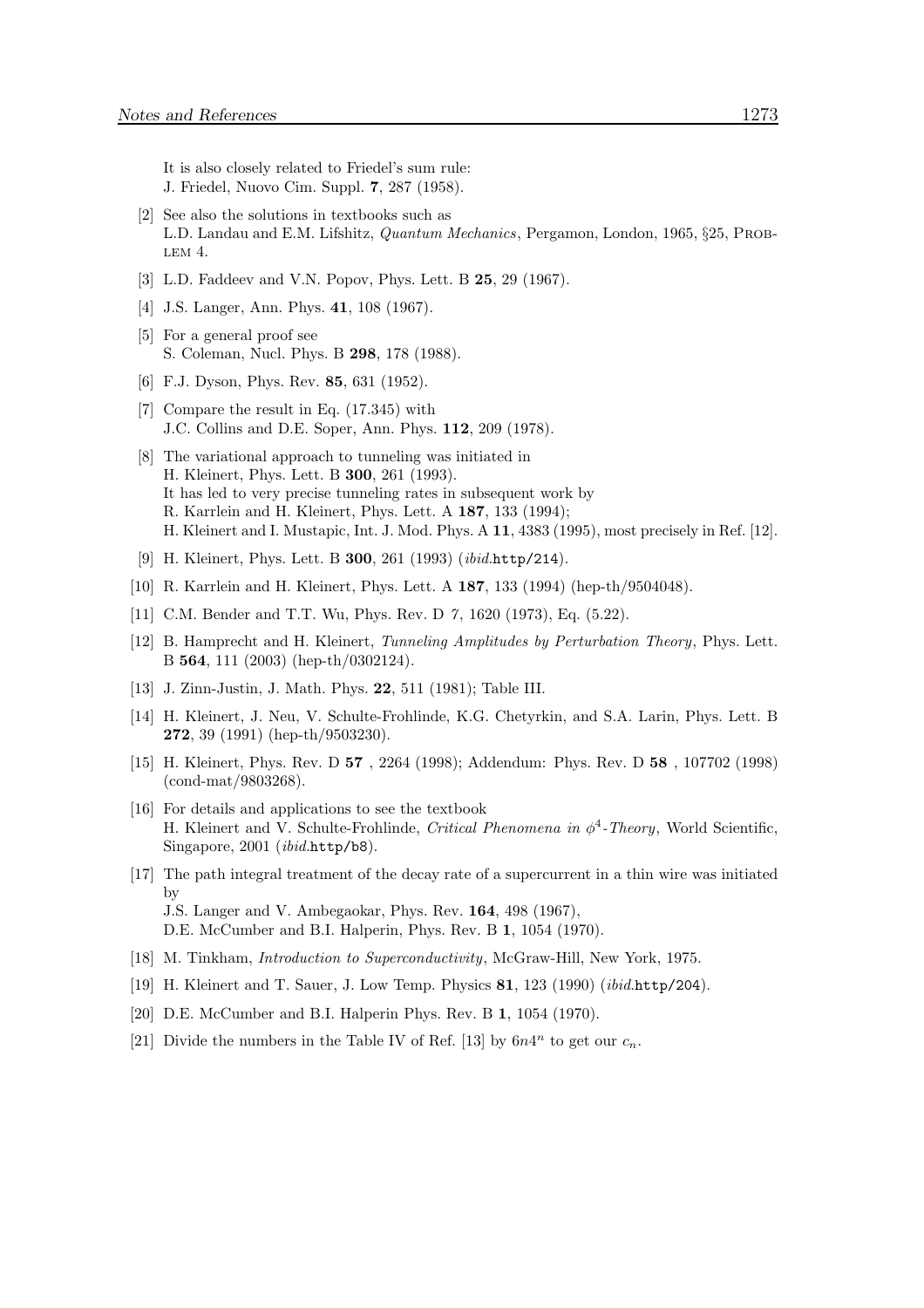It is also closely related to Friedel's sum rule:
J. Friedel, Nuovo Cim. Suppl. **7**, 287 (1958).

[2] See also the solutions in textbooks such as
L.D. Landau and E.M. Lifshitz, *Quantum Mechanics*, Pergamon, London, 1965, §25, Problem 4.

[3] L.D. Faddeev and V.N. Popov, Phys. Lett. B **25**, 29 (1967).

[4] J.S. Langer, Ann. Phys. **41**, 108 (1967).

[5] For a general proof see
S. Coleman, Nucl. Phys. B **298**, 178 (1988).

[6] F.J. Dyson, Phys. Rev. **85**, 631 (1952).

[7] Compare the result in Eq. (17.345) with
J.C. Collins and D.E. Soper, Ann. Phys. **112**, 209 (1978).

[8] The variational approach to tunneling was initiated in
H. Kleinert, Phys. Lett. B **300**, 261 (1993).
It has led to very precise tunneling rates in subsequent work by
R. Karrlein and H. Kleinert, Phys. Lett. A **187**, 133 (1994);
H. Kleinert and I. Mustapic, Int. J. Mod. Phys. A **11**, 4383 (1995), most precisely in Ref. [12].

[9] H. Kleinert, Phys. Lett. B **300**, 261 (1993) (*ibid.*`http/214`).

[10] R. Karrlein and H. Kleinert, Phys. Lett. A **187**, 133 (1994) (hep-th/9504048).

[11] C.M. Bender and T.T. Wu, Phys. Rev. D *7*, 1620 (1973), Eq. (5.22).

[12] B. Hamprecht and H. Kleinert, *Tunneling Amplitudes by Perturbation Theory*, Phys. Lett. B **564**, 111 (2003) (hep-th/0302124).

[13] J. Zinn-Justin, J. Math. Phys. **22**, 511 (1981); Table III.

[14] H. Kleinert, J. Neu, V. Schulte-Frohlinde, K.G. Chetyrkin, and S.A. Larin, Phys. Lett. B **272**, 39 (1991) (hep-th/9503230).

[15] H. Kleinert, Phys. Rev. D **57** , 2264 (1998); Addendum: Phys. Rev. D **58** , 107702 (1998) (cond-mat/9803268).

[16] For details and applications to see the textbook
H. Kleinert and V. Schulte-Frohlinde, *Critical Phenomena in $\phi^4$-Theory*, World Scientific, Singapore, 2001 (*ibid.*`http/b8`).

[17] The path integral treatment of the decay rate of a supercurrent in a thin wire was initiated by
J.S. Langer and V. Ambegaokar, Phys. Rev. **164**, 498 (1967),
D.E. McCumber and B.I. Halperin, Phys. Rev. B **1**, 1054 (1970).

[18] M. Tinkham, *Introduction to Superconductivity*, McGraw-Hill, New York, 1975.

[19] H. Kleinert and T. Sauer, J. Low Temp. Physics **81**, 123 (1990) (*ibid.*`http/204`).

[20] D.E. McCumber and B.I. Halperin Phys. Rev. B **1**, 1054 (1970).

[21] Divide the numbers in the Table IV of Ref. [13] by $6n4^n$ to get our $c_n$.